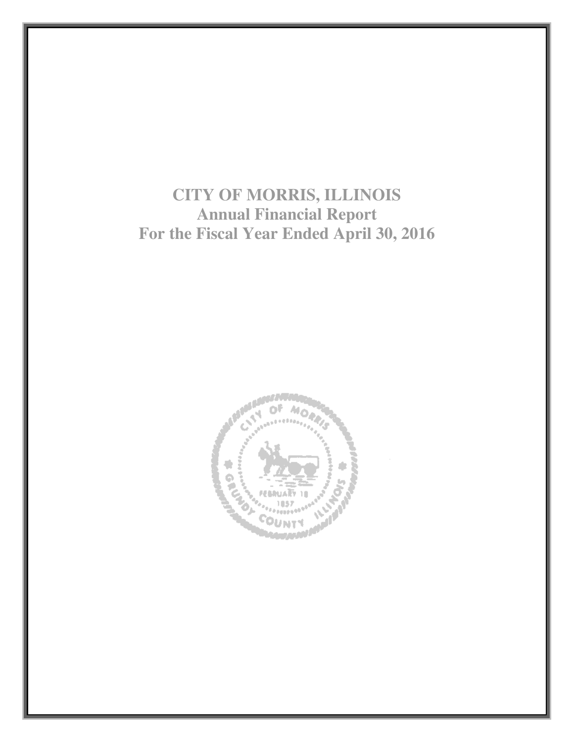# CITY OF MORRIS, ILLINOIS
## Annual Financial Report
## For the Fiscal Year Ended April 30, 2016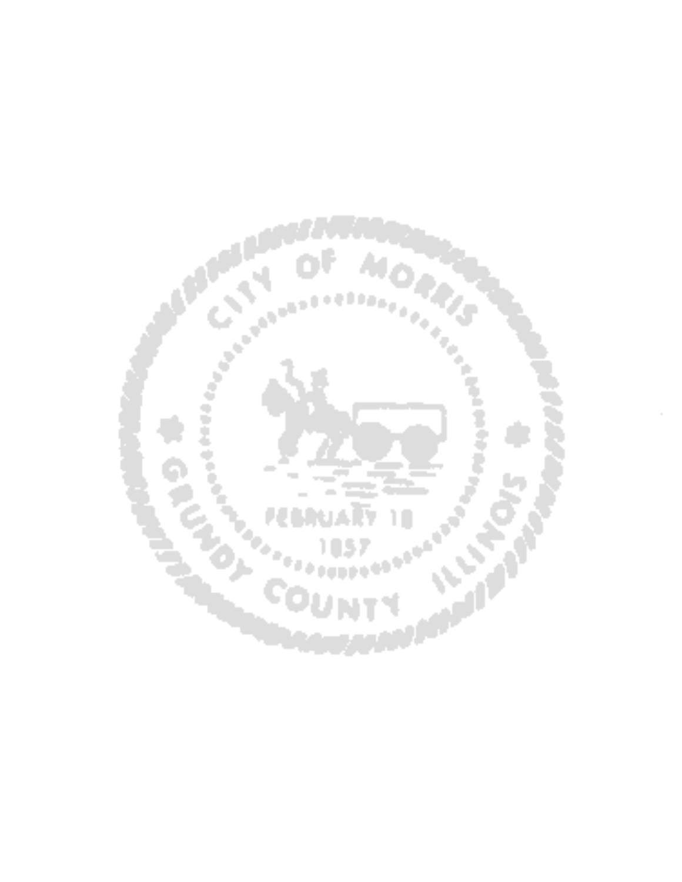CITY OF MORRIS

FEBRUARY 18

1857

GRUNDY COUNTY ILLINOIS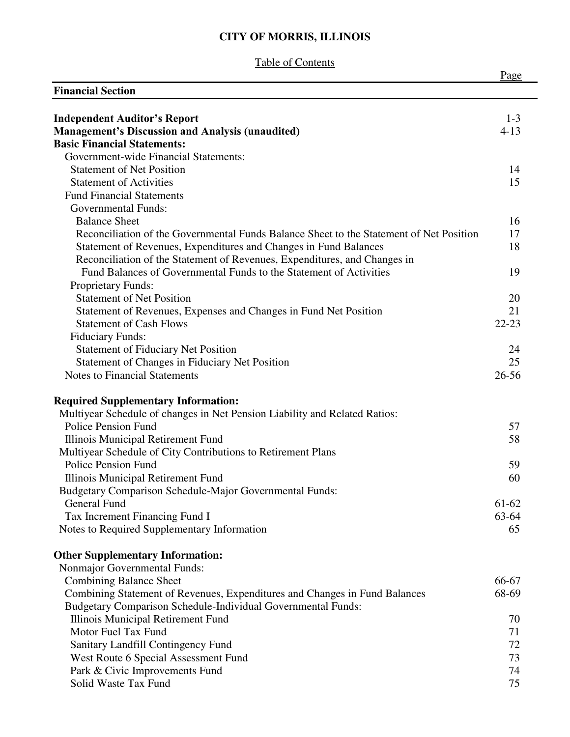# CITY OF MORRIS, ILLINOIS

Table of Contents

| | Page |
|---|---|
| **Financial Section** | |
| **Independent Auditor's Report** | 1-3 |
| **Management's Discussion and Analysis (unaudited)** | 4-13 |
| **Basic Financial Statements:** | |
| Government-wide Financial Statements: | |
| Statement of Net Position | 14 |
| Statement of Activities | 15 |
| Fund Financial Statements | |
| Governmental Funds: | |
| Balance Sheet | 16 |
| Reconciliation of the Governmental Funds Balance Sheet to the Statement of Net Position | 17 |
| Statement of Revenues, Expenditures and Changes in Fund Balances | 18 |
| Reconciliation of the Statement of Revenues, Expenditures, and Changes in Fund Balances of Governmental Funds to the Statement of Activities | 19 |
| Proprietary Funds: | |
| Statement of Net Position | 20 |
| Statement of Revenues, Expenses and Changes in Fund Net Position | 21 |
| Statement of Cash Flows | 22-23 |
| Fiduciary Funds: | |
| Statement of Fiduciary Net Position | 24 |
| Statement of Changes in Fiduciary Net Position | 25 |
| Notes to Financial Statements | 26-56 |
| **Required Supplementary Information:** | |
| Multiyear Schedule of changes in Net Pension Liability and Related Ratios: | |
| Police Pension Fund | 57 |
| Illinois Municipal Retirement Fund | 58 |
| Multiyear Schedule of City Contributions to Retirement Plans | |
| Police Pension Fund | 59 |
| Illinois Municipal Retirement Fund | 60 |
| Budgetary Comparison Schedule-Major Governmental Funds: | |
| General Fund | 61-62 |
| Tax Increment Financing Fund I | 63-64 |
| Notes to Required Supplementary Information | 65 |
| **Other Supplementary Information:** | |
| Nonmajor Governmental Funds: | |
| Combining Balance Sheet | 66-67 |
| Combining Statement of Revenues, Expenditures and Changes in Fund Balances | 68-69 |
| Budgetary Comparison Schedule-Individual Governmental Funds: | |
| Illinois Municipal Retirement Fund | 70 |
| Motor Fuel Tax Fund | 71 |
| Sanitary Landfill Contingency Fund | 72 |
| West Route 6 Special Assessment Fund | 73 |
| Park & Civic Improvements Fund | 74 |
| Solid Waste Tax Fund | 75 |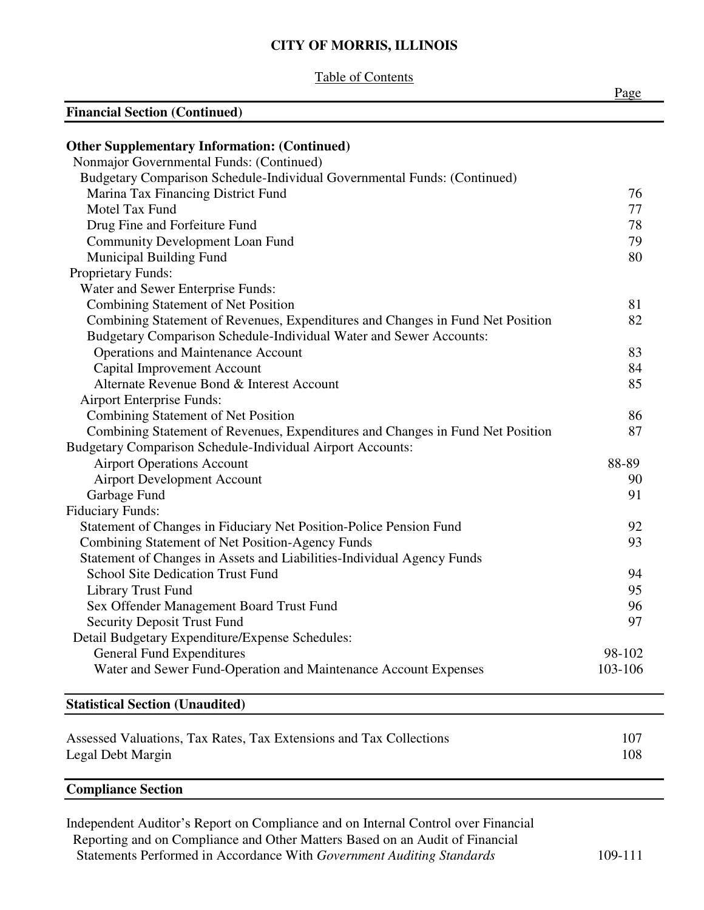**CITY OF MORRIS, ILLINOIS**

Table of Contents

| | Page |
|---|---|
| **Financial Section (Continued)** | |
| **Other Supplementary Information: (Continued)** | |
| Nonmajor Governmental Funds: (Continued) | |
| Budgetary Comparison Schedule-Individual Governmental Funds: (Continued) | |
| Marina Tax Financing District Fund | 76 |
| Motel Tax Fund | 77 |
| Drug Fine and Forfeiture Fund | 78 |
| Community Development Loan Fund | 79 |
| Municipal Building Fund | 80 |
| Proprietary Funds: | |
| Water and Sewer Enterprise Funds: | |
| Combining Statement of Net Position | 81 |
| Combining Statement of Revenues, Expenditures and Changes in Fund Net Position | 82 |
| Budgetary Comparison Schedule-Individual Water and Sewer Accounts: | |
| Operations and Maintenance Account | 83 |
| Capital Improvement Account | 84 |
| Alternate Revenue Bond & Interest Account | 85 |
| Airport Enterprise Funds: | |
| Combining Statement of Net Position | 86 |
| Combining Statement of Revenues, Expenditures and Changes in Fund Net Position | 87 |
| Budgetary Comparison Schedule-Individual Airport Accounts: | |
| Airport Operations Account | 88-89 |
| Airport Development Account | 90 |
| Garbage Fund | 91 |
| Fiduciary Funds: | |
| Statement of Changes in Fiduciary Net Position-Police Pension Fund | 92 |
| Combining Statement of Net Position-Agency Funds | 93 |
| Statement of Changes in Assets and Liabilities-Individual Agency Funds | |
| School Site Dedication Trust Fund | 94 |
| Library Trust Fund | 95 |
| Sex Offender Management Board Trust Fund | 96 |
| Security Deposit Trust Fund | 97 |
| Detail Budgetary Expenditure/Expense Schedules: | |
| General Fund Expenditures | 98-102 |
| Water and Sewer Fund-Operation and Maintenance Account Expenses | 103-106 |
| **Statistical Section (Unaudited)** | |
| Assessed Valuations, Tax Rates, Tax Extensions and Tax Collections | 107 |
| Legal Debt Margin | 108 |
| **Compliance Section** | |
| Independent Auditor's Report on Compliance and on Internal Control over Financial Reporting and on Compliance and Other Matters Based on an Audit of Financial Statements Performed in Accordance With *Government Auditing Standards* | 109-111 |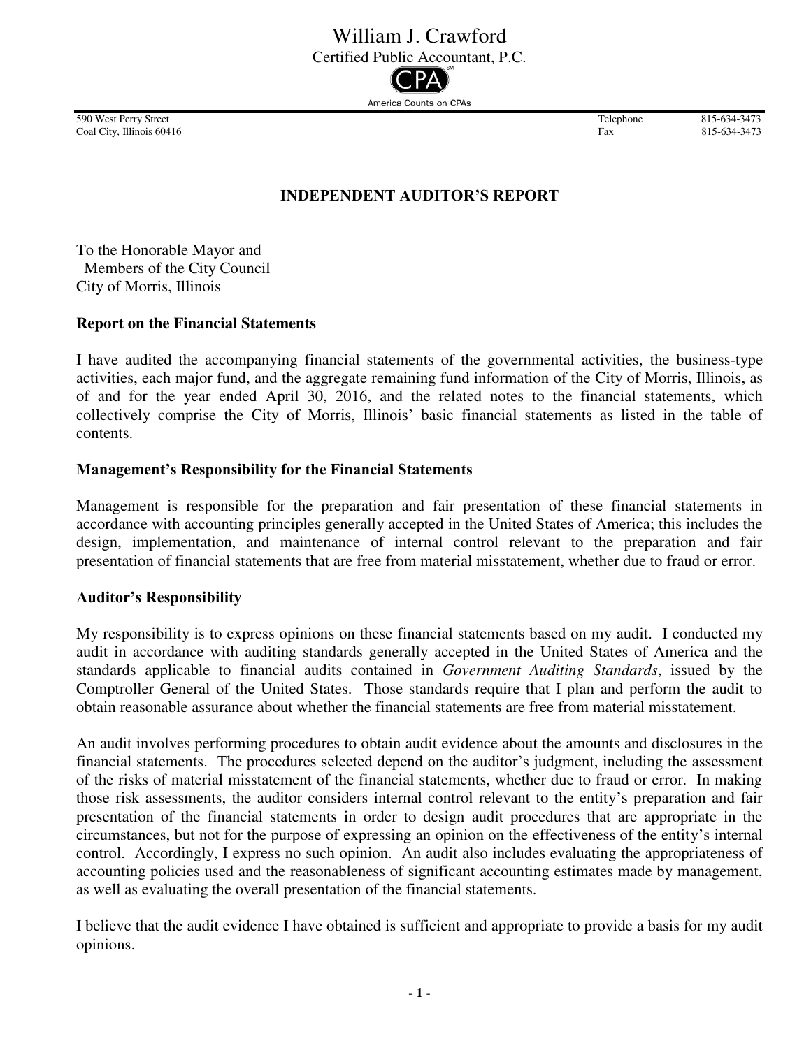# William J. Crawford

Certified Public Accountant, P.C.

America Counts on CPAs

590 West Perry Street
Coal City, Illinois 60416

Telephone 815-634-3473
Fax 815-634-3473

## INDEPENDENT AUDITOR'S REPORT

To the Honorable Mayor and
Members of the City Council
City of Morris, Illinois

### Report on the Financial Statements

I have audited the accompanying financial statements of the governmental activities, the business-type activities, each major fund, and the aggregate remaining fund information of the City of Morris, Illinois, as of and for the year ended April 30, 2016, and the related notes to the financial statements, which collectively comprise the City of Morris, Illinois' basic financial statements as listed in the table of contents.

### Management's Responsibility for the Financial Statements

Management is responsible for the preparation and fair presentation of these financial statements in accordance with accounting principles generally accepted in the United States of America; this includes the design, implementation, and maintenance of internal control relevant to the preparation and fair presentation of financial statements that are free from material misstatement, whether due to fraud or error.

### Auditor's Responsibility

My responsibility is to express opinions on these financial statements based on my audit. I conducted my audit in accordance with auditing standards generally accepted in the United States of America and the standards applicable to financial audits contained in *Government Auditing Standards*, issued by the Comptroller General of the United States. Those standards require that I plan and perform the audit to obtain reasonable assurance about whether the financial statements are free from material misstatement.

An audit involves performing procedures to obtain audit evidence about the amounts and disclosures in the financial statements. The procedures selected depend on the auditor's judgment, including the assessment of the risks of material misstatement of the financial statements, whether due to fraud or error. In making those risk assessments, the auditor considers internal control relevant to the entity's preparation and fair presentation of the financial statements in order to design audit procedures that are appropriate in the circumstances, but not for the purpose of expressing an opinion on the effectiveness of the entity's internal control. Accordingly, I express no such opinion. An audit also includes evaluating the appropriateness of accounting policies used and the reasonableness of significant accounting estimates made by management, as well as evaluating the overall presentation of the financial statements.

I believe that the audit evidence I have obtained is sufficient and appropriate to provide a basis for my audit opinions.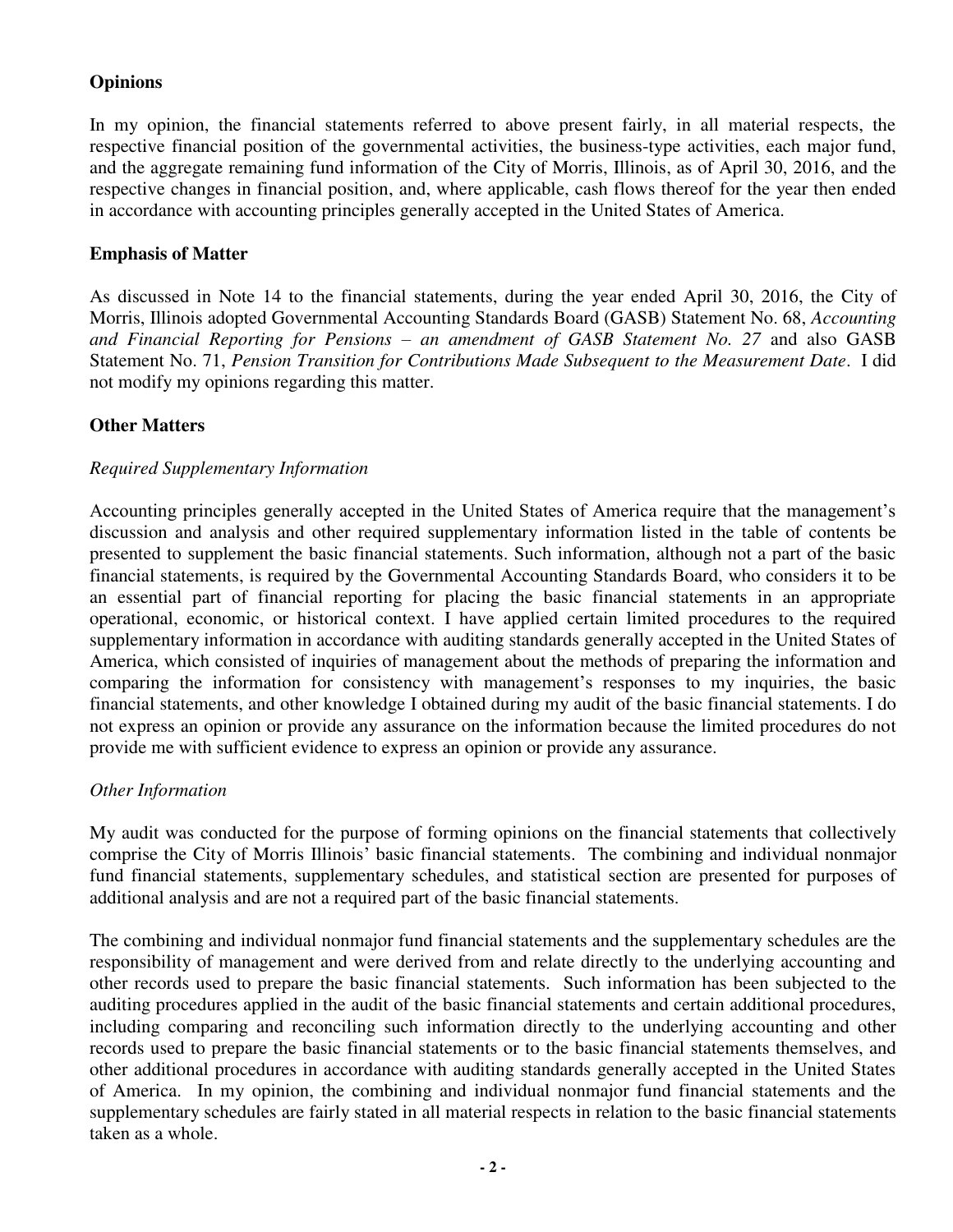## Opinions

In my opinion, the financial statements referred to above present fairly, in all material respects, the respective financial position of the governmental activities, the business-type activities, each major fund, and the aggregate remaining fund information of the City of Morris, Illinois, as of April 30, 2016, and the respective changes in financial position, and, where applicable, cash flows thereof for the year then ended in accordance with accounting principles generally accepted in the United States of America.

## Emphasis of Matter

As discussed in Note 14 to the financial statements, during the year ended April 30, 2016, the City of Morris, Illinois adopted Governmental Accounting Standards Board (GASB) Statement No. 68, *Accounting and Financial Reporting for Pensions – an amendment of GASB Statement No. 27* and also GASB Statement No. 71, *Pension Transition for Contributions Made Subsequent to the Measurement Date*. I did not modify my opinions regarding this matter.

## Other Matters

### *Required Supplementary Information*

Accounting principles generally accepted in the United States of America require that the management's discussion and analysis and other required supplementary information listed in the table of contents be presented to supplement the basic financial statements. Such information, although not a part of the basic financial statements, is required by the Governmental Accounting Standards Board, who considers it to be an essential part of financial reporting for placing the basic financial statements in an appropriate operational, economic, or historical context. I have applied certain limited procedures to the required supplementary information in accordance with auditing standards generally accepted in the United States of America, which consisted of inquiries of management about the methods of preparing the information and comparing the information for consistency with management's responses to my inquiries, the basic financial statements, and other knowledge I obtained during my audit of the basic financial statements. I do not express an opinion or provide any assurance on the information because the limited procedures do not provide me with sufficient evidence to express an opinion or provide any assurance.

### *Other Information*

My audit was conducted for the purpose of forming opinions on the financial statements that collectively comprise the City of Morris Illinois' basic financial statements. The combining and individual nonmajor fund financial statements, supplementary schedules, and statistical section are presented for purposes of additional analysis and are not a required part of the basic financial statements.

The combining and individual nonmajor fund financial statements and the supplementary schedules are the responsibility of management and were derived from and relate directly to the underlying accounting and other records used to prepare the basic financial statements. Such information has been subjected to the auditing procedures applied in the audit of the basic financial statements and certain additional procedures, including comparing and reconciling such information directly to the underlying accounting and other records used to prepare the basic financial statements or to the basic financial statements themselves, and other additional procedures in accordance with auditing standards generally accepted in the United States of America. In my opinion, the combining and individual nonmajor fund financial statements and the supplementary schedules are fairly stated in all material respects in relation to the basic financial statements taken as a whole.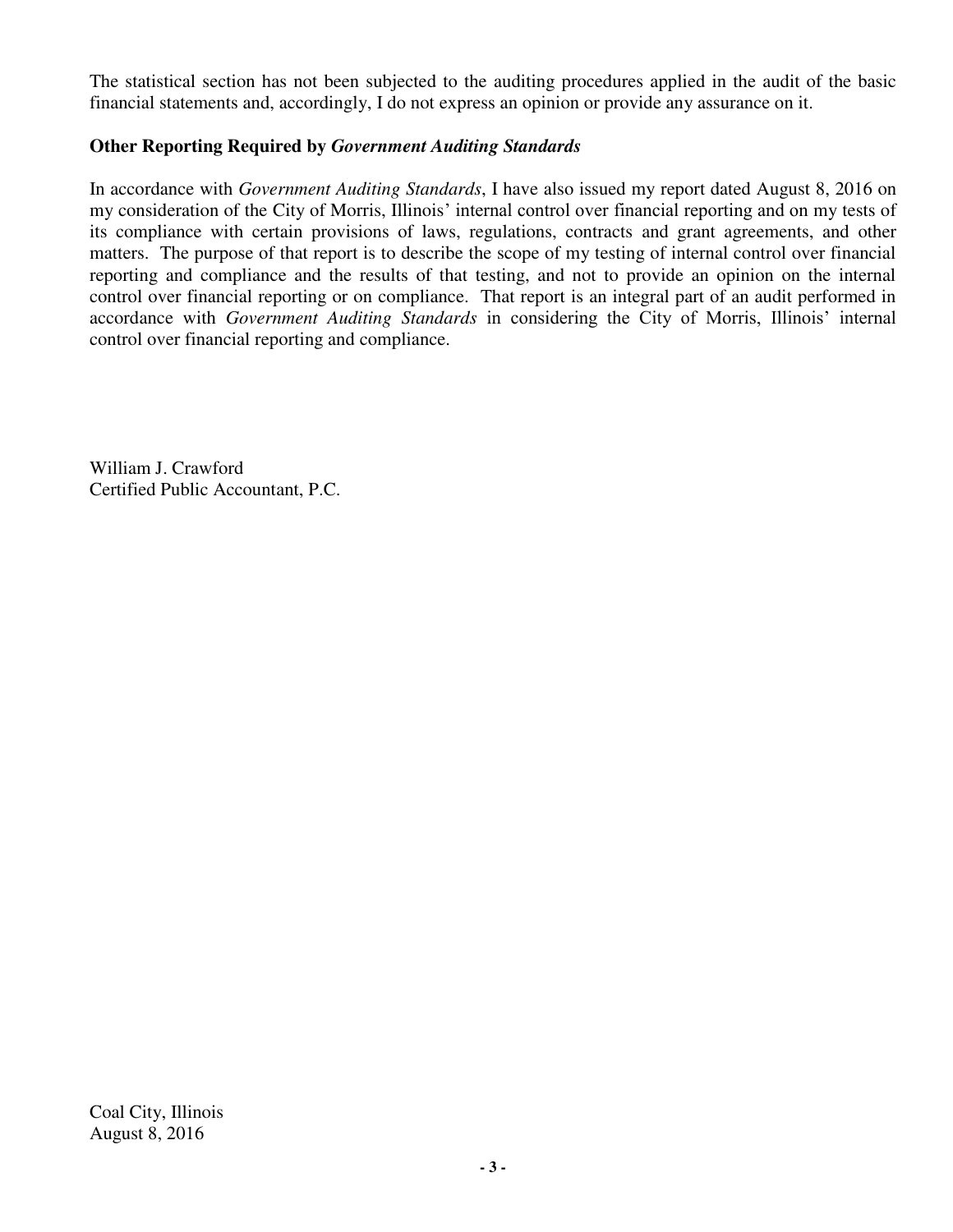The statistical section has not been subjected to the auditing procedures applied in the audit of the basic financial statements and, accordingly, I do not express an opinion or provide any assurance on it.

**Other Reporting Required by *Government Auditing Standards***

In accordance with *Government Auditing Standards*, I have also issued my report dated August 8, 2016 on my consideration of the City of Morris, Illinois' internal control over financial reporting and on my tests of its compliance with certain provisions of laws, regulations, contracts and grant agreements, and other matters. The purpose of that report is to describe the scope of my testing of internal control over financial reporting and compliance and the results of that testing, and not to provide an opinion on the internal control over financial reporting or on compliance. That report is an integral part of an audit performed in accordance with *Government Auditing Standards* in considering the City of Morris, Illinois' internal control over financial reporting and compliance.

William J. Crawford
Certified Public Accountant, P.C.

Coal City, Illinois
August 8, 2016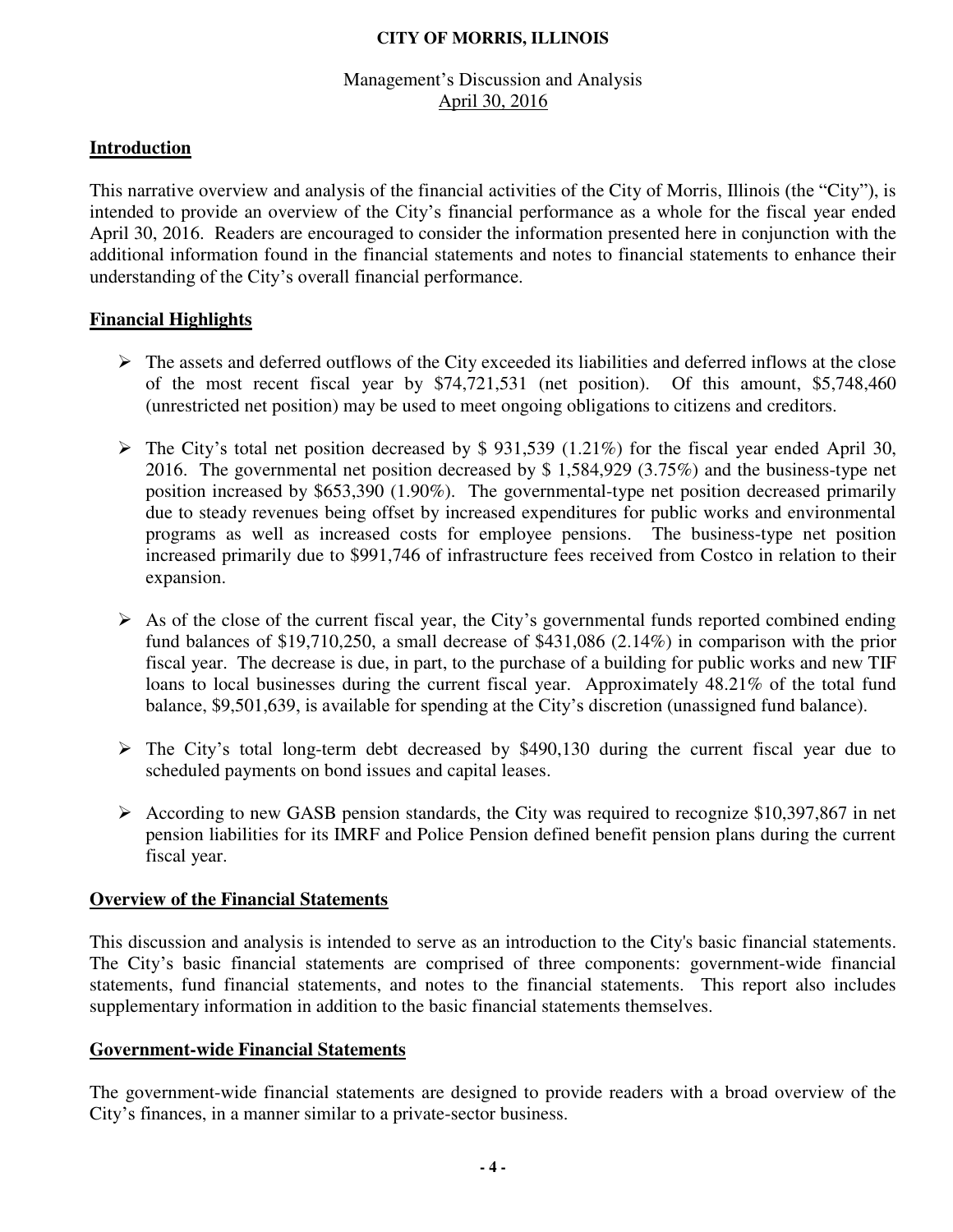**CITY OF MORRIS, ILLINOIS**

Management's Discussion and Analysis
April 30, 2016

## Introduction

This narrative overview and analysis of the financial activities of the City of Morris, Illinois (the "City"), is intended to provide an overview of the City's financial performance as a whole for the fiscal year ended April 30, 2016. Readers are encouraged to consider the information presented here in conjunction with the additional information found in the financial statements and notes to financial statements to enhance their understanding of the City's overall financial performance.

## Financial Highlights

- The assets and deferred outflows of the City exceeded its liabilities and deferred inflows at the close of the most recent fiscal year by $74,721,531 (net position). Of this amount, $5,748,460 (unrestricted net position) may be used to meet ongoing obligations to citizens and creditors.

- The City's total net position decreased by $ 931,539 (1.21%) for the fiscal year ended April 30, 2016. The governmental net position decreased by $ 1,584,929 (3.75%) and the business-type net position increased by $653,390 (1.90%). The governmental-type net position decreased primarily due to steady revenues being offset by increased expenditures for public works and environmental programs as well as increased costs for employee pensions. The business-type net position increased primarily due to $991,746 of infrastructure fees received from Costco in relation to their expansion.

- As of the close of the current fiscal year, the City's governmental funds reported combined ending fund balances of $19,710,250, a small decrease of $431,086 (2.14%) in comparison with the prior fiscal year. The decrease is due, in part, to the purchase of a building for public works and new TIF loans to local businesses during the current fiscal year. Approximately 48.21% of the total fund balance, $9,501,639, is available for spending at the City's discretion (unassigned fund balance).

- The City's total long-term debt decreased by $490,130 during the current fiscal year due to scheduled payments on bond issues and capital leases.

- According to new GASB pension standards, the City was required to recognize $10,397,867 in net pension liabilities for its IMRF and Police Pension defined benefit pension plans during the current fiscal year.

## Overview of the Financial Statements

This discussion and analysis is intended to serve as an introduction to the City's basic financial statements. The City's basic financial statements are comprised of three components: government-wide financial statements, fund financial statements, and notes to the financial statements. This report also includes supplementary information in addition to the basic financial statements themselves.

## Government-wide Financial Statements

The government-wide financial statements are designed to provide readers with a broad overview of the City's finances, in a manner similar to a private-sector business.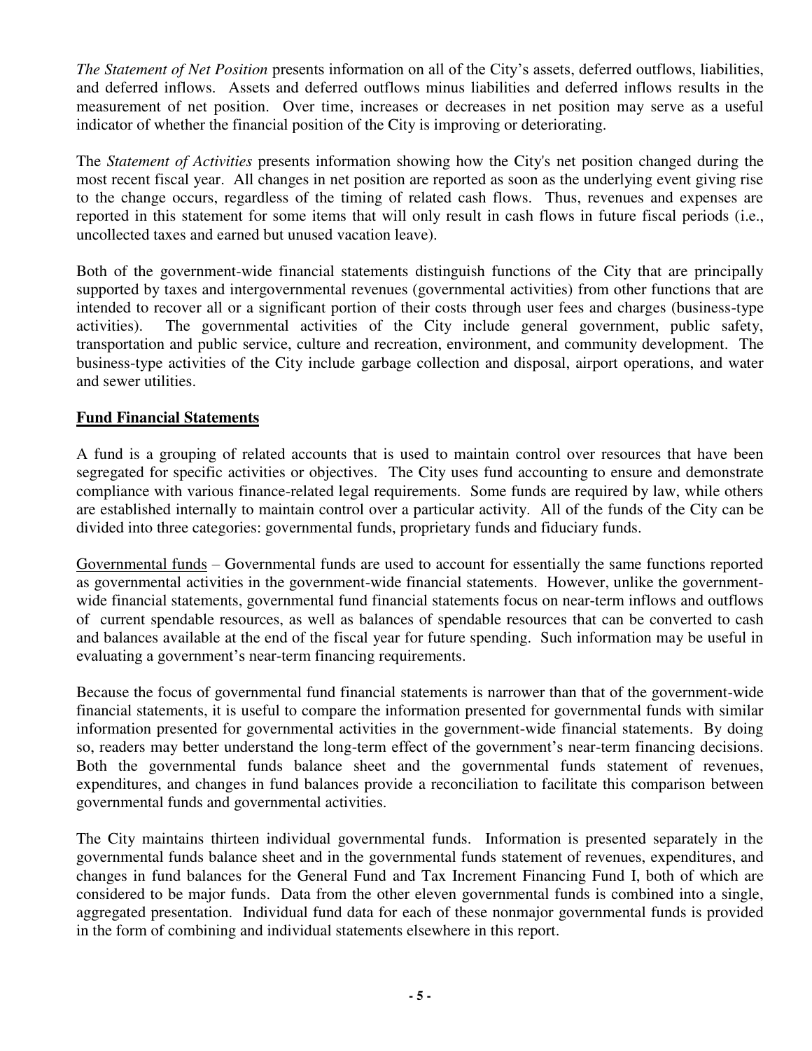*The Statement of Net Position* presents information on all of the City's assets, deferred outflows, liabilities, and deferred inflows. Assets and deferred outflows minus liabilities and deferred inflows results in the measurement of net position. Over time, increases or decreases in net position may serve as a useful indicator of whether the financial position of the City is improving or deteriorating.

The *Statement of Activities* presents information showing how the City's net position changed during the most recent fiscal year. All changes in net position are reported as soon as the underlying event giving rise to the change occurs, regardless of the timing of related cash flows. Thus, revenues and expenses are reported in this statement for some items that will only result in cash flows in future fiscal periods (i.e., uncollected taxes and earned but unused vacation leave).

Both of the government-wide financial statements distinguish functions of the City that are principally supported by taxes and intergovernmental revenues (governmental activities) from other functions that are intended to recover all or a significant portion of their costs through user fees and charges (business-type activities). The governmental activities of the City include general government, public safety, transportation and public service, culture and recreation, environment, and community development. The business-type activities of the City include garbage collection and disposal, airport operations, and water and sewer utilities.

## Fund Financial Statements

A fund is a grouping of related accounts that is used to maintain control over resources that have been segregated for specific activities or objectives. The City uses fund accounting to ensure and demonstrate compliance with various finance-related legal requirements. Some funds are required by law, while others are established internally to maintain control over a particular activity. All of the funds of the City can be divided into three categories: governmental funds, proprietary funds and fiduciary funds.

Governmental funds – Governmental funds are used to account for essentially the same functions reported as governmental activities in the government-wide financial statements. However, unlike the government-wide financial statements, governmental fund financial statements focus on near-term inflows and outflows of current spendable resources, as well as balances of spendable resources that can be converted to cash and balances available at the end of the fiscal year for future spending. Such information may be useful in evaluating a government's near-term financing requirements.

Because the focus of governmental fund financial statements is narrower than that of the government-wide financial statements, it is useful to compare the information presented for governmental funds with similar information presented for governmental activities in the government-wide financial statements. By doing so, readers may better understand the long-term effect of the government's near-term financing decisions. Both the governmental funds balance sheet and the governmental funds statement of revenues, expenditures, and changes in fund balances provide a reconciliation to facilitate this comparison between governmental funds and governmental activities.

The City maintains thirteen individual governmental funds. Information is presented separately in the governmental funds balance sheet and in the governmental funds statement of revenues, expenditures, and changes in fund balances for the General Fund and Tax Increment Financing Fund I, both of which are considered to be major funds. Data from the other eleven governmental funds is combined into a single, aggregated presentation. Individual fund data for each of these nonmajor governmental funds is provided in the form of combining and individual statements elsewhere in this report.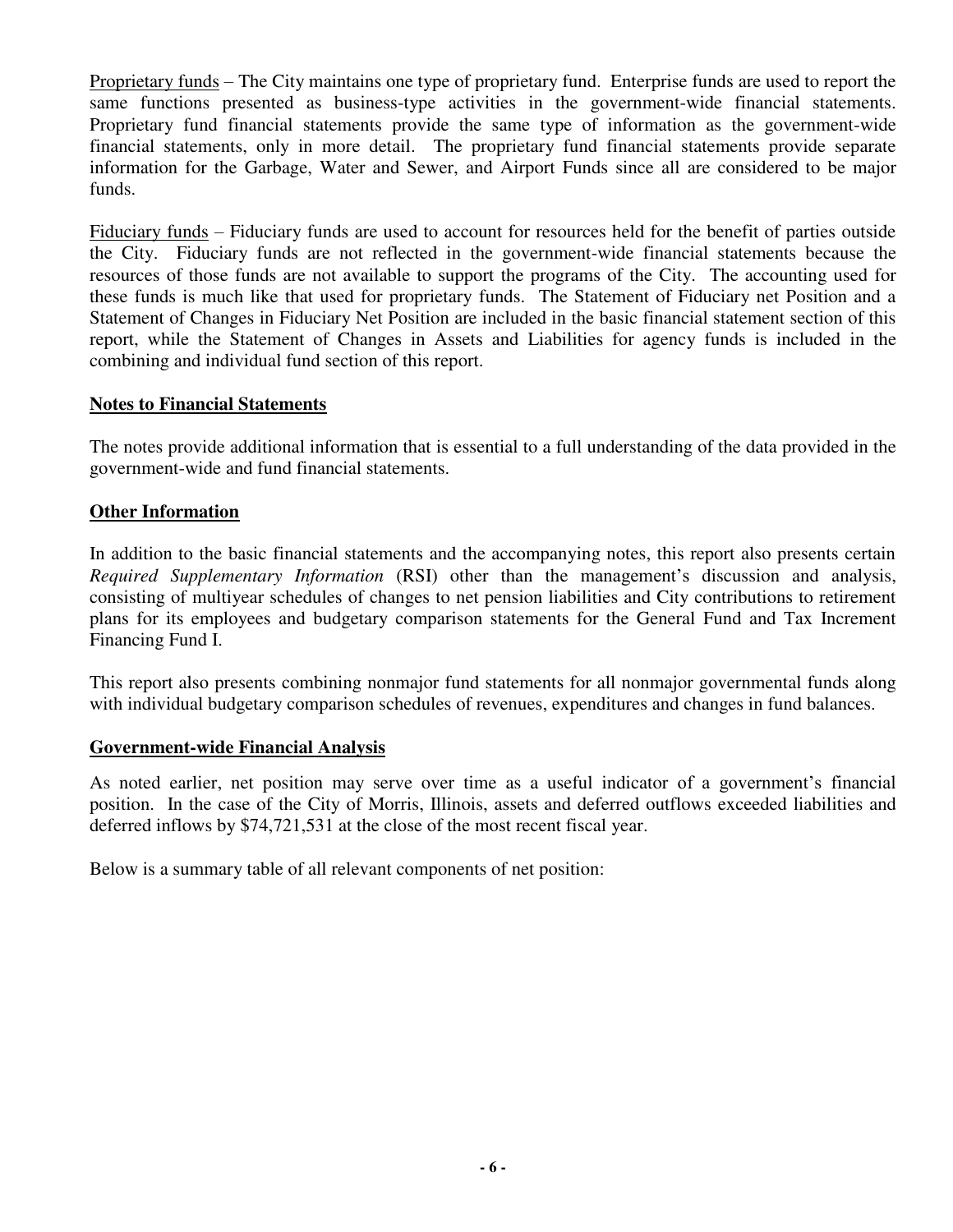Proprietary funds – The City maintains one type of proprietary fund. Enterprise funds are used to report the same functions presented as business-type activities in the government-wide financial statements. Proprietary fund financial statements provide the same type of information as the government-wide financial statements, only in more detail. The proprietary fund financial statements provide separate information for the Garbage, Water and Sewer, and Airport Funds since all are considered to be major funds.

Fiduciary funds – Fiduciary funds are used to account for resources held for the benefit of parties outside the City. Fiduciary funds are not reflected in the government-wide financial statements because the resources of those funds are not available to support the programs of the City. The accounting used for these funds is much like that used for proprietary funds. The Statement of Fiduciary net Position and a Statement of Changes in Fiduciary Net Position are included in the basic financial statement section of this report, while the Statement of Changes in Assets and Liabilities for agency funds is included in the combining and individual fund section of this report.

## **Notes to Financial Statements**

The notes provide additional information that is essential to a full understanding of the data provided in the government-wide and fund financial statements.

## **Other Information**

In addition to the basic financial statements and the accompanying notes, this report also presents certain *Required Supplementary Information* (RSI) other than the management's discussion and analysis, consisting of multiyear schedules of changes to net pension liabilities and City contributions to retirement plans for its employees and budgetary comparison statements for the General Fund and Tax Increment Financing Fund I.

This report also presents combining nonmajor fund statements for all nonmajor governmental funds along with individual budgetary comparison schedules of revenues, expenditures and changes in fund balances.

## **Government-wide Financial Analysis**

As noted earlier, net position may serve over time as a useful indicator of a government's financial position. In the case of the City of Morris, Illinois, assets and deferred outflows exceeded liabilities and deferred inflows by $74,721,531 at the close of the most recent fiscal year.

Below is a summary table of all relevant components of net position: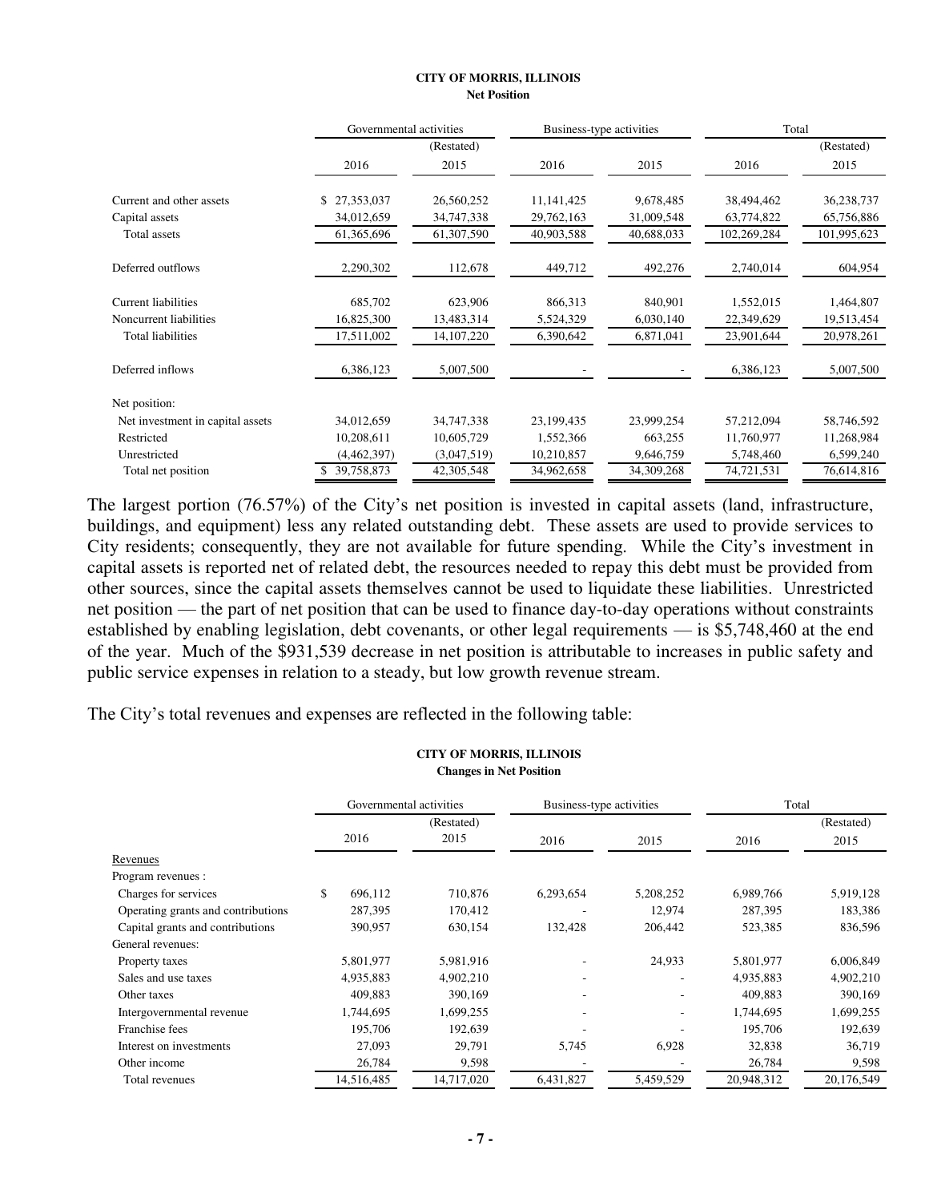**CITY OF MORRIS, ILLINOIS**
**Net Position**

| | Governmental activities | | Business-type activities | | Total | |
|---|---|---|---|---|---|---|
| | 2016 | (Restated) 2015 | 2016 | 2015 | 2016 | (Restated) 2015 |
| Current and other assets | $ 27,353,037 | 26,560,252 | 11,141,425 | 9,678,485 | 38,494,462 | 36,238,737 |
| Capital assets | 34,012,659 | 34,747,338 | 29,762,163 | 31,009,548 | 63,774,822 | 65,756,886 |
| Total assets | 61,365,696 | 61,307,590 | 40,903,588 | 40,688,033 | 102,269,284 | 101,995,623 |
| Deferred outflows | 2,290,302 | 112,678 | 449,712 | 492,276 | 2,740,014 | 604,954 |
| Current liabilities | 685,702 | 623,906 | 866,313 | 840,901 | 1,552,015 | 1,464,807 |
| Noncurrent liabilities | 16,825,300 | 13,483,314 | 5,524,329 | 6,030,140 | 22,349,629 | 19,513,454 |
| Total liabilities | 17,511,002 | 14,107,220 | 6,390,642 | 6,871,041 | 23,901,644 | 20,978,261 |
| Deferred inflows | 6,386,123 | 5,007,500 | - | - | 6,386,123 | 5,007,500 |
| Net position: | | | | | | |
| Net investment in capital assets | 34,012,659 | 34,747,338 | 23,199,435 | 23,999,254 | 57,212,094 | 58,746,592 |
| Restricted | 10,208,611 | 10,605,729 | 1,552,366 | 663,255 | 11,760,977 | 11,268,984 |
| Unrestricted | (4,462,397) | (3,047,519) | 10,210,857 | 9,646,759 | 5,748,460 | 6,599,240 |
| Total net position | $ 39,758,873 | 42,305,548 | 34,962,658 | 34,309,268 | 74,721,531 | 76,614,816 |

The largest portion (76.57%) of the City's net position is invested in capital assets (land, infrastructure, buildings, and equipment) less any related outstanding debt. These assets are used to provide services to City residents; consequently, they are not available for future spending. While the City's investment in capital assets is reported net of related debt, the resources needed to repay this debt must be provided from other sources, since the capital assets themselves cannot be used to liquidate these liabilities. Unrestricted net position — the part of net position that can be used to finance day-to-day operations without constraints established by enabling legislation, debt covenants, or other legal requirements — is $5,748,460 at the end of the year. Much of the $931,539 decrease in net position is attributable to increases in public safety and public service expenses in relation to a steady, but low growth revenue stream.

The City's total revenues and expenses are reflected in the following table:

**CITY OF MORRIS, ILLINOIS**
**Changes in Net Position**

| | Governmental activities | | Business-type activities | | Total | |
|---|---|---|---|---|---|---|
| | 2016 | (Restated) 2015 | 2016 | 2015 | 2016 | (Restated) 2015 |
| Revenues | | | | | | |
| Program revenues : | | | | | | |
| Charges for services | $ 696,112 | 710,876 | 6,293,654 | 5,208,252 | 6,989,766 | 5,919,128 |
| Operating grants and contributions | 287,395 | 170,412 | - | 12,974 | 287,395 | 183,386 |
| Capital grants and contributions | 390,957 | 630,154 | 132,428 | 206,442 | 523,385 | 836,596 |
| General revenues: | | | | | | |
| Property taxes | 5,801,977 | 5,981,916 | - | 24,933 | 5,801,977 | 6,006,849 |
| Sales and use taxes | 4,935,883 | 4,902,210 | - | - | 4,935,883 | 4,902,210 |
| Other taxes | 409,883 | 390,169 | - | - | 409,883 | 390,169 |
| Intergovernmental revenue | 1,744,695 | 1,699,255 | - | - | 1,744,695 | 1,699,255 |
| Franchise fees | 195,706 | 192,639 | - | - | 195,706 | 192,639 |
| Interest on investments | 27,093 | 29,791 | 5,745 | 6,928 | 32,838 | 36,719 |
| Other income | 26,784 | 9,598 | - | - | 26,784 | 9,598 |
| Total revenues | 14,516,485 | 14,717,020 | 6,431,827 | 5,459,529 | 20,948,312 | 20,176,549 |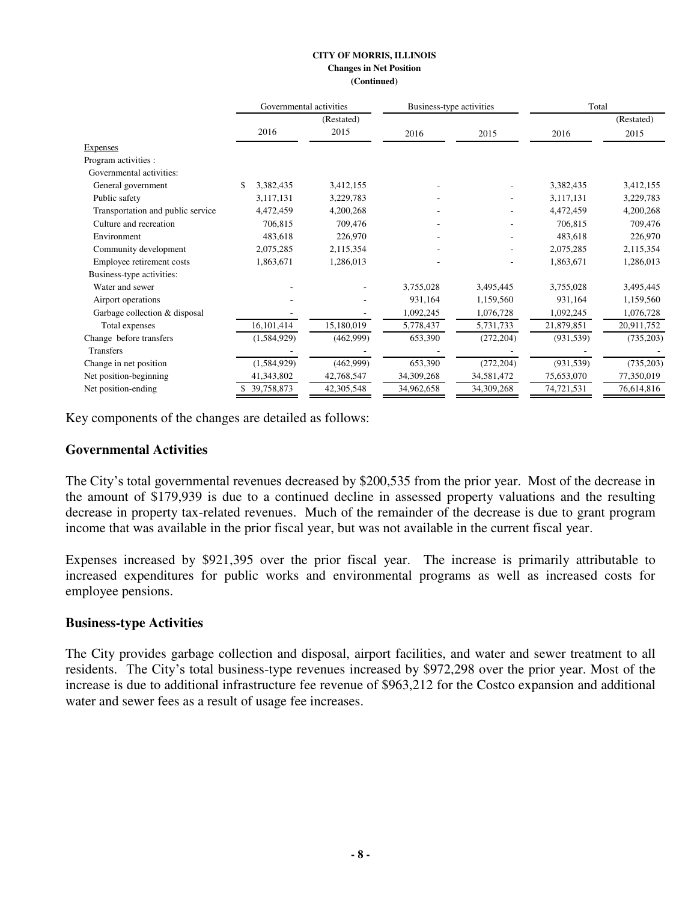**CITY OF MORRIS, ILLINOIS**
**Changes in Net Position**
**(Continued)**

| | Governmental activities | | Business-type activities | | Total | |
|---|---|---|---|---|---|---|
| | 2016 | (Restated) 2015 | 2016 | 2015 | 2016 | (Restated) 2015 |
| Expenses | | | | | | |
| Program activities : | | | | | | |
| Governmental activities: | | | | | | |
| General government | $ 3,382,435 | 3,412,155 | - | - | 3,382,435 | 3,412,155 |
| Public safety | 3,117,131 | 3,229,783 | - | - | 3,117,131 | 3,229,783 |
| Transportation and public service | 4,472,459 | 4,200,268 | - | - | 4,472,459 | 4,200,268 |
| Culture and recreation | 706,815 | 709,476 | - | - | 706,815 | 709,476 |
| Environment | 483,618 | 226,970 | - | - | 483,618 | 226,970 |
| Community development | 2,075,285 | 2,115,354 | - | - | 2,075,285 | 2,115,354 |
| Employee retirement costs | 1,863,671 | 1,286,013 | - | - | 1,863,671 | 1,286,013 |
| Business-type activities: | | | | | | |
| Water and sewer | - | - | 3,755,028 | 3,495,445 | 3,755,028 | 3,495,445 |
| Airport operations | - | - | 931,164 | 1,159,560 | 931,164 | 1,159,560 |
| Garbage collection & disposal | - | - | 1,092,245 | 1,076,728 | 1,092,245 | 1,076,728 |
| Total expenses | 16,101,414 | 15,180,019 | 5,778,437 | 5,731,733 | 21,879,851 | 20,911,752 |
| Change before transfers | (1,584,929) | (462,999) | 653,390 | (272,204) | (931,539) | (735,203) |
| Transfers | - | - | - | - | - | - |
| Change in net position | (1,584,929) | (462,999) | 653,390 | (272,204) | (931,539) | (735,203) |
| Net position-beginning | 41,343,802 | 42,768,547 | 34,309,268 | 34,581,472 | 75,653,070 | 77,350,019 |
| Net position-ending | $ 39,758,873 | 42,305,548 | 34,962,658 | 34,309,268 | 74,721,531 | 76,614,816 |

Key components of the changes are detailed as follows:

## Governmental Activities

The City's total governmental revenues decreased by $200,535 from the prior year. Most of the decrease in the amount of $179,939 is due to a continued decline in assessed property valuations and the resulting decrease in property tax-related revenues. Much of the remainder of the decrease is due to grant program income that was available in the prior fiscal year, but was not available in the current fiscal year.

Expenses increased by $921,395 over the prior fiscal year. The increase is primarily attributable to increased expenditures for public works and environmental programs as well as increased costs for employee pensions.

## Business-type Activities

The City provides garbage collection and disposal, airport facilities, and water and sewer treatment to all residents. The City's total business-type revenues increased by $972,298 over the prior year. Most of the increase is due to additional infrastructure fee revenue of $963,212 for the Costco expansion and additional water and sewer fees as a result of usage fee increases.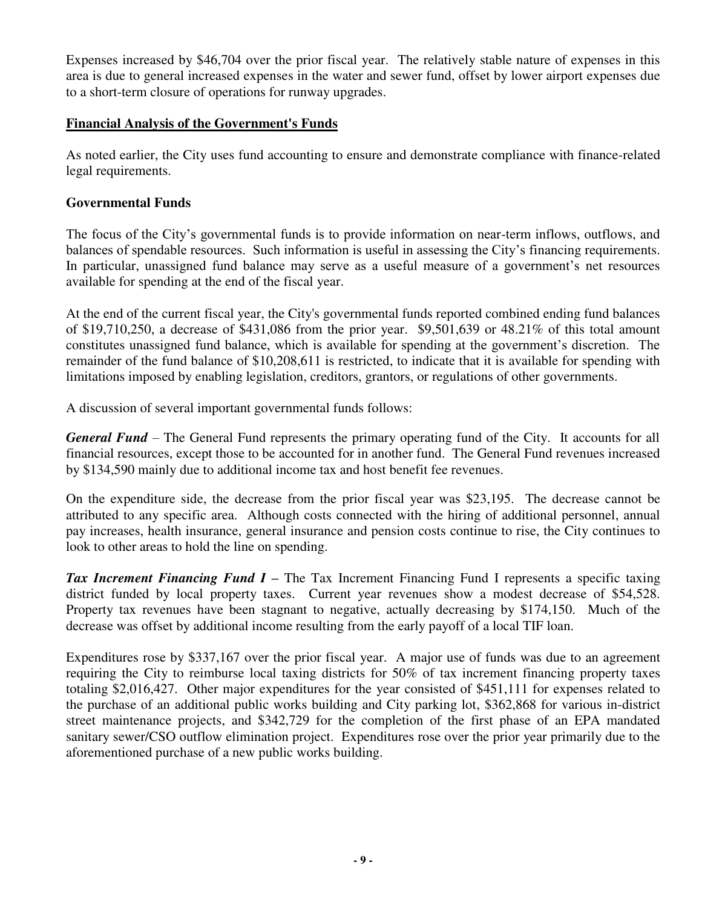Expenses increased by $46,704 over the prior fiscal year. The relatively stable nature of expenses in this area is due to general increased expenses in the water and sewer fund, offset by lower airport expenses due to a short-term closure of operations for runway upgrades.

## Financial Analysis of the Government's Funds

As noted earlier, the City uses fund accounting to ensure and demonstrate compliance with finance-related legal requirements.

### Governmental Funds

The focus of the City's governmental funds is to provide information on near-term inflows, outflows, and balances of spendable resources. Such information is useful in assessing the City's financing requirements. In particular, unassigned fund balance may serve as a useful measure of a government's net resources available for spending at the end of the fiscal year.

At the end of the current fiscal year, the City's governmental funds reported combined ending fund balances of $19,710,250, a decrease of $431,086 from the prior year. $9,501,639 or 48.21% of this total amount constitutes unassigned fund balance, which is available for spending at the government's discretion. The remainder of the fund balance of $10,208,611 is restricted, to indicate that it is available for spending with limitations imposed by enabling legislation, creditors, grantors, or regulations of other governments.

A discussion of several important governmental funds follows:

***General Fund*** – The General Fund represents the primary operating fund of the City. It accounts for all financial resources, except those to be accounted for in another fund. The General Fund revenues increased by $134,590 mainly due to additional income tax and host benefit fee revenues.

On the expenditure side, the decrease from the prior fiscal year was $23,195. The decrease cannot be attributed to any specific area. Although costs connected with the hiring of additional personnel, annual pay increases, health insurance, general insurance and pension costs continue to rise, the City continues to look to other areas to hold the line on spending.

***Tax Increment Financing Fund I*** – The Tax Increment Financing Fund I represents a specific taxing district funded by local property taxes. Current year revenues show a modest decrease of $54,528. Property tax revenues have been stagnant to negative, actually decreasing by $174,150. Much of the decrease was offset by additional income resulting from the early payoff of a local TIF loan.

Expenditures rose by $337,167 over the prior fiscal year. A major use of funds was due to an agreement requiring the City to reimburse local taxing districts for 50% of tax increment financing property taxes totaling $2,016,427. Other major expenditures for the year consisted of $451,111 for expenses related to the purchase of an additional public works building and City parking lot, $362,868 for various in-district street maintenance projects, and $342,729 for the completion of the first phase of an EPA mandated sanitary sewer/CSO outflow elimination project. Expenditures rose over the prior year primarily due to the aforementioned purchase of a new public works building.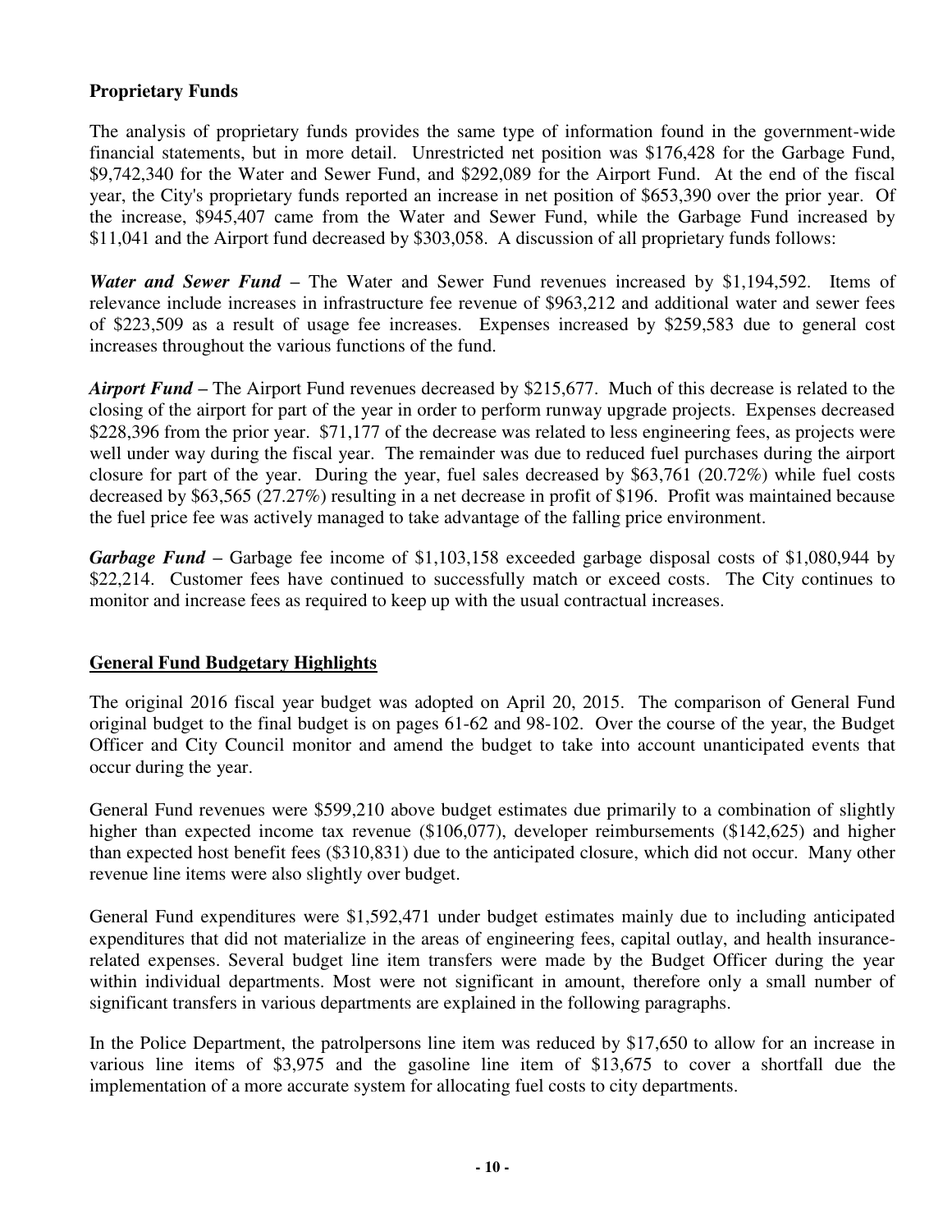## Proprietary Funds

The analysis of proprietary funds provides the same type of information found in the government-wide financial statements, but in more detail. Unrestricted net position was $176,428 for the Garbage Fund, $9,742,340 for the Water and Sewer Fund, and $292,089 for the Airport Fund. At the end of the fiscal year, the City's proprietary funds reported an increase in net position of $653,390 over the prior year. Of the increase, $945,407 came from the Water and Sewer Fund, while the Garbage Fund increased by $11,041 and the Airport fund decreased by $303,058. A discussion of all proprietary funds follows:

***Water and Sewer Fund*** – The Water and Sewer Fund revenues increased by $1,194,592. Items of relevance include increases in infrastructure fee revenue of $963,212 and additional water and sewer fees of $223,509 as a result of usage fee increases. Expenses increased by $259,583 due to general cost increases throughout the various functions of the fund.

***Airport Fund*** – The Airport Fund revenues decreased by $215,677. Much of this decrease is related to the closing of the airport for part of the year in order to perform runway upgrade projects. Expenses decreased $228,396 from the prior year. $71,177 of the decrease was related to less engineering fees, as projects were well under way during the fiscal year. The remainder was due to reduced fuel purchases during the airport closure for part of the year. During the year, fuel sales decreased by $63,761 (20.72%) while fuel costs decreased by $63,565 (27.27%) resulting in a net decrease in profit of $196. Profit was maintained because the fuel price fee was actively managed to take advantage of the falling price environment.

***Garbage Fund*** – Garbage fee income of $1,103,158 exceeded garbage disposal costs of $1,080,944 by $22,214. Customer fees have continued to successfully match or exceed costs. The City continues to monitor and increase fees as required to keep up with the usual contractual increases.

## General Fund Budgetary Highlights

The original 2016 fiscal year budget was adopted on April 20, 2015. The comparison of General Fund original budget to the final budget is on pages 61-62 and 98-102. Over the course of the year, the Budget Officer and City Council monitor and amend the budget to take into account unanticipated events that occur during the year.

General Fund revenues were $599,210 above budget estimates due primarily to a combination of slightly higher than expected income tax revenue ($106,077), developer reimbursements ($142,625) and higher than expected host benefit fees ($310,831) due to the anticipated closure, which did not occur. Many other revenue line items were also slightly over budget.

General Fund expenditures were $1,592,471 under budget estimates mainly due to including anticipated expenditures that did not materialize in the areas of engineering fees, capital outlay, and health insurance-related expenses. Several budget line item transfers were made by the Budget Officer during the year within individual departments. Most were not significant in amount, therefore only a small number of significant transfers in various departments are explained in the following paragraphs.

In the Police Department, the patrolpersons line item was reduced by $17,650 to allow for an increase in various line items of $3,975 and the gasoline line item of $13,675 to cover a shortfall due the implementation of a more accurate system for allocating fuel costs to city departments.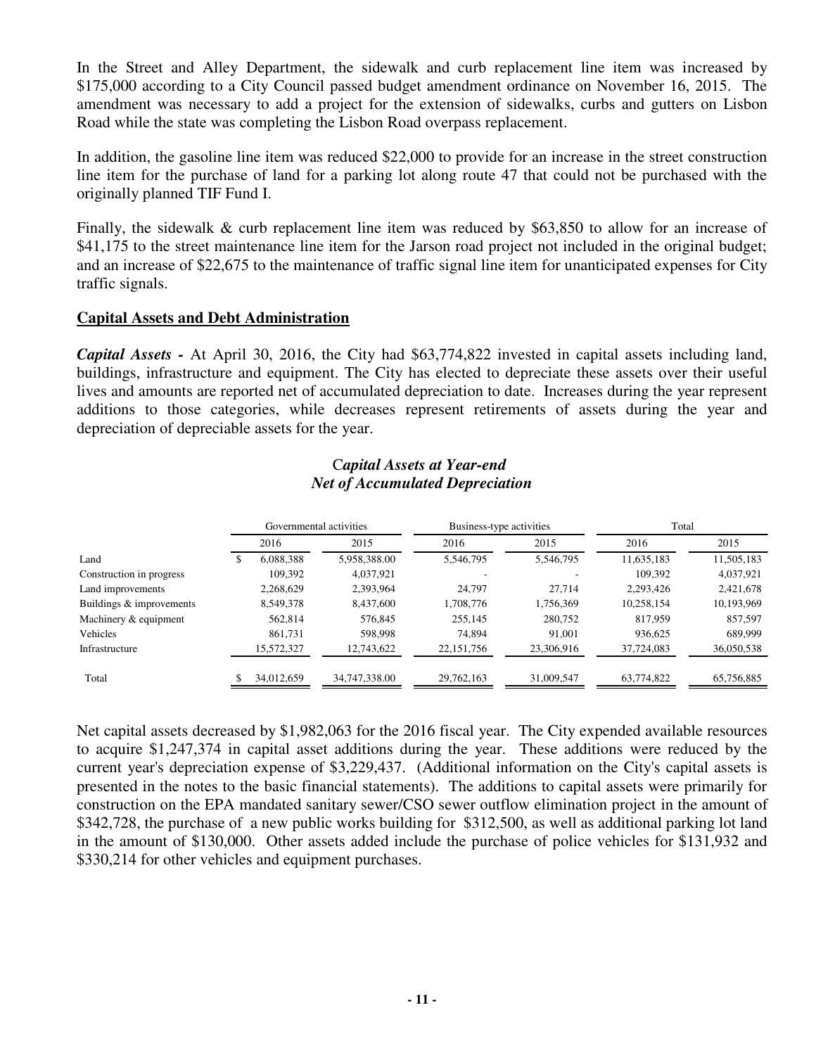In the Street and Alley Department, the sidewalk and curb replacement line item was increased by $175,000 according to a City Council passed budget amendment ordinance on November 16, 2015. The amendment was necessary to add a project for the extension of sidewalks, curbs and gutters on Lisbon Road while the state was completing the Lisbon Road overpass replacement.

In addition, the gasoline line item was reduced $22,000 to provide for an increase in the street construction line item for the purchase of land for a parking lot along route 47 that could not be purchased with the originally planned TIF Fund I.

Finally, the sidewalk & curb replacement line item was reduced by $63,850 to allow for an increase of $41,175 to the street maintenance line item for the Jarson road project not included in the original budget; and an increase of $22,675 to the maintenance of traffic signal line item for unanticipated expenses for City traffic signals.

## Capital Assets and Debt Administration

***Capital Assets -*** At April 30, 2016, the City had $63,774,822 invested in capital assets including land, buildings, infrastructure and equipment. The City has elected to depreciate these assets over their useful lives and amounts are reported net of accumulated depreciation to date. Increases during the year represent additions to those categories, while decreases represent retirements of assets during the year and depreciation of depreciable assets for the year.

***Capital Assets at Year-end***
***Net of Accumulated Depreciation***

| | Governmental activities | | Business-type activities | | Total | |
|---|---|---|---|---|---|---|
| | 2016 | 2015 | 2016 | 2015 | 2016 | 2015 |
| Land | $ 6,088,388 | 5,958,388.00 | 5,546,795 | 5,546,795 | 11,635,183 | 11,505,183 |
| Construction in progress | 109,392 | 4,037,921 | - | - | 109,392 | 4,037,921 |
| Land improvements | 2,268,629 | 2,393,964 | 24,797 | 27,714 | 2,293,426 | 2,421,678 |
| Buildings & improvements | 8,549,378 | 8,437,600 | 1,708,776 | 1,756,369 | 10,258,154 | 10,193,969 |
| Machinery & equipment | 562,814 | 576,845 | 255,145 | 280,752 | 817,959 | 857,597 |
| Vehicles | 861,731 | 598,998 | 74,894 | 91,001 | 936,625 | 689,999 |
| Infrastructure | 15,572,327 | 12,743,622 | 22,151,756 | 23,306,916 | 37,724,083 | 36,050,538 |
| Total | $ 34,012,659 | 34,747,338.00 | 29,762,163 | 31,009,547 | 63,774,822 | 65,756,885 |

Net capital assets decreased by $1,982,063 for the 2016 fiscal year. The City expended available resources to acquire $1,247,374 in capital asset additions during the year. These additions were reduced by the current year's depreciation expense of $3,229,437. (Additional information on the City's capital assets is presented in the notes to the basic financial statements). The additions to capital assets were primarily for construction on the EPA mandated sanitary sewer/CSO sewer outflow elimination project in the amount of $342,728, the purchase of a new public works building for $312,500, as well as additional parking lot land in the amount of $130,000. Other assets added include the purchase of police vehicles for $131,932 and $330,214 for other vehicles and equipment purchases.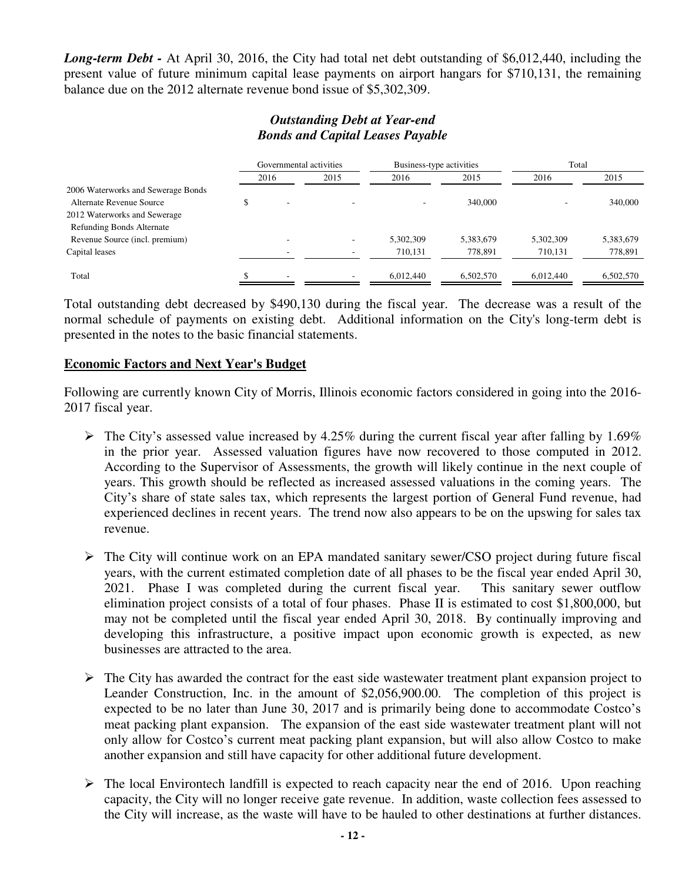***Long-term Debt -*** At April 30, 2016, the City had total net debt outstanding of $6,012,440, including the present value of future minimum capital lease payments on airport hangars for $710,131, the remaining balance due on the 2012 alternate revenue bond issue of $5,302,309.

***Outstanding Debt at Year-end***
***Bonds and Capital Leases Payable***

| | Governmental activities | | Business-type activities | | Total | |
|---|---|---|---|---|---|---|
| | 2016 | 2015 | 2016 | 2015 | 2016 | 2015 |
| 2006 Waterworks and Sewerage Bonds Alternate Revenue Source | $ - | - | - | 340,000 | - | 340,000 |
| 2012 Waterworks and Sewerage Refunding Bonds Alternate Revenue Source (incl. premium) | - | - | 5,302,309 | 5,383,679 | 5,302,309 | 5,383,679 |
| Capital leases | - | - | 710,131 | 778,891 | 710,131 | 778,891 |
| Total | $ - | - | 6,012,440 | 6,502,570 | 6,012,440 | 6,502,570 |

Total outstanding debt decreased by $490,130 during the fiscal year. The decrease was a result of the normal schedule of payments on existing debt. Additional information on the City's long-term debt is presented in the notes to the basic financial statements.

**Economic Factors and Next Year's Budget**

Following are currently known City of Morris, Illinois economic factors considered in going into the 2016-2017 fiscal year.

- The City's assessed value increased by 4.25% during the current fiscal year after falling by 1.69% in the prior year. Assessed valuation figures have now recovered to those computed in 2012. According to the Supervisor of Assessments, the growth will likely continue in the next couple of years. This growth should be reflected as increased assessed valuations in the coming years. The City's share of state sales tax, which represents the largest portion of General Fund revenue, had experienced declines in recent years. The trend now also appears to be on the upswing for sales tax revenue.

- The City will continue work on an EPA mandated sanitary sewer/CSO project during future fiscal years, with the current estimated completion date of all phases to be the fiscal year ended April 30, 2021. Phase I was completed during the current fiscal year. This sanitary sewer outflow elimination project consists of a total of four phases. Phase II is estimated to cost $1,800,000, but may not be completed until the fiscal year ended April 30, 2018. By continually improving and developing this infrastructure, a positive impact upon economic growth is expected, as new businesses are attracted to the area.

- The City has awarded the contract for the east side wastewater treatment plant expansion project to Leander Construction, Inc. in the amount of $2,056,900.00. The completion of this project is expected to be no later than June 30, 2017 and is primarily being done to accommodate Costco's meat packing plant expansion. The expansion of the east side wastewater treatment plant will not only allow for Costco's current meat packing plant expansion, but will also allow Costco to make another expansion and still have capacity for other additional future development.

- The local Environtech landfill is expected to reach capacity near the end of 2016. Upon reaching capacity, the City will no longer receive gate revenue. In addition, waste collection fees assessed to the City will increase, as the waste will have to be hauled to other destinations at further distances.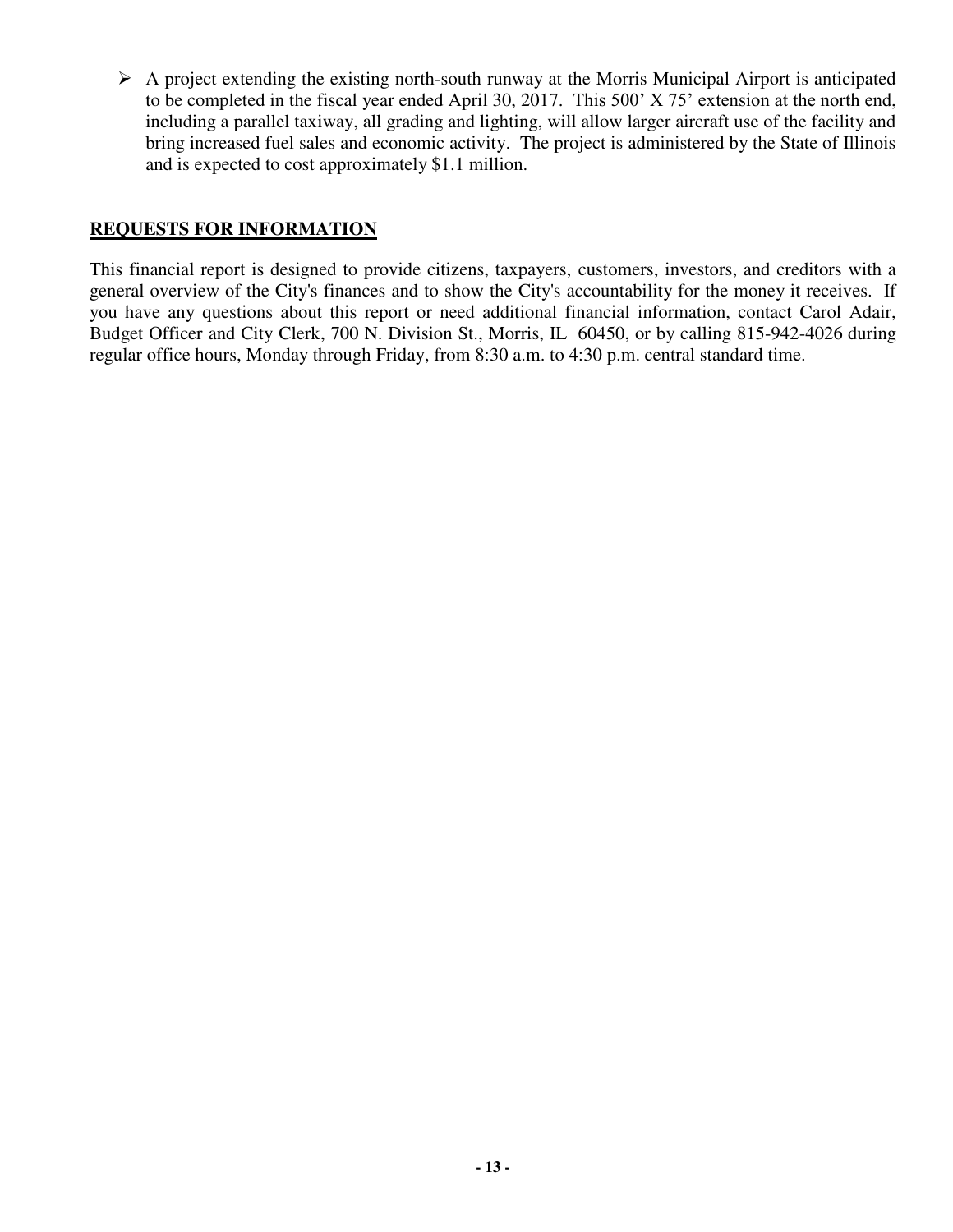- A project extending the existing north-south runway at the Morris Municipal Airport is anticipated to be completed in the fiscal year ended April 30, 2017. This 500’ X 75’ extension at the north end, including a parallel taxiway, all grading and lighting, will allow larger aircraft use of the facility and bring increased fuel sales and economic activity. The project is administered by the State of Illinois and is expected to cost approximately $1.1 million.

## REQUESTS FOR INFORMATION

This financial report is designed to provide citizens, taxpayers, customers, investors, and creditors with a general overview of the City's finances and to show the City's accountability for the money it receives. If you have any questions about this report or need additional financial information, contact Carol Adair, Budget Officer and City Clerk, 700 N. Division St., Morris, IL 60450, or by calling 815-942-4026 during regular office hours, Monday through Friday, from 8:30 a.m. to 4:30 p.m. central standard time.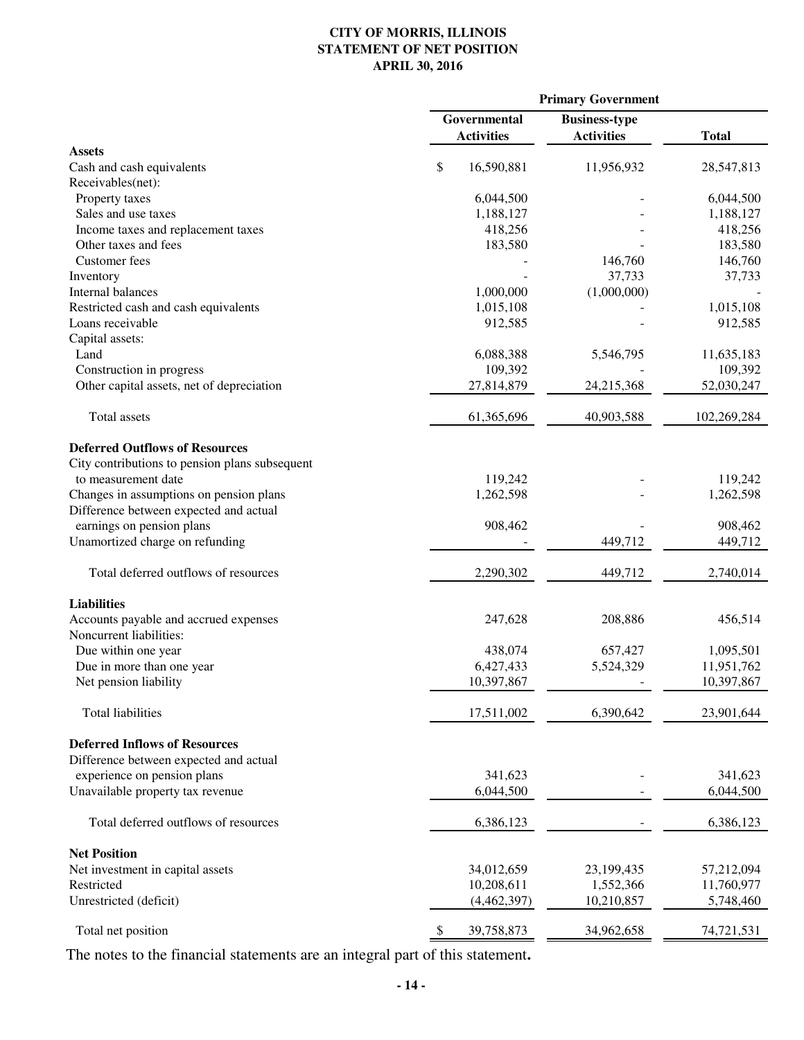# CITY OF MORRIS, ILLINOIS
## STATEMENT OF NET POSITION
### APRIL 30, 2016

| | Primary Government | | |
|---|---|---|---|
| | Governmental Activities | Business-type Activities | Total |
| **Assets** | | | |
| Cash and cash equivalents | $ 16,590,881 | 11,956,932 | 28,547,813 |
| Receivables(net): | | | |
| Property taxes | 6,044,500 | - | 6,044,500 |
| Sales and use taxes | 1,188,127 | - | 1,188,127 |
| Income taxes and replacement taxes | 418,256 | - | 418,256 |
| Other taxes and fees | 183,580 | - | 183,580 |
| Customer fees | - | 146,760 | 146,760 |
| Inventory | - | 37,733 | 37,733 |
| Internal balances | 1,000,000 | (1,000,000) | - |
| Restricted cash and cash equivalents | 1,015,108 | - | 1,015,108 |
| Loans receivable | 912,585 | - | 912,585 |
| Capital assets: | | | |
| Land | 6,088,388 | 5,546,795 | 11,635,183 |
| Construction in progress | 109,392 | - | 109,392 |
| Other capital assets, net of depreciation | 27,814,879 | 24,215,368 | 52,030,247 |
| Total assets | 61,365,696 | 40,903,588 | 102,269,284 |
| **Deferred Outflows of Resources** | | | |
| City contributions to pension plans subsequent to measurement date | 119,242 | - | 119,242 |
| Changes in assumptions on pension plans | 1,262,598 | - | 1,262,598 |
| Difference between expected and actual earnings on pension plans | 908,462 | - | 908,462 |
| Unamortized charge on refunding | - | 449,712 | 449,712 |
| Total deferred outflows of resources | 2,290,302 | 449,712 | 2,740,014 |
| **Liabilities** | | | |
| Accounts payable and accrued expenses | 247,628 | 208,886 | 456,514 |
| Noncurrent liabilities: | | | |
| Due within one year | 438,074 | 657,427 | 1,095,501 |
| Due in more than one year | 6,427,433 | 5,524,329 | 11,951,762 |
| Net pension liability | 10,397,867 | - | 10,397,867 |
| Total liabilities | 17,511,002 | 6,390,642 | 23,901,644 |
| **Deferred Inflows of Resources** | | | |
| Difference between expected and actual experience on pension plans | 341,623 | - | 341,623 |
| Unavailable property tax revenue | 6,044,500 | - | 6,044,500 |
| Total deferred outflows of resources | 6,386,123 | - | 6,386,123 |
| **Net Position** | | | |
| Net investment in capital assets | 34,012,659 | 23,199,435 | 57,212,094 |
| Restricted | 10,208,611 | 1,552,366 | 11,760,977 |
| Unrestricted (deficit) | (4,462,397) | 10,210,857 | 5,748,460 |
| Total net position | $ 39,758,873 | 34,962,658 | 74,721,531 |

The notes to the financial statements are an integral part of this statement**.**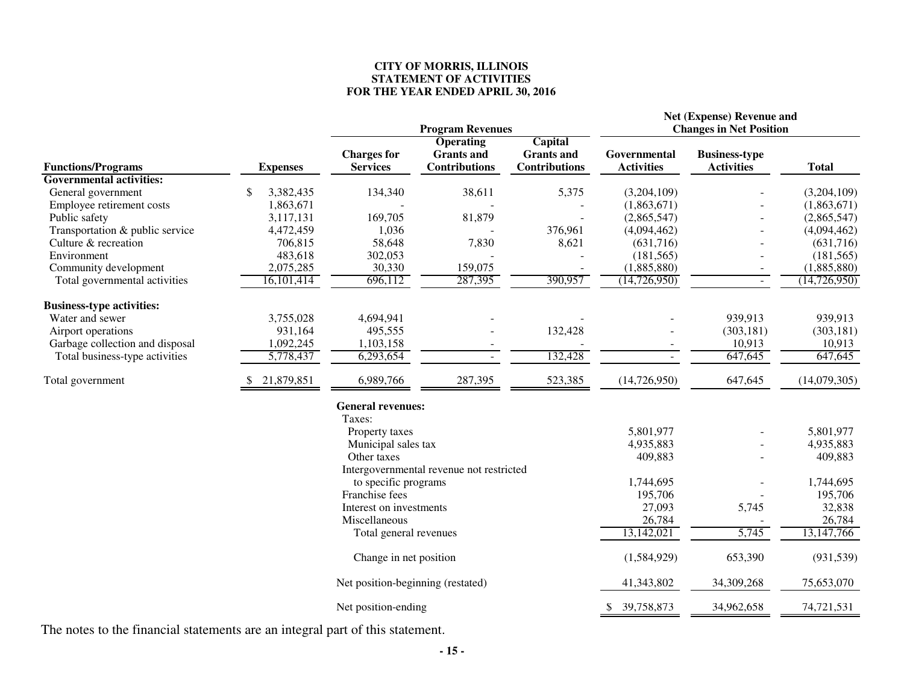**CITY OF MORRIS, ILLINOIS**
**STATEMENT OF ACTIVITIES**
**FOR THE YEAR ENDED APRIL 30, 2016**

| | | Program Revenues | | | Net (Expense) Revenue and Changes in Net Position | | |
|---|---|---|---|---|---|---|---|
| **Functions/Programs** | **Expenses** | **Charges for Services** | **Operating Grants and Contributions** | **Capital Grants and Contributions** | **Governmental Activities** | **Business-type Activities** | **Total** |
| **Governmental activities:** | | | | | | | |
| General government | $ 3,382,435 | 134,340 | 38,611 | 5,375 | (3,204,109) | - | (3,204,109) |
| Employee retirement costs | 1,863,671 | - | - | - | (1,863,671) | - | (1,863,671) |
| Public safety | 3,117,131 | 169,705 | 81,879 | - | (2,865,547) | - | (2,865,547) |
| Transportation & public service | 4,472,459 | 1,036 | - | 376,961 | (4,094,462) | - | (4,094,462) |
| Culture & recreation | 706,815 | 58,648 | 7,830 | 8,621 | (631,716) | - | (631,716) |
| Environment | 483,618 | 302,053 | - | - | (181,565) | - | (181,565) |
| Community development | 2,075,285 | 30,330 | 159,075 | - | (1,885,880) | - | (1,885,880) |
| Total governmental activities | 16,101,414 | 696,112 | 287,395 | 390,957 | (14,726,950) | - | (14,726,950) |
| **Business-type activities:** | | | | | | | |
| Water and sewer | 3,755,028 | 4,694,941 | - | - | - | 939,913 | 939,913 |
| Airport operations | 931,164 | 495,555 | - | 132,428 | - | (303,181) | (303,181) |
| Garbage collection and disposal | 1,092,245 | 1,103,158 | - | - | - | 10,913 | 10,913 |
| Total business-type activities | 5,778,437 | 6,293,654 | - | 132,428 | - | 647,645 | 647,645 |
| Total government | $ 21,879,851 | 6,989,766 | 287,395 | 523,385 | (14,726,950) | 647,645 | (14,079,305) |
| | | **General revenues:** | | | | | |
| | | Taxes: | | | | | |
| | | Property taxes | | | 5,801,977 | - | 5,801,977 |
| | | Municipal sales tax | | | 4,935,883 | - | 4,935,883 |
| | | Other taxes | | | 409,883 | - | 409,883 |
| | | Intergovernmental revenue not restricted to specific programs | | | 1,744,695 | - | 1,744,695 |
| | | Franchise fees | | | 195,706 | - | 195,706 |
| | | Interest on investments | | | 27,093 | 5,745 | 32,838 |
| | | Miscellaneous | | | 26,784 | - | 26,784 |
| | | Total general revenues | | | 13,142,021 | 5,745 | 13,147,766 |
| | | Change in net position | | | (1,584,929) | 653,390 | (931,539) |
| | | Net position-beginning (restated) | | | 41,343,802 | 34,309,268 | 75,653,070 |
| | | Net position-ending | | | $ 39,758,873 | 34,962,658 | 74,721,531 |

The notes to the financial statements are an integral part of this statement.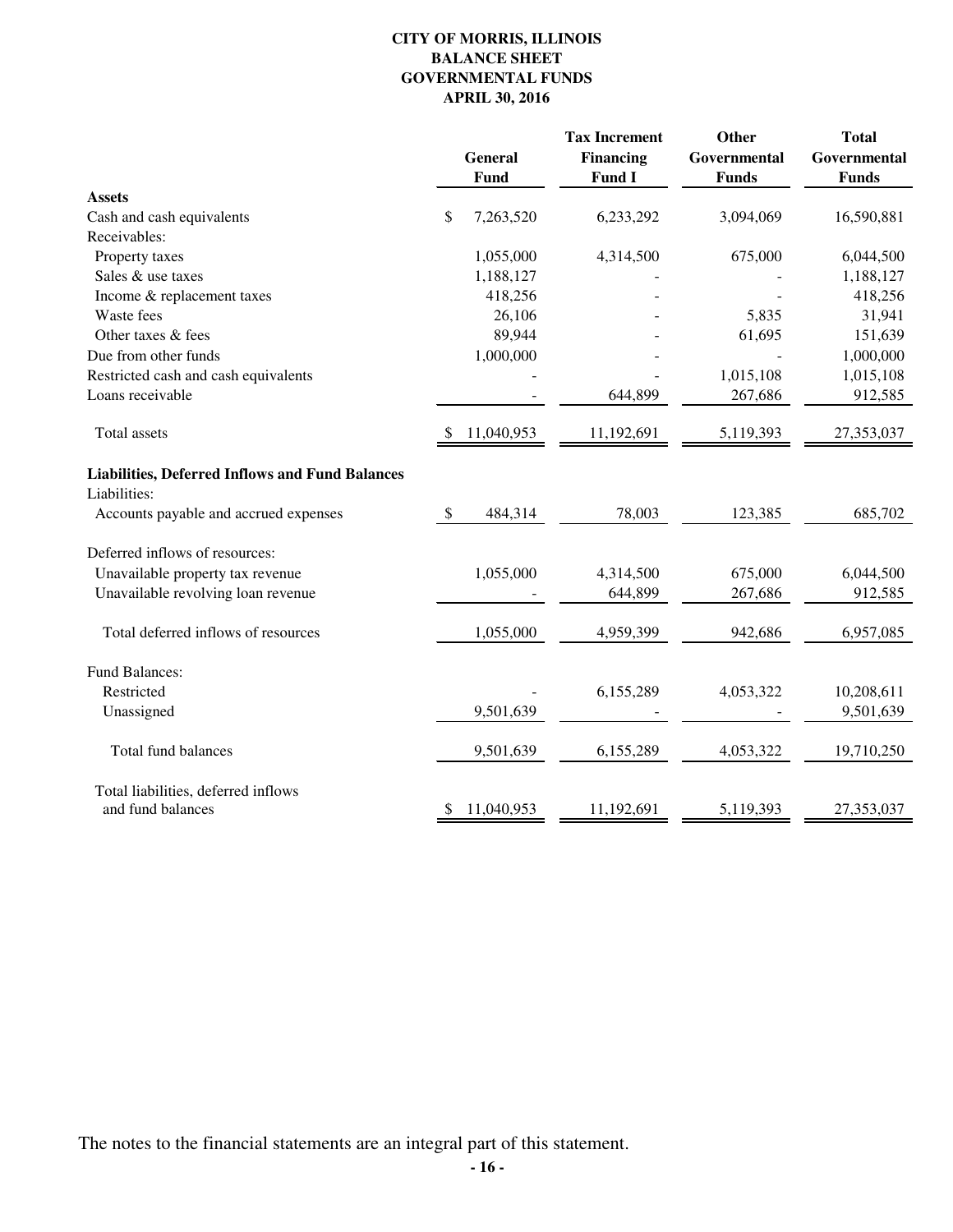# CITY OF MORRIS, ILLINOIS
## BALANCE SHEET
## GOVERNMENTAL FUNDS
## APRIL 30, 2016

| | General Fund | Tax Increment Financing Fund I | Other Governmental Funds | Total Governmental Funds |
|---|---|---|---|---|
| **Assets** | | | | |
| Cash and cash equivalents | $ 7,263,520 | 6,233,292 | 3,094,069 | 16,590,881 |
| Receivables: | | | | |
| Property taxes | 1,055,000 | 4,314,500 | 675,000 | 6,044,500 |
| Sales & use taxes | 1,188,127 | - | - | 1,188,127 |
| Income & replacement taxes | 418,256 | - | - | 418,256 |
| Waste fees | 26,106 | - | 5,835 | 31,941 |
| Other taxes & fees | 89,944 | - | 61,695 | 151,639 |
| Due from other funds | 1,000,000 | - | - | 1,000,000 |
| Restricted cash and cash equivalents | - | - | 1,015,108 | 1,015,108 |
| Loans receivable | - | 644,899 | 267,686 | 912,585 |
| Total assets | $ 11,040,953 | 11,192,691 | 5,119,393 | 27,353,037 |
| **Liabilities, Deferred Inflows and Fund Balances** | | | | |
| Liabilities: | | | | |
| Accounts payable and accrued expenses | $ 484,314 | 78,003 | 123,385 | 685,702 |
| Deferred inflows of resources: | | | | |
| Unavailable property tax revenue | 1,055,000 | 4,314,500 | 675,000 | 6,044,500 |
| Unavailable revolving loan revenue | - | 644,899 | 267,686 | 912,585 |
| Total deferred inflows of resources | 1,055,000 | 4,959,399 | 942,686 | 6,957,085 |
| Fund Balances: | | | | |
| Restricted | - | 6,155,289 | 4,053,322 | 10,208,611 |
| Unassigned | 9,501,639 | - | - | 9,501,639 |
| Total fund balances | 9,501,639 | 6,155,289 | 4,053,322 | 19,710,250 |
| Total liabilities, deferred inflows and fund balances | $ 11,040,953 | 11,192,691 | 5,119,393 | 27,353,037 |

The notes to the financial statements are an integral part of this statement.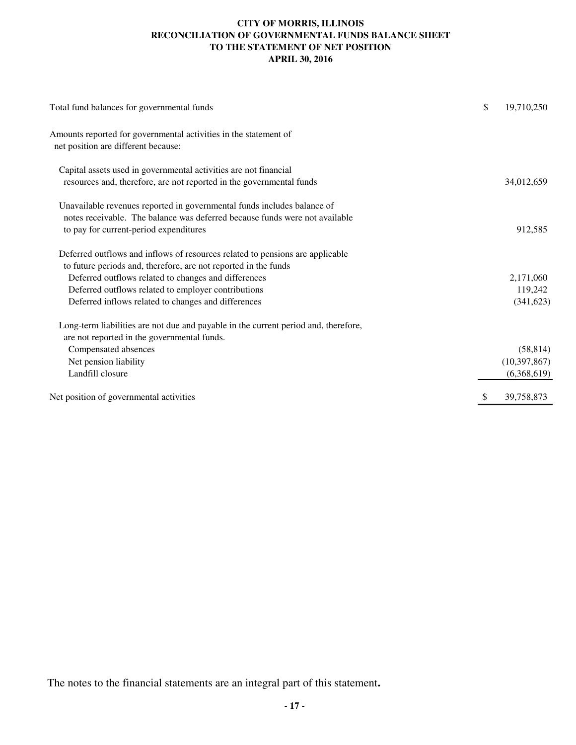# CITY OF MORRIS, ILLINOIS
## RECONCILIATION OF GOVERNMENTAL FUNDS BALANCE SHEET TO THE STATEMENT OF NET POSITION
### APRIL 30, 2016

| | |
|---|---|
| Total fund balances for governmental funds | $ 19,710,250 |
| Amounts reported for governmental activities in the statement of net position are different because: | |
| Capital assets used in governmental activities are not financial resources and, therefore, are not reported in the governmental funds | 34,012,659 |
| Unavailable revenues reported in governmental funds includes balance of notes receivable. The balance was deferred because funds were not available to pay for current-period expenditures | 912,585 |
| Deferred outflows and inflows of resources related to pensions are applicable to future periods and, therefore, are not reported in the funds | |
| Deferred outflows related to changes and differences | 2,171,060 |
| Deferred outflows related to employer contributions | 119,242 |
| Deferred inflows related to changes and differences | (341,623) |
| Long-term liabilities are not due and payable in the current period and, therefore, are not reported in the governmental funds. | |
| Compensated absences | (58,814) |
| Net pension liability | (10,397,867) |
| Landfill closure | (6,368,619) |
| Net position of governmental activities | $ 39,758,873 |

The notes to the financial statements are an integral part of this statement**.**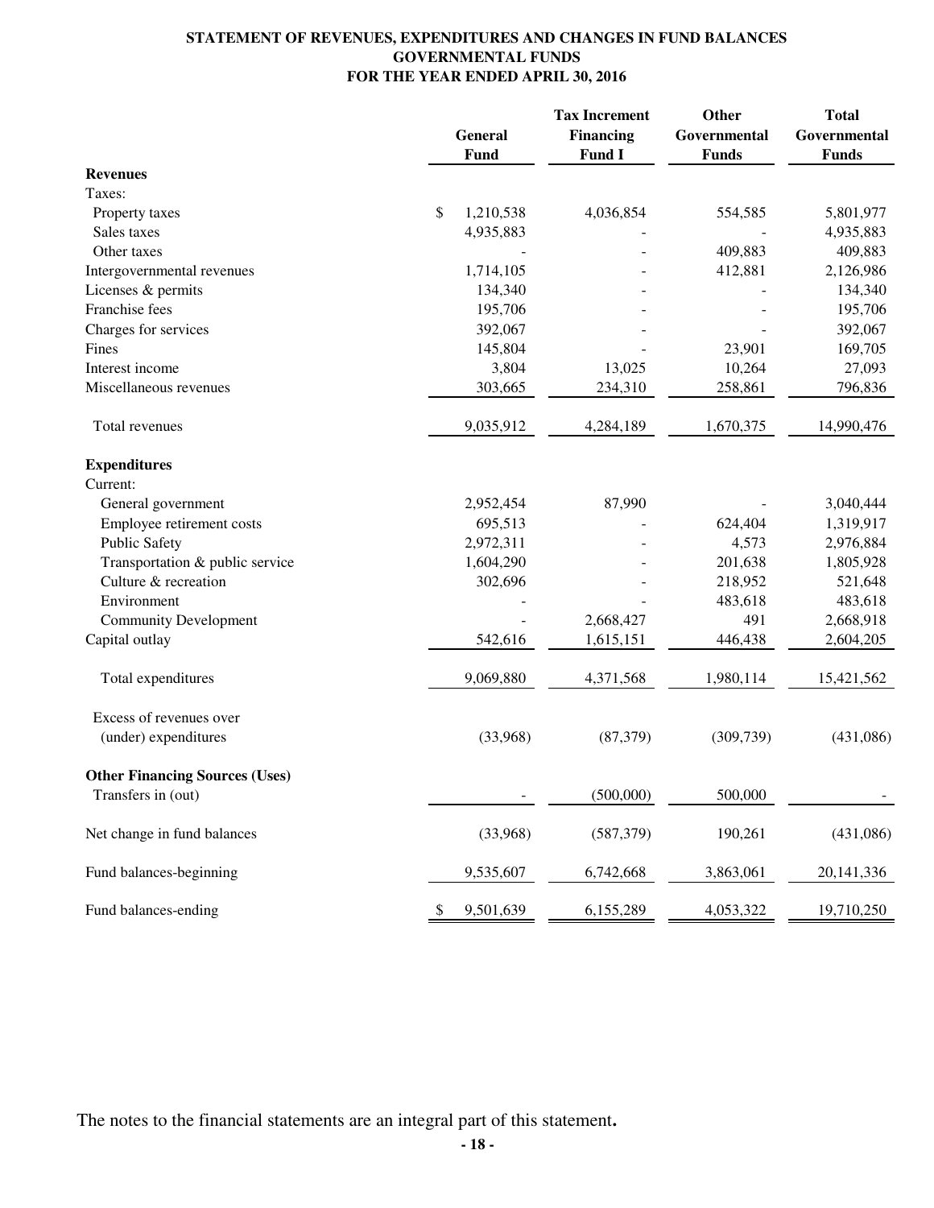# STATEMENT OF REVENUES, EXPENDITURES AND CHANGES IN FUND BALANCES
## GOVERNMENTAL FUNDS
## FOR THE YEAR ENDED APRIL 30, 2016

| | General Fund | Tax Increment Financing Fund I | Other Governmental Funds | Total Governmental Funds |
|---|---|---|---|---|
| **Revenues** | | | | |
| Taxes: | | | | |
| Property taxes | $ 1,210,538 | 4,036,854 | 554,585 | 5,801,977 |
| Sales taxes | 4,935,883 | - | - | 4,935,883 |
| Other taxes | - | - | 409,883 | 409,883 |
| Intergovernmental revenues | 1,714,105 | - | 412,881 | 2,126,986 |
| Licenses & permits | 134,340 | - | - | 134,340 |
| Franchise fees | 195,706 | - | - | 195,706 |
| Charges for services | 392,067 | - | - | 392,067 |
| Fines | 145,804 | - | 23,901 | 169,705 |
| Interest income | 3,804 | 13,025 | 10,264 | 27,093 |
| Miscellaneous revenues | 303,665 | 234,310 | 258,861 | 796,836 |
| Total revenues | 9,035,912 | 4,284,189 | 1,670,375 | 14,990,476 |
| **Expenditures** | | | | |
| Current: | | | | |
| General government | 2,952,454 | 87,990 | - | 3,040,444 |
| Employee retirement costs | 695,513 | - | 624,404 | 1,319,917 |
| Public Safety | 2,972,311 | - | 4,573 | 2,976,884 |
| Transportation & public service | 1,604,290 | - | 201,638 | 1,805,928 |
| Culture & recreation | 302,696 | - | 218,952 | 521,648 |
| Environment | - | - | 483,618 | 483,618 |
| Community Development | - | 2,668,427 | 491 | 2,668,918 |
| Capital outlay | 542,616 | 1,615,151 | 446,438 | 2,604,205 |
| Total expenditures | 9,069,880 | 4,371,568 | 1,980,114 | 15,421,562 |
| Excess of revenues over (under) expenditures | (33,968) | (87,379) | (309,739) | (431,086) |
| **Other Financing Sources (Uses)** | | | | |
| Transfers in (out) | - | (500,000) | 500,000 | - |
| Net change in fund balances | (33,968) | (587,379) | 190,261 | (431,086) |
| Fund balances-beginning | 9,535,607 | 6,742,668 | 3,863,061 | 20,141,336 |
| Fund balances-ending | $ 9,501,639 | 6,155,289 | 4,053,322 | 19,710,250 |

The notes to the financial statements are an integral part of this statement**.**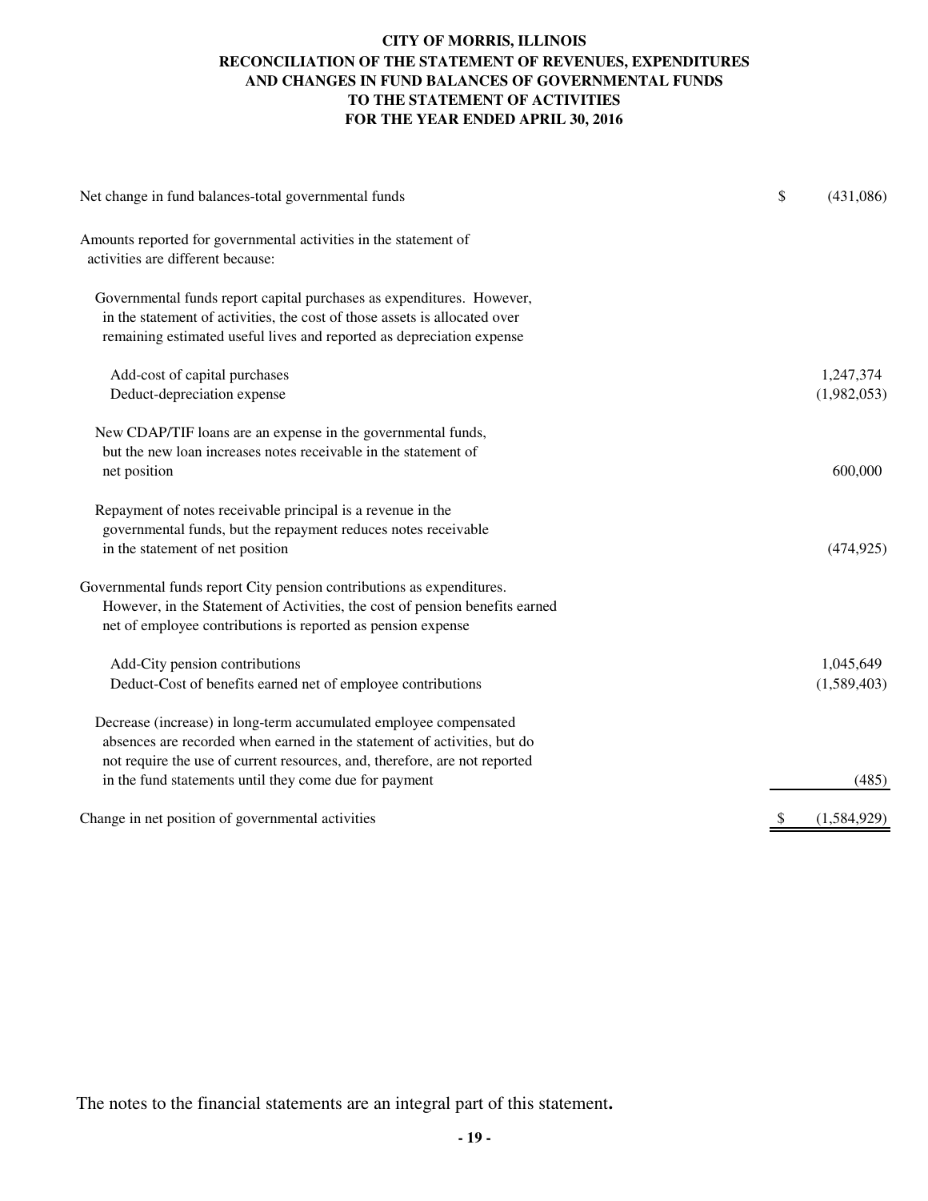# CITY OF MORRIS, ILLINOIS
## RECONCILIATION OF THE STATEMENT OF REVENUES, EXPENDITURES AND CHANGES IN FUND BALANCES OF GOVERNMENTAL FUNDS TO THE STATEMENT OF ACTIVITIES
### FOR THE YEAR ENDED APRIL 30, 2016

| | |
|---|---|
| Net change in fund balances-total governmental funds | $ (431,086) |
| Amounts reported for governmental activities in the statement of activities are different because: | |
| Governmental funds report capital purchases as expenditures. However, in the statement of activities, the cost of those assets is allocated over remaining estimated useful lives and reported as depreciation expense | |
| Add-cost of capital purchases | 1,247,374 |
| Deduct-depreciation expense | (1,982,053) |
| New CDAP/TIF loans are an expense in the governmental funds, but the new loan increases notes receivable in the statement of net position | 600,000 |
| Repayment of notes receivable principal is a revenue in the governmental funds, but the repayment reduces notes receivable in the statement of net position | (474,925) |
| Governmental funds report City pension contributions as expenditures. However, in the Statement of Activities, the cost of pension benefits earned net of employee contributions is reported as pension expense | |
| Add-City pension contributions | 1,045,649 |
| Deduct-Cost of benefits earned net of employee contributions | (1,589,403) |
| Decrease (increase) in long-term accumulated employee compensated absences are recorded when earned in the statement of activities, but do not require the use of current resources, and, therefore, are not reported in the fund statements until they come due for payment | (485) |
| Change in net position of governmental activities | $ (1,584,929) |

The notes to the financial statements are an integral part of this statement**.**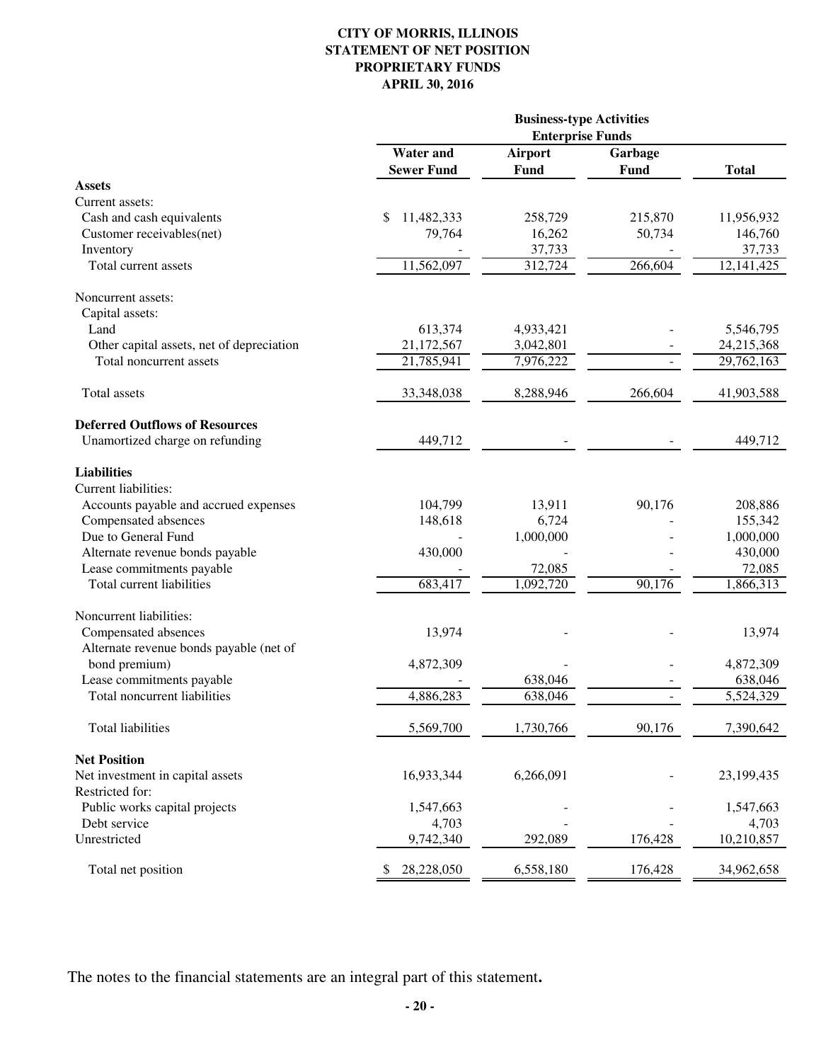# CITY OF MORRIS, ILLINOIS
## STATEMENT OF NET POSITION
## PROPRIETARY FUNDS
## APRIL 30, 2016

| | Business-type Activities | | | |
|---|---|---|---|---|
| | Enterprise Funds | | | |
| | Water and Sewer Fund | Airport Fund | Garbage Fund | Total |
| **Assets** | | | | |
| Current assets: | | | | |
| Cash and cash equivalents | $ 11,482,333 | 258,729 | 215,870 | 11,956,932 |
| Customer receivables(net) | 79,764 | 16,262 | 50,734 | 146,760 |
| Inventory | - | 37,733 | - | 37,733 |
| Total current assets | 11,562,097 | 312,724 | 266,604 | 12,141,425 |
| Noncurrent assets: | | | | |
| Capital assets: | | | | |
| Land | 613,374 | 4,933,421 | - | 5,546,795 |
| Other capital assets, net of depreciation | 21,172,567 | 3,042,801 | - | 24,215,368 |
| Total noncurrent assets | 21,785,941 | 7,976,222 | - | 29,762,163 |
| Total assets | 33,348,038 | 8,288,946 | 266,604 | 41,903,588 |
| **Deferred Outflows of Resources** | | | | |
| Unamortized charge on refunding | 449,712 | - | - | 449,712 |
| **Liabilities** | | | | |
| Current liabilities: | | | | |
| Accounts payable and accrued expenses | 104,799 | 13,911 | 90,176 | 208,886 |
| Compensated absences | 148,618 | 6,724 | - | 155,342 |
| Due to General Fund | - | 1,000,000 | - | 1,000,000 |
| Alternate revenue bonds payable | 430,000 | - | - | 430,000 |
| Lease commitments payable | - | 72,085 | - | 72,085 |
| Total current liabilities | 683,417 | 1,092,720 | 90,176 | 1,866,313 |
| Noncurrent liabilities: | | | | |
| Compensated absences | 13,974 | - | - | 13,974 |
| Alternate revenue bonds payable (net of bond premium) | 4,872,309 | - | - | 4,872,309 |
| Lease commitments payable | - | 638,046 | - | 638,046 |
| Total noncurrent liabilities | 4,886,283 | 638,046 | - | 5,524,329 |
| Total liabilities | 5,569,700 | 1,730,766 | 90,176 | 7,390,642 |
| **Net Position** | | | | |
| Net investment in capital assets | 16,933,344 | 6,266,091 | - | 23,199,435 |
| Restricted for: | | | | |
| Public works capital projects | 1,547,663 | - | - | 1,547,663 |
| Debt service | 4,703 | - | - | 4,703 |
| Unrestricted | 9,742,340 | 292,089 | 176,428 | 10,210,857 |
| Total net position | $ 28,228,050 | 6,558,180 | 176,428 | 34,962,658 |

The notes to the financial statements are an integral part of this statement**.**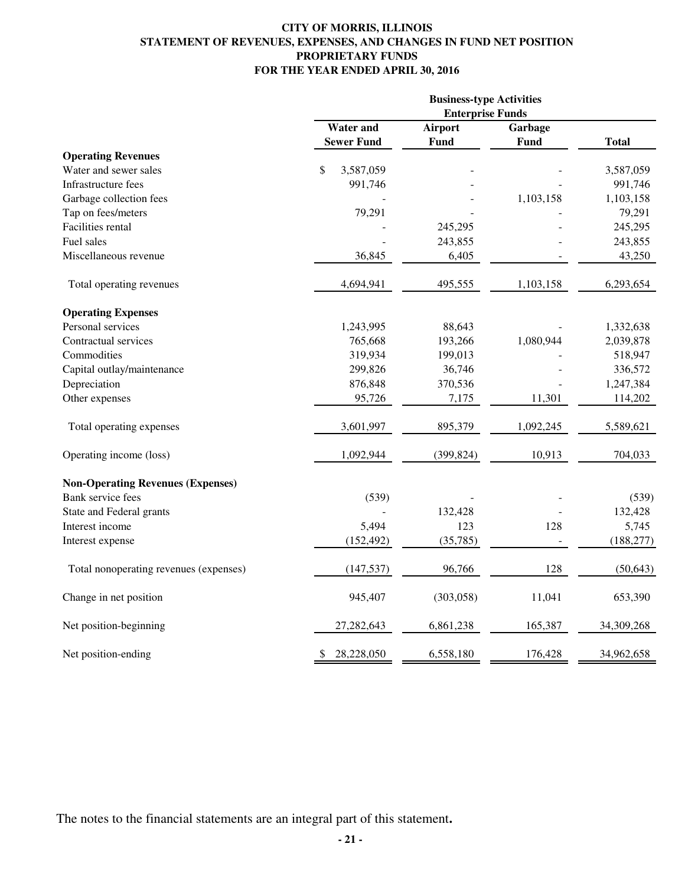# CITY OF MORRIS, ILLINOIS
## STATEMENT OF REVENUES, EXPENSES, AND CHANGES IN FUND NET POSITION
## PROPRIETARY FUNDS
## FOR THE YEAR ENDED APRIL 30, 2016

| | Business-type Activities Enterprise Funds | | | |
|---|---|---|---|---|
| | **Water and Sewer Fund** | **Airport Fund** | **Garbage Fund** | **Total** |
| **Operating Revenues** | | | | |
| Water and sewer sales | $ 3,587,059 | - | - | 3,587,059 |
| Infrastructure fees | 991,746 | - | - | 991,746 |
| Garbage collection fees | - | - | 1,103,158 | 1,103,158 |
| Tap on fees/meters | 79,291 | - | - | 79,291 |
| Facilities rental | - | 245,295 | - | 245,295 |
| Fuel sales | - | 243,855 | - | 243,855 |
| Miscellaneous revenue | 36,845 | 6,405 | - | 43,250 |
| Total operating revenues | 4,694,941 | 495,555 | 1,103,158 | 6,293,654 |
| **Operating Expenses** | | | | |
| Personal services | 1,243,995 | 88,643 | - | 1,332,638 |
| Contractual services | 765,668 | 193,266 | 1,080,944 | 2,039,878 |
| Commodities | 319,934 | 199,013 | - | 518,947 |
| Capital outlay/maintenance | 299,826 | 36,746 | - | 336,572 |
| Depreciation | 876,848 | 370,536 | - | 1,247,384 |
| Other expenses | 95,726 | 7,175 | 11,301 | 114,202 |
| Total operating expenses | 3,601,997 | 895,379 | 1,092,245 | 5,589,621 |
| Operating income (loss) | 1,092,944 | (399,824) | 10,913 | 704,033 |
| **Non-Operating Revenues (Expenses)** | | | | |
| Bank service fees | (539) | - | - | (539) |
| State and Federal grants | - | 132,428 | - | 132,428 |
| Interest income | 5,494 | 123 | 128 | 5,745 |
| Interest expense | (152,492) | (35,785) | - | (188,277) |
| Total nonoperating revenues (expenses) | (147,537) | 96,766 | 128 | (50,643) |
| Change in net position | 945,407 | (303,058) | 11,041 | 653,390 |
| Net position-beginning | 27,282,643 | 6,861,238 | 165,387 | 34,309,268 |
| Net position-ending | $ 28,228,050 | 6,558,180 | 176,428 | 34,962,658 |

The notes to the financial statements are an integral part of this statement**.**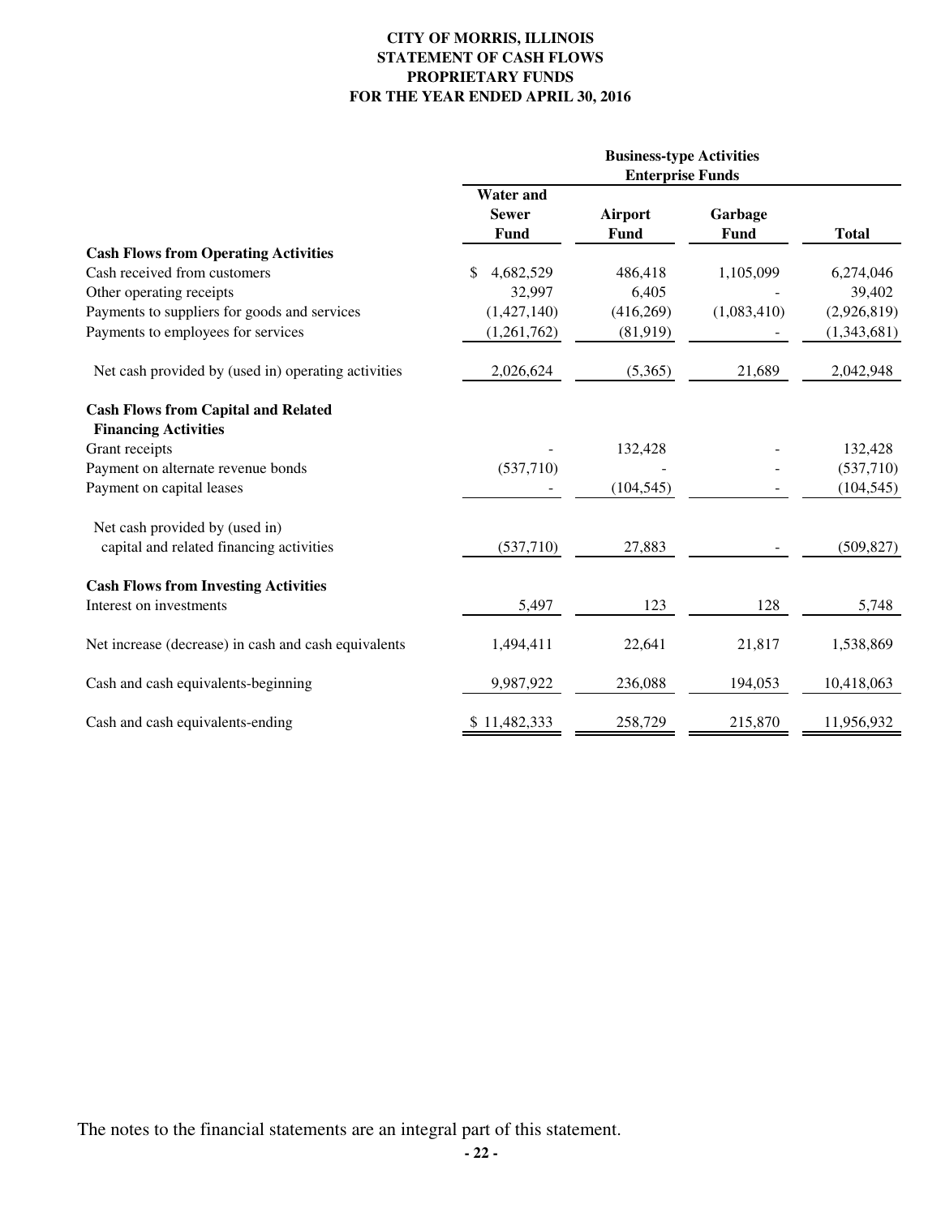# CITY OF MORRIS, ILLINOIS
## STATEMENT OF CASH FLOWS
## PROPRIETARY FUNDS
## FOR THE YEAR ENDED APRIL 30, 2016

| | Business-type Activities Enterprise Funds | | | |
|---|---|---|---|---|
| | Water and Sewer Fund | Airport Fund | Garbage Fund | Total |
| **Cash Flows from Operating Activities** | | | | |
| Cash received from customers | $ 4,682,529 | 486,418 | 1,105,099 | 6,274,046 |
| Other operating receipts | 32,997 | 6,405 | - | 39,402 |
| Payments to suppliers for goods and services | (1,427,140) | (416,269) | (1,083,410) | (2,926,819) |
| Payments to employees for services | (1,261,762) | (81,919) | - | (1,343,681) |
| Net cash provided by (used in) operating activities | 2,026,624 | (5,365) | 21,689 | 2,042,948 |
| **Cash Flows from Capital and Related Financing Activities** | | | | |
| Grant receipts | - | 132,428 | - | 132,428 |
| Payment on alternate revenue bonds | (537,710) | - | - | (537,710) |
| Payment on capital leases | - | (104,545) | - | (104,545) |
| Net cash provided by (used in) capital and related financing activities | (537,710) | 27,883 | - | (509,827) |
| **Cash Flows from Investing Activities** | | | | |
| Interest on investments | 5,497 | 123 | 128 | 5,748 |
| Net increase (decrease) in cash and cash equivalents | 1,494,411 | 22,641 | 21,817 | 1,538,869 |
| Cash and cash equivalents-beginning | 9,987,922 | 236,088 | 194,053 | 10,418,063 |
| Cash and cash equivalents-ending | $ 11,482,333 | 258,729 | 215,870 | 11,956,932 |

The notes to the financial statements are an integral part of this statement.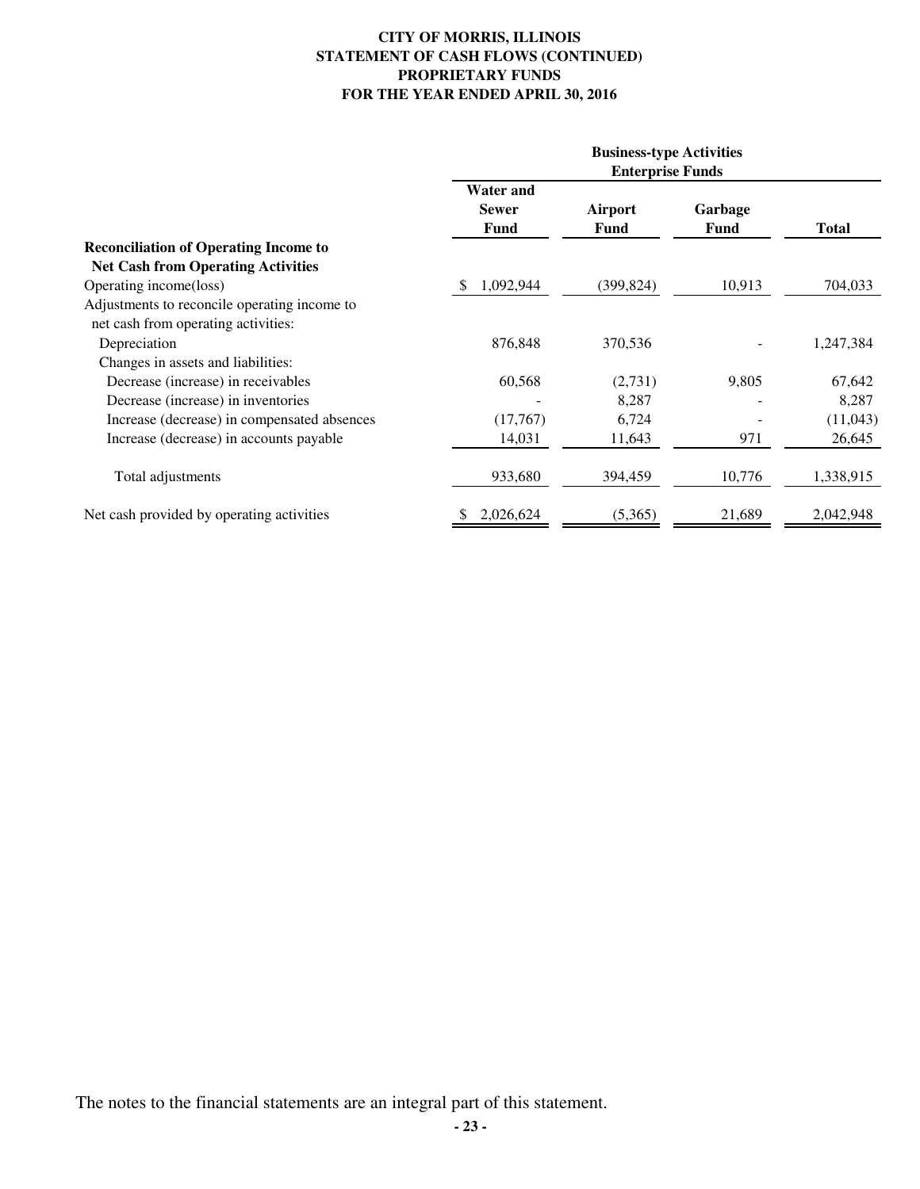**CITY OF MORRIS, ILLINOIS**
**STATEMENT OF CASH FLOWS (CONTINUED)**
**PROPRIETARY FUNDS**
**FOR THE YEAR ENDED APRIL 30, 2016**

| | Business-type Activities Enterprise Funds | | | |
|---|---|---|---|---|
| | **Water and Sewer Fund** | **Airport Fund** | **Garbage Fund** | **Total** |
| **Reconciliation of Operating Income to Net Cash from Operating Activities** | | | | |
| Operating income(loss) | $ 1,092,944 | (399,824) | 10,913 | 704,033 |
| Adjustments to reconcile operating income to net cash from operating activities: | | | | |
| Depreciation | 876,848 | 370,536 | - | 1,247,384 |
| Changes in assets and liabilities: | | | | |
| Decrease (increase) in receivables | 60,568 | (2,731) | 9,805 | 67,642 |
| Decrease (increase) in inventories | - | 8,287 | - | 8,287 |
| Increase (decrease) in compensated absences | (17,767) | 6,724 | - | (11,043) |
| Increase (decrease) in accounts payable | 14,031 | 11,643 | 971 | 26,645 |
| Total adjustments | 933,680 | 394,459 | 10,776 | 1,338,915 |
| Net cash provided by operating activities | $ 2,026,624 | (5,365) | 21,689 | 2,042,948 |

The notes to the financial statements are an integral part of this statement.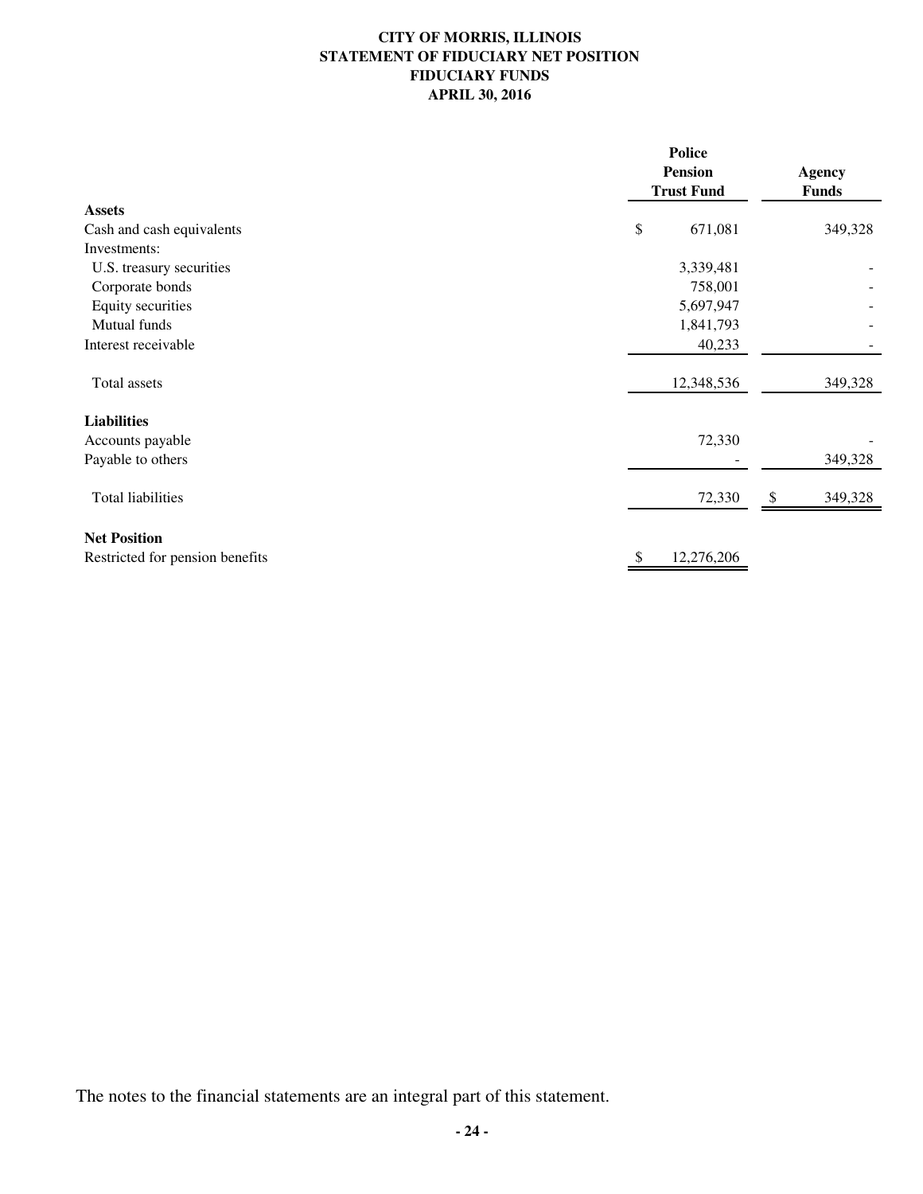# CITY OF MORRIS, ILLINOIS
## STATEMENT OF FIDUCIARY NET POSITION
## FIDUCIARY FUNDS
## APRIL 30, 2016

| | Police Pension Trust Fund | Agency Funds |
|---|---|---|
| **Assets** | | |
| Cash and cash equivalents | $ 671,081 | 349,328 |
| Investments: | | |
| U.S. treasury securities | 3,339,481 | - |
| Corporate bonds | 758,001 | - |
| Equity securities | 5,697,947 | - |
| Mutual funds | 1,841,793 | - |
| Interest receivable | 40,233 | - |
| Total assets | 12,348,536 | 349,328 |
| **Liabilities** | | |
| Accounts payable | 72,330 | - |
| Payable to others | - | 349,328 |
| Total liabilities | 72,330 | $ 349,328 |
| **Net Position** | | |
| Restricted for pension benefits | $ 12,276,206 | |

The notes to the financial statements are an integral part of this statement.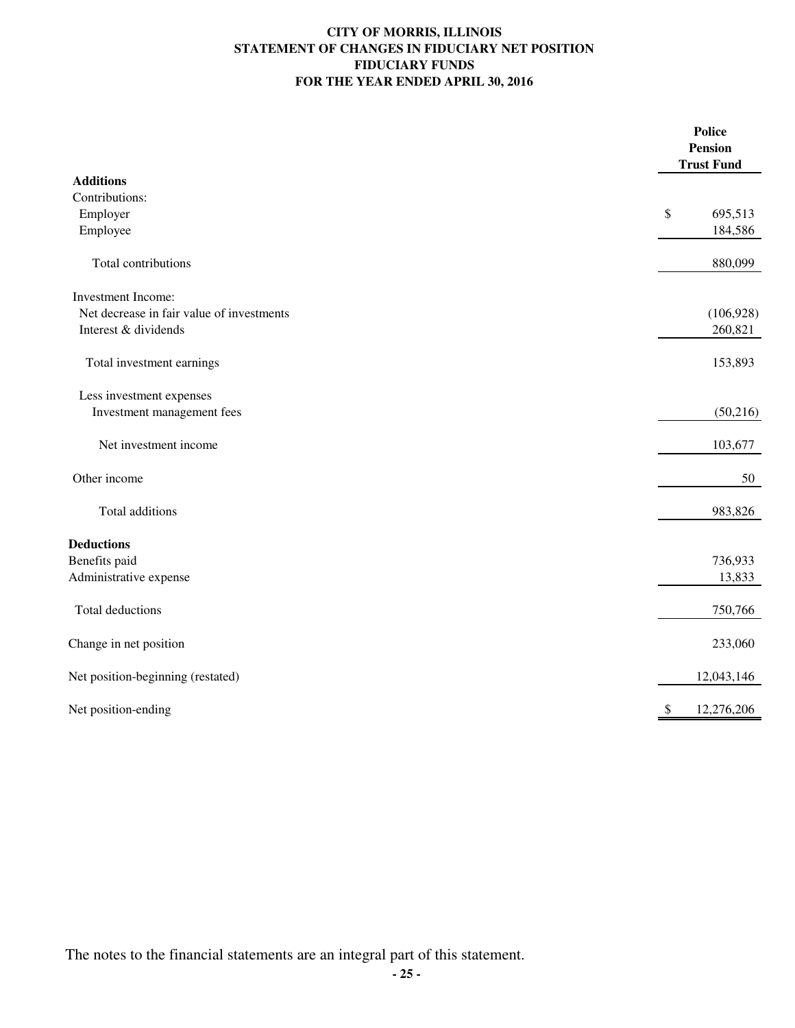# CITY OF MORRIS, ILLINOIS
## STATEMENT OF CHANGES IN FIDUCIARY NET POSITION
## FIDUCIARY FUNDS
## FOR THE YEAR ENDED APRIL 30, 2016

| | Police Pension Trust Fund |
|---|---|
| **Additions** | |
| Contributions: | |
| Employer | $ 695,513 |
| Employee | 184,586 |
| Total contributions | 880,099 |
| Investment Income: | |
| Net decrease in fair value of investments | (106,928) |
| Interest & dividends | 260,821 |
| Total investment earnings | 153,893 |
| Less investment expenses | |
| Investment management fees | (50,216) |
| Net investment income | 103,677 |
| Other income | 50 |
| Total additions | 983,826 |
| **Deductions** | |
| Benefits paid | 736,933 |
| Administrative expense | 13,833 |
| Total deductions | 750,766 |
| Change in net position | 233,060 |
| Net position-beginning (restated) | 12,043,146 |
| Net position-ending | $ 12,276,206 |

The notes to the financial statements are an integral part of this statement.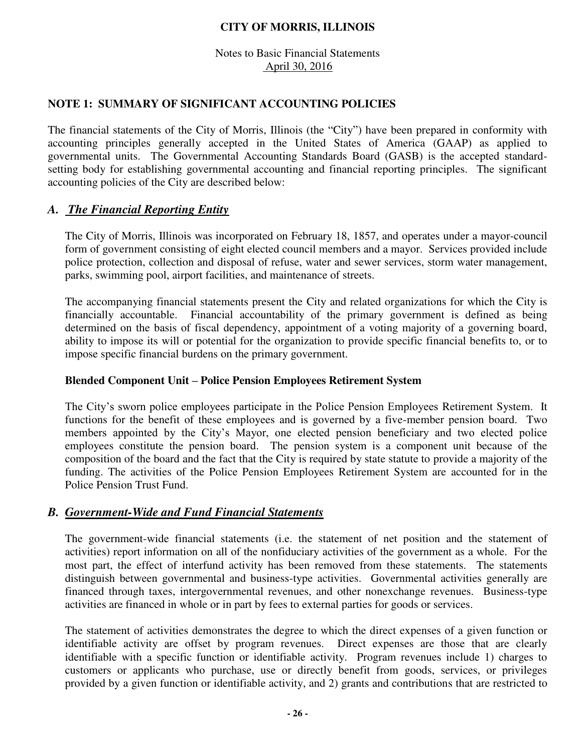# CITY OF MORRIS, ILLINOIS

Notes to Basic Financial Statements
April 30, 2016

## NOTE 1: SUMMARY OF SIGNIFICANT ACCOUNTING POLICIES

The financial statements of the City of Morris, Illinois (the "City") have been prepared in conformity with accounting principles generally accepted in the United States of America (GAAP) as applied to governmental units. The Governmental Accounting Standards Board (GASB) is the accepted standard-setting body for establishing governmental accounting and financial reporting principles. The significant accounting policies of the City are described below:

### *A. The Financial Reporting Entity*

The City of Morris, Illinois was incorporated on February 18, 1857, and operates under a mayor-council form of government consisting of eight elected council members and a mayor. Services provided include police protection, collection and disposal of refuse, water and sewer services, storm water management, parks, swimming pool, airport facilities, and maintenance of streets.

The accompanying financial statements present the City and related organizations for which the City is financially accountable. Financial accountability of the primary government is defined as being determined on the basis of fiscal dependency, appointment of a voting majority of a governing board, ability to impose its will or potential for the organization to provide specific financial benefits to, or to impose specific financial burdens on the primary government.

**Blended Component Unit – Police Pension Employees Retirement System**

The City's sworn police employees participate in the Police Pension Employees Retirement System. It functions for the benefit of these employees and is governed by a five-member pension board. Two members appointed by the City's Mayor, one elected pension beneficiary and two elected police employees constitute the pension board. The pension system is a component unit because of the composition of the board and the fact that the City is required by state statute to provide a majority of the funding. The activities of the Police Pension Employees Retirement System are accounted for in the Police Pension Trust Fund.

### *B. Government-Wide and Fund Financial Statements*

The government-wide financial statements (i.e. the statement of net position and the statement of activities) report information on all of the nonfiduciary activities of the government as a whole. For the most part, the effect of interfund activity has been removed from these statements. The statements distinguish between governmental and business-type activities. Governmental activities generally are financed through taxes, intergovernmental revenues, and other nonexchange revenues. Business-type activities are financed in whole or in part by fees to external parties for goods or services.

The statement of activities demonstrates the degree to which the direct expenses of a given function or identifiable activity are offset by program revenues. Direct expenses are those that are clearly identifiable with a specific function or identifiable activity. Program revenues include 1) charges to customers or applicants who purchase, use or directly benefit from goods, services, or privileges provided by a given function or identifiable activity, and 2) grants and contributions that are restricted to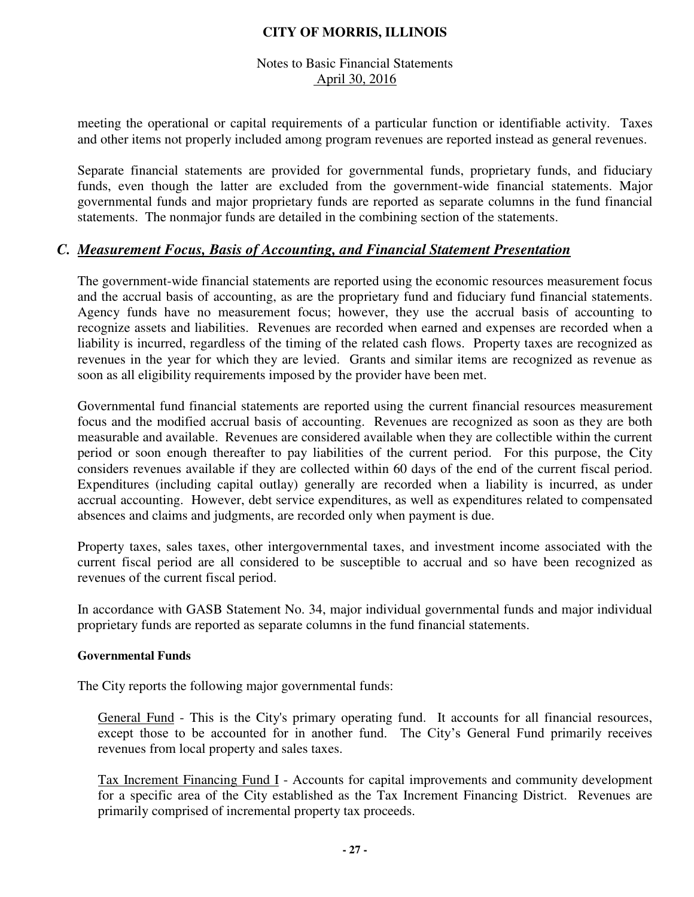meeting the operational or capital requirements of a particular function or identifiable activity. Taxes and other items not properly included among program revenues are reported instead as general revenues.

Separate financial statements are provided for governmental funds, proprietary funds, and fiduciary funds, even though the latter are excluded from the government-wide financial statements. Major governmental funds and major proprietary funds are reported as separate columns in the fund financial statements. The nonmajor funds are detailed in the combining section of the statements.

## C. *Measurement Focus, Basis of Accounting, and Financial Statement Presentation*

The government-wide financial statements are reported using the economic resources measurement focus and the accrual basis of accounting, as are the proprietary fund and fiduciary fund financial statements. Agency funds have no measurement focus; however, they use the accrual basis of accounting to recognize assets and liabilities. Revenues are recorded when earned and expenses are recorded when a liability is incurred, regardless of the timing of the related cash flows. Property taxes are recognized as revenues in the year for which they are levied. Grants and similar items are recognized as revenue as soon as all eligibility requirements imposed by the provider have been met.

Governmental fund financial statements are reported using the current financial resources measurement focus and the modified accrual basis of accounting. Revenues are recognized as soon as they are both measurable and available. Revenues are considered available when they are collectible within the current period or soon enough thereafter to pay liabilities of the current period. For this purpose, the City considers revenues available if they are collected within 60 days of the end of the current fiscal period. Expenditures (including capital outlay) generally are recorded when a liability is incurred, as under accrual accounting. However, debt service expenditures, as well as expenditures related to compensated absences and claims and judgments, are recorded only when payment is due.

Property taxes, sales taxes, other intergovernmental taxes, and investment income associated with the current fiscal period are all considered to be susceptible to accrual and so have been recognized as revenues of the current fiscal period.

In accordance with GASB Statement No. 34, major individual governmental funds and major individual proprietary funds are reported as separate columns in the fund financial statements.

**Governmental Funds**

The City reports the following major governmental funds:

General Fund - This is the City's primary operating fund. It accounts for all financial resources, except those to be accounted for in another fund. The City's General Fund primarily receives revenues from local property and sales taxes.

Tax Increment Financing Fund I - Accounts for capital improvements and community development for a specific area of the City established as the Tax Increment Financing District. Revenues are primarily comprised of incremental property tax proceeds.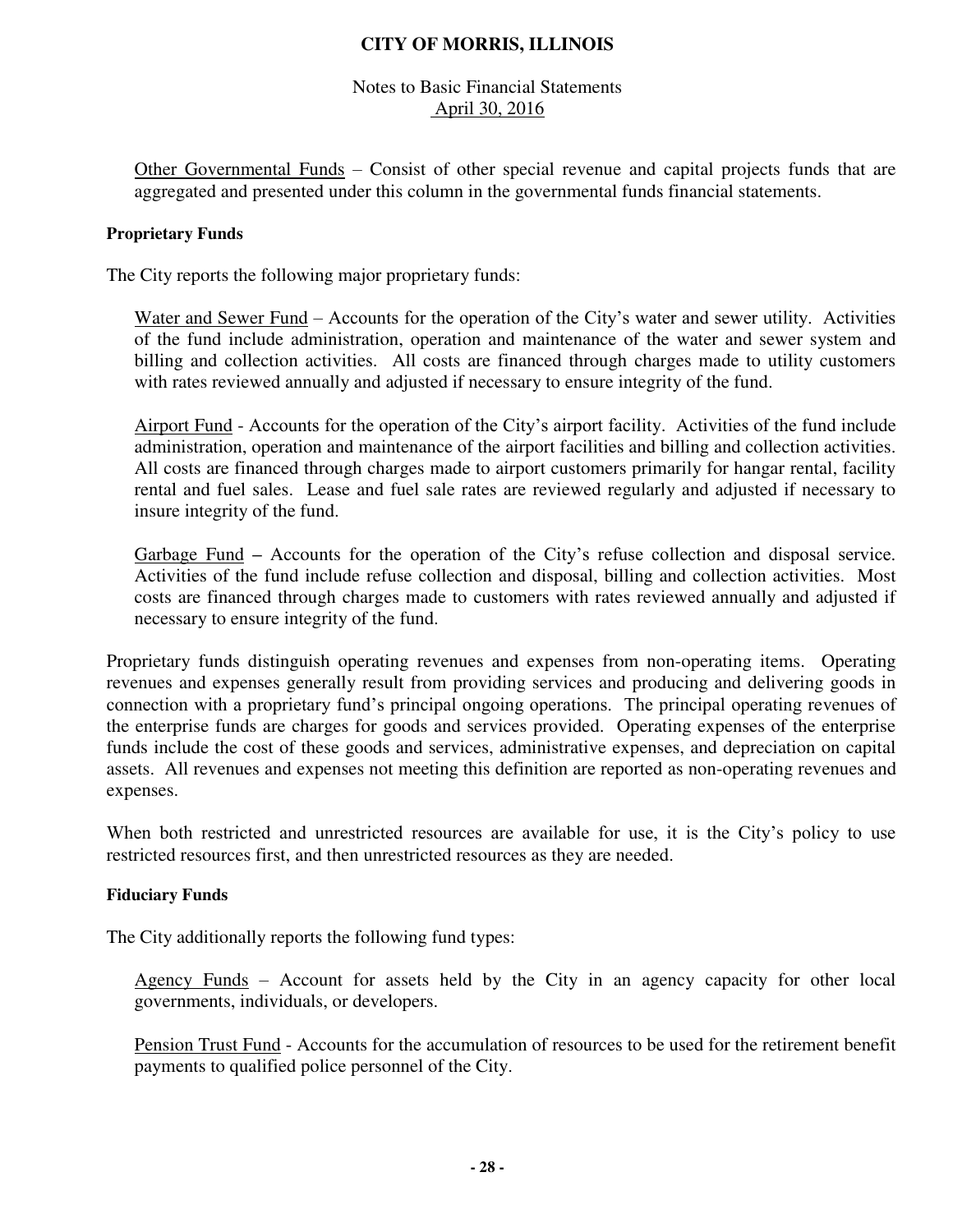Other Governmental Funds – Consist of other special revenue and capital projects funds that are aggregated and presented under this column in the governmental funds financial statements.

**Proprietary Funds**

The City reports the following major proprietary funds:

Water and Sewer Fund – Accounts for the operation of the City's water and sewer utility. Activities of the fund include administration, operation and maintenance of the water and sewer system and billing and collection activities. All costs are financed through charges made to utility customers with rates reviewed annually and adjusted if necessary to ensure integrity of the fund.

Airport Fund - Accounts for the operation of the City's airport facility. Activities of the fund include administration, operation and maintenance of the airport facilities and billing and collection activities. All costs are financed through charges made to airport customers primarily for hangar rental, facility rental and fuel sales. Lease and fuel sale rates are reviewed regularly and adjusted if necessary to insure integrity of the fund.

Garbage Fund **–** Accounts for the operation of the City's refuse collection and disposal service. Activities of the fund include refuse collection and disposal, billing and collection activities. Most costs are financed through charges made to customers with rates reviewed annually and adjusted if necessary to ensure integrity of the fund.

Proprietary funds distinguish operating revenues and expenses from non-operating items. Operating revenues and expenses generally result from providing services and producing and delivering goods in connection with a proprietary fund's principal ongoing operations. The principal operating revenues of the enterprise funds are charges for goods and services provided. Operating expenses of the enterprise funds include the cost of these goods and services, administrative expenses, and depreciation on capital assets. All revenues and expenses not meeting this definition are reported as non-operating revenues and expenses.

When both restricted and unrestricted resources are available for use, it is the City's policy to use restricted resources first, and then unrestricted resources as they are needed.

**Fiduciary Funds**

The City additionally reports the following fund types:

Agency Funds – Account for assets held by the City in an agency capacity for other local governments, individuals, or developers.

Pension Trust Fund - Accounts for the accumulation of resources to be used for the retirement benefit payments to qualified police personnel of the City.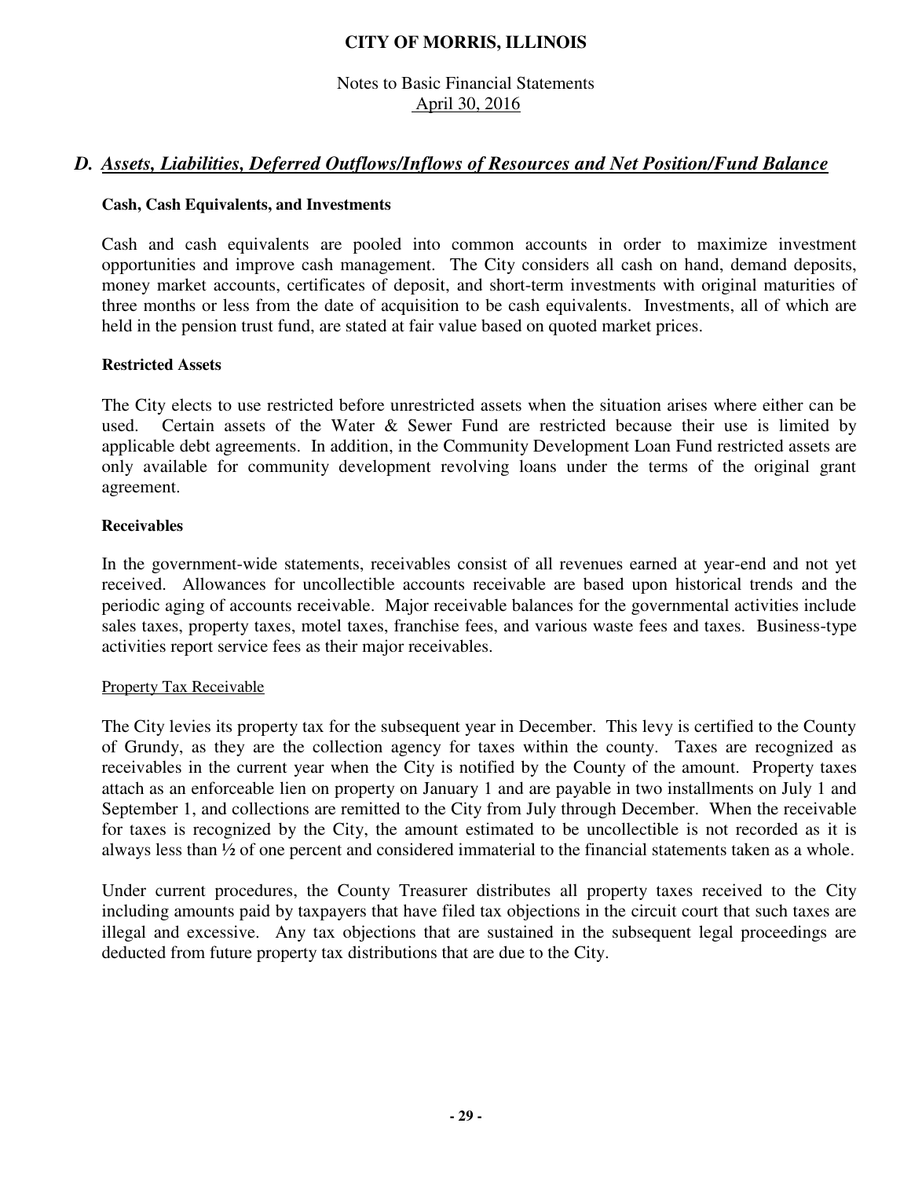## D. *Assets, Liabilities, Deferred Outflows/Inflows of Resources and Net Position/Fund Balance*

**Cash, Cash Equivalents, and Investments**

Cash and cash equivalents are pooled into common accounts in order to maximize investment opportunities and improve cash management. The City considers all cash on hand, demand deposits, money market accounts, certificates of deposit, and short-term investments with original maturities of three months or less from the date of acquisition to be cash equivalents. Investments, all of which are held in the pension trust fund, are stated at fair value based on quoted market prices.

**Restricted Assets**

The City elects to use restricted before unrestricted assets when the situation arises where either can be used. Certain assets of the Water & Sewer Fund are restricted because their use is limited by applicable debt agreements. In addition, in the Community Development Loan Fund restricted assets are only available for community development revolving loans under the terms of the original grant agreement.

**Receivables**

In the government-wide statements, receivables consist of all revenues earned at year-end and not yet received. Allowances for uncollectible accounts receivable are based upon historical trends and the periodic aging of accounts receivable. Major receivable balances for the governmental activities include sales taxes, property taxes, motel taxes, franchise fees, and various waste fees and taxes. Business-type activities report service fees as their major receivables.

Property Tax Receivable

The City levies its property tax for the subsequent year in December. This levy is certified to the County of Grundy, as they are the collection agency for taxes within the county. Taxes are recognized as receivables in the current year when the City is notified by the County of the amount. Property taxes attach as an enforceable lien on property on January 1 and are payable in two installments on July 1 and September 1, and collections are remitted to the City from July through December. When the receivable for taxes is recognized by the City, the amount estimated to be uncollectible is not recorded as it is always less than ½ of one percent and considered immaterial to the financial statements taken as a whole.

Under current procedures, the County Treasurer distributes all property taxes received to the City including amounts paid by taxpayers that have filed tax objections in the circuit court that such taxes are illegal and excessive. Any tax objections that are sustained in the subsequent legal proceedings are deducted from future property tax distributions that are due to the City.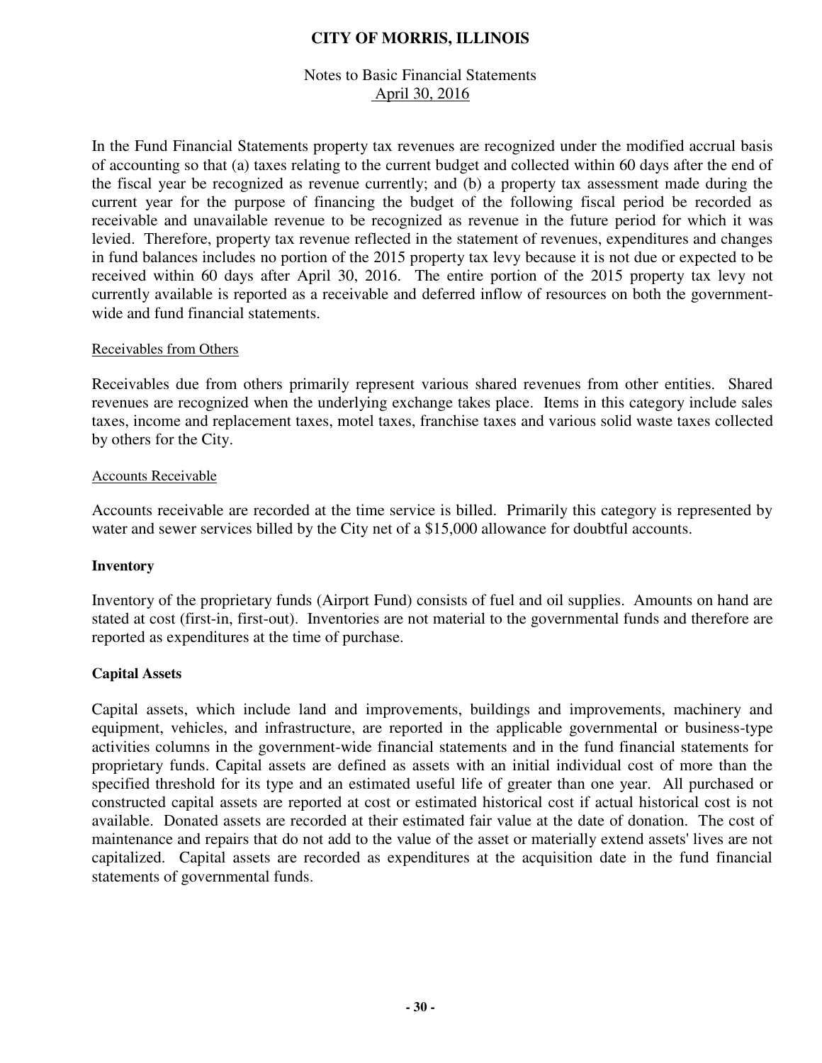In the Fund Financial Statements property tax revenues are recognized under the modified accrual basis of accounting so that (a) taxes relating to the current budget and collected within 60 days after the end of the fiscal year be recognized as revenue currently; and (b) a property tax assessment made during the current year for the purpose of financing the budget of the following fiscal period be recorded as receivable and unavailable revenue to be recognized as revenue in the future period for which it was levied. Therefore, property tax revenue reflected in the statement of revenues, expenditures and changes in fund balances includes no portion of the 2015 property tax levy because it is not due or expected to be received within 60 days after April 30, 2016. The entire portion of the 2015 property tax levy not currently available is reported as a receivable and deferred inflow of resources on both the government-wide and fund financial statements.

Receivables from Others

Receivables due from others primarily represent various shared revenues from other entities. Shared revenues are recognized when the underlying exchange takes place. Items in this category include sales taxes, income and replacement taxes, motel taxes, franchise taxes and various solid waste taxes collected by others for the City.

Accounts Receivable

Accounts receivable are recorded at the time service is billed. Primarily this category is represented by water and sewer services billed by the City net of a $15,000 allowance for doubtful accounts.

**Inventory**

Inventory of the proprietary funds (Airport Fund) consists of fuel and oil supplies. Amounts on hand are stated at cost (first-in, first-out). Inventories are not material to the governmental funds and therefore are reported as expenditures at the time of purchase.

**Capital Assets**

Capital assets, which include land and improvements, buildings and improvements, machinery and equipment, vehicles, and infrastructure, are reported in the applicable governmental or business-type activities columns in the government-wide financial statements and in the fund financial statements for proprietary funds. Capital assets are defined as assets with an initial individual cost of more than the specified threshold for its type and an estimated useful life of greater than one year. All purchased or constructed capital assets are reported at cost or estimated historical cost if actual historical cost is not available. Donated assets are recorded at their estimated fair value at the date of donation. The cost of maintenance and repairs that do not add to the value of the asset or materially extend assets' lives are not capitalized. Capital assets are recorded as expenditures at the acquisition date in the fund financial statements of governmental funds.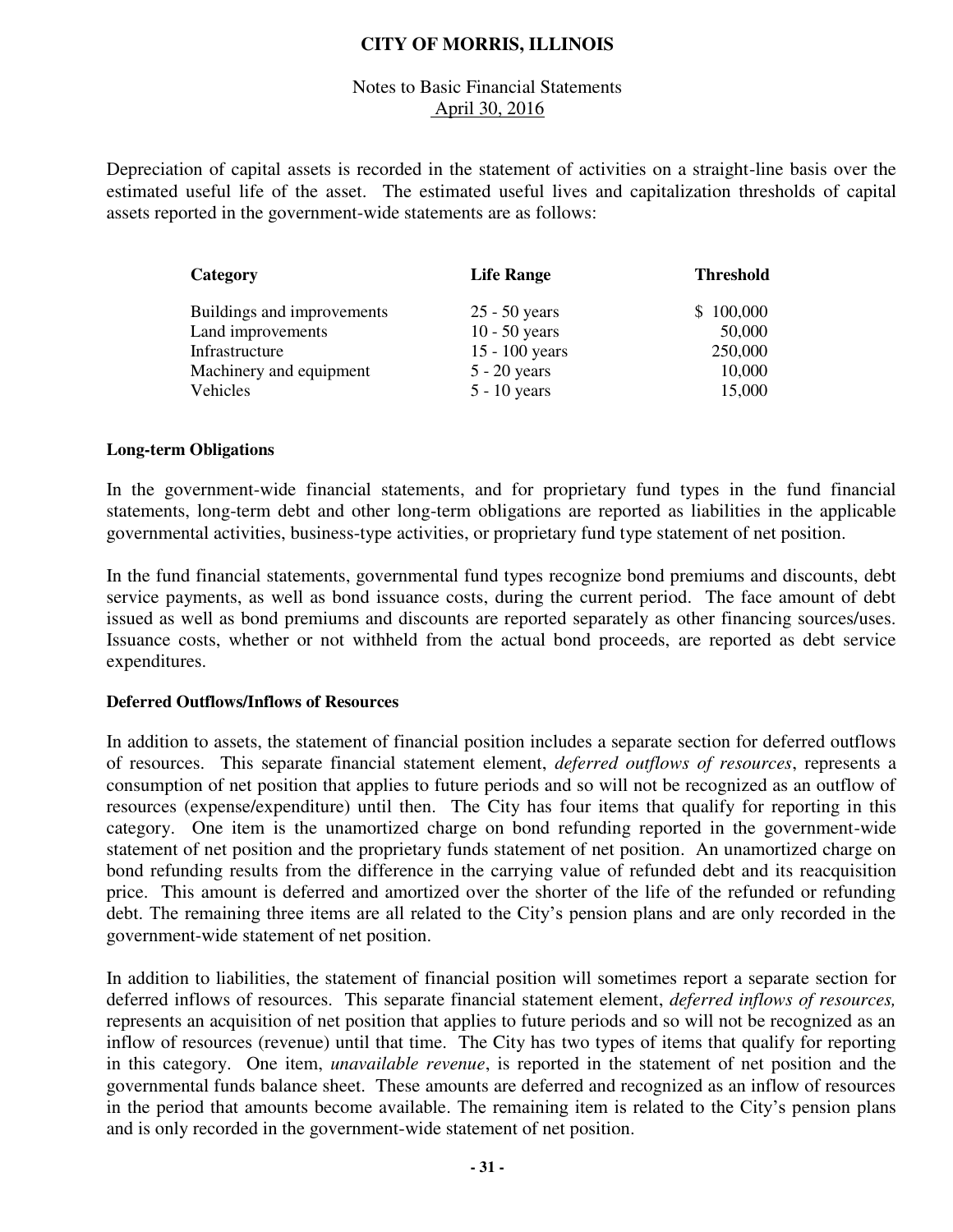Depreciation of capital assets is recorded in the statement of activities on a straight-line basis over the estimated useful life of the asset. The estimated useful lives and capitalization thresholds of capital assets reported in the government-wide statements are as follows:

| Category | Life Range | Threshold |
| --- | --- | --- |
| Buildings and improvements | 25 - 50 years | $ 100,000 |
| Land improvements | 10 - 50 years | 50,000 |
| Infrastructure | 15 - 100 years | 250,000 |
| Machinery and equipment | 5 - 20 years | 10,000 |
| Vehicles | 5 - 10 years | 15,000 |

**Long-term Obligations**

In the government-wide financial statements, and for proprietary fund types in the fund financial statements, long-term debt and other long-term obligations are reported as liabilities in the applicable governmental activities, business-type activities, or proprietary fund type statement of net position.

In the fund financial statements, governmental fund types recognize bond premiums and discounts, debt service payments, as well as bond issuance costs, during the current period. The face amount of debt issued as well as bond premiums and discounts are reported separately as other financing sources/uses. Issuance costs, whether or not withheld from the actual bond proceeds, are reported as debt service expenditures.

**Deferred Outflows/Inflows of Resources**

In addition to assets, the statement of financial position includes a separate section for deferred outflows of resources. This separate financial statement element, *deferred outflows of resources*, represents a consumption of net position that applies to future periods and so will not be recognized as an outflow of resources (expense/expenditure) until then. The City has four items that qualify for reporting in this category. One item is the unamortized charge on bond refunding reported in the government-wide statement of net position and the proprietary funds statement of net position. An unamortized charge on bond refunding results from the difference in the carrying value of refunded debt and its reacquisition price. This amount is deferred and amortized over the shorter of the life of the refunded or refunding debt. The remaining three items are all related to the City's pension plans and are only recorded in the government-wide statement of net position.

In addition to liabilities, the statement of financial position will sometimes report a separate section for deferred inflows of resources. This separate financial statement element, *deferred inflows of resources,* represents an acquisition of net position that applies to future periods and so will not be recognized as an inflow of resources (revenue) until that time. The City has two types of items that qualify for reporting in this category. One item, *unavailable revenue*, is reported in the statement of net position and the governmental funds balance sheet. These amounts are deferred and recognized as an inflow of resources in the period that amounts become available. The remaining item is related to the City's pension plans and is only recorded in the government-wide statement of net position.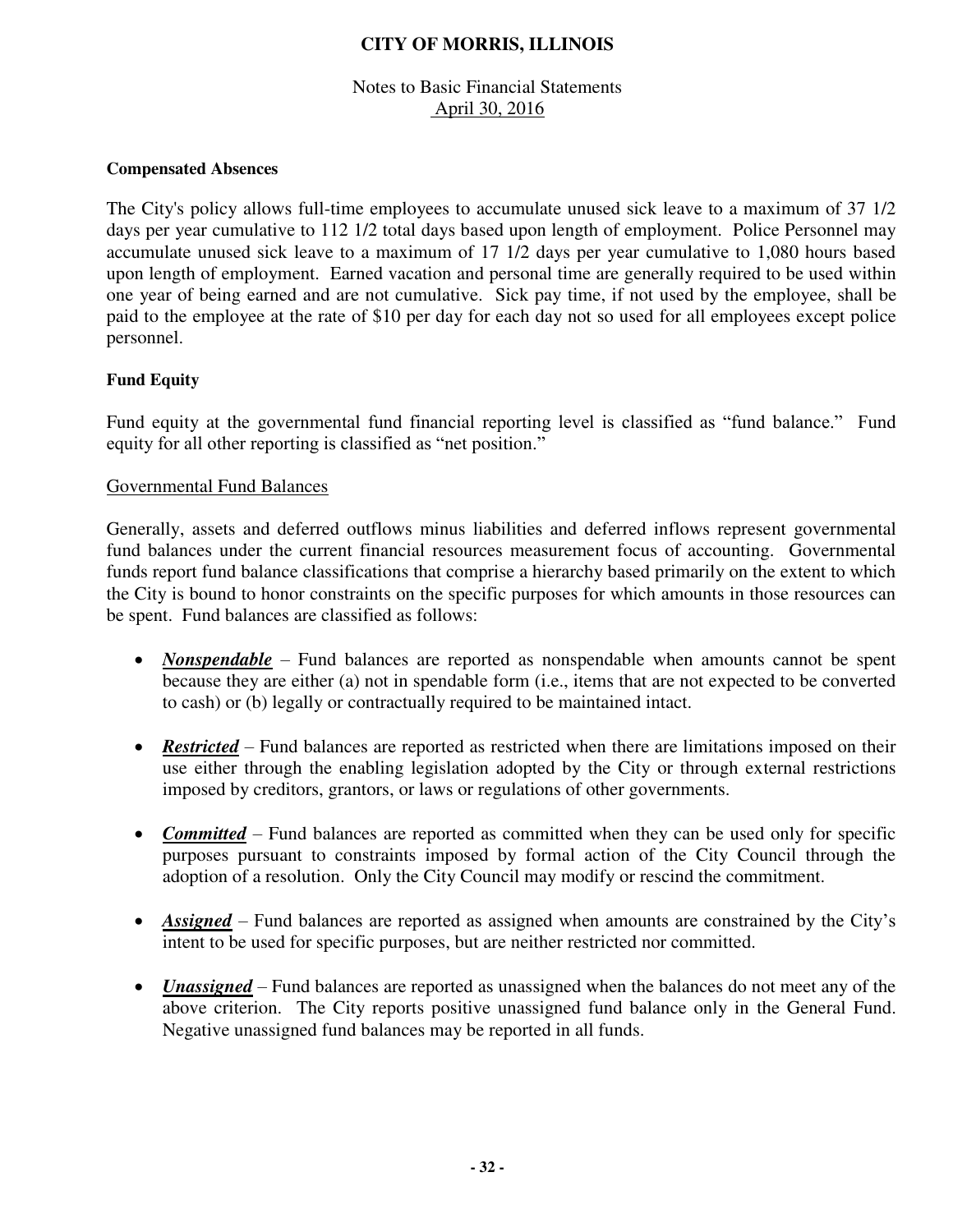**Compensated Absences**

The City's policy allows full-time employees to accumulate unused sick leave to a maximum of 37 1/2 days per year cumulative to 112 1/2 total days based upon length of employment. Police Personnel may accumulate unused sick leave to a maximum of 17 1/2 days per year cumulative to 1,080 hours based upon length of employment. Earned vacation and personal time are generally required to be used within one year of being earned and are not cumulative. Sick pay time, if not used by the employee, shall be paid to the employee at the rate of $10 per day for each day not so used for all employees except police personnel.

**Fund Equity**

Fund equity at the governmental fund financial reporting level is classified as "fund balance." Fund equity for all other reporting is classified as "net position."

Governmental Fund Balances

Generally, assets and deferred outflows minus liabilities and deferred inflows represent governmental fund balances under the current financial resources measurement focus of accounting. Governmental funds report fund balance classifications that comprise a hierarchy based primarily on the extent to which the City is bound to honor constraints on the specific purposes for which amounts in those resources can be spent. Fund balances are classified as follows:

- ***Nonspendable*** – Fund balances are reported as nonspendable when amounts cannot be spent because they are either (a) not in spendable form (i.e., items that are not expected to be converted to cash) or (b) legally or contractually required to be maintained intact.

- ***Restricted*** – Fund balances are reported as restricted when there are limitations imposed on their use either through the enabling legislation adopted by the City or through external restrictions imposed by creditors, grantors, or laws or regulations of other governments.

- ***Committed*** – Fund balances are reported as committed when they can be used only for specific purposes pursuant to constraints imposed by formal action of the City Council through the adoption of a resolution. Only the City Council may modify or rescind the commitment.

- ***Assigned*** – Fund balances are reported as assigned when amounts are constrained by the City's intent to be used for specific purposes, but are neither restricted nor committed.

- ***Unassigned*** – Fund balances are reported as unassigned when the balances do not meet any of the above criterion. The City reports positive unassigned fund balance only in the General Fund. Negative unassigned fund balances may be reported in all funds.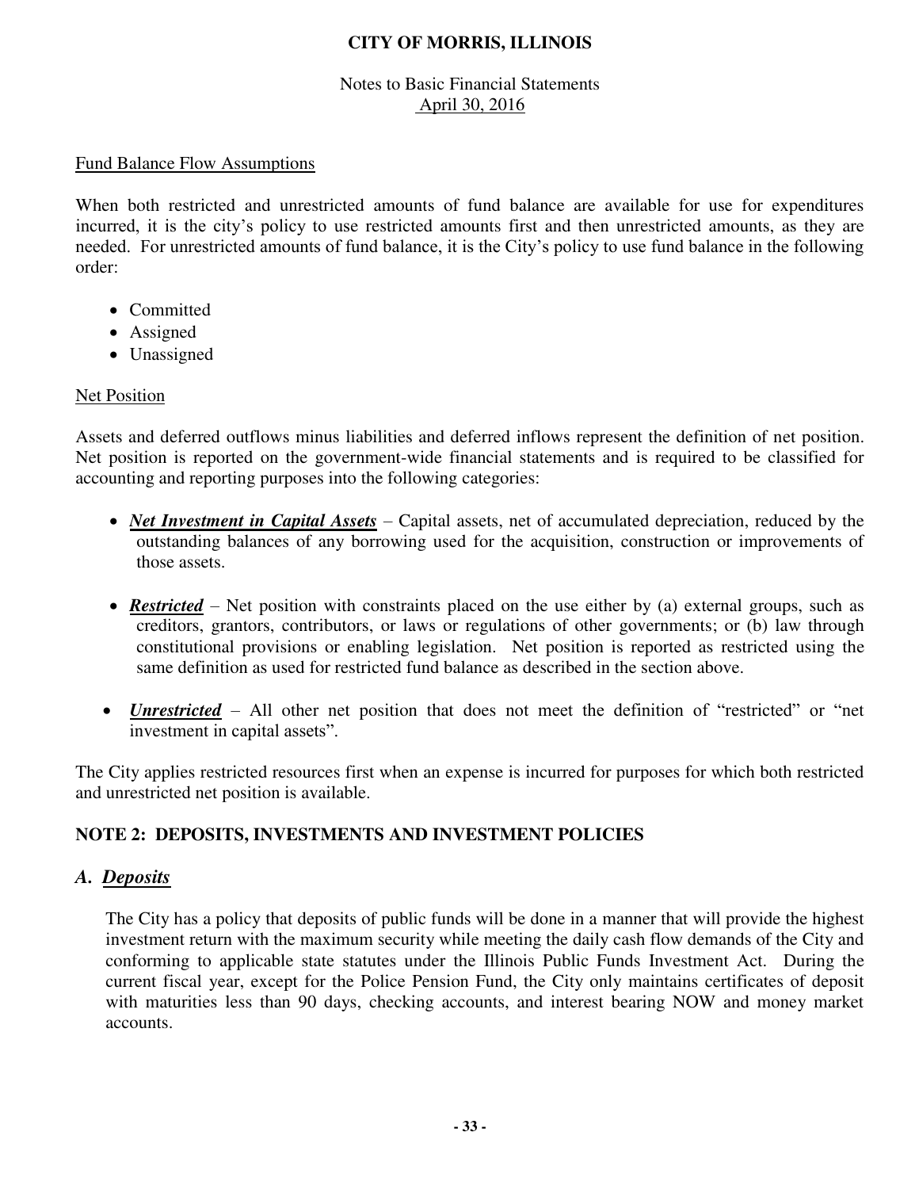Fund Balance Flow Assumptions

When both restricted and unrestricted amounts of fund balance are available for use for expenditures incurred, it is the city's policy to use restricted amounts first and then unrestricted amounts, as they are needed. For unrestricted amounts of fund balance, it is the City's policy to use fund balance in the following order:

- Committed
- Assigned
- Unassigned

Net Position

Assets and deferred outflows minus liabilities and deferred inflows represent the definition of net position. Net position is reported on the government-wide financial statements and is required to be classified for accounting and reporting purposes into the following categories:

- ***Net Investment in Capital Assets*** – Capital assets, net of accumulated depreciation, reduced by the outstanding balances of any borrowing used for the acquisition, construction or improvements of those assets.

- ***Restricted*** – Net position with constraints placed on the use either by (a) external groups, such as creditors, grantors, contributors, or laws or regulations of other governments; or (b) law through constitutional provisions or enabling legislation. Net position is reported as restricted using the same definition as used for restricted fund balance as described in the section above.

- ***Unrestricted*** – All other net position that does not meet the definition of "restricted" or "net investment in capital assets".

The City applies restricted resources first when an expense is incurred for purposes for which both restricted and unrestricted net position is available.

## NOTE 2: DEPOSITS, INVESTMENTS AND INVESTMENT POLICIES

### A. *Deposits*

The City has a policy that deposits of public funds will be done in a manner that will provide the highest investment return with the maximum security while meeting the daily cash flow demands of the City and conforming to applicable state statutes under the Illinois Public Funds Investment Act. During the current fiscal year, except for the Police Pension Fund, the City only maintains certificates of deposit with maturities less than 90 days, checking accounts, and interest bearing NOW and money market accounts.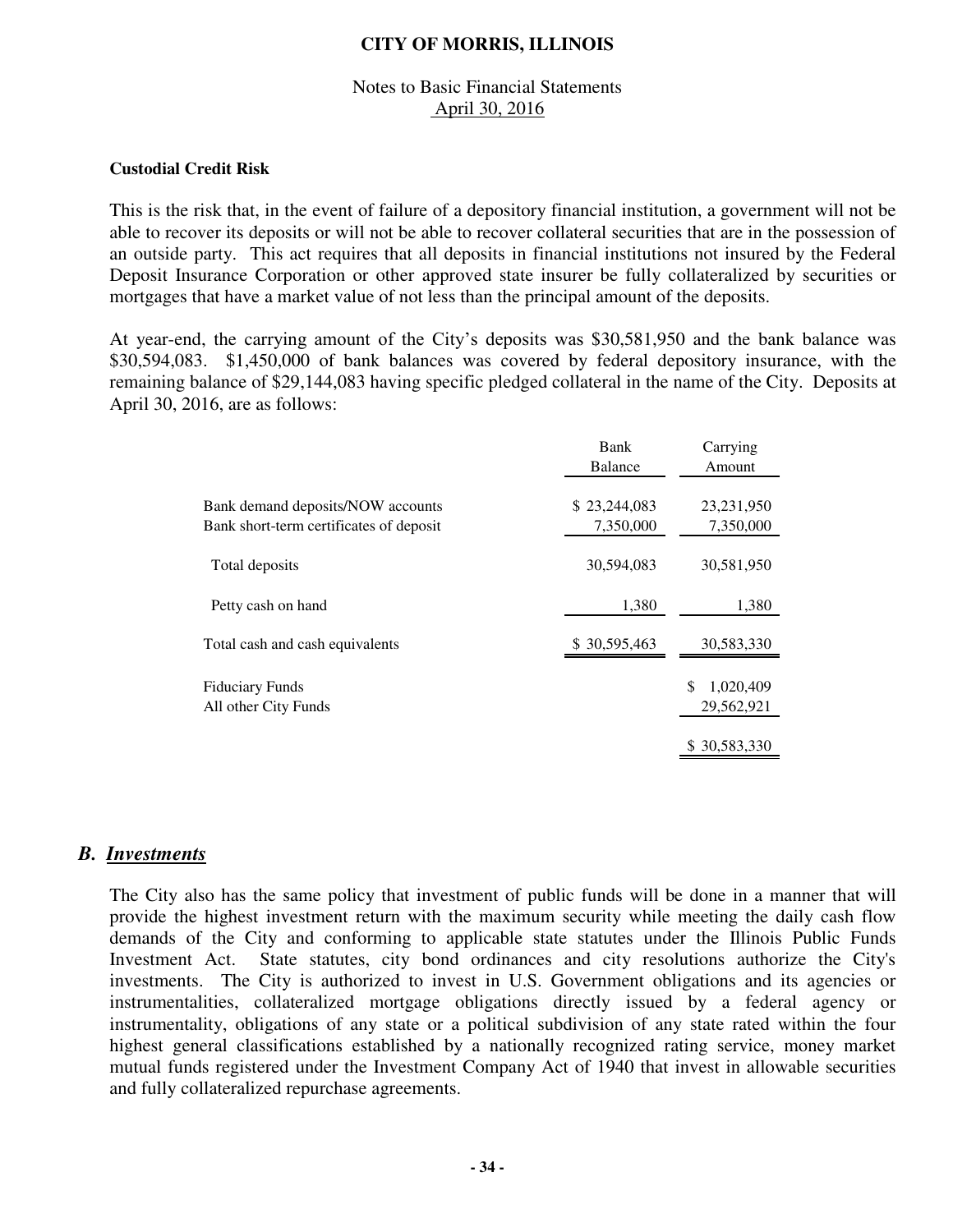**Custodial Credit Risk**

This is the risk that, in the event of failure of a depository financial institution, a government will not be able to recover its deposits or will not be able to recover collateral securities that are in the possession of an outside party. This act requires that all deposits in financial institutions not insured by the Federal Deposit Insurance Corporation or other approved state insurer be fully collateralized by securities or mortgages that have a market value of not less than the principal amount of the deposits.

At year-end, the carrying amount of the City's deposits was $30,581,950 and the bank balance was $30,594,083. $1,450,000 of bank balances was covered by federal depository insurance, with the remaining balance of $29,144,083 having specific pledged collateral in the name of the City. Deposits at April 30, 2016, are as follows:

| | Bank Balance | Carrying Amount |
|---|---|---|
| Bank demand deposits/NOW accounts | $ 23,244,083 | 23,231,950 |
| Bank short-term certificates of deposit | 7,350,000 | 7,350,000 |
| Total deposits | 30,594,083 | 30,581,950 |
| Petty cash on hand | 1,380 | 1,380 |
| Total cash and cash equivalents | $ 30,595,463 | 30,583,330 |
| Fiduciary Funds | | $ 1,020,409 |
| All other City Funds | | 29,562,921 |
| | | $ 30,583,330 |

## *B. Investments*

The City also has the same policy that investment of public funds will be done in a manner that will provide the highest investment return with the maximum security while meeting the daily cash flow demands of the City and conforming to applicable state statutes under the Illinois Public Funds Investment Act. State statutes, city bond ordinances and city resolutions authorize the City's investments. The City is authorized to invest in U.S. Government obligations and its agencies or instrumentalities, collateralized mortgage obligations directly issued by a federal agency or instrumentality, obligations of any state or a political subdivision of any state rated within the four highest general classifications established by a nationally recognized rating service, money market mutual funds registered under the Investment Company Act of 1940 that invest in allowable securities and fully collateralized repurchase agreements.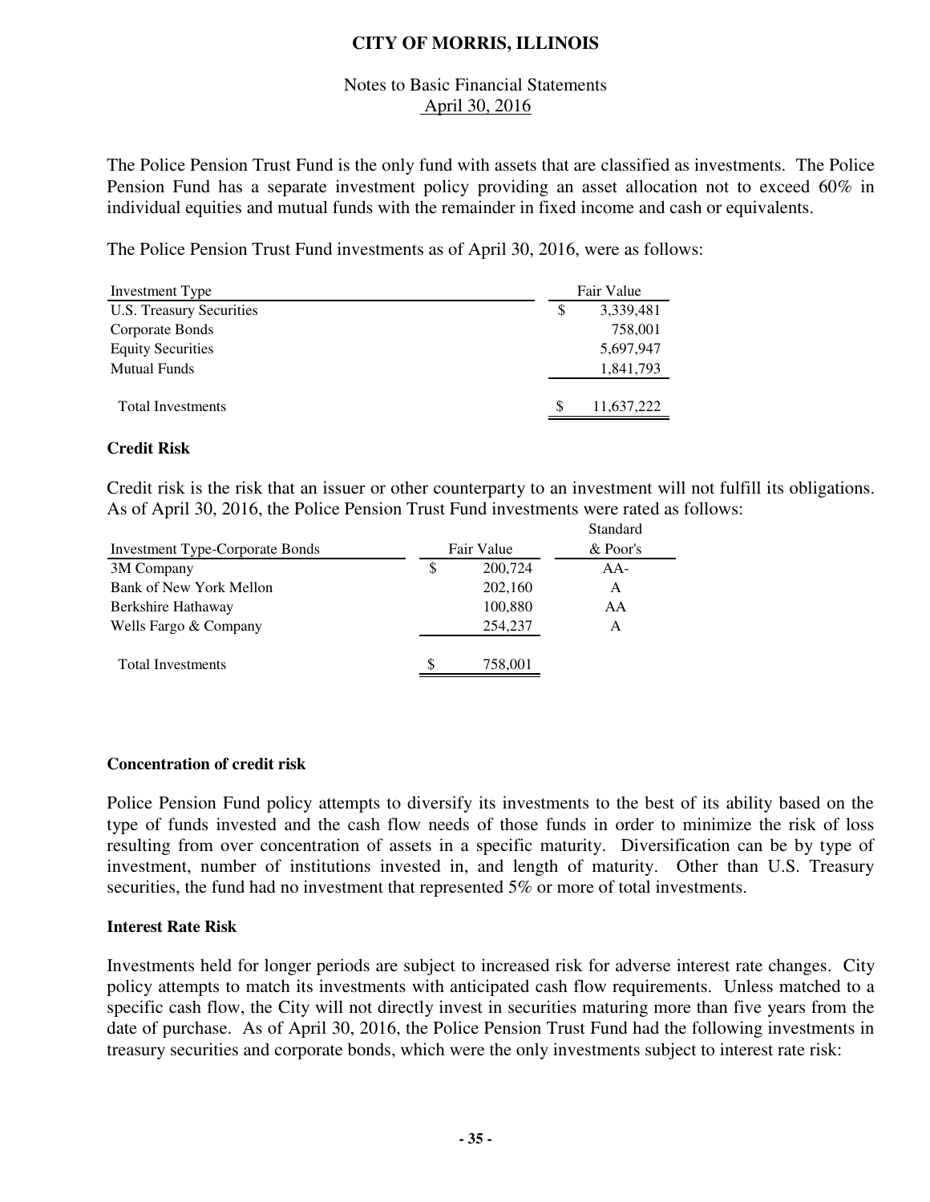The Police Pension Trust Fund is the only fund with assets that are classified as investments. The Police Pension Fund has a separate investment policy providing an asset allocation not to exceed 60% in individual equities and mutual funds with the remainder in fixed income and cash or equivalents.

The Police Pension Trust Fund investments as of April 30, 2016, were as follows:

| Investment Type | Fair Value |
|---|---|
| U.S. Treasury Securities | $ 3,339,481 |
| Corporate Bonds | 758,001 |
| Equity Securities | 5,697,947 |
| Mutual Funds | 1,841,793 |
| Total Investments | $ 11,637,222 |

### Credit Risk

Credit risk is the risk that an issuer or other counterparty to an investment will not fulfill its obligations. As of April 30, 2016, the Police Pension Trust Fund investments were rated as follows:

| Investment Type-Corporate Bonds | Fair Value | Standard & Poor's |
|---|---|---|
| 3M Company | $ 200,724 | AA- |
| Bank of New York Mellon | 202,160 | A |
| Berkshire Hathaway | 100,880 | AA |
| Wells Fargo & Company | 254,237 | A |
| Total Investments | $ 758,001 | |

### Concentration of credit risk

Police Pension Fund policy attempts to diversify its investments to the best of its ability based on the type of funds invested and the cash flow needs of those funds in order to minimize the risk of loss resulting from over concentration of assets in a specific maturity. Diversification can be by type of investment, number of institutions invested in, and length of maturity. Other than U.S. Treasury securities, the fund had no investment that represented 5% or more of total investments.

### Interest Rate Risk

Investments held for longer periods are subject to increased risk for adverse interest rate changes. City policy attempts to match its investments with anticipated cash flow requirements. Unless matched to a specific cash flow, the City will not directly invest in securities maturing more than five years from the date of purchase. As of April 30, 2016, the Police Pension Trust Fund had the following investments in treasury securities and corporate bonds, which were the only investments subject to interest rate risk: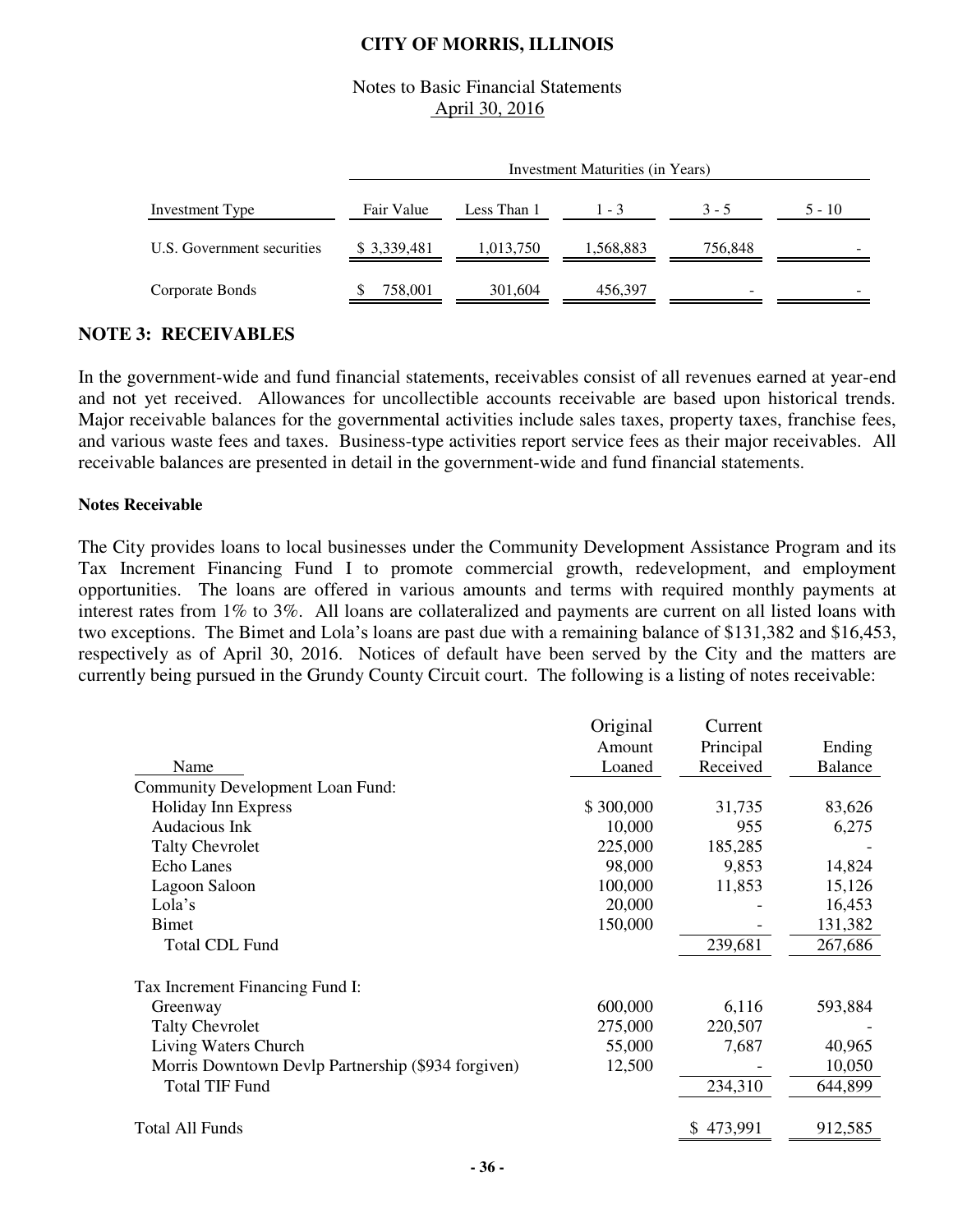| | | Investment Maturities (in Years) | | | |
|---|---|---|---|---|---|
| Investment Type | Fair Value | Less Than 1 | 1 - 3 | 3 - 5 | 5 - 10 |
| U.S. Government securities | $ 3,339,481 | 1,013,750 | 1,568,883 | 756,848 | - |
| Corporate Bonds | $ 758,001 | 301,604 | 456,397 | - | - |

## NOTE 3: RECEIVABLES

In the government-wide and fund financial statements, receivables consist of all revenues earned at year-end and not yet received. Allowances for uncollectible accounts receivable are based upon historical trends. Major receivable balances for the governmental activities include sales taxes, property taxes, franchise fees, and various waste fees and taxes. Business-type activities report service fees as their major receivables. All receivable balances are presented in detail in the government-wide and fund financial statements.

**Notes Receivable**

The City provides loans to local businesses under the Community Development Assistance Program and its Tax Increment Financing Fund I to promote commercial growth, redevelopment, and employment opportunities. The loans are offered in various amounts and terms with required monthly payments at interest rates from 1% to 3%. All loans are collateralized and payments are current on all listed loans with two exceptions. The Bimet and Lola's loans are past due with a remaining balance of $131,382 and $16,453, respectively as of April 30, 2016. Notices of default have been served by the City and the matters are currently being pursued in the Grundy County Circuit court. The following is a listing of notes receivable:

| Name | Original Amount Loaned | Current Principal Received | Ending Balance |
|---|---|---|---|
| Community Development Loan Fund: | | | |
| Holiday Inn Express | $ 300,000 | 31,735 | 83,626 |
| Audacious Ink | 10,000 | 955 | 6,275 |
| Talty Chevrolet | 225,000 | 185,285 | - |
| Echo Lanes | 98,000 | 9,853 | 14,824 |
| Lagoon Saloon | 100,000 | 11,853 | 15,126 |
| Lola's | 20,000 | - | 16,453 |
| Bimet | 150,000 | - | 131,382 |
| Total CDL Fund | | 239,681 | 267,686 |
| Tax Increment Financing Fund I: | | | |
| Greenway | 600,000 | 6,116 | 593,884 |
| Talty Chevrolet | 275,000 | 220,507 | - |
| Living Waters Church | 55,000 | 7,687 | 40,965 |
| Morris Downtown Devlp Partnership ($934 forgiven) | 12,500 | - | 10,050 |
| Total TIF Fund | | 234,310 | 644,899 |
| Total All Funds | | $ 473,991 | 912,585 |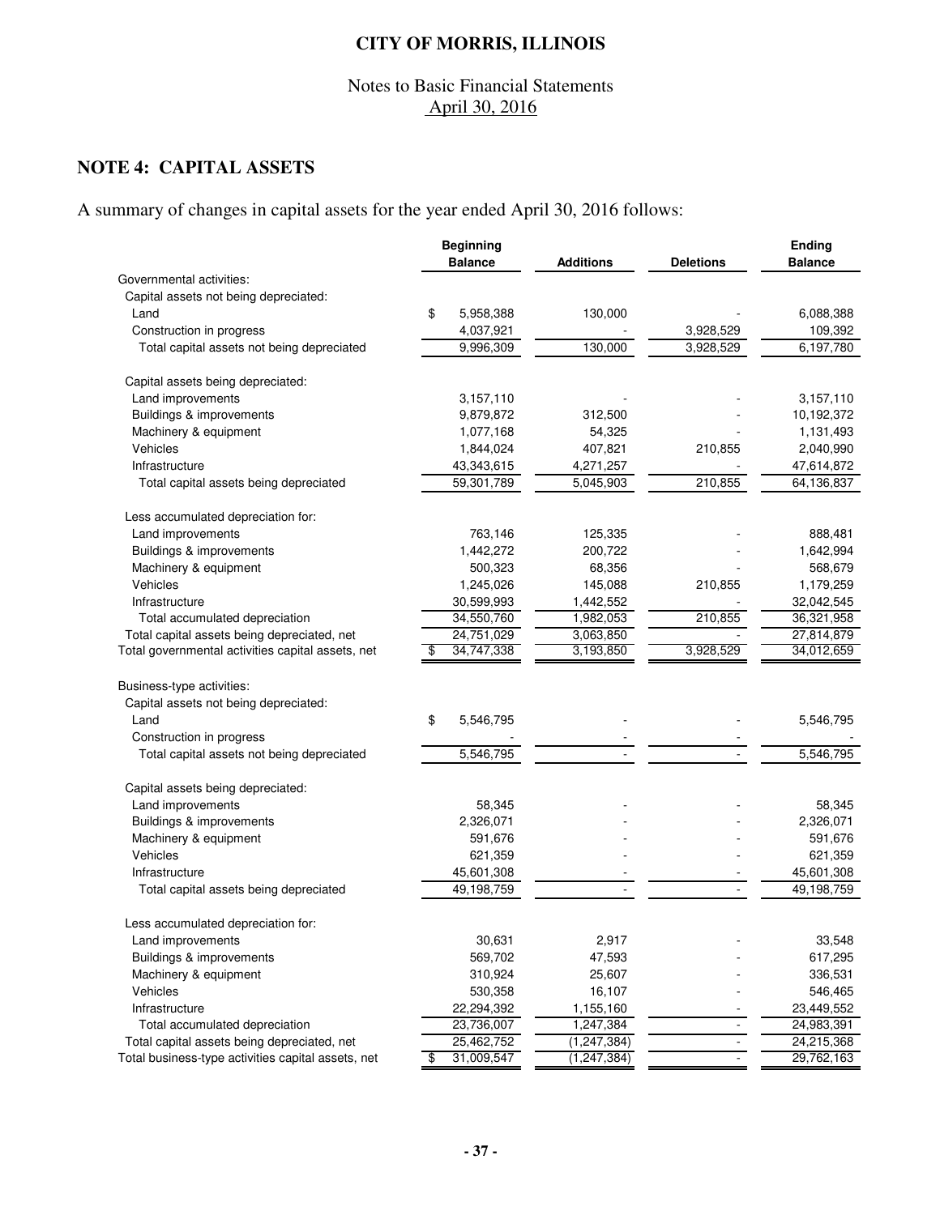# CITY OF MORRIS, ILLINOIS

Notes to Basic Financial Statements
April 30, 2016

## NOTE 4: CAPITAL ASSETS

A summary of changes in capital assets for the year ended April 30, 2016 follows:

| | Beginning Balance | Additions | Deletions | Ending Balance |
|---|---|---|---|---|
| Governmental activities: | | | | |
| Capital assets not being depreciated: | | | | |
| Land | $ 5,958,388 | 130,000 | - | 6,088,388 |
| Construction in progress | 4,037,921 | - | 3,928,529 | 109,392 |
| Total capital assets not being depreciated | 9,996,309 | 130,000 | 3,928,529 | 6,197,780 |
| Capital assets being depreciated: | | | | |
| Land improvements | 3,157,110 | - | - | 3,157,110 |
| Buildings & improvements | 9,879,872 | 312,500 | - | 10,192,372 |
| Machinery & equipment | 1,077,168 | 54,325 | - | 1,131,493 |
| Vehicles | 1,844,024 | 407,821 | 210,855 | 2,040,990 |
| Infrastructure | 43,343,615 | 4,271,257 | - | 47,614,872 |
| Total capital assets being depreciated | 59,301,789 | 5,045,903 | 210,855 | 64,136,837 |
| Less accumulated depreciation for: | | | | |
| Land improvements | 763,146 | 125,335 | - | 888,481 |
| Buildings & improvements | 1,442,272 | 200,722 | - | 1,642,994 |
| Machinery & equipment | 500,323 | 68,356 | - | 568,679 |
| Vehicles | 1,245,026 | 145,088 | 210,855 | 1,179,259 |
| Infrastructure | 30,599,993 | 1,442,552 | - | 32,042,545 |
| Total accumulated depreciation | 34,550,760 | 1,982,053 | 210,855 | 36,321,958 |
| Total capital assets being depreciated, net | 24,751,029 | 3,063,850 | - | 27,814,879 |
| Total governmental activities capital assets, net | $ 34,747,338 | 3,193,850 | 3,928,529 | 34,012,659 |
| Business-type activities: | | | | |
| Capital assets not being depreciated: | | | | |
| Land | $ 5,546,795 | - | - | 5,546,795 |
| Construction in progress | - | - | - | - |
| Total capital assets not being depreciated | 5,546,795 | - | - | 5,546,795 |
| Capital assets being depreciated: | | | | |
| Land improvements | 58,345 | - | - | 58,345 |
| Buildings & improvements | 2,326,071 | - | - | 2,326,071 |
| Machinery & equipment | 591,676 | - | - | 591,676 |
| Vehicles | 621,359 | - | - | 621,359 |
| Infrastructure | 45,601,308 | - | - | 45,601,308 |
| Total capital assets being depreciated | 49,198,759 | - | - | 49,198,759 |
| Less accumulated depreciation for: | | | | |
| Land improvements | 30,631 | 2,917 | - | 33,548 |
| Buildings & improvements | 569,702 | 47,593 | - | 617,295 |
| Machinery & equipment | 310,924 | 25,607 | - | 336,531 |
| Vehicles | 530,358 | 16,107 | - | 546,465 |
| Infrastructure | 22,294,392 | 1,155,160 | - | 23,449,552 |
| Total accumulated depreciation | 23,736,007 | 1,247,384 | - | 24,983,391 |
| Total capital assets being depreciated, net | 25,462,752 | (1,247,384) | - | 24,215,368 |
| Total business-type activities capital assets, net | $ 31,009,547 | (1,247,384) | - | 29,762,163 |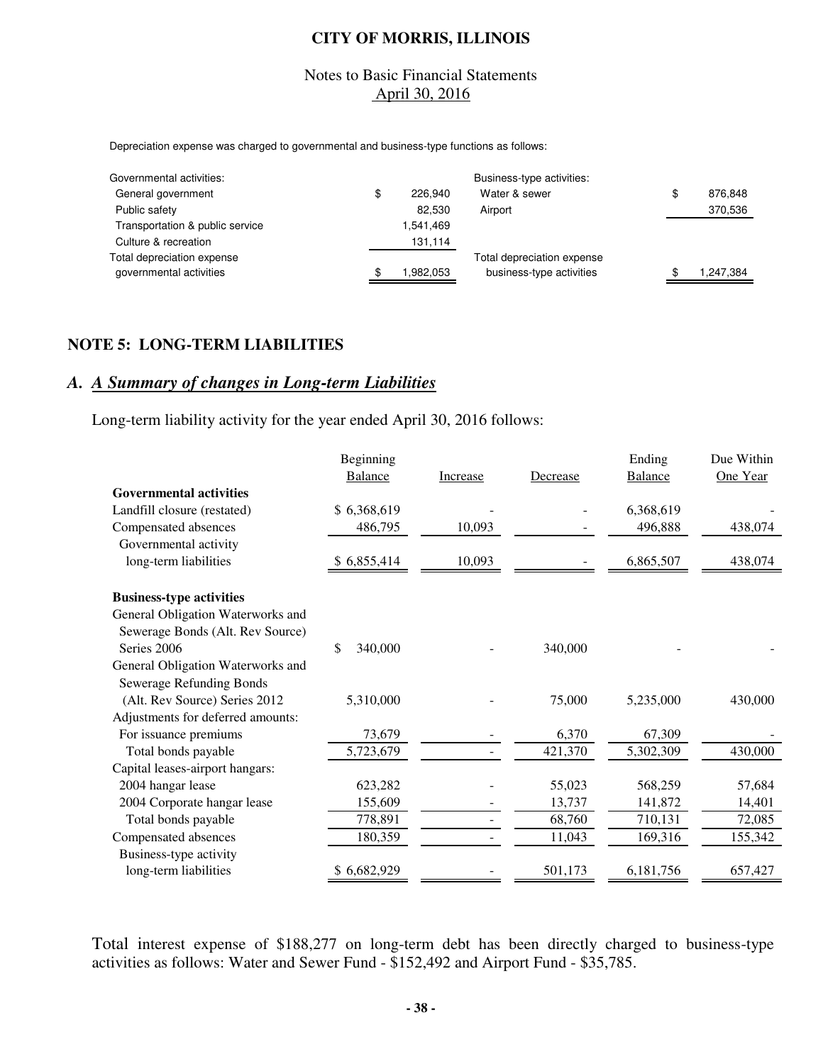Depreciation expense was charged to governmental and business-type functions as follows:

| Governmental activities: | | Business-type activities: | |
|---|---|---|---|
| General government | $ 226,940 | Water & sewer | $ 876,848 |
| Public safety | 82,530 | Airport | 370,536 |
| Transportation & public service | 1,541,469 | | |
| Culture & recreation | 131,114 | | |
| Total depreciation expense governmental activities | $ 1,982,053 | Total depreciation expense business-type activities | $ 1,247,384 |

## NOTE 5: LONG-TERM LIABILITIES

### A. *A Summary of changes in Long-term Liabilities*

Long-term liability activity for the year ended April 30, 2016 follows:

| | Beginning Balance | Increase | Decrease | Ending Balance | Due Within One Year |
|---|---|---|---|---|---|
| **Governmental activities** | | | | | |
| Landfill closure (restated) | $ 6,368,619 | - | - | 6,368,619 | - |
| Compensated absences | 486,795 | 10,093 | - | 496,888 | 438,074 |
| Governmental activity long-term liabilities | $ 6,855,414 | 10,093 | - | 6,865,507 | 438,074 |
| **Business-type activities** | | | | | |
| General Obligation Waterworks and Sewerage Bonds (Alt. Rev Source) Series 2006 | $ 340,000 | - | 340,000 | - | - |
| General Obligation Waterworks and Sewerage Refunding Bonds (Alt. Rev Source) Series 2012 | 5,310,000 | - | 75,000 | 5,235,000 | 430,000 |
| Adjustments for deferred amounts: | | | | | |
| For issuance premiums | 73,679 | - | 6,370 | 67,309 | - |
| Total bonds payable | 5,723,679 | - | 421,370 | 5,302,309 | 430,000 |
| Capital leases-airport hangars: | | | | | |
| 2004 hangar lease | 623,282 | - | 55,023 | 568,259 | 57,684 |
| 2004 Corporate hangar lease | 155,609 | - | 13,737 | 141,872 | 14,401 |
| Total bonds payable | 778,891 | - | 68,760 | 710,131 | 72,085 |
| Compensated absences | 180,359 | - | 11,043 | 169,316 | 155,342 |
| Business-type activity long-term liabilities | $ 6,682,929 | - | 501,173 | 6,181,756 | 657,427 |

Total interest expense of $188,277 on long-term debt has been directly charged to business-type activities as follows: Water and Sewer Fund - $152,492 and Airport Fund - $35,785.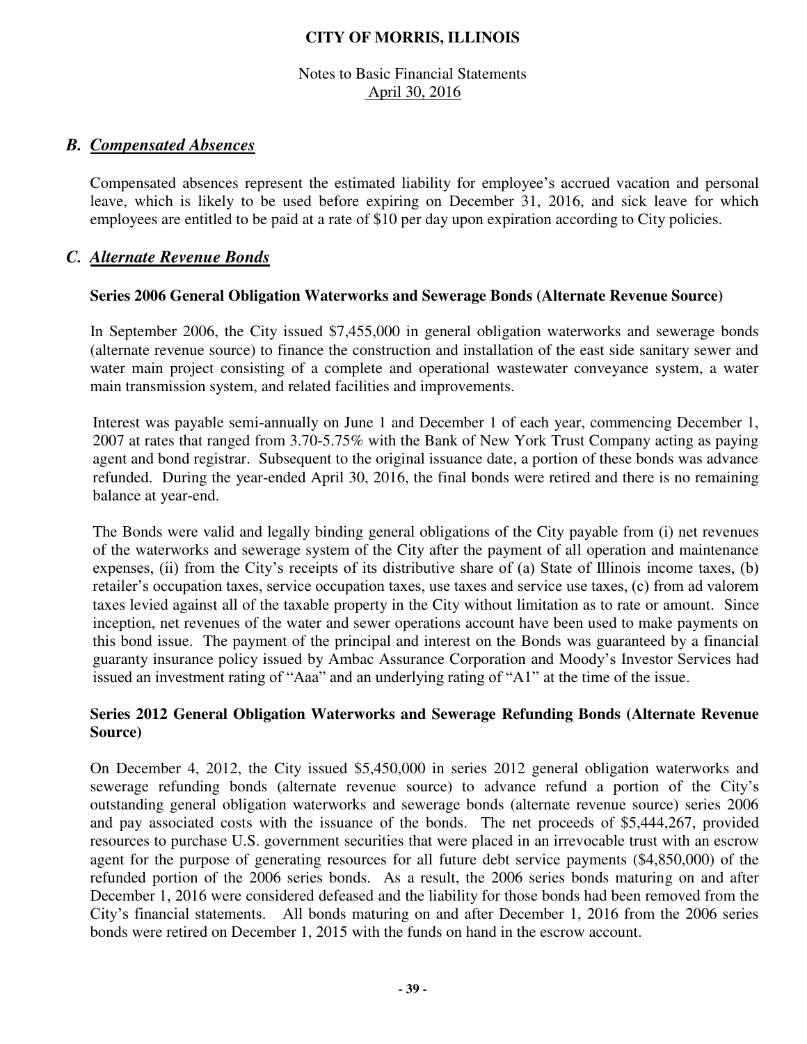## *B. Compensated Absences*

Compensated absences represent the estimated liability for employee's accrued vacation and personal leave, which is likely to be used before expiring on December 31, 2016, and sick leave for which employees are entitled to be paid at a rate of $10 per day upon expiration according to City policies.

## *C. Alternate Revenue Bonds*

**Series 2006 General Obligation Waterworks and Sewerage Bonds (Alternate Revenue Source)**

In September 2006, the City issued $7,455,000 in general obligation waterworks and sewerage bonds (alternate revenue source) to finance the construction and installation of the east side sanitary sewer and water main project consisting of a complete and operational wastewater conveyance system, a water main transmission system, and related facilities and improvements.

Interest was payable semi-annually on June 1 and December 1 of each year, commencing December 1, 2007 at rates that ranged from 3.70-5.75% with the Bank of New York Trust Company acting as paying agent and bond registrar. Subsequent to the original issuance date, a portion of these bonds was advance refunded. During the year-ended April 30, 2016, the final bonds were retired and there is no remaining balance at year-end.

The Bonds were valid and legally binding general obligations of the City payable from (i) net revenues of the waterworks and sewerage system of the City after the payment of all operation and maintenance expenses, (ii) from the City's receipts of its distributive share of (a) State of Illinois income taxes, (b) retailer's occupation taxes, service occupation taxes, use taxes and service use taxes, (c) from ad valorem taxes levied against all of the taxable property in the City without limitation as to rate or amount. Since inception, net revenues of the water and sewer operations account have been used to make payments on this bond issue. The payment of the principal and interest on the Bonds was guaranteed by a financial guaranty insurance policy issued by Ambac Assurance Corporation and Moody's Investor Services had issued an investment rating of "Aaa" and an underlying rating of "A1" at the time of the issue.

**Series 2012 General Obligation Waterworks and Sewerage Refunding Bonds (Alternate Revenue Source)**

On December 4, 2012, the City issued $5,450,000 in series 2012 general obligation waterworks and sewerage refunding bonds (alternate revenue source) to advance refund a portion of the City's outstanding general obligation waterworks and sewerage bonds (alternate revenue source) series 2006 and pay associated costs with the issuance of the bonds. The net proceeds of $5,444,267, provided resources to purchase U.S. government securities that were placed in an irrevocable trust with an escrow agent for the purpose of generating resources for all future debt service payments ($4,850,000) of the refunded portion of the 2006 series bonds. As a result, the 2006 series bonds maturing on and after December 1, 2016 were considered defeased and the liability for those bonds had been removed from the City's financial statements. All bonds maturing on and after December 1, 2016 from the 2006 series bonds were retired on December 1, 2015 with the funds on hand in the escrow account.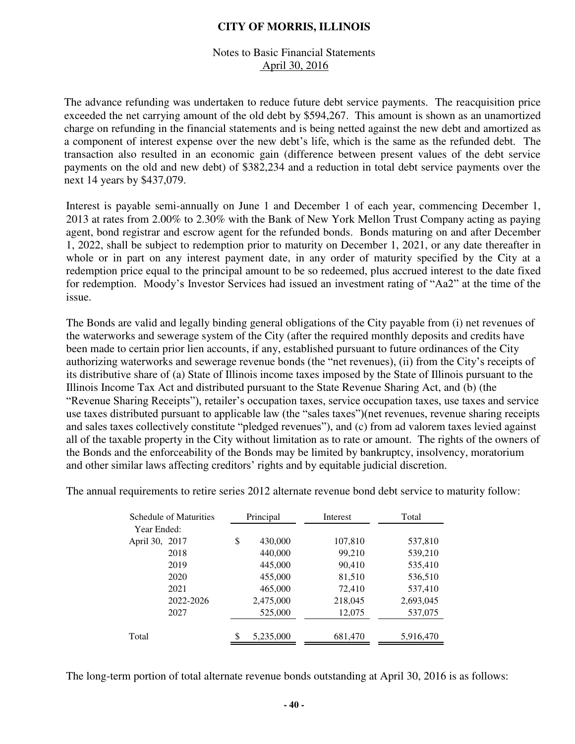The advance refunding was undertaken to reduce future debt service payments. The reacquisition price exceeded the net carrying amount of the old debt by $594,267. This amount is shown as an unamortized charge on refunding in the financial statements and is being netted against the new debt and amortized as a component of interest expense over the new debt's life, which is the same as the refunded debt. The transaction also resulted in an economic gain (difference between present values of the debt service payments on the old and new debt) of $382,234 and a reduction in total debt service payments over the next 14 years by $437,079.

Interest is payable semi-annually on June 1 and December 1 of each year, commencing December 1, 2013 at rates from 2.00% to 2.30% with the Bank of New York Mellon Trust Company acting as paying agent, bond registrar and escrow agent for the refunded bonds. Bonds maturing on and after December 1, 2022, shall be subject to redemption prior to maturity on December 1, 2021, or any date thereafter in whole or in part on any interest payment date, in any order of maturity specified by the City at a redemption price equal to the principal amount to be so redeemed, plus accrued interest to the date fixed for redemption. Moody's Investor Services had issued an investment rating of "Aa2" at the time of the issue.

The Bonds are valid and legally binding general obligations of the City payable from (i) net revenues of the waterworks and sewerage system of the City (after the required monthly deposits and credits have been made to certain prior lien accounts, if any, established pursuant to future ordinances of the City authorizing waterworks and sewerage revenue bonds (the "net revenues), (ii) from the City's receipts of its distributive share of (a) State of Illinois income taxes imposed by the State of Illinois pursuant to the Illinois Income Tax Act and distributed pursuant to the State Revenue Sharing Act, and (b) (the "Revenue Sharing Receipts"), retailer's occupation taxes, service occupation taxes, use taxes and service use taxes distributed pursuant to applicable law (the "sales taxes")(net revenues, revenue sharing receipts and sales taxes collectively constitute "pledged revenues"), and (c) from ad valorem taxes levied against all of the taxable property in the City without limitation as to rate or amount. The rights of the owners of the Bonds and the enforceability of the Bonds may be limited by bankruptcy, insolvency, moratorium and other similar laws affecting creditors' rights and by equitable judicial discretion.

The annual requirements to retire series 2012 alternate revenue bond debt service to maturity follow:

| Schedule of Maturities Year Ended: | Principal | Interest | Total |
|---|---|---|---|
| April 30, 2017 | $ 430,000 | 107,810 | 537,810 |
| 2018 | 440,000 | 99,210 | 539,210 |
| 2019 | 445,000 | 90,410 | 535,410 |
| 2020 | 455,000 | 81,510 | 536,510 |
| 2021 | 465,000 | 72,410 | 537,410 |
| 2022-2026 | 2,475,000 | 218,045 | 2,693,045 |
| 2027 | 525,000 | 12,075 | 537,075 |
| Total | $ 5,235,000 | 681,470 | 5,916,470 |

The long-term portion of total alternate revenue bonds outstanding at April 30, 2016 is as follows: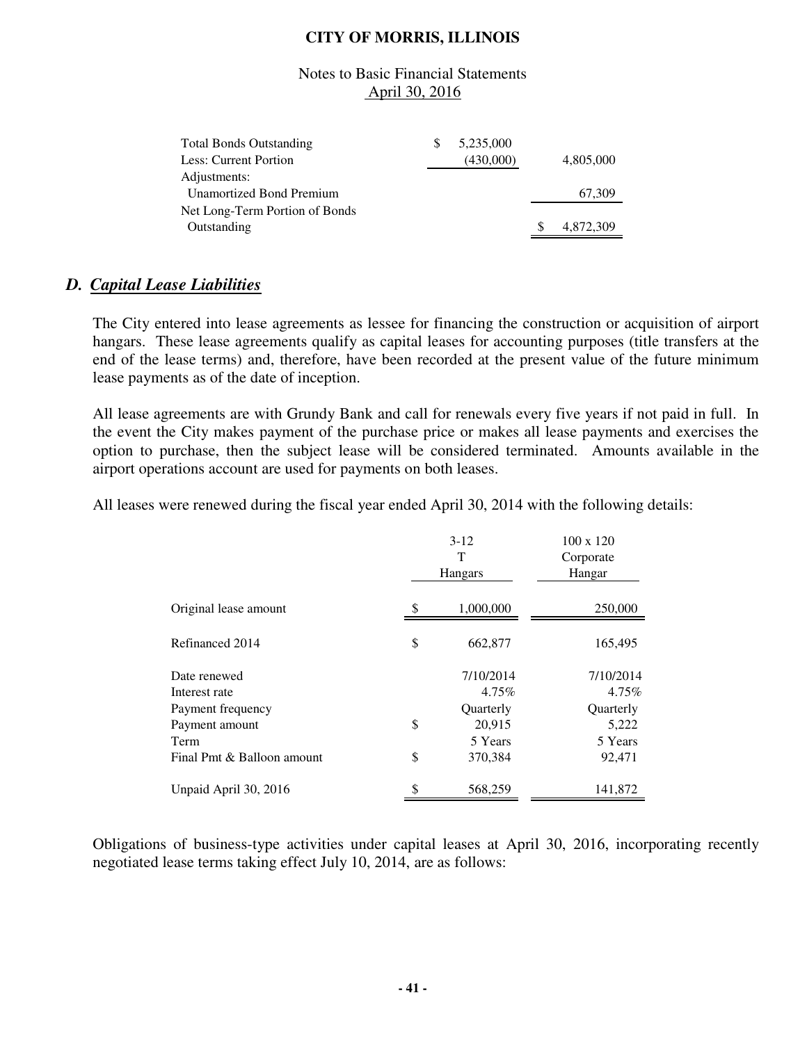| | | |
|---|---|---|
| Total Bonds Outstanding | $ 5,235,000 | |
| Less: Current Portion | (430,000) | 4,805,000 |
| Adjustments: | | |
| Unamortized Bond Premium | | 67,309 |
| Net Long-Term Portion of Bonds Outstanding | | $ 4,872,309 |

## *D. Capital Lease Liabilities*

The City entered into lease agreements as lessee for financing the construction or acquisition of airport hangars. These lease agreements qualify as capital leases for accounting purposes (title transfers at the end of the lease terms) and, therefore, have been recorded at the present value of the future minimum lease payments as of the date of inception.

All lease agreements are with Grundy Bank and call for renewals every five years if not paid in full. In the event the City makes payment of the purchase price or makes all lease payments and exercises the option to purchase, then the subject lease will be considered terminated. Amounts available in the airport operations account are used for payments on both leases.

All leases were renewed during the fiscal year ended April 30, 2014 with the following details:

| | 3-12 T Hangars | 100 x 120 Corporate Hangar |
|---|---|---|
| Original lease amount | $ 1,000,000 | 250,000 |
| Refinanced 2014 | $ 662,877 | 165,495 |
| Date renewed | 7/10/2014 | 7/10/2014 |
| Interest rate | 4.75% | 4.75% |
| Payment frequency | Quarterly | Quarterly |
| Payment amount | $ 20,915 | 5,222 |
| Term | 5 Years | 5 Years |
| Final Pmt & Balloon amount | $ 370,384 | 92,471 |
| Unpaid April 30, 2016 | $ 568,259 | 141,872 |

Obligations of business-type activities under capital leases at April 30, 2016, incorporating recently negotiated lease terms taking effect July 10, 2014, are as follows: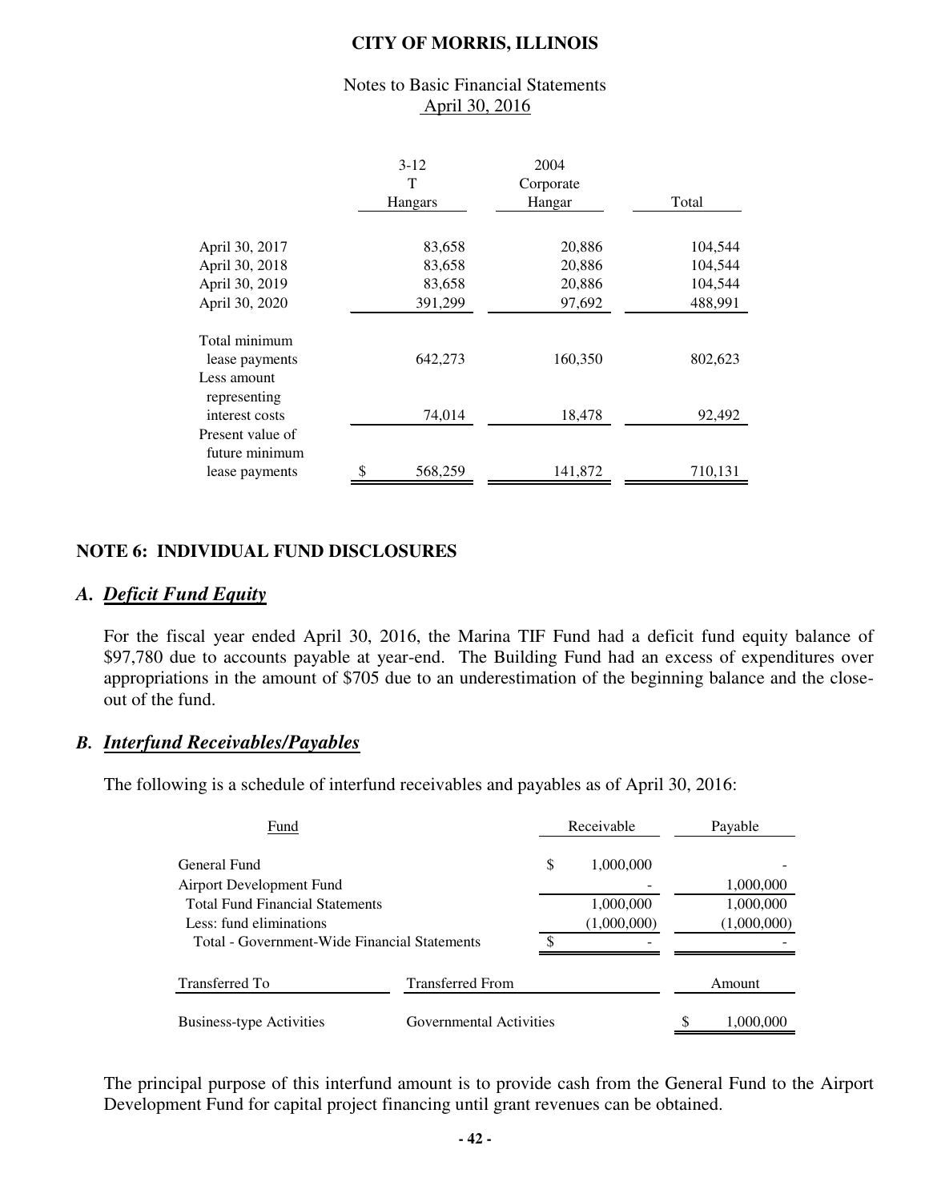| | 3-12 T Hangars | 2004 Corporate Hangar | Total |
|---|---|---|---|
| April 30, 2017 | 83,658 | 20,886 | 104,544 |
| April 30, 2018 | 83,658 | 20,886 | 104,544 |
| April 30, 2019 | 83,658 | 20,886 | 104,544 |
| April 30, 2020 | 391,299 | 97,692 | 488,991 |
| Total minimum lease payments | 642,273 | 160,350 | 802,623 |
| Less amount representing interest costs | 74,014 | 18,478 | 92,492 |
| Present value of future minimum lease payments | $ 568,259 | 141,872 | 710,131 |

## NOTE 6: INDIVIDUAL FUND DISCLOSURES

### A. *Deficit Fund Equity*

For the fiscal year ended April 30, 2016, the Marina TIF Fund had a deficit fund equity balance of $97,780 due to accounts payable at year-end. The Building Fund had an excess of expenditures over appropriations in the amount of $705 due to an underestimation of the beginning balance and the close-out of the fund.

### B. *Interfund Receivables/Payables*

The following is a schedule of interfund receivables and payables as of April 30, 2016:

| Fund | Receivable | Payable |
|---|---|---|
| General Fund | $ 1,000,000 | - |
| Airport Development Fund | - | 1,000,000 |
| Total Fund Financial Statements | 1,000,000 | 1,000,000 |
| Less: fund eliminations | (1,000,000) | (1,000,000) |
| Total - Government-Wide Financial Statements | $ - | - |

| Transferred To | Transferred From | Amount |
|---|---|---|
| Business-type Activities | Governmental Activities | $ 1,000,000 |

The principal purpose of this interfund amount is to provide cash from the General Fund to the Airport Development Fund for capital project financing until grant revenues can be obtained.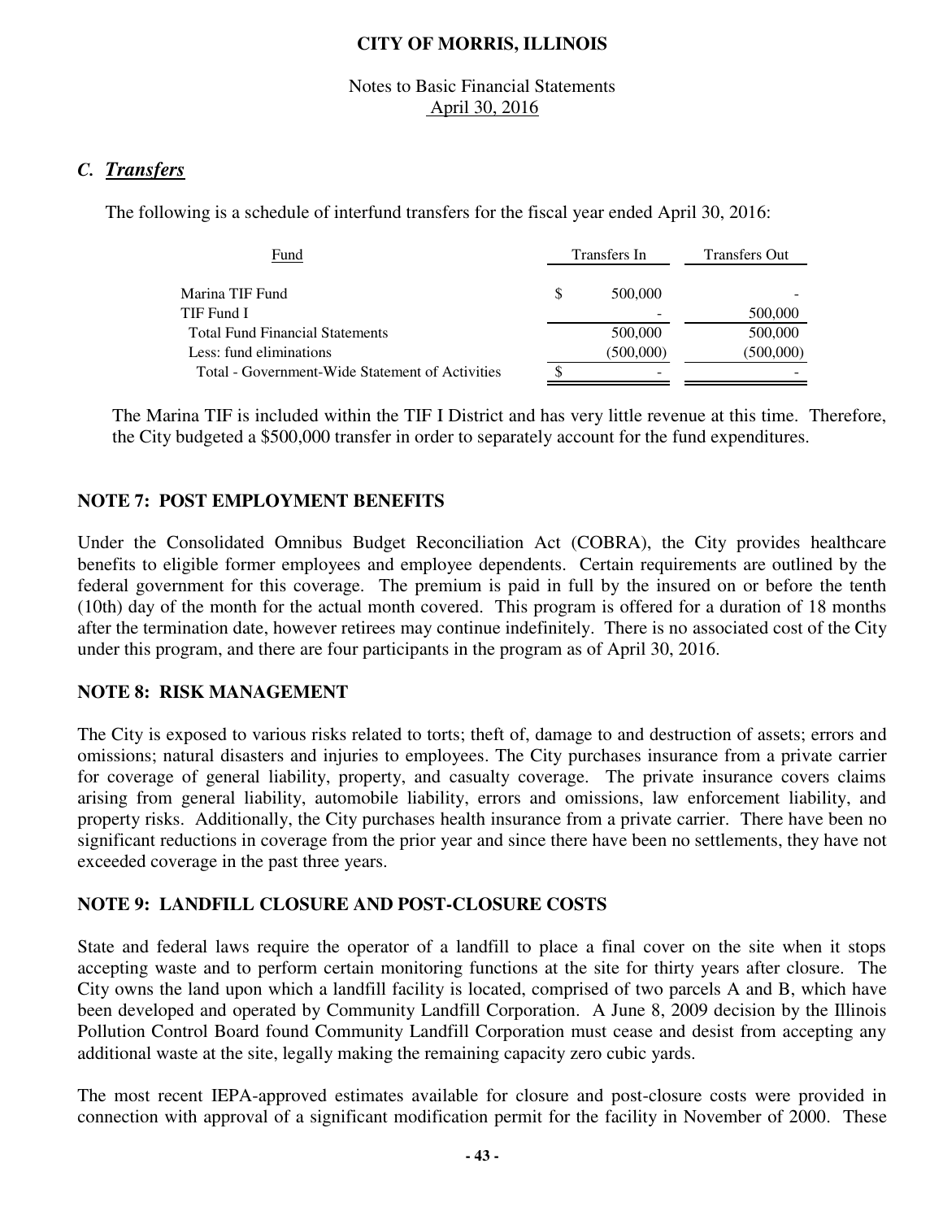### *C. Transfers*

The following is a schedule of interfund transfers for the fiscal year ended April 30, 2016:

| Fund | Transfers In | Transfers Out |
|---|---|---|
| Marina TIF Fund | $ 500,000 | - |
| TIF Fund I | - | 500,000 |
| Total Fund Financial Statements | 500,000 | 500,000 |
| Less: fund eliminations | (500,000) | (500,000) |
| Total - Government-Wide Statement of Activities | $ - | - |

The Marina TIF is included within the TIF I District and has very little revenue at this time. Therefore, the City budgeted a $500,000 transfer in order to separately account for the fund expenditures.

## NOTE 7: POST EMPLOYMENT BENEFITS

Under the Consolidated Omnibus Budget Reconciliation Act (COBRA), the City provides healthcare benefits to eligible former employees and employee dependents. Certain requirements are outlined by the federal government for this coverage. The premium is paid in full by the insured on or before the tenth (10th) day of the month for the actual month covered. This program is offered for a duration of 18 months after the termination date, however retirees may continue indefinitely. There is no associated cost of the City under this program, and there are four participants in the program as of April 30, 2016.

## NOTE 8: RISK MANAGEMENT

The City is exposed to various risks related to torts; theft of, damage to and destruction of assets; errors and omissions; natural disasters and injuries to employees. The City purchases insurance from a private carrier for coverage of general liability, property, and casualty coverage. The private insurance covers claims arising from general liability, automobile liability, errors and omissions, law enforcement liability, and property risks. Additionally, the City purchases health insurance from a private carrier. There have been no significant reductions in coverage from the prior year and since there have been no settlements, they have not exceeded coverage in the past three years.

## NOTE 9: LANDFILL CLOSURE AND POST-CLOSURE COSTS

State and federal laws require the operator of a landfill to place a final cover on the site when it stops accepting waste and to perform certain monitoring functions at the site for thirty years after closure. The City owns the land upon which a landfill facility is located, comprised of two parcels A and B, which have been developed and operated by Community Landfill Corporation. A June 8, 2009 decision by the Illinois Pollution Control Board found Community Landfill Corporation must cease and desist from accepting any additional waste at the site, legally making the remaining capacity zero cubic yards.

The most recent IEPA-approved estimates available for closure and post-closure costs were provided in connection with approval of a significant modification permit for the facility in November of 2000. These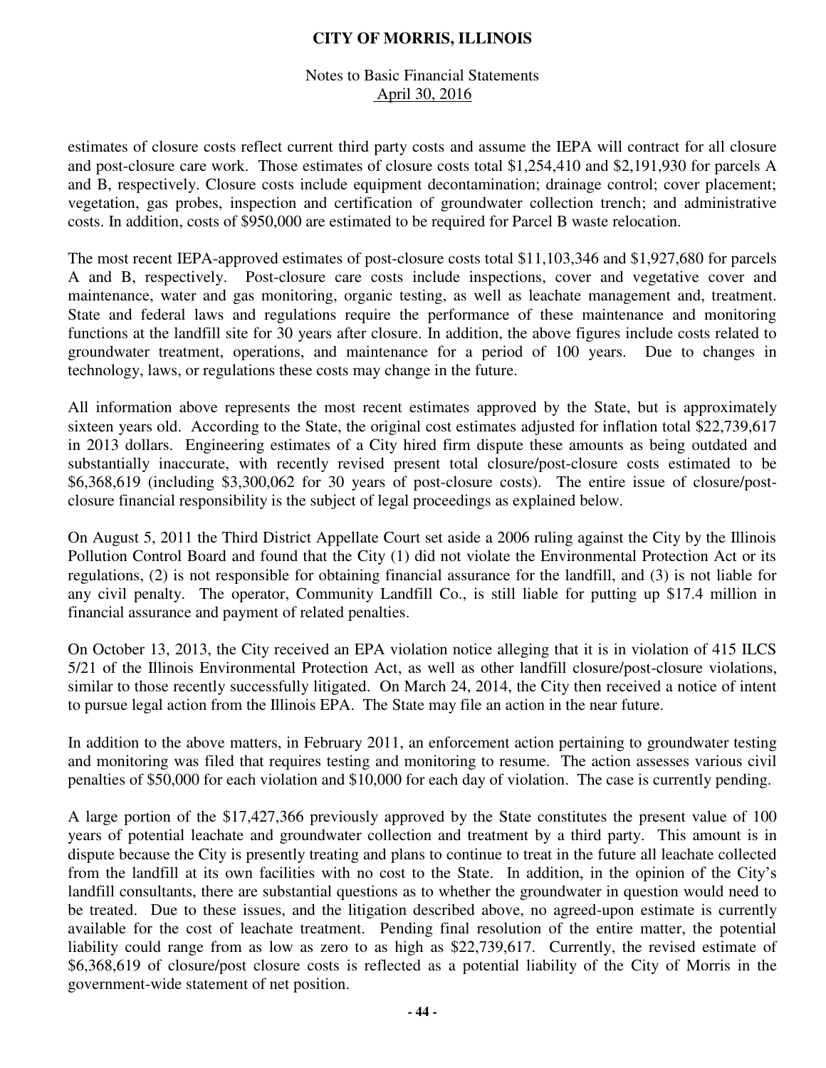estimates of closure costs reflect current third party costs and assume the IEPA will contract for all closure and post-closure care work. Those estimates of closure costs total $1,254,410 and $2,191,930 for parcels A and B, respectively. Closure costs include equipment decontamination; drainage control; cover placement; vegetation, gas probes, inspection and certification of groundwater collection trench; and administrative costs. In addition, costs of $950,000 are estimated to be required for Parcel B waste relocation.

The most recent IEPA-approved estimates of post-closure costs total $11,103,346 and $1,927,680 for parcels A and B, respectively. Post-closure care costs include inspections, cover and vegetative cover and maintenance, water and gas monitoring, organic testing, as well as leachate management and, treatment. State and federal laws and regulations require the performance of these maintenance and monitoring functions at the landfill site for 30 years after closure. In addition, the above figures include costs related to groundwater treatment, operations, and maintenance for a period of 100 years. Due to changes in technology, laws, or regulations these costs may change in the future.

All information above represents the most recent estimates approved by the State, but is approximately sixteen years old. According to the State, the original cost estimates adjusted for inflation total $22,739,617 in 2013 dollars. Engineering estimates of a City hired firm dispute these amounts as being outdated and substantially inaccurate, with recently revised present total closure/post-closure costs estimated to be $6,368,619 (including $3,300,062 for 30 years of post-closure costs). The entire issue of closure/post-closure financial responsibility is the subject of legal proceedings as explained below.

On August 5, 2011 the Third District Appellate Court set aside a 2006 ruling against the City by the Illinois Pollution Control Board and found that the City (1) did not violate the Environmental Protection Act or its regulations, (2) is not responsible for obtaining financial assurance for the landfill, and (3) is not liable for any civil penalty. The operator, Community Landfill Co., is still liable for putting up $17.4 million in financial assurance and payment of related penalties.

On October 13, 2013, the City received an EPA violation notice alleging that it is in violation of 415 ILCS 5/21 of the Illinois Environmental Protection Act, as well as other landfill closure/post-closure violations, similar to those recently successfully litigated. On March 24, 2014, the City then received a notice of intent to pursue legal action from the Illinois EPA. The State may file an action in the near future.

In addition to the above matters, in February 2011, an enforcement action pertaining to groundwater testing and monitoring was filed that requires testing and monitoring to resume. The action assesses various civil penalties of $50,000 for each violation and $10,000 for each day of violation. The case is currently pending.

A large portion of the $17,427,366 previously approved by the State constitutes the present value of 100 years of potential leachate and groundwater collection and treatment by a third party. This amount is in dispute because the City is presently treating and plans to continue to treat in the future all leachate collected from the landfill at its own facilities with no cost to the State. In addition, in the opinion of the City's landfill consultants, there are substantial questions as to whether the groundwater in question would need to be treated. Due to these issues, and the litigation described above, no agreed-upon estimate is currently available for the cost of leachate treatment. Pending final resolution of the entire matter, the potential liability could range from as low as zero to as high as $22,739,617. Currently, the revised estimate of $6,368,619 of closure/post closure costs is reflected as a potential liability of the City of Morris in the government-wide statement of net position.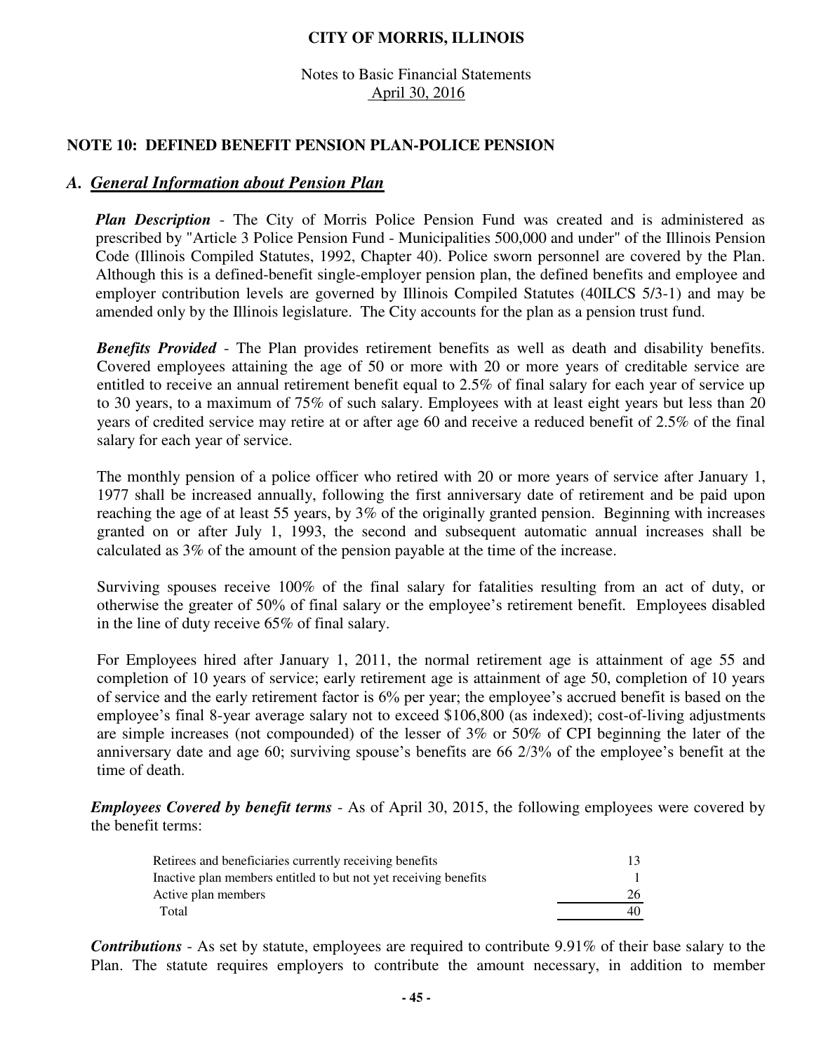**CITY OF MORRIS, ILLINOIS**

Notes to Basic Financial Statements
April 30, 2016

## NOTE 10: DEFINED BENEFIT PENSION PLAN-POLICE PENSION

### A. General Information about Pension Plan

***Plan Description*** - The City of Morris Police Pension Fund was created and is administered as prescribed by "Article 3 Police Pension Fund - Municipalities 500,000 and under" of the Illinois Pension Code (Illinois Compiled Statutes, 1992, Chapter 40). Police sworn personnel are covered by the Plan. Although this is a defined-benefit single-employer pension plan, the defined benefits and employee and employer contribution levels are governed by Illinois Compiled Statutes (40ILCS 5/3-1) and may be amended only by the Illinois legislature. The City accounts for the plan as a pension trust fund.

***Benefits Provided*** - The Plan provides retirement benefits as well as death and disability benefits. Covered employees attaining the age of 50 or more with 20 or more years of creditable service are entitled to receive an annual retirement benefit equal to 2.5% of final salary for each year of service up to 30 years, to a maximum of 75% of such salary. Employees with at least eight years but less than 20 years of credited service may retire at or after age 60 and receive a reduced benefit of 2.5% of the final salary for each year of service.

The monthly pension of a police officer who retired with 20 or more years of service after January 1, 1977 shall be increased annually, following the first anniversary date of retirement and be paid upon reaching the age of at least 55 years, by 3% of the originally granted pension. Beginning with increases granted on or after July 1, 1993, the second and subsequent automatic annual increases shall be calculated as 3% of the amount of the pension payable at the time of the increase.

Surviving spouses receive 100% of the final salary for fatalities resulting from an act of duty, or otherwise the greater of 50% of final salary or the employee's retirement benefit. Employees disabled in the line of duty receive 65% of final salary.

For Employees hired after January 1, 2011, the normal retirement age is attainment of age 55 and completion of 10 years of service; early retirement age is attainment of age 50, completion of 10 years of service and the early retirement factor is 6% per year; the employee's accrued benefit is based on the employee's final 8-year average salary not to exceed $106,800 (as indexed); cost-of-living adjustments are simple increases (not compounded) of the lesser of 3% or 50% of CPI beginning the later of the anniversary date and age 60; surviving spouse's benefits are 66 2/3% of the employee's benefit at the time of death.

***Employees Covered by benefit terms*** - As of April 30, 2015, the following employees were covered by the benefit terms:

| | |
|---|---|
| Retirees and beneficiaries currently receiving benefits | 13 |
| Inactive plan members entitled to but not yet receiving benefits | 1 |
| Active plan members | 26 |
| Total | 40 |

***Contributions*** - As set by statute, employees are required to contribute 9.91% of their base salary to the Plan. The statute requires employers to contribute the amount necessary, in addition to member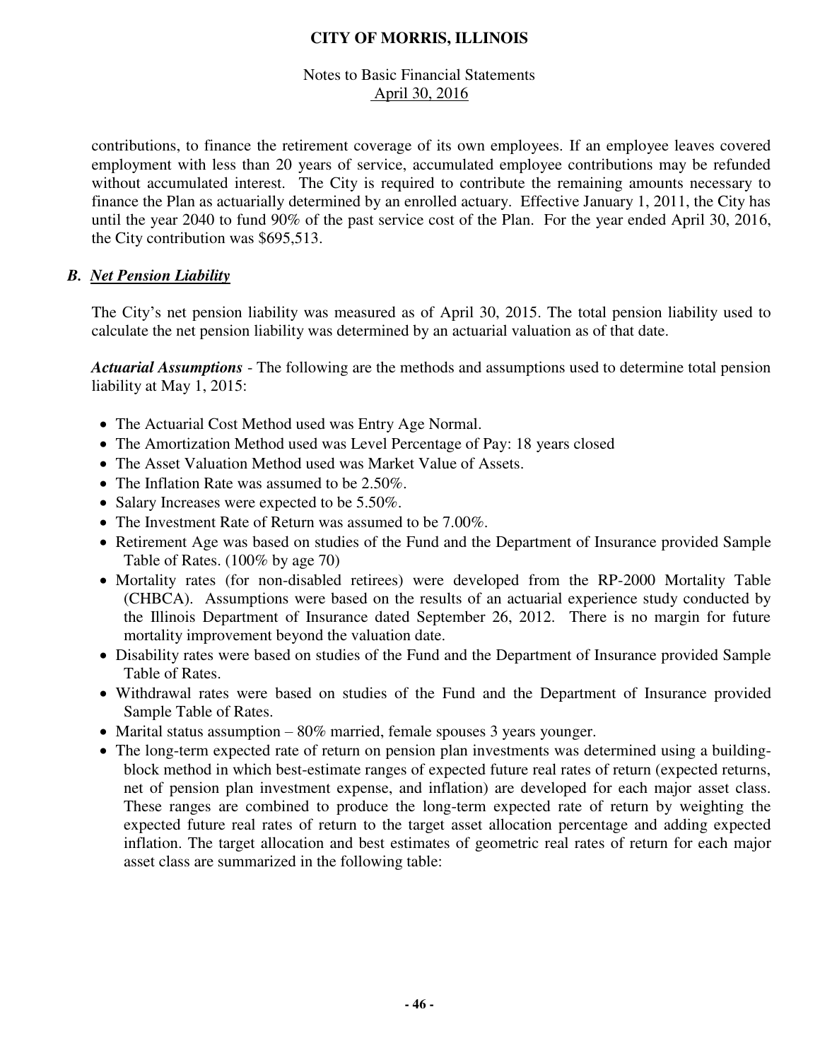contributions, to finance the retirement coverage of its own employees. If an employee leaves covered employment with less than 20 years of service, accumulated employee contributions may be refunded without accumulated interest. The City is required to contribute the remaining amounts necessary to finance the Plan as actuarially determined by an enrolled actuary. Effective January 1, 2011, the City has until the year 2040 to fund 90% of the past service cost of the Plan. For the year ended April 30, 2016, the City contribution was $695,513.

### *B. Net Pension Liability*

The City's net pension liability was measured as of April 30, 2015. The total pension liability used to calculate the net pension liability was determined by an actuarial valuation as of that date.

***Actuarial Assumptions*** - The following are the methods and assumptions used to determine total pension liability at May 1, 2015:

- The Actuarial Cost Method used was Entry Age Normal.
- The Amortization Method used was Level Percentage of Pay: 18 years closed
- The Asset Valuation Method used was Market Value of Assets.
- The Inflation Rate was assumed to be 2.50%.
- Salary Increases were expected to be 5.50%.
- The Investment Rate of Return was assumed to be 7.00%.
- Retirement Age was based on studies of the Fund and the Department of Insurance provided Sample Table of Rates. (100% by age 70)
- Mortality rates (for non-disabled retirees) were developed from the RP-2000 Mortality Table (CHBCA). Assumptions were based on the results of an actuarial experience study conducted by the Illinois Department of Insurance dated September 26, 2012. There is no margin for future mortality improvement beyond the valuation date.
- Disability rates were based on studies of the Fund and the Department of Insurance provided Sample Table of Rates.
- Withdrawal rates were based on studies of the Fund and the Department of Insurance provided Sample Table of Rates.
- Marital status assumption – 80% married, female spouses 3 years younger.
- The long-term expected rate of return on pension plan investments was determined using a building-block method in which best-estimate ranges of expected future real rates of return (expected returns, net of pension plan investment expense, and inflation) are developed for each major asset class. These ranges are combined to produce the long-term expected rate of return by weighting the expected future real rates of return to the target asset allocation percentage and adding expected inflation. The target allocation and best estimates of geometric real rates of return for each major asset class are summarized in the following table: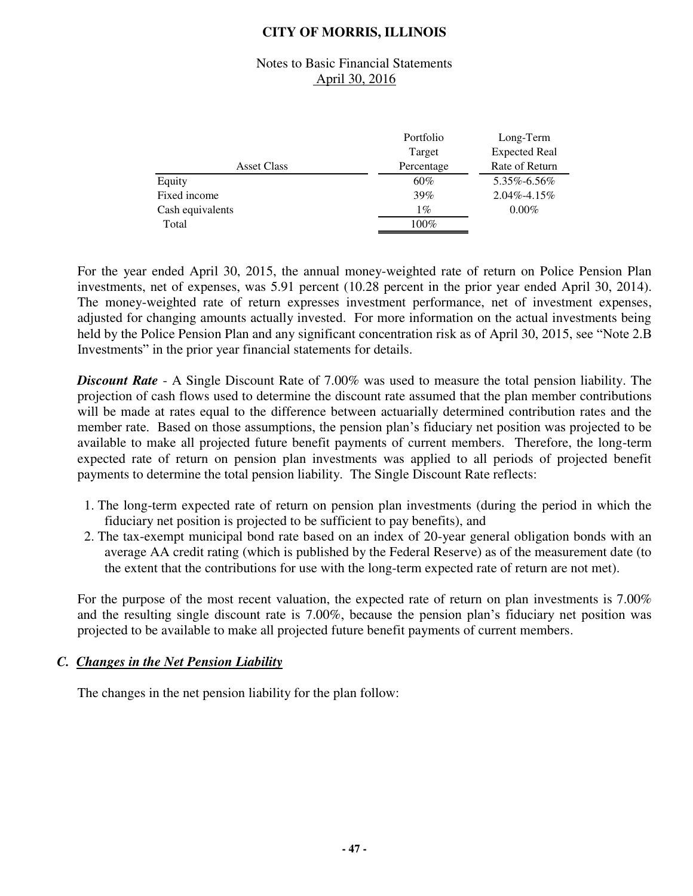| Asset Class | Portfolio Target Percentage | Long-Term Expected Real Rate of Return |
|---|---|---|
| Equity | 60% | 5.35%-6.56% |
| Fixed income | 39% | 2.04%-4.15% |
| Cash equivalents | 1% | 0.00% |
| Total | 100% | |

For the year ended April 30, 2015, the annual money-weighted rate of return on Police Pension Plan investments, net of expenses, was 5.91 percent (10.28 percent in the prior year ended April 30, 2014). The money-weighted rate of return expresses investment performance, net of investment expenses, adjusted for changing amounts actually invested. For more information on the actual investments being held by the Police Pension Plan and any significant concentration risk as of April 30, 2015, see "Note 2.B Investments" in the prior year financial statements for details.

***Discount Rate*** - A Single Discount Rate of 7.00% was used to measure the total pension liability. The projection of cash flows used to determine the discount rate assumed that the plan member contributions will be made at rates equal to the difference between actuarially determined contribution rates and the member rate. Based on those assumptions, the pension plan's fiduciary net position was projected to be available to make all projected future benefit payments of current members. Therefore, the long-term expected rate of return on pension plan investments was applied to all periods of projected benefit payments to determine the total pension liability. The Single Discount Rate reflects:

1. The long-term expected rate of return on pension plan investments (during the period in which the fiduciary net position is projected to be sufficient to pay benefits), and
2. The tax-exempt municipal bond rate based on an index of 20-year general obligation bonds with an average AA credit rating (which is published by the Federal Reserve) as of the measurement date (to the extent that the contributions for use with the long-term expected rate of return are not met).

For the purpose of the most recent valuation, the expected rate of return on plan investments is 7.00% and the resulting single discount rate is 7.00%, because the pension plan's fiduciary net position was projected to be available to make all projected future benefit payments of current members.

### *C. Changes in the Net Pension Liability*

The changes in the net pension liability for the plan follow: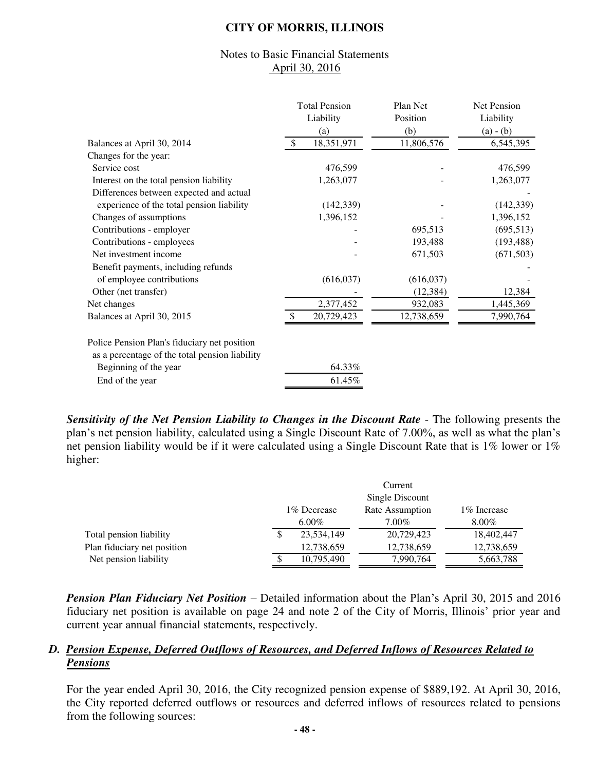# CITY OF MORRIS, ILLINOIS

## Notes to Basic Financial Statements
April 30, 2016

| | Total Pension Liability (a) | Plan Net Position (b) | Net Pension Liability (a) - (b) |
|---|---|---|---|
| Balances at April 30, 2014 | $ 18,351,971 | 11,806,576 | 6,545,395 |
| Changes for the year: | | | |
| Service cost | 476,599 | - | 476,599 |
| Interest on the total pension liability | 1,263,077 | - | 1,263,077 |
| Differences between expected and actual experience of the total pension liability | (142,339) | - | (142,339) |
| Changes of assumptions | 1,396,152 | - | 1,396,152 |
| Contributions - employer | - | 695,513 | (695,513) |
| Contributions - employees | - | 193,488 | (193,488) |
| Net investment income | - | 671,503 | (671,503) |
| Benefit payments, including refunds of employee contributions | (616,037) | (616,037) | - |
| Other (net transfer) | - | (12,384) | 12,384 |
| Net changes | 2,377,452 | 932,083 | 1,445,369 |
| Balances at April 30, 2015 | $ 20,729,423 | 12,738,659 | 7,990,764 |

| Police Pension Plan's fiduciary net position as a percentage of the total pension liability | |
|---|---|
| Beginning of the year | 64.33% |
| End of the year | 61.45% |

***Sensitivity of the Net Pension Liability to Changes in the Discount Rate*** - The following presents the plan's net pension liability, calculated using a Single Discount Rate of 7.00%, as well as what the plan's net pension liability would be if it were calculated using a Single Discount Rate that is 1% lower or 1% higher:

| | 1% Decrease 6.00% | Current Single Discount Rate Assumption 7.00% | 1% Increase 8.00% |
|---|---|---|---|
| Total pension liability | $ 23,534,149 | 20,729,423 | 18,402,447 |
| Plan fiduciary net position | 12,738,659 | 12,738,659 | 12,738,659 |
| Net pension liability | $ 10,795,490 | 7,990,764 | 5,663,788 |

***Pension Plan Fiduciary Net Position*** – Detailed information about the Plan's April 30, 2015 and 2016 fiduciary net position is available on page 24 and note 2 of the City of Morris, Illinois' prior year and current year annual financial statements, respectively.

### D. *Pension Expense, Deferred Outflows of Resources, and Deferred Inflows of Resources Related to Pensions*

For the year ended April 30, 2016, the City recognized pension expense of $889,192. At April 30, 2016, the City reported deferred outflows or resources and deferred inflows of resources related to pensions from the following sources: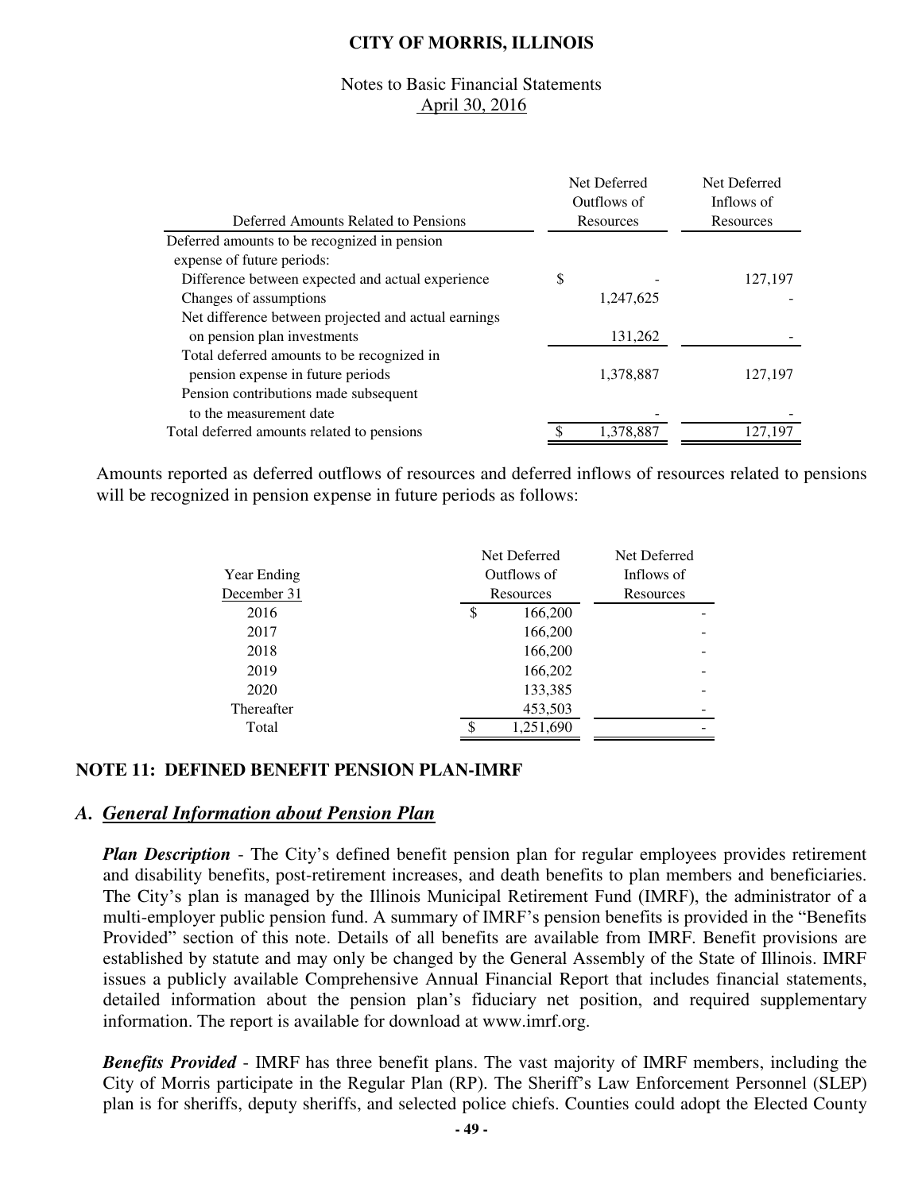| Deferred Amounts Related to Pensions | Net Deferred Outflows of Resources | Net Deferred Inflows of Resources |
|---|---|---|
| Deferred amounts to be recognized in pension expense of future periods: | | |
| Difference between expected and actual experience | $ - | 127,197 |
| Changes of assumptions | 1,247,625 | - |
| Net difference between projected and actual earnings on pension plan investments | 131,262 | - |
| Total deferred amounts to be recognized in pension expense in future periods | 1,378,887 | 127,197 |
| Pension contributions made subsequent to the measurement date | - | - |
| Total deferred amounts related to pensions | $ 1,378,887 | 127,197 |

Amounts reported as deferred outflows of resources and deferred inflows of resources related to pensions will be recognized in pension expense in future periods as follows:

| Year Ending December 31 | Net Deferred Outflows of Resources | Net Deferred Inflows of Resources |
|---|---|---|
| 2016 | $ 166,200 | - |
| 2017 | 166,200 | - |
| 2018 | 166,200 | - |
| 2019 | 166,202 | - |
| 2020 | 133,385 | - |
| Thereafter | 453,503 | - |
| Total | $ 1,251,690 | - |

## NOTE 11: DEFINED BENEFIT PENSION PLAN-IMRF

### A. *General Information about Pension Plan*

***Plan Description*** - The City's defined benefit pension plan for regular employees provides retirement and disability benefits, post-retirement increases, and death benefits to plan members and beneficiaries. The City's plan is managed by the Illinois Municipal Retirement Fund (IMRF), the administrator of a multi-employer public pension fund. A summary of IMRF's pension benefits is provided in the "Benefits Provided" section of this note. Details of all benefits are available from IMRF. Benefit provisions are established by statute and may only be changed by the General Assembly of the State of Illinois. IMRF issues a publicly available Comprehensive Annual Financial Report that includes financial statements, detailed information about the pension plan's fiduciary net position, and required supplementary information. The report is available for download at www.imrf.org.

***Benefits Provided*** - IMRF has three benefit plans. The vast majority of IMRF members, including the City of Morris participate in the Regular Plan (RP). The Sheriff's Law Enforcement Personnel (SLEP) plan is for sheriffs, deputy sheriffs, and selected police chiefs. Counties could adopt the Elected County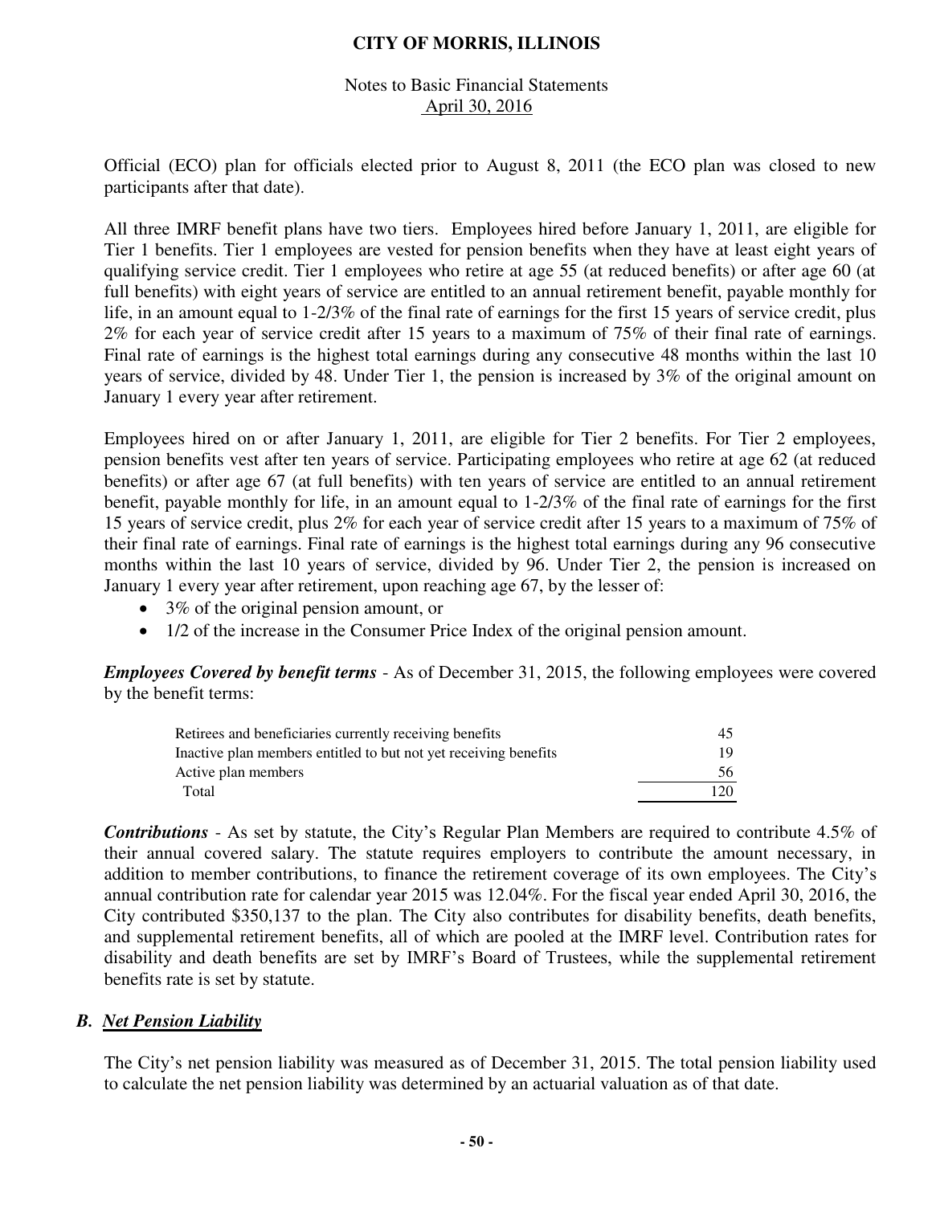Official (ECO) plan for officials elected prior to August 8, 2011 (the ECO plan was closed to new participants after that date).

All three IMRF benefit plans have two tiers. Employees hired before January 1, 2011, are eligible for Tier 1 benefits. Tier 1 employees are vested for pension benefits when they have at least eight years of qualifying service credit. Tier 1 employees who retire at age 55 (at reduced benefits) or after age 60 (at full benefits) with eight years of service are entitled to an annual retirement benefit, payable monthly for life, in an amount equal to 1-2/3% of the final rate of earnings for the first 15 years of service credit, plus 2% for each year of service credit after 15 years to a maximum of 75% of their final rate of earnings. Final rate of earnings is the highest total earnings during any consecutive 48 months within the last 10 years of service, divided by 48. Under Tier 1, the pension is increased by 3% of the original amount on January 1 every year after retirement.

Employees hired on or after January 1, 2011, are eligible for Tier 2 benefits. For Tier 2 employees, pension benefits vest after ten years of service. Participating employees who retire at age 62 (at reduced benefits) or after age 67 (at full benefits) with ten years of service are entitled to an annual retirement benefit, payable monthly for life, in an amount equal to 1-2/3% of the final rate of earnings for the first 15 years of service credit, plus 2% for each year of service credit after 15 years to a maximum of 75% of their final rate of earnings. Final rate of earnings is the highest total earnings during any 96 consecutive months within the last 10 years of service, divided by 96. Under Tier 2, the pension is increased on January 1 every year after retirement, upon reaching age 67, by the lesser of:

- 3% of the original pension amount, or
- 1/2 of the increase in the Consumer Price Index of the original pension amount.

***Employees Covered by benefit terms*** - As of December 31, 2015, the following employees were covered by the benefit terms:

| | |
|---|---|
| Retirees and beneficiaries currently receiving benefits | 45 |
| Inactive plan members entitled to but not yet receiving benefits | 19 |
| Active plan members | 56 |
| Total | 120 |

***Contributions*** - As set by statute, the City's Regular Plan Members are required to contribute 4.5% of their annual covered salary. The statute requires employers to contribute the amount necessary, in addition to member contributions, to finance the retirement coverage of its own employees. The City's annual contribution rate for calendar year 2015 was 12.04%. For the fiscal year ended April 30, 2016, the City contributed $350,137 to the plan. The City also contributes for disability benefits, death benefits, and supplemental retirement benefits, all of which are pooled at the IMRF level. Contribution rates for disability and death benefits are set by IMRF's Board of Trustees, while the supplemental retirement benefits rate is set by statute.

## *B. Net Pension Liability*

The City's net pension liability was measured as of December 31, 2015. The total pension liability used to calculate the net pension liability was determined by an actuarial valuation as of that date.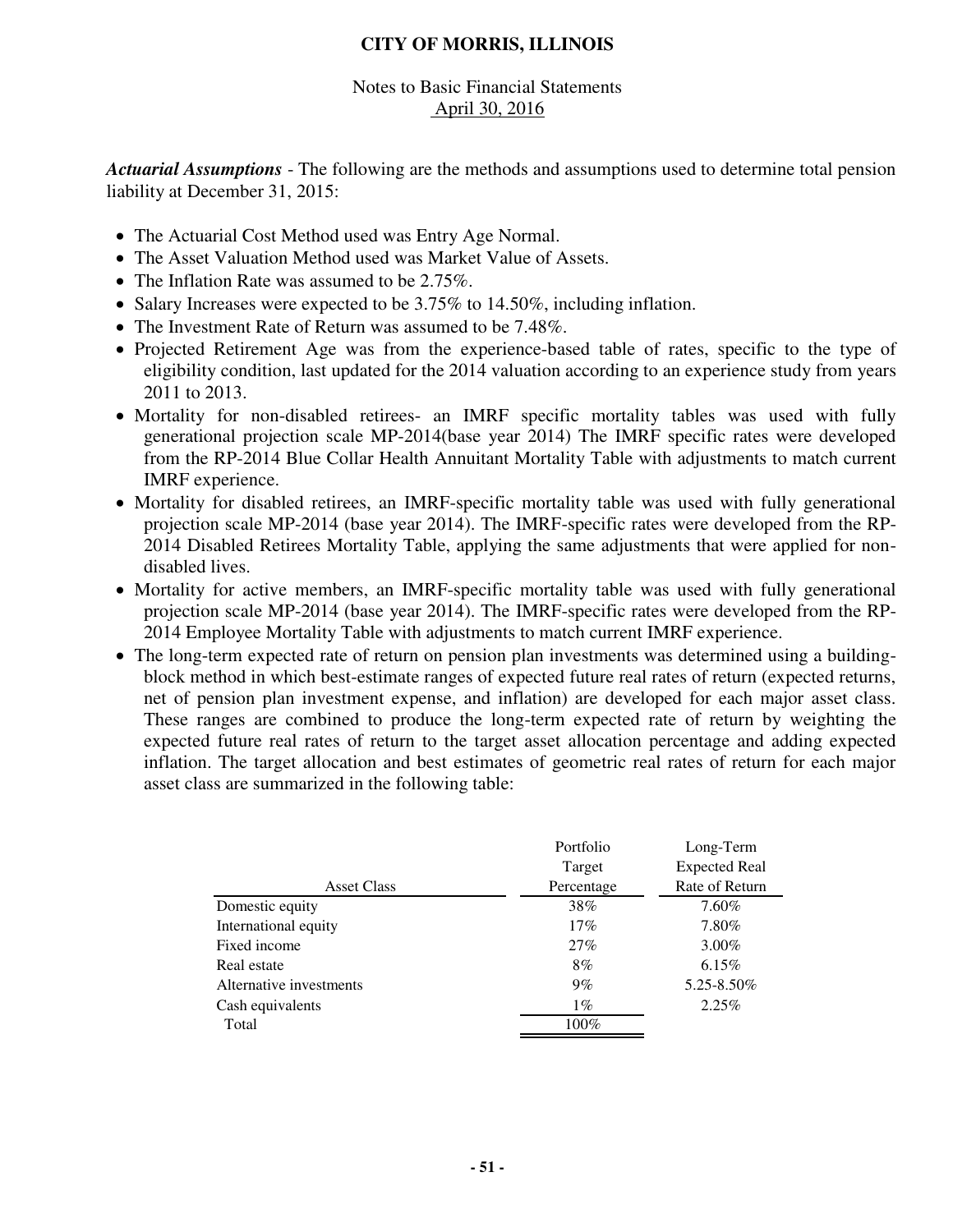***Actuarial Assumptions*** - The following are the methods and assumptions used to determine total pension liability at December 31, 2015:

- The Actuarial Cost Method used was Entry Age Normal.
- The Asset Valuation Method used was Market Value of Assets.
- The Inflation Rate was assumed to be 2.75%.
- Salary Increases were expected to be 3.75% to 14.50%, including inflation.
- The Investment Rate of Return was assumed to be 7.48%.
- Projected Retirement Age was from the experience-based table of rates, specific to the type of eligibility condition, last updated for the 2014 valuation according to an experience study from years 2011 to 2013.
- Mortality for non-disabled retirees- an IMRF specific mortality tables was used with fully generational projection scale MP-2014(base year 2014) The IMRF specific rates were developed from the RP-2014 Blue Collar Health Annuitant Mortality Table with adjustments to match current IMRF experience.
- Mortality for disabled retirees, an IMRF-specific mortality table was used with fully generational projection scale MP-2014 (base year 2014). The IMRF-specific rates were developed from the RP-2014 Disabled Retirees Mortality Table, applying the same adjustments that were applied for non-disabled lives.
- Mortality for active members, an IMRF-specific mortality table was used with fully generational projection scale MP-2014 (base year 2014). The IMRF-specific rates were developed from the RP-2014 Employee Mortality Table with adjustments to match current IMRF experience.
- The long-term expected rate of return on pension plan investments was determined using a building-block method in which best-estimate ranges of expected future real rates of return (expected returns, net of pension plan investment expense, and inflation) are developed for each major asset class. These ranges are combined to produce the long-term expected rate of return by weighting the expected future real rates of return to the target asset allocation percentage and adding expected inflation. The target allocation and best estimates of geometric real rates of return for each major asset class are summarized in the following table:

| Asset Class | Portfolio Target Percentage | Long-Term Expected Real Rate of Return |
|---|---|---|
| Domestic equity | 38% | 7.60% |
| International equity | 17% | 7.80% |
| Fixed income | 27% | 3.00% |
| Real estate | 8% | 6.15% |
| Alternative investments | 9% | 5.25-8.50% |
| Cash equivalents | 1% | 2.25% |
| Total | 100% | |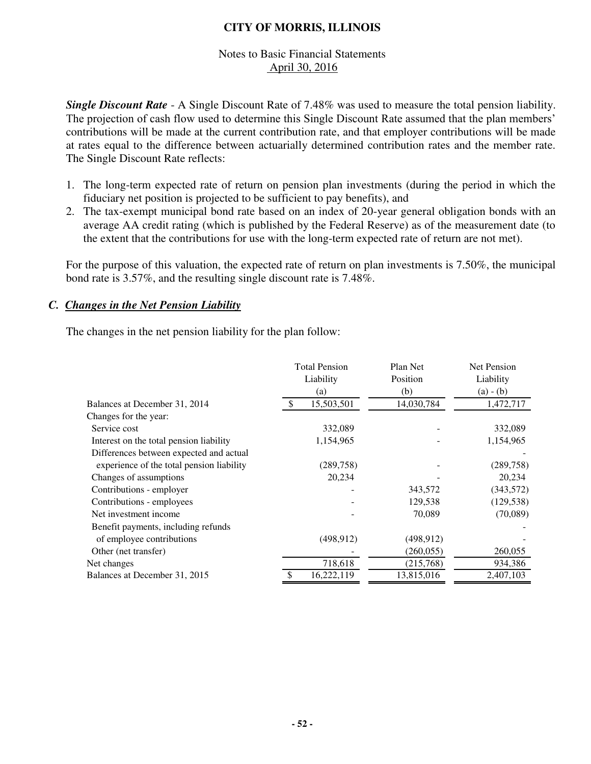***Single Discount Rate*** - A Single Discount Rate of 7.48% was used to measure the total pension liability. The projection of cash flow used to determine this Single Discount Rate assumed that the plan members' contributions will be made at the current contribution rate, and that employer contributions will be made at rates equal to the difference between actuarially determined contribution rates and the member rate. The Single Discount Rate reflects:

1. The long-term expected rate of return on pension plan investments (during the period in which the fiduciary net position is projected to be sufficient to pay benefits), and
2. The tax-exempt municipal bond rate based on an index of 20-year general obligation bonds with an average AA credit rating (which is published by the Federal Reserve) as of the measurement date (to the extent that the contributions for use with the long-term expected rate of return are not met).

For the purpose of this valuation, the expected rate of return on plan investments is 7.50%, the municipal bond rate is 3.57%, and the resulting single discount rate is 7.48%.

### *C. Changes in the Net Pension Liability*

The changes in the net pension liability for the plan follow:

| | Total Pension Liability (a) | Plan Net Position (b) | Net Pension Liability (a) - (b) |
|---|---|---|---|
| Balances at December 31, 2014 | $ 15,503,501 | 14,030,784 | 1,472,717 |
| Changes for the year: | | | |
| Service cost | 332,089 | - | 332,089 |
| Interest on the total pension liability | 1,154,965 | - | 1,154,965 |
| Differences between expected and actual experience of the total pension liability | (289,758) | - | (289,758) |
| Changes of assumptions | 20,234 | - | 20,234 |
| Contributions - employer | - | 343,572 | (343,572) |
| Contributions - employees | - | 129,538 | (129,538) |
| Net investment income | - | 70,089 | (70,089) |
| Benefit payments, including refunds of employee contributions | (498,912) | (498,912) | - |
| Other (net transfer) | - | (260,055) | 260,055 |
| Net changes | 718,618 | (215,768) | 934,386 |
| Balances at December 31, 2015 | $ 16,222,119 | 13,815,016 | 2,407,103 |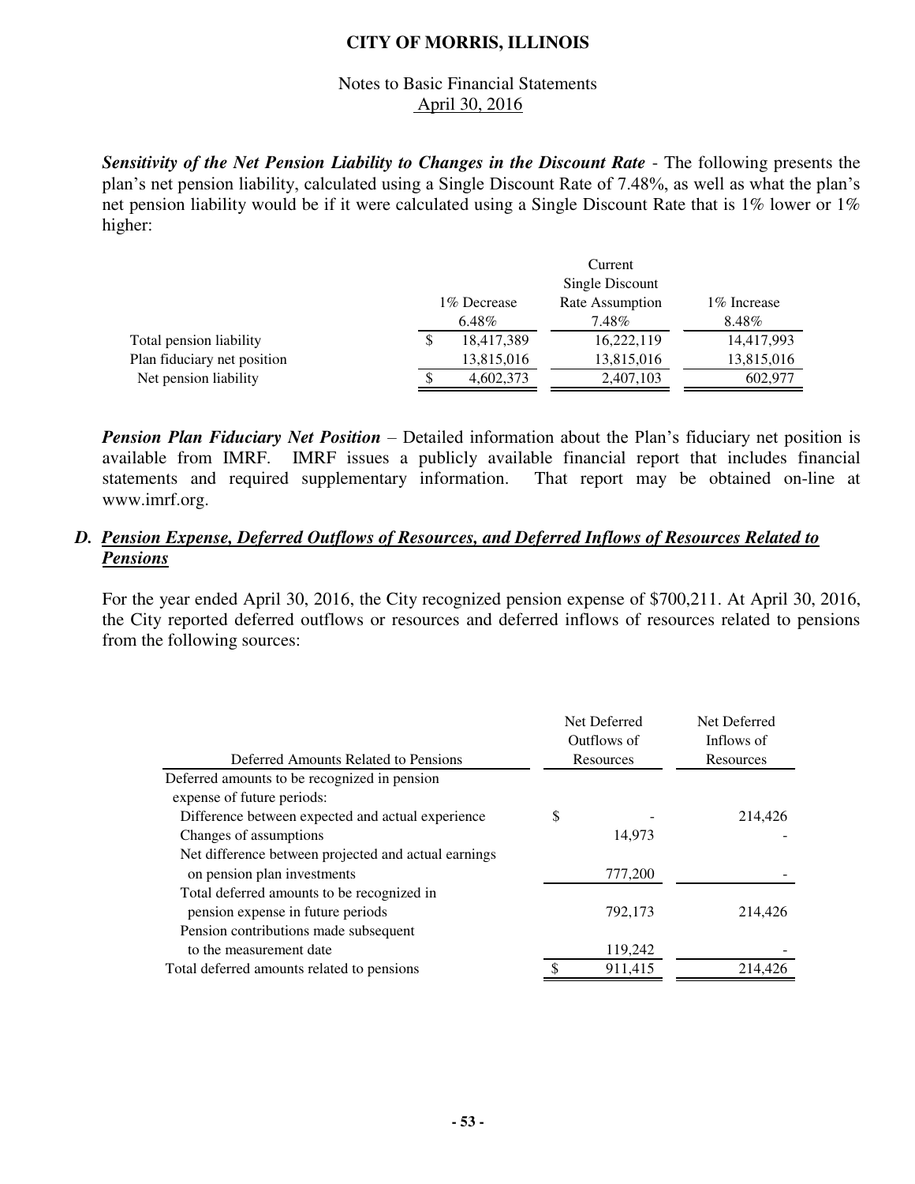***Sensitivity of the Net Pension Liability to Changes in the Discount Rate*** - The following presents the plan's net pension liability, calculated using a Single Discount Rate of 7.48%, as well as what the plan's net pension liability would be if it were calculated using a Single Discount Rate that is 1% lower or 1% higher:

| | 1% Decrease 6.48% | Current Single Discount Rate Assumption 7.48% | 1% Increase 8.48% |
|---|---|---|---|
| Total pension liability | $ 18,417,389 | 16,222,119 | 14,417,993 |
| Plan fiduciary net position | 13,815,016 | 13,815,016 | 13,815,016 |
| Net pension liability | $ 4,602,373 | 2,407,103 | 602,977 |

***Pension Plan Fiduciary Net Position*** – Detailed information about the Plan's fiduciary net position is available from IMRF. IMRF issues a publicly available financial report that includes financial statements and required supplementary information. That report may be obtained on-line at www.imrf.org.

## D. *Pension Expense, Deferred Outflows of Resources, and Deferred Inflows of Resources Related to Pensions*

For the year ended April 30, 2016, the City recognized pension expense of $700,211. At April 30, 2016, the City reported deferred outflows or resources and deferred inflows of resources related to pensions from the following sources:

| Deferred Amounts Related to Pensions | Net Deferred Outflows of Resources | Net Deferred Inflows of Resources |
|---|---|---|
| Deferred amounts to be recognized in pension expense of future periods: | | |
| Difference between expected and actual experience | $ - | 214,426 |
| Changes of assumptions | 14,973 | - |
| Net difference between projected and actual earnings on pension plan investments | 777,200 | - |
| Total deferred amounts to be recognized in pension expense in future periods | 792,173 | 214,426 |
| Pension contributions made subsequent to the measurement date | 119,242 | - |
| Total deferred amounts related to pensions | $ 911,415 | 214,426 |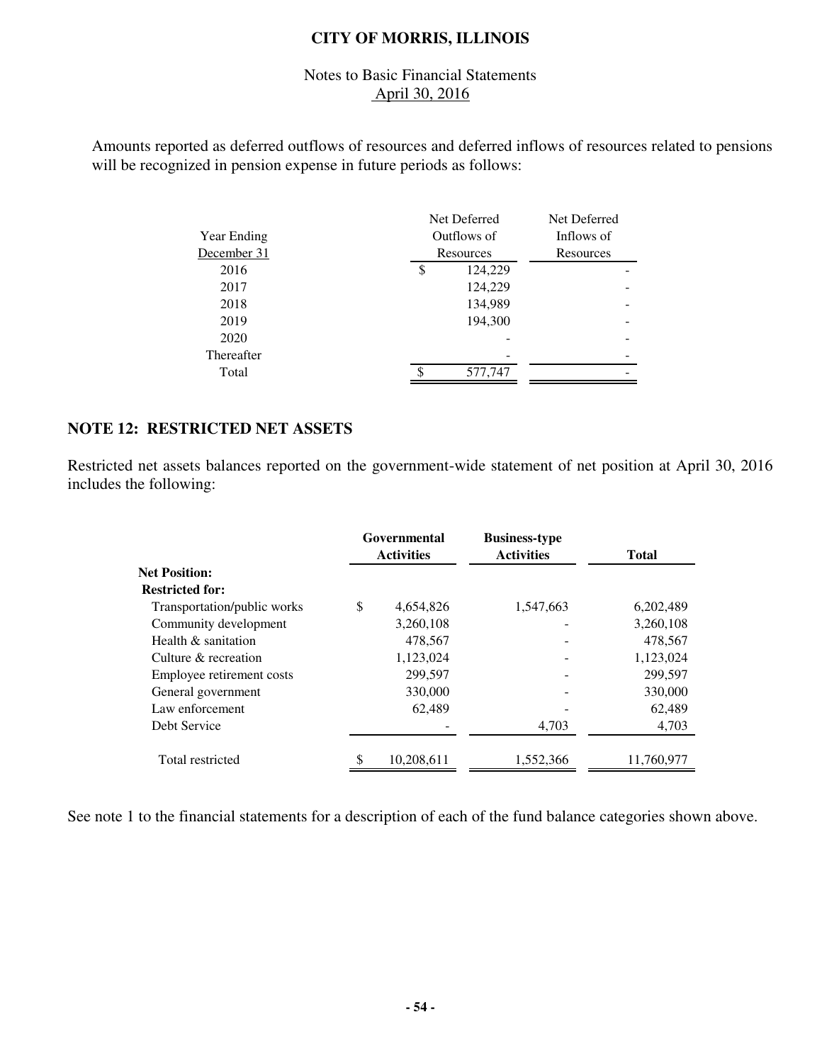Amounts reported as deferred outflows of resources and deferred inflows of resources related to pensions will be recognized in pension expense in future periods as follows:

| Year Ending December 31 | Net Deferred Outflows of Resources | Net Deferred Inflows of Resources |
|---|---|---|
| 2016 | $ 124,229 | - |
| 2017 | 124,229 | - |
| 2018 | 134,989 | - |
| 2019 | 194,300 | - |
| 2020 | - | - |
| Thereafter | - | - |
| Total | $ 577,747 | - |

## NOTE 12: RESTRICTED NET ASSETS

Restricted net assets balances reported on the government-wide statement of net position at April 30, 2016 includes the following:

| | Governmental Activities | Business-type Activities | Total |
|---|---|---|---|
| **Net Position:** | | | |
| **Restricted for:** | | | |
| Transportation/public works | $ 4,654,826 | 1,547,663 | 6,202,489 |
| Community development | 3,260,108 | - | 3,260,108 |
| Health & sanitation | 478,567 | - | 478,567 |
| Culture & recreation | 1,123,024 | - | 1,123,024 |
| Employee retirement costs | 299,597 | - | 299,597 |
| General government | 330,000 | - | 330,000 |
| Law enforcement | 62,489 | - | 62,489 |
| Debt Service | - | 4,703 | 4,703 |
| Total restricted | $ 10,208,611 | 1,552,366 | 11,760,977 |

See note 1 to the financial statements for a description of each of the fund balance categories shown above.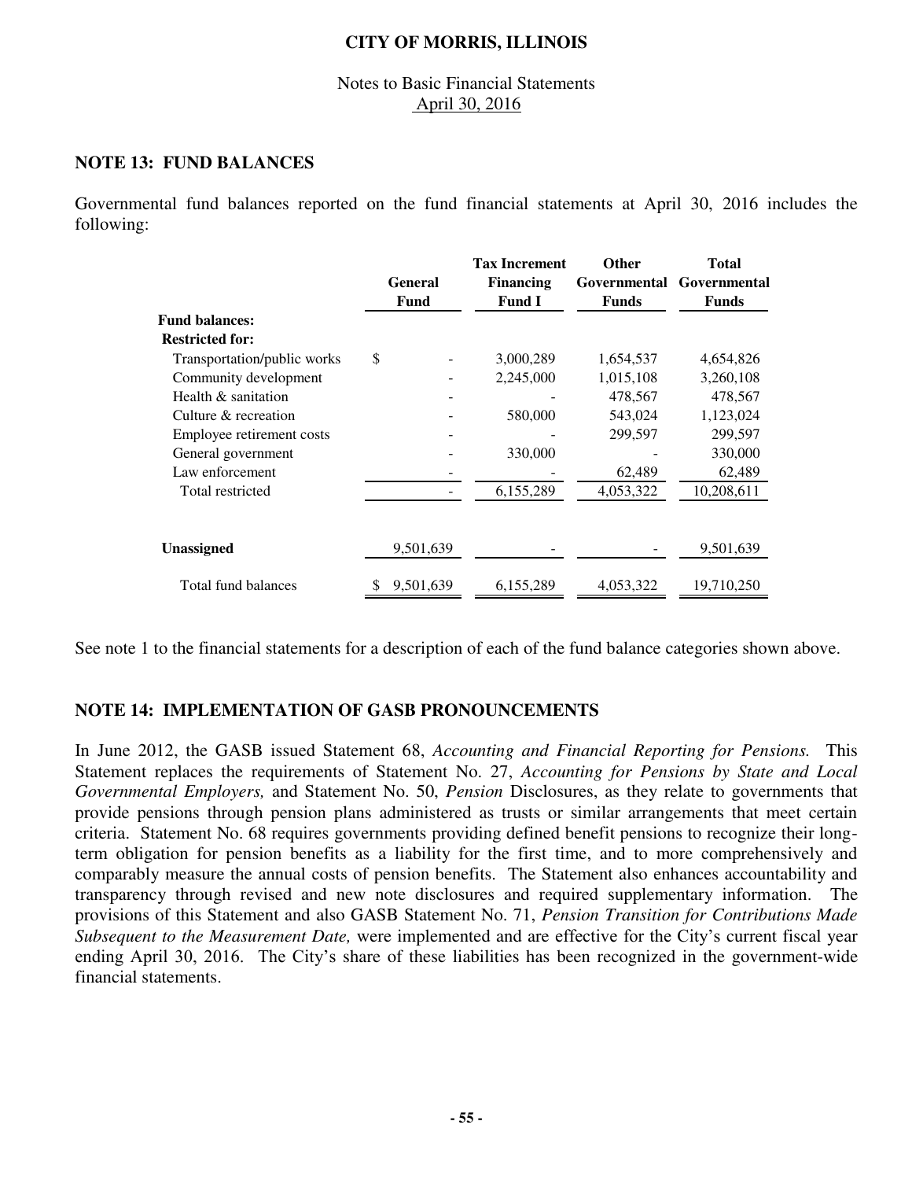## NOTE 13: FUND BALANCES

Governmental fund balances reported on the fund financial statements at April 30, 2016 includes the following:

| | General Fund | Tax Increment Financing Fund I | Other Governmental Funds | Total Governmental Funds |
|---|---|---|---|---|
| **Fund balances:** | | | | |
| **Restricted for:** | | | | |
| Transportation/public works | $ - | 3,000,289 | 1,654,537 | 4,654,826 |
| Community development | - | 2,245,000 | 1,015,108 | 3,260,108 |
| Health & sanitation | - | - | 478,567 | 478,567 |
| Culture & recreation | - | 580,000 | 543,024 | 1,123,024 |
| Employee retirement costs | - | - | 299,597 | 299,597 |
| General government | - | 330,000 | - | 330,000 |
| Law enforcement | - | - | 62,489 | 62,489 |
| Total restricted | - | 6,155,289 | 4,053,322 | 10,208,611 |
| **Unassigned** | 9,501,639 | - | - | 9,501,639 |
| Total fund balances | $ 9,501,639 | 6,155,289 | 4,053,322 | 19,710,250 |

See note 1 to the financial statements for a description of each of the fund balance categories shown above.

## NOTE 14: IMPLEMENTATION OF GASB PRONOUNCEMENTS

In June 2012, the GASB issued Statement 68, *Accounting and Financial Reporting for Pensions.* This Statement replaces the requirements of Statement No. 27, *Accounting for Pensions by State and Local Governmental Employers,* and Statement No. 50, *Pension* Disclosures, as they relate to governments that provide pensions through pension plans administered as trusts or similar arrangements that meet certain criteria. Statement No. 68 requires governments providing defined benefit pensions to recognize their long-term obligation for pension benefits as a liability for the first time, and to more comprehensively and comparably measure the annual costs of pension benefits. The Statement also enhances accountability and transparency through revised and new note disclosures and required supplementary information. The provisions of this Statement and also GASB Statement No. 71, *Pension Transition for Contributions Made Subsequent to the Measurement Date,* were implemented and are effective for the City's current fiscal year ending April 30, 2016. The City's share of these liabilities has been recognized in the government-wide financial statements.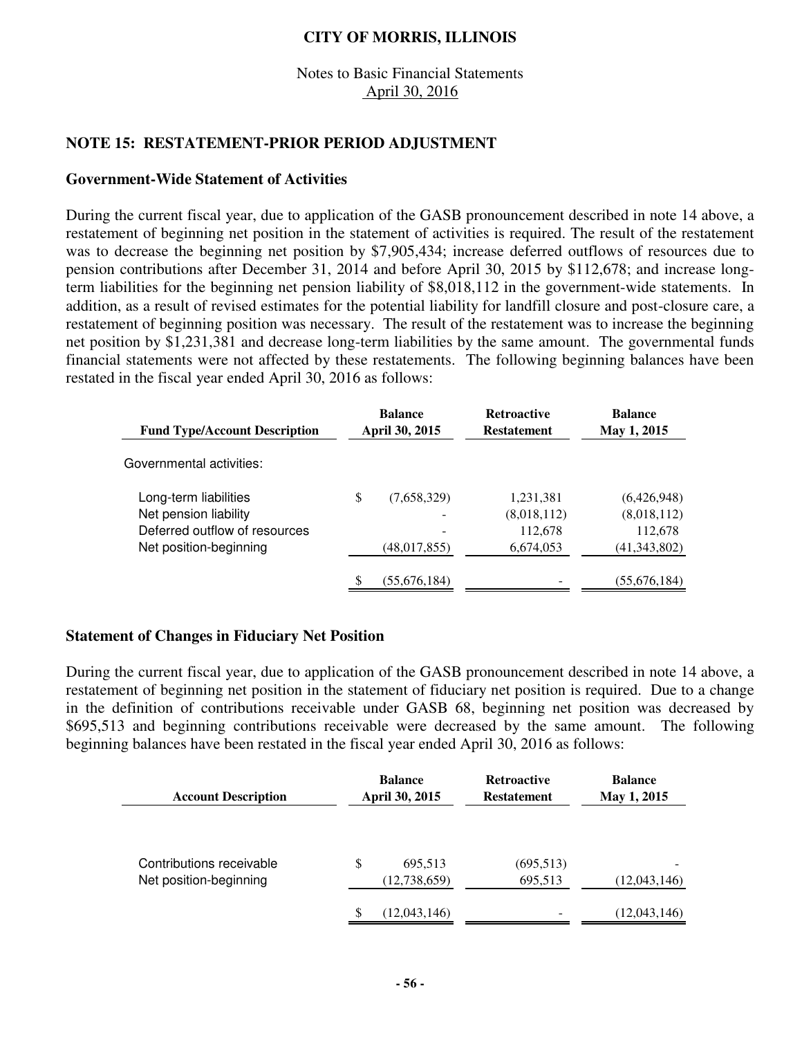## NOTE 15: RESTATEMENT-PRIOR PERIOD ADJUSTMENT

### Government-Wide Statement of Activities

During the current fiscal year, due to application of the GASB pronouncement described in note 14 above, a restatement of beginning net position in the statement of activities is required. The result of the restatement was to decrease the beginning net position by $7,905,434; increase deferred outflows of resources due to pension contributions after December 31, 2014 and before April 30, 2015 by $112,678; and increase long-term liabilities for the beginning net pension liability of $8,018,112 in the government-wide statements. In addition, as a result of revised estimates for the potential liability for landfill closure and post-closure care, a restatement of beginning position was necessary. The result of the restatement was to increase the beginning net position by $1,231,381 and decrease long-term liabilities by the same amount. The governmental funds financial statements were not affected by these restatements. The following beginning balances have been restated in the fiscal year ended April 30, 2016 as follows:

| Fund Type/Account Description | Balance April 30, 2015 | Retroactive Restatement | Balance May 1, 2015 |
|---|---|---|---|
| Governmental activities: | | | |
| Long-term liabilities | $ (7,658,329) | 1,231,381 | (6,426,948) |
| Net pension liability | - | (8,018,112) | (8,018,112) |
| Deferred outflow of resources | - | 112,678 | 112,678 |
| Net position-beginning | (48,017,855) | 6,674,053 | (41,343,802) |
| | $ (55,676,184) | - | (55,676,184) |

### Statement of Changes in Fiduciary Net Position

During the current fiscal year, due to application of the GASB pronouncement described in note 14 above, a restatement of beginning net position in the statement of fiduciary net position is required. Due to a change in the definition of contributions receivable under GASB 68, beginning net position was decreased by $695,513 and beginning contributions receivable were decreased by the same amount. The following beginning balances have been restated in the fiscal year ended April 30, 2016 as follows:

| Account Description | Balance April 30, 2015 | Retroactive Restatement | Balance May 1, 2015 |
|---|---|---|---|
| Contributions receivable | $ 695,513 | (695,513) | - |
| Net position-beginning | (12,738,659) | 695,513 | (12,043,146) |
| | $ (12,043,146) | - | (12,043,146) |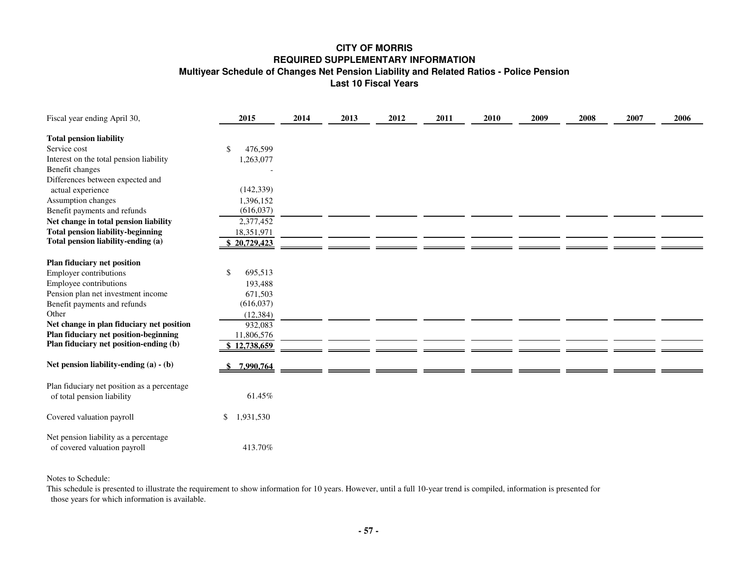**CITY OF MORRIS**
**REQUIRED SUPPLEMENTARY INFORMATION**
**Multiyear Schedule of Changes Net Pension Liability and Related Ratios - Police Pension**
**Last 10 Fiscal Years**

| Fiscal year ending April 30, | 2015 | 2014 | 2013 | 2012 | 2011 | 2010 | 2009 | 2008 | 2007 | 2006 |
|---|---|---|---|---|---|---|---|---|---|---|
| **Total pension liability** | | | | | | | | | | |
| Service cost | $ 476,599 | | | | | | | | | |
| Interest on the total pension liability | 1,263,077 | | | | | | | | | |
| Benefit changes | - | | | | | | | | | |
| Differences between expected and actual experience | (142,339) | | | | | | | | | |
| Assumption changes | 1,396,152 | | | | | | | | | |
| Benefit payments and refunds | (616,037) | | | | | | | | | |
| **Net change in total pension liability** | 2,377,452 | | | | | | | | | |
| **Total pension liability-beginning** | 18,351,971 | | | | | | | | | |
| **Total pension liability-ending (a)** | $ 20,729,423 | | | | | | | | | |
| **Plan fiduciary net position** | | | | | | | | | | |
| Employer contributions | $ 695,513 | | | | | | | | | |
| Employee contributions | 193,488 | | | | | | | | | |
| Pension plan net investment income | 671,503 | | | | | | | | | |
| Benefit payments and refunds | (616,037) | | | | | | | | | |
| Other | (12,384) | | | | | | | | | |
| **Net change in plan fiduciary net position** | 932,083 | | | | | | | | | |
| **Plan fiduciary net position-beginning** | 11,806,576 | | | | | | | | | |
| **Plan fiduciary net position-ending (b)** | $ 12,738,659 | | | | | | | | | |
| **Net pension liability-ending (a) - (b)** | $ 7,990,764 | | | | | | | | | |
| Plan fiduciary net position as a percentage of total pension liability | 61.45% | | | | | | | | | |
| Covered valuation payroll | $ 1,931,530 | | | | | | | | | |
| Net pension liability as a percentage of covered valuation payroll | 413.70% | | | | | | | | | |

Notes to Schedule:

This schedule is presented to illustrate the requirement to show information for 10 years. However, until a full 10-year trend is compiled, information is presented for those years for which information is available.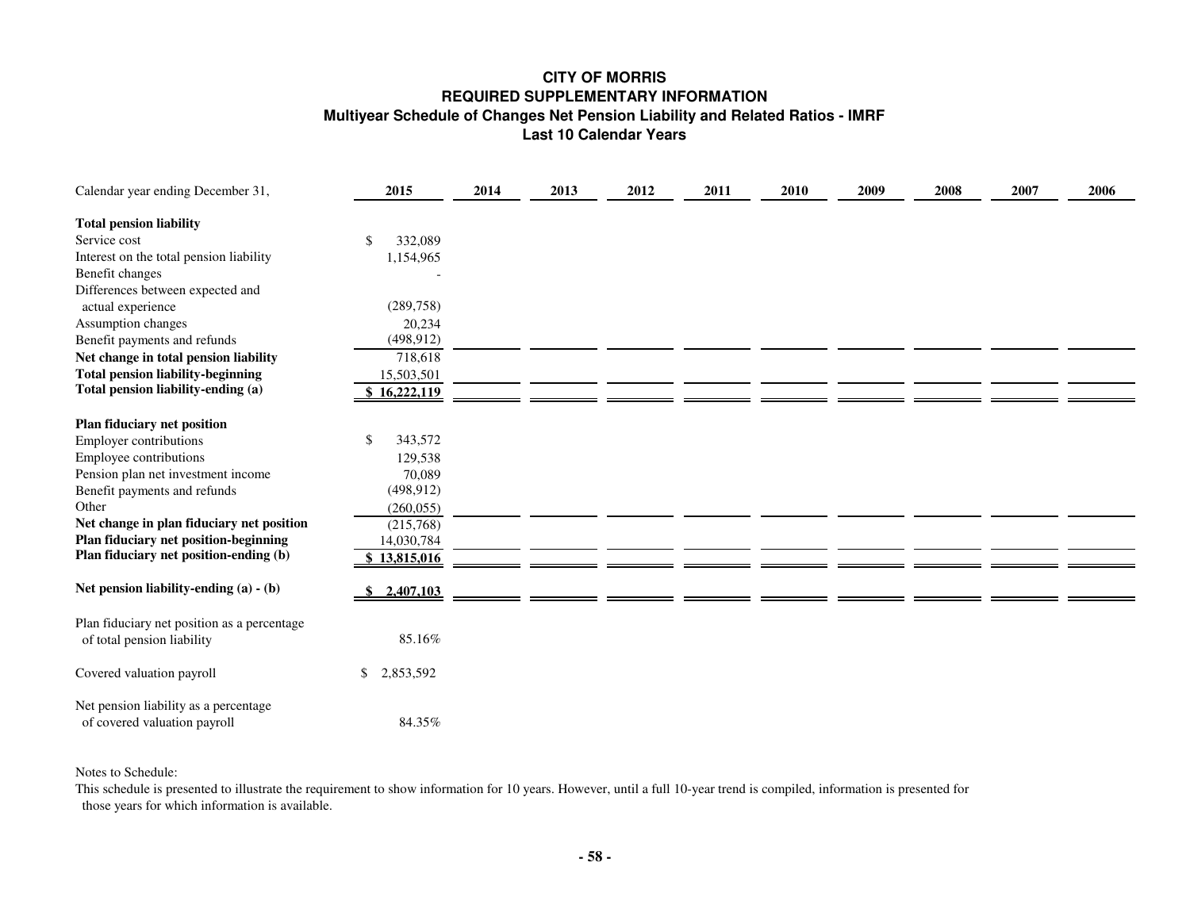# CITY OF MORRIS
## REQUIRED SUPPLEMENTARY INFORMATION
### Multiyear Schedule of Changes Net Pension Liability and Related Ratios - IMRF
### Last 10 Calendar Years

| Calendar year ending December 31, | 2015 | 2014 | 2013 | 2012 | 2011 | 2010 | 2009 | 2008 | 2007 | 2006 |
|---|---|---|---|---|---|---|---|---|---|---|
| **Total pension liability** | | | | | | | | | | |
| Service cost | $ 332,089 | | | | | | | | | |
| Interest on the total pension liability | 1,154,965 | | | | | | | | | |
| Benefit changes | - | | | | | | | | | |
| Differences between expected and actual experience | (289,758) | | | | | | | | | |
| Assumption changes | 20,234 | | | | | | | | | |
| Benefit payments and refunds | (498,912) | | | | | | | | | |
| **Net change in total pension liability** | 718,618 | | | | | | | | | |
| **Total pension liability-beginning** | 15,503,501 | | | | | | | | | |
| **Total pension liability-ending (a)** | **$ 16,222,119** | | | | | | | | | |
| **Plan fiduciary net position** | | | | | | | | | | |
| Employer contributions | $ 343,572 | | | | | | | | | |
| Employee contributions | 129,538 | | | | | | | | | |
| Pension plan net investment income | 70,089 | | | | | | | | | |
| Benefit payments and refunds | (498,912) | | | | | | | | | |
| Other | (260,055) | | | | | | | | | |
| **Net change in plan fiduciary net position** | (215,768) | | | | | | | | | |
| **Plan fiduciary net position-beginning** | 14,030,784 | | | | | | | | | |
| **Plan fiduciary net position-ending (b)** | **$ 13,815,016** | | | | | | | | | |
| **Net pension liability-ending (a) - (b)** | **$ 2,407,103** | | | | | | | | | |
| Plan fiduciary net position as a percentage of total pension liability | 85.16% | | | | | | | | | |
| Covered valuation payroll | $ 2,853,592 | | | | | | | | | |
| Net pension liability as a percentage of covered valuation payroll | 84.35% | | | | | | | | | |

Notes to Schedule:

This schedule is presented to illustrate the requirement to show information for 10 years. However, until a full 10-year trend is compiled, information is presented for those years for which information is available.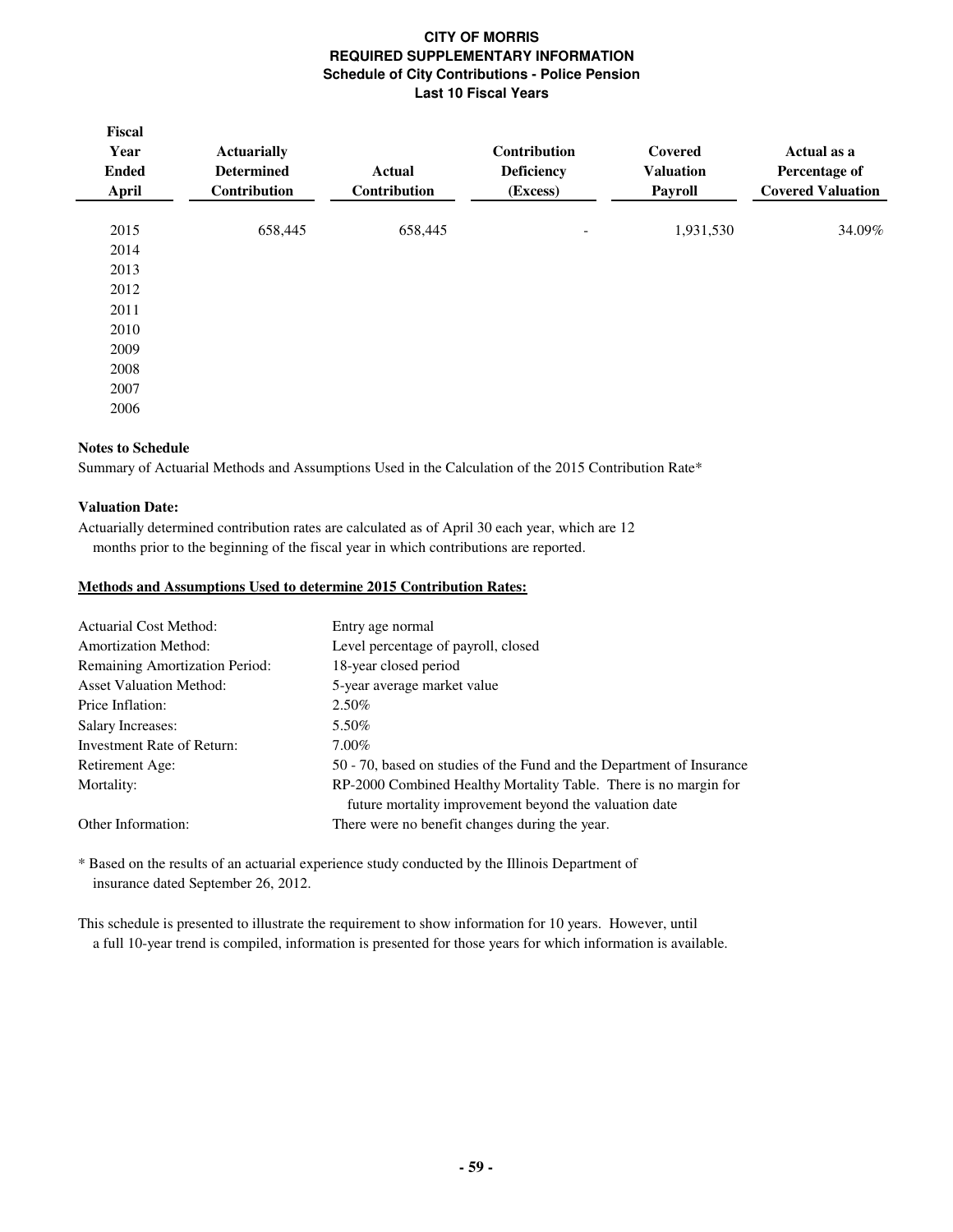# CITY OF MORRIS
## REQUIRED SUPPLEMENTARY INFORMATION
### Schedule of City Contributions - Police Pension
### Last 10 Fiscal Years

| Fiscal Year Ended April | Actuarially Determined Contribution | Actual Contribution | Contribution Deficiency (Excess) | Covered Valuation Payroll | Actual as a Percentage of Covered Valuation |
|---|---|---|---|---|---|
| 2015 | 658,445 | 658,445 | - | 1,931,530 | 34.09% |
| 2014 | | | | | |
| 2013 | | | | | |
| 2012 | | | | | |
| 2011 | | | | | |
| 2010 | | | | | |
| 2009 | | | | | |
| 2008 | | | | | |
| 2007 | | | | | |
| 2006 | | | | | |

**Notes to Schedule**

Summary of Actuarial Methods and Assumptions Used in the Calculation of the 2015 Contribution Rate*

**Valuation Date:**

Actuarially determined contribution rates are calculated as of April 30 each year, which are 12 months prior to the beginning of the fiscal year in which contributions are reported.

**Methods and Assumptions Used to determine 2015 Contribution Rates:**

| | |
|---|---|
| Actuarial Cost Method: | Entry age normal |
| Amortization Method: | Level percentage of payroll, closed |
| Remaining Amortization Period: | 18-year closed period |
| Asset Valuation Method: | 5-year average market value |
| Price Inflation: | 2.50% |
| Salary Increases: | 5.50% |
| Investment Rate of Return: | 7.00% |
| Retirement Age: | 50 - 70, based on studies of the Fund and the Department of Insurance |
| Mortality: | RP-2000 Combined Healthy Mortality Table. There is no margin for future mortality improvement beyond the valuation date |
| Other Information: | There were no benefit changes during the year. |

* Based on the results of an actuarial experience study conducted by the Illinois Department of insurance dated September 26, 2012.

This schedule is presented to illustrate the requirement to show information for 10 years. However, until a full 10-year trend is compiled, information is presented for those years for which information is available.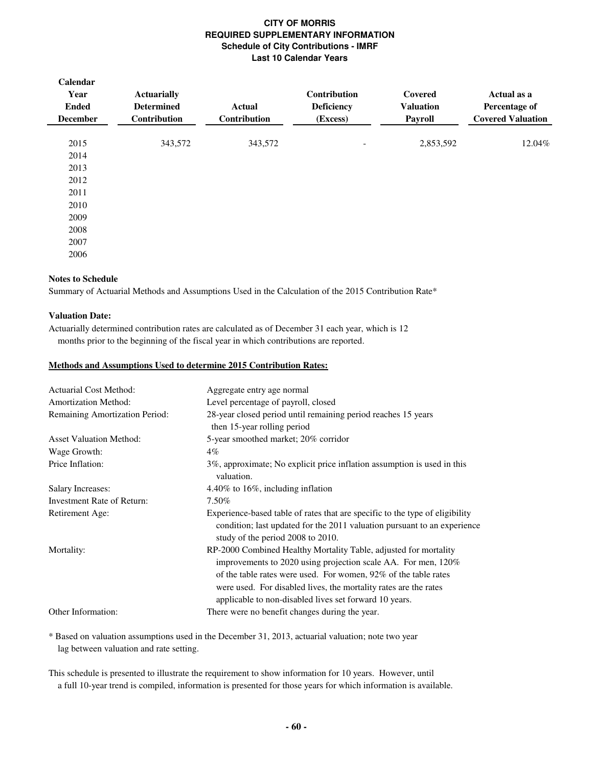# CITY OF MORRIS
## REQUIRED SUPPLEMENTARY INFORMATION
### Schedule of City Contributions - IMRF
### Last 10 Calendar Years

| Calendar Year Ended December | Actuarially Determined Contribution | Actual Contribution | Contribution Deficiency (Excess) | Covered Valuation Payroll | Actual as a Percentage of Covered Valuation |
|---|---|---|---|---|---|
| 2015 | 343,572 | 343,572 | - | 2,853,592 | 12.04% |
| 2014 | | | | | |
| 2013 | | | | | |
| 2012 | | | | | |
| 2011 | | | | | |
| 2010 | | | | | |
| 2009 | | | | | |
| 2008 | | | | | |
| 2007 | | | | | |
| 2006 | | | | | |

**Notes to Schedule**

Summary of Actuarial Methods and Assumptions Used in the Calculation of the 2015 Contribution Rate*

**Valuation Date:**

Actuarially determined contribution rates are calculated as of December 31 each year, which is 12 months prior to the beginning of the fiscal year in which contributions are reported.

**Methods and Assumptions Used to determine 2015 Contribution Rates:**

| | |
|---|---|
| Actuarial Cost Method: | Aggregate entry age normal |
| Amortization Method: | Level percentage of payroll, closed |
| Remaining Amortization Period: | 28-year closed period until remaining period reaches 15 years then 15-year rolling period |
| Asset Valuation Method: | 5-year smoothed market; 20% corridor |
| Wage Growth: | 4% |
| Price Inflation: | 3%, approximate; No explicit price inflation assumption is used in this valuation. |
| Salary Increases: | 4.40% to 16%, including inflation |
| Investment Rate of Return: | 7.50% |
| Retirement Age: | Experience-based table of rates that are specific to the type of eligibility condition; last updated for the 2011 valuation pursuant to an experience study of the period 2008 to 2010. |
| Mortality: | RP-2000 Combined Healthy Mortality Table, adjusted for mortality improvements to 2020 using projection scale AA. For men, 120% of the table rates were used. For women, 92% of the table rates were used. For disabled lives, the mortality rates are the rates applicable to non-disabled lives set forward 10 years. |
| Other Information: | There were no benefit changes during the year. |

* Based on valuation assumptions used in the December 31, 2013, actuarial valuation; note two year lag between valuation and rate setting.

This schedule is presented to illustrate the requirement to show information for 10 years. However, until a full 10-year trend is compiled, information is presented for those years for which information is available.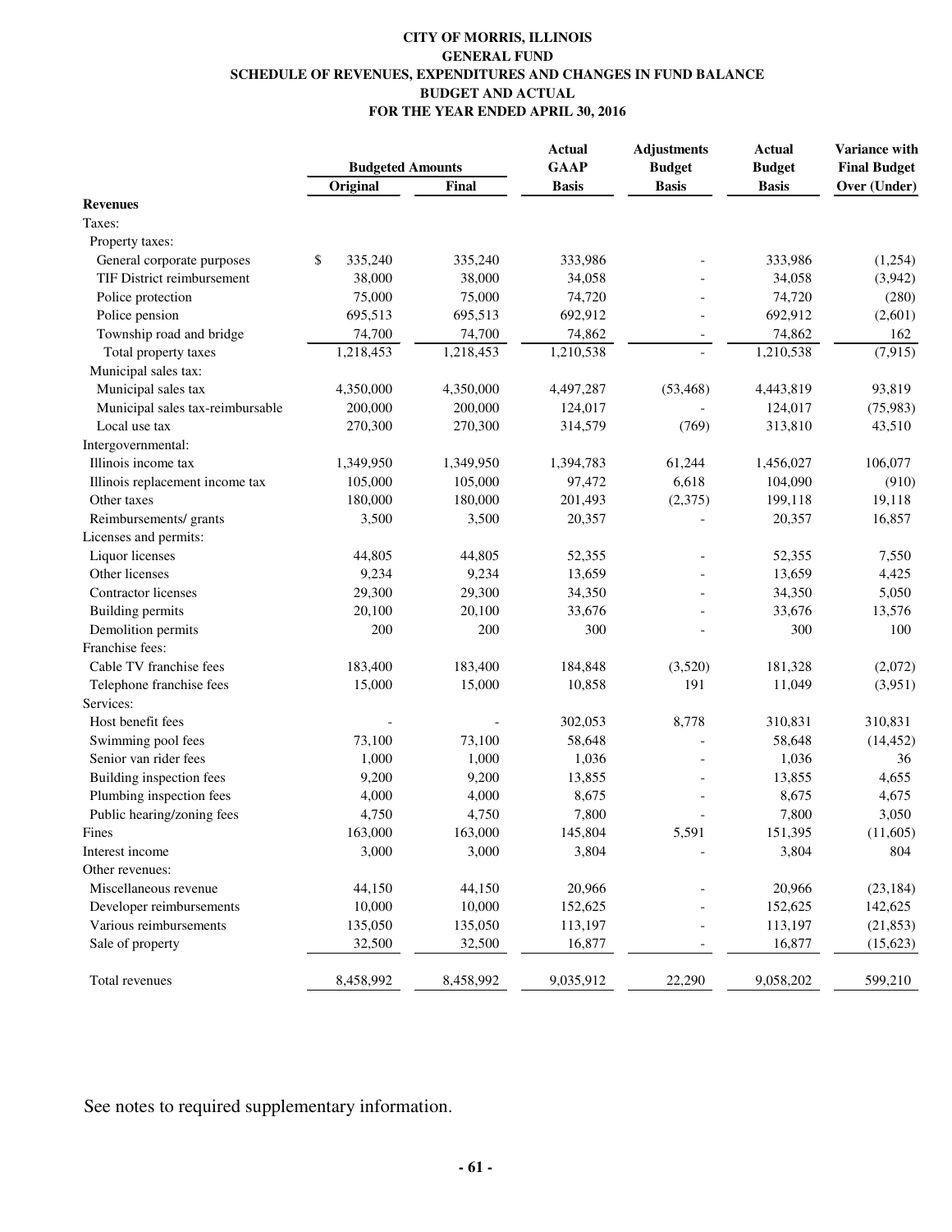**CITY OF MORRIS, ILLINOIS**
**GENERAL FUND**
**SCHEDULE OF REVENUES, EXPENDITURES AND CHANGES IN FUND BALANCE**
**BUDGET AND ACTUAL**
**FOR THE YEAR ENDED APRIL 30, 2016**

| | Budgeted Amounts | | Actual GAAP | Adjustments Budget | Actual Budget | Variance with Final Budget |
|---|---|---|---|---|---|---|
| | Original | Final | Basis | Basis | Basis | Over (Under) |
| **Revenues** | | | | | | |
| Taxes: | | | | | | |
| Property taxes: | | | | | | |
| General corporate purposes | $ 335,240 | 335,240 | 333,986 | - | 333,986 | (1,254) |
| TIF District reimbursement | 38,000 | 38,000 | 34,058 | - | 34,058 | (3,942) |
| Police protection | 75,000 | 75,000 | 74,720 | - | 74,720 | (280) |
| Police pension | 695,513 | 695,513 | 692,912 | - | 692,912 | (2,601) |
| Township road and bridge | 74,700 | 74,700 | 74,862 | - | 74,862 | 162 |
| Total property taxes | 1,218,453 | 1,218,453 | 1,210,538 | - | 1,210,538 | (7,915) |
| Municipal sales tax: | | | | | | |
| Municipal sales tax | 4,350,000 | 4,350,000 | 4,497,287 | (53,468) | 4,443,819 | 93,819 |
| Municipal sales tax-reimbursable | 200,000 | 200,000 | 124,017 | - | 124,017 | (75,983) |
| Local use tax | 270,300 | 270,300 | 314,579 | (769) | 313,810 | 43,510 |
| Intergovernmental: | | | | | | |
| Illinois income tax | 1,349,950 | 1,349,950 | 1,394,783 | 61,244 | 1,456,027 | 106,077 |
| Illinois replacement income tax | 105,000 | 105,000 | 97,472 | 6,618 | 104,090 | (910) |
| Other taxes | 180,000 | 180,000 | 201,493 | (2,375) | 199,118 | 19,118 |
| Reimbursements/ grants | 3,500 | 3,500 | 20,357 | - | 20,357 | 16,857 |
| Licenses and permits: | | | | | | |
| Liquor licenses | 44,805 | 44,805 | 52,355 | - | 52,355 | 7,550 |
| Other licenses | 9,234 | 9,234 | 13,659 | - | 13,659 | 4,425 |
| Contractor licenses | 29,300 | 29,300 | 34,350 | - | 34,350 | 5,050 |
| Building permits | 20,100 | 20,100 | 33,676 | - | 33,676 | 13,576 |
| Demolition permits | 200 | 200 | 300 | - | 300 | 100 |
| Franchise fees: | | | | | | |
| Cable TV franchise fees | 183,400 | 183,400 | 184,848 | (3,520) | 181,328 | (2,072) |
| Telephone franchise fees | 15,000 | 15,000 | 10,858 | 191 | 11,049 | (3,951) |
| Services: | | | | | | |
| Host benefit fees | - | - | 302,053 | 8,778 | 310,831 | 310,831 |
| Swimming pool fees | 73,100 | 73,100 | 58,648 | - | 58,648 | (14,452) |
| Senior van rider fees | 1,000 | 1,000 | 1,036 | - | 1,036 | 36 |
| Building inspection fees | 9,200 | 9,200 | 13,855 | - | 13,855 | 4,655 |
| Plumbing inspection fees | 4,000 | 4,000 | 8,675 | - | 8,675 | 4,675 |
| Public hearing/zoning fees | 4,750 | 4,750 | 7,800 | - | 7,800 | 3,050 |
| Fines | 163,000 | 163,000 | 145,804 | 5,591 | 151,395 | (11,605) |
| Interest income | 3,000 | 3,000 | 3,804 | - | 3,804 | 804 |
| Other revenues: | | | | | | |
| Miscellaneous revenue | 44,150 | 44,150 | 20,966 | - | 20,966 | (23,184) |
| Developer reimbursements | 10,000 | 10,000 | 152,625 | - | 152,625 | 142,625 |
| Various reimbursements | 135,050 | 135,050 | 113,197 | - | 113,197 | (21,853) |
| Sale of property | 32,500 | 32,500 | 16,877 | - | 16,877 | (15,623) |
| Total revenues | 8,458,992 | 8,458,992 | 9,035,912 | 22,290 | 9,058,202 | 599,210 |

See notes to required supplementary information.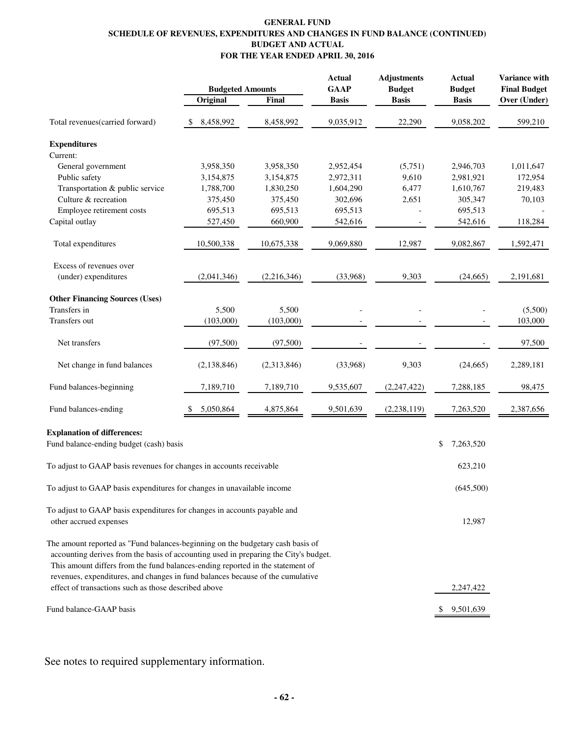# GENERAL FUND
## SCHEDULE OF REVENUES, EXPENDITURES AND CHANGES IN FUND BALANCE (CONTINUED)
## BUDGET AND ACTUAL
## FOR THE YEAR ENDED APRIL 30, 2016

| | Budgeted Amounts | | Actual GAAP Basis | Adjustments Budget Basis | Actual Budget Basis | Variance with Final Budget Over (Under) |
|---|---|---|---|---|---|---|
| | Original | Final | | | | |
| Total revenues(carried forward) | $ 8,458,992 | 8,458,992 | 9,035,912 | 22,290 | 9,058,202 | 599,210 |
| **Expenditures** | | | | | | |
| Current: | | | | | | |
| General government | 3,958,350 | 3,958,350 | 2,952,454 | (5,751) | 2,946,703 | 1,011,647 |
| Public safety | 3,154,875 | 3,154,875 | 2,972,311 | 9,610 | 2,981,921 | 172,954 |
| Transportation & public service | 1,788,700 | 1,830,250 | 1,604,290 | 6,477 | 1,610,767 | 219,483 |
| Culture & recreation | 375,450 | 375,450 | 302,696 | 2,651 | 305,347 | 70,103 |
| Employee retirement costs | 695,513 | 695,513 | 695,513 | - | 695,513 | - |
| Capital outlay | 527,450 | 660,900 | 542,616 | - | 542,616 | 118,284 |
| Total expenditures | 10,500,338 | 10,675,338 | 9,069,880 | 12,987 | 9,082,867 | 1,592,471 |
| Excess of revenues over (under) expenditures | (2,041,346) | (2,216,346) | (33,968) | 9,303 | (24,665) | 2,191,681 |
| **Other Financing Sources (Uses)** | | | | | | |
| Transfers in | 5,500 | 5,500 | - | - | - | (5,500) |
| Transfers out | (103,000) | (103,000) | - | - | - | 103,000 |
| Net transfers | (97,500) | (97,500) | - | - | - | 97,500 |
| Net change in fund balances | (2,138,846) | (2,313,846) | (33,968) | 9,303 | (24,665) | 2,289,181 |
| Fund balances-beginning | 7,189,710 | 7,189,710 | 9,535,607 | (2,247,422) | 7,288,185 | 98,475 |
| Fund balances-ending | $ 5,050,864 | 4,875,864 | 9,501,639 | (2,238,119) | 7,263,520 | 2,387,656 |

**Explanation of differences:**

| | |
|---|---|
| Fund balance-ending budget (cash) basis | $ 7,263,520 |
| To adjust to GAAP basis revenues for changes in accounts receivable | 623,210 |
| To adjust to GAAP basis expenditures for changes in unavailable income | (645,500) |
| To adjust to GAAP basis expenditures for changes in accounts payable and other accrued expenses | 12,987 |
| The amount reported as "Fund balances-beginning on the budgetary cash basis of accounting derives from the basis of accounting used in preparing the City's budget. This amount differs from the fund balances-ending reported in the statement of revenues, expenditures, and changes in fund balances because of the cumulative effect of transactions such as those described above | 2,247,422 |
| Fund balance-GAAP basis | $ 9,501,639 |

See notes to required supplementary information.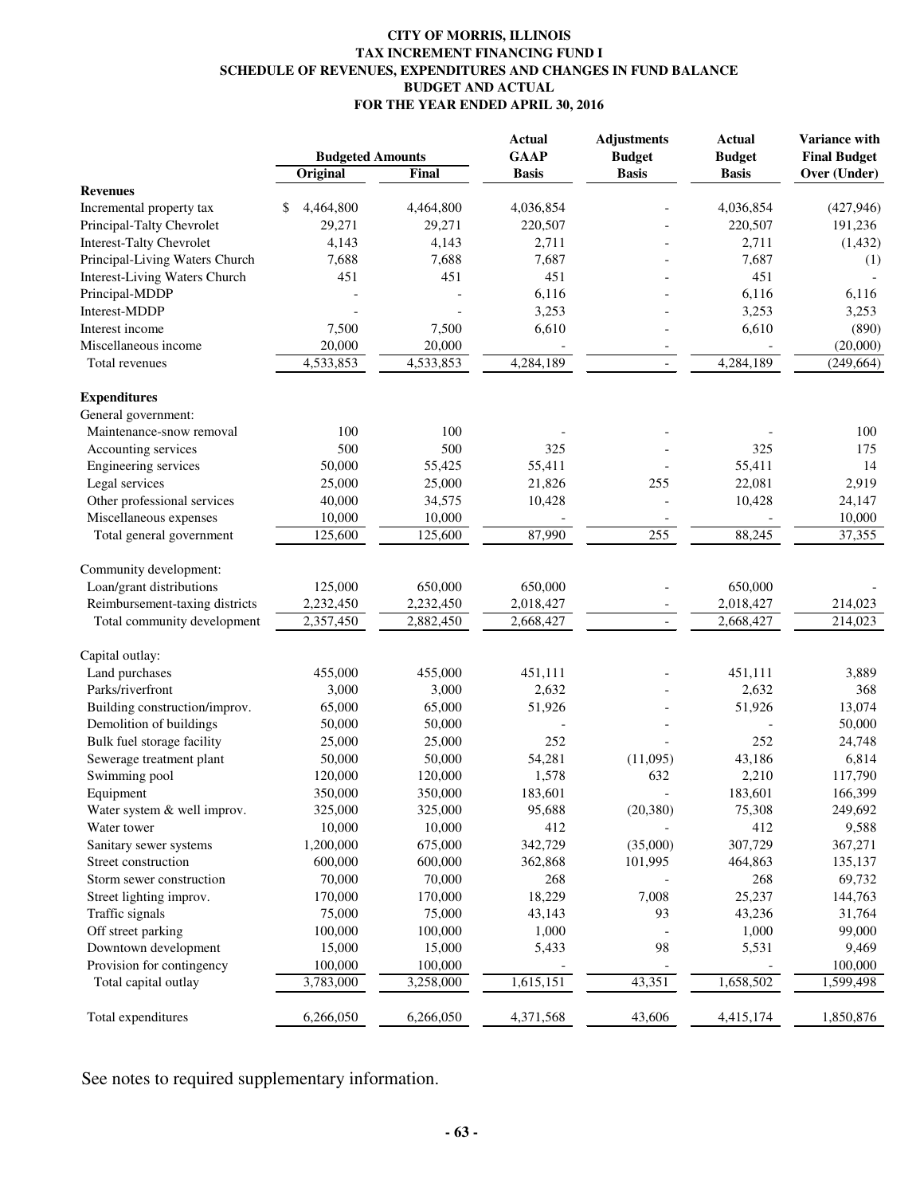**CITY OF MORRIS, ILLINOIS**
**TAX INCREMENT FINANCING FUND I**
**SCHEDULE OF REVENUES, EXPENDITURES AND CHANGES IN FUND BALANCE**
**BUDGET AND ACTUAL**
**FOR THE YEAR ENDED APRIL 30, 2016**

| | Budgeted Amounts | | Actual GAAP Basis | Adjustments Budget Basis | Actual Budget Basis | Variance with Final Budget Over (Under) |
|---|---|---|---|---|---|---|
| | Original | Final | | | | |
| **Revenues** | | | | | | |
| Incremental property tax | $ 4,464,800 | 4,464,800 | 4,036,854 | - | 4,036,854 | (427,946) |
| Principal-Talty Chevrolet | 29,271 | 29,271 | 220,507 | - | 220,507 | 191,236 |
| Interest-Talty Chevrolet | 4,143 | 4,143 | 2,711 | - | 2,711 | (1,432) |
| Principal-Living Waters Church | 7,688 | 7,688 | 7,687 | - | 7,687 | (1) |
| Interest-Living Waters Church | 451 | 451 | 451 | - | 451 | - |
| Principal-MDDP | - | - | 6,116 | - | 6,116 | 6,116 |
| Interest-MDDP | - | - | 3,253 | - | 3,253 | 3,253 |
| Interest income | 7,500 | 7,500 | 6,610 | - | 6,610 | (890) |
| Miscellaneous income | 20,000 | 20,000 | - | - | - | (20,000) |
| Total revenues | 4,533,853 | 4,533,853 | 4,284,189 | - | 4,284,189 | (249,664) |
| **Expenditures** | | | | | | |
| General government: | | | | | | |
| Maintenance-snow removal | 100 | 100 | - | - | - | 100 |
| Accounting services | 500 | 500 | 325 | - | 325 | 175 |
| Engineering services | 50,000 | 55,425 | 55,411 | - | 55,411 | 14 |
| Legal services | 25,000 | 25,000 | 21,826 | 255 | 22,081 | 2,919 |
| Other professional services | 40,000 | 34,575 | 10,428 | - | 10,428 | 24,147 |
| Miscellaneous expenses | 10,000 | 10,000 | - | - | - | 10,000 |
| Total general government | 125,600 | 125,600 | 87,990 | 255 | 88,245 | 37,355 |
| Community development: | | | | | | |
| Loan/grant distributions | 125,000 | 650,000 | 650,000 | - | 650,000 | - |
| Reimbursement-taxing districts | 2,232,450 | 2,232,450 | 2,018,427 | - | 2,018,427 | 214,023 |
| Total community development | 2,357,450 | 2,882,450 | 2,668,427 | - | 2,668,427 | 214,023 |
| Capital outlay: | | | | | | |
| Land purchases | 455,000 | 455,000 | 451,111 | - | 451,111 | 3,889 |
| Parks/riverfront | 3,000 | 3,000 | 2,632 | - | 2,632 | 368 |
| Building construction/improv. | 65,000 | 65,000 | 51,926 | - | 51,926 | 13,074 |
| Demolition of buildings | 50,000 | 50,000 | - | - | - | 50,000 |
| Bulk fuel storage facility | 25,000 | 25,000 | 252 | - | 252 | 24,748 |
| Sewerage treatment plant | 50,000 | 50,000 | 54,281 | (11,095) | 43,186 | 6,814 |
| Swimming pool | 120,000 | 120,000 | 1,578 | 632 | 2,210 | 117,790 |
| Equipment | 350,000 | 350,000 | 183,601 | - | 183,601 | 166,399 |
| Water system & well improv. | 325,000 | 325,000 | 95,688 | (20,380) | 75,308 | 249,692 |
| Water tower | 10,000 | 10,000 | 412 | - | 412 | 9,588 |
| Sanitary sewer systems | 1,200,000 | 675,000 | 342,729 | (35,000) | 307,729 | 367,271 |
| Street construction | 600,000 | 600,000 | 362,868 | 101,995 | 464,863 | 135,137 |
| Storm sewer construction | 70,000 | 70,000 | 268 | - | 268 | 69,732 |
| Street lighting improv. | 170,000 | 170,000 | 18,229 | 7,008 | 25,237 | 144,763 |
| Traffic signals | 75,000 | 75,000 | 43,143 | 93 | 43,236 | 31,764 |
| Off street parking | 100,000 | 100,000 | 1,000 | - | 1,000 | 99,000 |
| Downtown development | 15,000 | 15,000 | 5,433 | 98 | 5,531 | 9,469 |
| Provision for contingency | 100,000 | 100,000 | - | - | - | 100,000 |
| Total capital outlay | 3,783,000 | 3,258,000 | 1,615,151 | 43,351 | 1,658,502 | 1,599,498 |
| Total expenditures | 6,266,050 | 6,266,050 | 4,371,568 | 43,606 | 4,415,174 | 1,850,876 |

See notes to required supplementary information.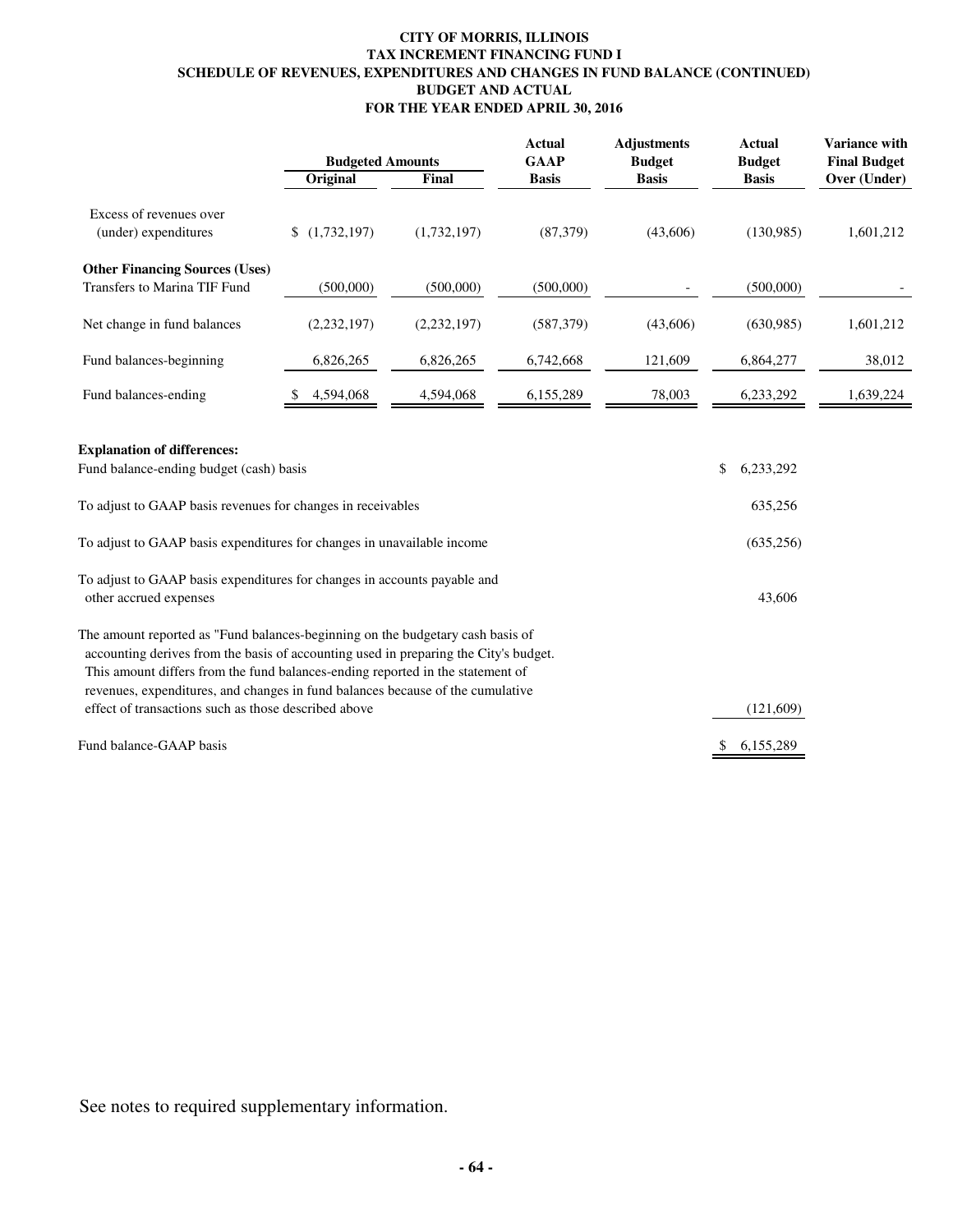# CITY OF MORRIS, ILLINOIS
## TAX INCREMENT FINANCING FUND I
## SCHEDULE OF REVENUES, EXPENDITURES AND CHANGES IN FUND BALANCE (CONTINUED)
## BUDGET AND ACTUAL
## FOR THE YEAR ENDED APRIL 30, 2016

| | Budgeted Amounts | | Actual GAAP | Adjustments Budget | Actual Budget | Variance with Final Budget |
|---|---|---|---|---|---|---|
| | Original | Final | Basis | Basis | Basis | Over (Under) |
| Excess of revenues over (under) expenditures | $ (1,732,197) | (1,732,197) | (87,379) | (43,606) | (130,985) | 1,601,212 |
| **Other Financing Sources (Uses)** | | | | | | |
| Transfers to Marina TIF Fund | (500,000) | (500,000) | (500,000) | - | (500,000) | - |
| Net change in fund balances | (2,232,197) | (2,232,197) | (587,379) | (43,606) | (630,985) | 1,601,212 |
| Fund balances-beginning | 6,826,265 | 6,826,265 | 6,742,668 | 121,609 | 6,864,277 | 38,012 |
| Fund balances-ending | $ 4,594,068 | 4,594,068 | 6,155,289 | 78,003 | 6,233,292 | 1,639,224 |

**Explanation of differences:**

| | |
|---|---|
| Fund balance-ending budget (cash) basis | $ 6,233,292 |
| To adjust to GAAP basis revenues for changes in receivables | 635,256 |
| To adjust to GAAP basis expenditures for changes in unavailable income | (635,256) |
| To adjust to GAAP basis expenditures for changes in accounts payable and other accrued expenses | 43,606 |
| The amount reported as "Fund balances-beginning on the budgetary cash basis of accounting derives from the basis of accounting used in preparing the City's budget. This amount differs from the fund balances-ending reported in the statement of revenues, expenditures, and changes in fund balances because of the cumulative effect of transactions such as those described above | (121,609) |
| Fund balance-GAAP basis | $ 6,155,289 |

See notes to required supplementary information.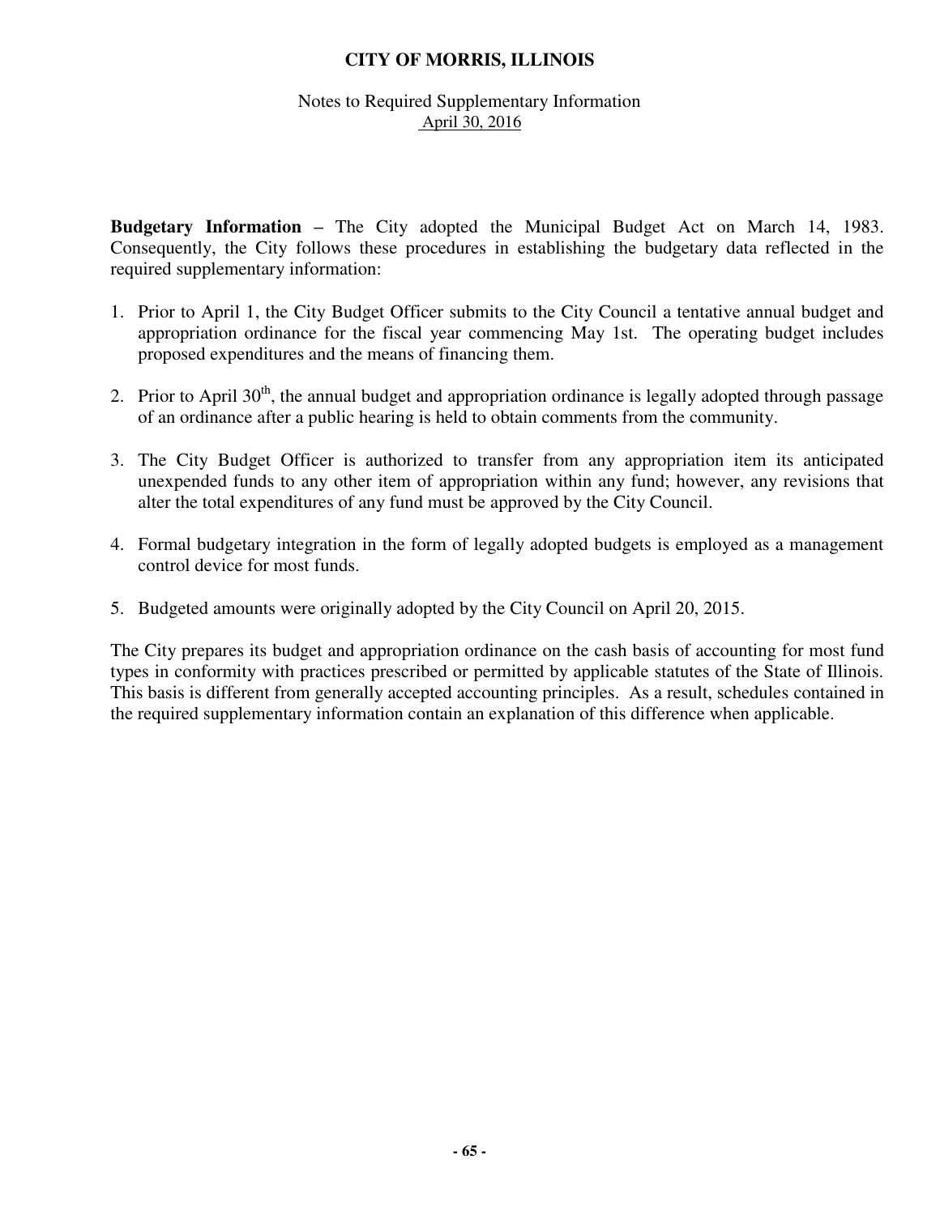# CITY OF MORRIS, ILLINOIS

## Notes to Required Supplementary Information
April 30, 2016

**Budgetary Information** – The City adopted the Municipal Budget Act on March 14, 1983. Consequently, the City follows these procedures in establishing the budgetary data reflected in the required supplementary information:

1. Prior to April 1, the City Budget Officer submits to the City Council a tentative annual budget and appropriation ordinance for the fiscal year commencing May 1st. The operating budget includes proposed expenditures and the means of financing them.

2. Prior to April 30th, the annual budget and appropriation ordinance is legally adopted through passage of an ordinance after a public hearing is held to obtain comments from the community.

3. The City Budget Officer is authorized to transfer from any appropriation item its anticipated unexpended funds to any other item of appropriation within any fund; however, any revisions that alter the total expenditures of any fund must be approved by the City Council.

4. Formal budgetary integration in the form of legally adopted budgets is employed as a management control device for most funds.

5. Budgeted amounts were originally adopted by the City Council on April 20, 2015.

The City prepares its budget and appropriation ordinance on the cash basis of accounting for most fund types in conformity with practices prescribed or permitted by applicable statutes of the State of Illinois. This basis is different from generally accepted accounting principles. As a result, schedules contained in the required supplementary information contain an explanation of this difference when applicable.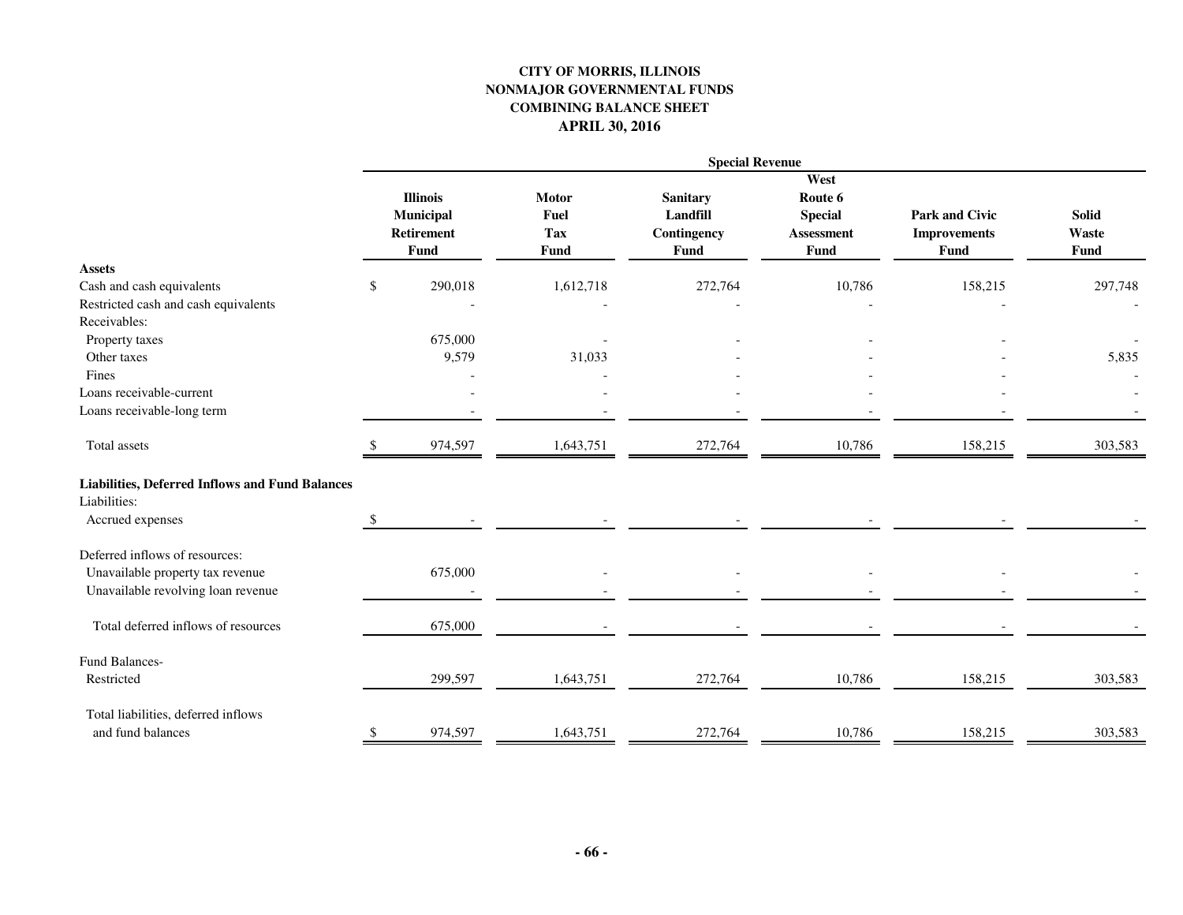**CITY OF MORRIS, ILLINOIS**
**NONMAJOR GOVERNMENTAL FUNDS**
**COMBINING BALANCE SHEET**
**APRIL 30, 2016**

| | Special Revenue | | | | | |
|---|---|---|---|---|---|---|
| | **Illinois Municipal Retirement Fund** | **Motor Fuel Tax Fund** | **Sanitary Landfill Contingency Fund** | **West Route 6 Special Assessment Fund** | **Park and Civic Improvements Fund** | **Solid Waste Fund** |
| **Assets** | | | | | | |
| Cash and cash equivalents | $ 290,018 | 1,612,718 | 272,764 | 10,786 | 158,215 | 297,748 |
| Restricted cash and cash equivalents | - | - | - | - | - | - |
| Receivables: | | | | | | |
| Property taxes | 675,000 | - | - | - | - | - |
| Other taxes | 9,579 | 31,033 | - | - | - | 5,835 |
| Fines | - | - | - | - | - | - |
| Loans receivable-current | - | - | - | - | - | - |
| Loans receivable-long term | - | - | - | - | - | - |
| Total assets | $ 974,597 | 1,643,751 | 272,764 | 10,786 | 158,215 | 303,583 |
| **Liabilities, Deferred Inflows and Fund Balances** | | | | | | |
| Liabilities: | | | | | | |
| Accrued expenses | $ - | - | - | - | - | - |
| Deferred inflows of resources: | | | | | | |
| Unavailable property tax revenue | 675,000 | - | - | - | - | - |
| Unavailable revolving loan revenue | - | - | - | - | - | - |
| Total deferred inflows of resources | 675,000 | - | - | - | - | - |
| Fund Balances- | | | | | | |
| Restricted | 299,597 | 1,643,751 | 272,764 | 10,786 | 158,215 | 303,583 |
| Total liabilities, deferred inflows and fund balances | $ 974,597 | 1,643,751 | 272,764 | 10,786 | 158,215 | 303,583 |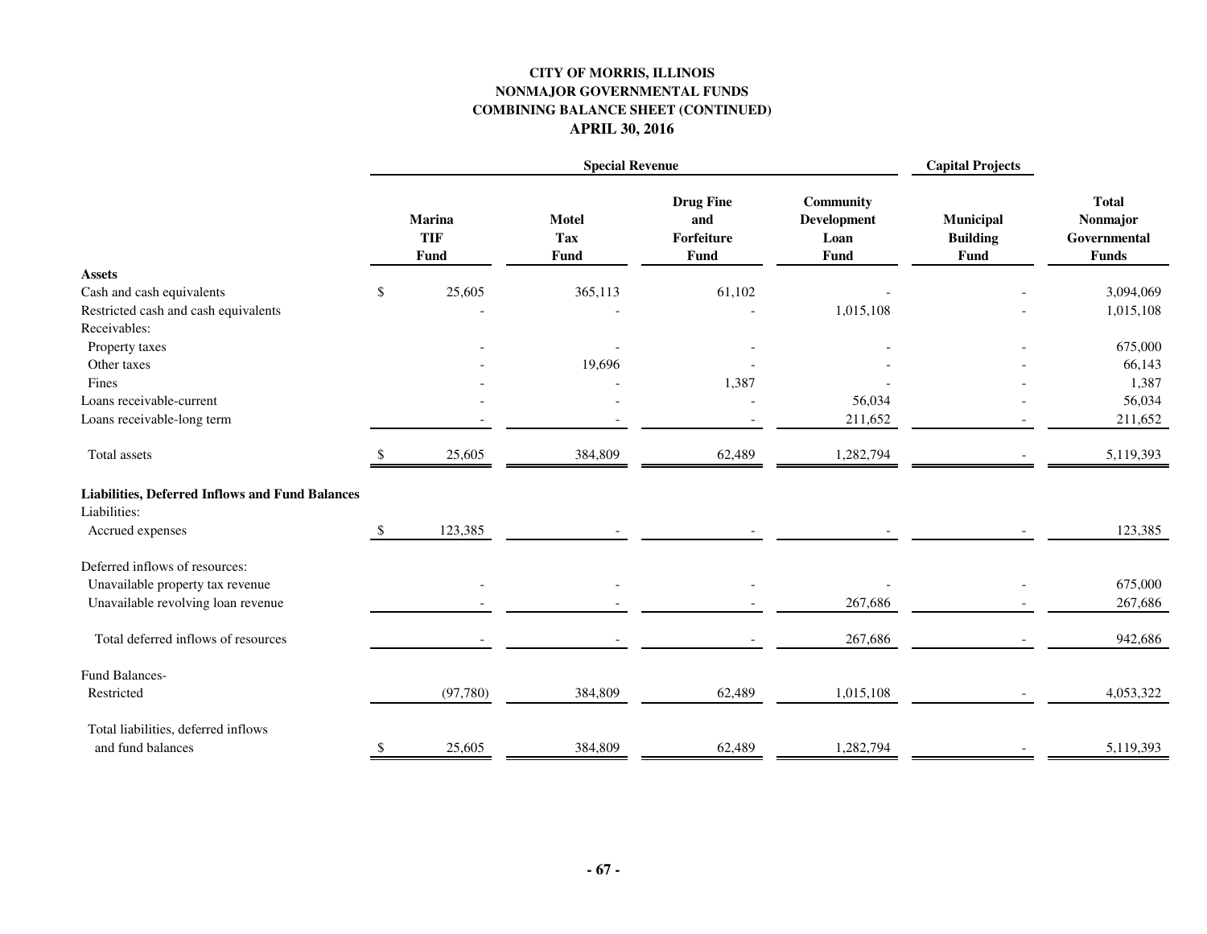# CITY OF MORRIS, ILLINOIS
## NONMAJOR GOVERNMENTAL FUNDS
## COMBINING BALANCE SHEET (CONTINUED)
## APRIL 30, 2016

| | Special Revenue | | | | Capital Projects | |
|---|---|---|---|---|---|---|
| | **Marina TIF Fund** | **Motel Tax Fund** | **Drug Fine and Forfeiture Fund** | **Community Development Loan Fund** | **Municipal Building Fund** | **Total Nonmajor Governmental Funds** |
| **Assets** | | | | | | |
| Cash and cash equivalents | $ 25,605 | 365,113 | 61,102 | - | - | 3,094,069 |
| Restricted cash and cash equivalents | - | - | - | 1,015,108 | - | 1,015,108 |
| Receivables: | | | | | | |
| Property taxes | - | - | - | - | - | 675,000 |
| Other taxes | - | 19,696 | - | - | - | 66,143 |
| Fines | - | - | 1,387 | - | - | 1,387 |
| Loans receivable-current | - | - | - | 56,034 | - | 56,034 |
| Loans receivable-long term | - | - | - | 211,652 | - | 211,652 |
| Total assets | $ 25,605 | 384,809 | 62,489 | 1,282,794 | - | 5,119,393 |
| **Liabilities, Deferred Inflows and Fund Balances** | | | | | | |
| Liabilities: | | | | | | |
| Accrued expenses | $ 123,385 | - | - | - | - | 123,385 |
| Deferred inflows of resources: | | | | | | |
| Unavailable property tax revenue | - | - | - | - | - | 675,000 |
| Unavailable revolving loan revenue | - | - | - | 267,686 | - | 267,686 |
| Total deferred inflows of resources | - | - | - | 267,686 | - | 942,686 |
| Fund Balances- | | | | | | |
| Restricted | (97,780) | 384,809 | 62,489 | 1,015,108 | - | 4,053,322 |
| Total liabilities, deferred inflows and fund balances | $ 25,605 | 384,809 | 62,489 | 1,282,794 | - | 5,119,393 |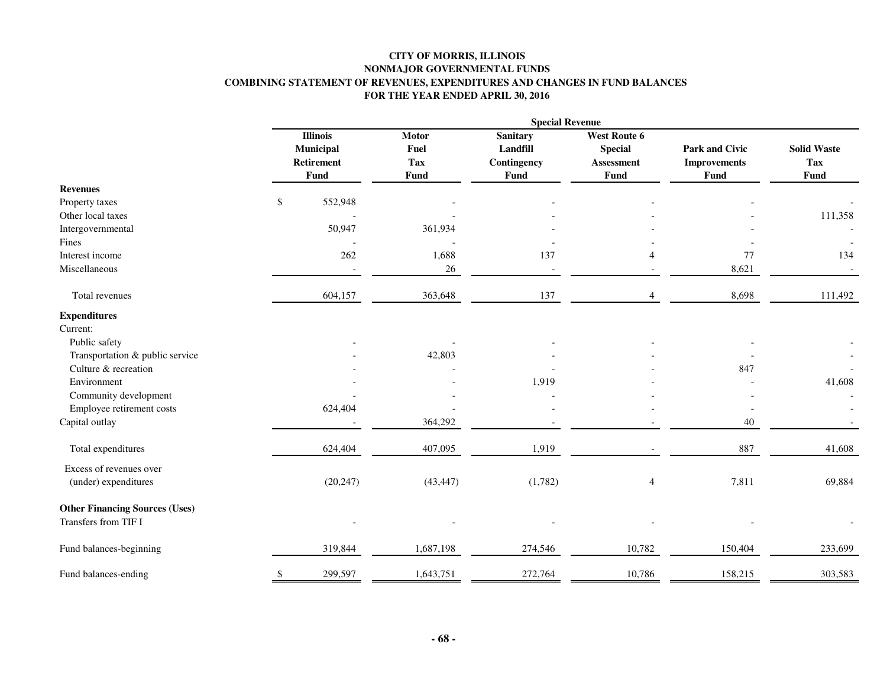**CITY OF MORRIS, ILLINOIS**
**NONMAJOR GOVERNMENTAL FUNDS**
**COMBINING STATEMENT OF REVENUES, EXPENDITURES AND CHANGES IN FUND BALANCES**
**FOR THE YEAR ENDED APRIL 30, 2016**

| | Special Revenue | | | | | |
|---|---|---|---|---|---|---|
| | **Illinois Municipal Retirement Fund** | **Motor Fuel Tax Fund** | **Sanitary Landfill Contingency Fund** | **West Route 6 Special Assessment Fund** | **Park and Civic Improvements Fund** | **Solid Waste Tax Fund** |
| **Revenues** | | | | | | |
| Property taxes | $ 552,948 | - | - | - | - | - |
| Other local taxes | - | - | - | - | - | 111,358 |
| Intergovernmental | 50,947 | 361,934 | - | - | - | - |
| Fines | - | - | - | - | - | - |
| Interest income | 262 | 1,688 | 137 | 4 | 77 | 134 |
| Miscellaneous | - | 26 | - | - | 8,621 | - |
| Total revenues | 604,157 | 363,648 | 137 | 4 | 8,698 | 111,492 |
| **Expenditures** | | | | | | |
| Current: | | | | | | |
| Public safety | - | - | - | - | - | - |
| Transportation & public service | - | 42,803 | - | - | - | - |
| Culture & recreation | - | - | - | - | 847 | - |
| Environment | - | - | 1,919 | - | - | 41,608 |
| Community development | - | - | - | - | - | - |
| Employee retirement costs | 624,404 | - | - | - | - | - |
| Capital outlay | - | 364,292 | - | - | 40 | - |
| Total expenditures | 624,404 | 407,095 | 1,919 | - | 887 | 41,608 |
| Excess of revenues over (under) expenditures | (20,247) | (43,447) | (1,782) | 4 | 7,811 | 69,884 |
| **Other Financing Sources (Uses)** | | | | | | |
| Transfers from TIF I | - | - | - | - | - | - |
| Fund balances-beginning | 319,844 | 1,687,198 | 274,546 | 10,782 | 150,404 | 233,699 |
| Fund balances-ending | $ 299,597 | 1,643,751 | 272,764 | 10,786 | 158,215 | 303,583 |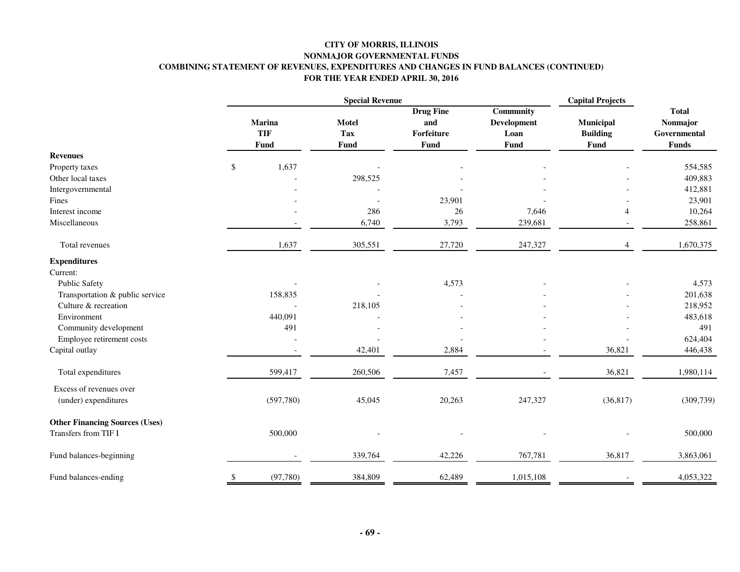**CITY OF MORRIS, ILLINOIS**
**NONMAJOR GOVERNMENTAL FUNDS**
**COMBINING STATEMENT OF REVENUES, EXPENDITURES AND CHANGES IN FUND BALANCES (CONTINUED)**
**FOR THE YEAR ENDED APRIL 30, 2016**

| | Special Revenue | | | | Capital Projects | |
|---|---|---|---|---|---|---|
| | **Marina TIF Fund** | **Motel Tax Fund** | **Drug Fine and Forfeiture Fund** | **Community Development Loan Fund** | **Municipal Building Fund** | **Total Nonmajor Governmental Funds** |
| **Revenues** | | | | | | |
| Property taxes | $ 1,637 | - | - | - | - | 554,585 |
| Other local taxes | - | 298,525 | - | - | - | 409,883 |
| Intergovernmental | - | - | - | - | - | 412,881 |
| Fines | - | - | 23,901 | - | - | 23,901 |
| Interest income | - | 286 | 26 | 7,646 | 4 | 10,264 |
| Miscellaneous | - | 6,740 | 3,793 | 239,681 | - | 258,861 |
| Total revenues | 1,637 | 305,551 | 27,720 | 247,327 | 4 | 1,670,375 |
| **Expenditures** | | | | | | |
| Current: | | | | | | |
| Public Safety | - | - | 4,573 | - | - | 4,573 |
| Transportation & public service | 158,835 | - | - | - | - | 201,638 |
| Culture & recreation | - | 218,105 | - | - | - | 218,952 |
| Environment | 440,091 | - | - | - | - | 483,618 |
| Community development | 491 | - | - | - | - | 491 |
| Employee retirement costs | - | - | - | - | - | 624,404 |
| Capital outlay | - | 42,401 | 2,884 | - | 36,821 | 446,438 |
| Total expenditures | 599,417 | 260,506 | 7,457 | - | 36,821 | 1,980,114 |
| Excess of revenues over (under) expenditures | (597,780) | 45,045 | 20,263 | 247,327 | (36,817) | (309,739) |
| **Other Financing Sources (Uses)** | | | | | | |
| Transfers from TIF I | 500,000 | - | - | - | - | 500,000 |
| Fund balances-beginning | - | 339,764 | 42,226 | 767,781 | 36,817 | 3,863,061 |
| Fund balances-ending | $ (97,780) | 384,809 | 62,489 | 1,015,108 | - | 4,053,322 |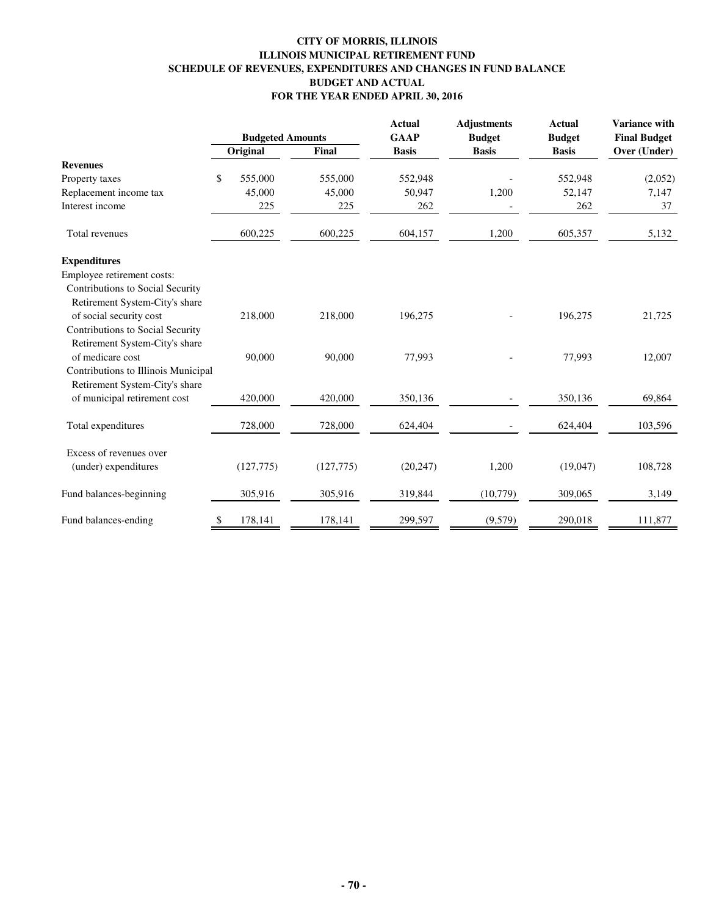# CITY OF MORRIS, ILLINOIS
## ILLINOIS MUNICIPAL RETIREMENT FUND
## SCHEDULE OF REVENUES, EXPENDITURES AND CHANGES IN FUND BALANCE
## BUDGET AND ACTUAL
## FOR THE YEAR ENDED APRIL 30, 2016

| | Budgeted Amounts | | Actual GAAP Basis | Adjustments Budget Basis | Actual Budget Basis | Variance with Final Budget Over (Under) |
|---|---|---|---|---|---|---|
| | Original | Final | | | | |
| **Revenues** | | | | | | |
| Property taxes | $ 555,000 | 555,000 | 552,948 | - | 552,948 | (2,052) |
| Replacement income tax | 45,000 | 45,000 | 50,947 | 1,200 | 52,147 | 7,147 |
| Interest income | 225 | 225 | 262 | - | 262 | 37 |
| Total revenues | 600,225 | 600,225 | 604,157 | 1,200 | 605,357 | 5,132 |
| **Expenditures** | | | | | | |
| Employee retirement costs: | | | | | | |
| Contributions to Social Security Retirement System-City's share of social security cost | 218,000 | 218,000 | 196,275 | - | 196,275 | 21,725 |
| Contributions to Social Security Retirement System-City's share of medicare cost | 90,000 | 90,000 | 77,993 | - | 77,993 | 12,007 |
| Contributions to Illinois Municipal Retirement System-City's share of municipal retirement cost | 420,000 | 420,000 | 350,136 | - | 350,136 | 69,864 |
| Total expenditures | 728,000 | 728,000 | 624,404 | - | 624,404 | 103,596 |
| Excess of revenues over (under) expenditures | (127,775) | (127,775) | (20,247) | 1,200 | (19,047) | 108,728 |
| Fund balances-beginning | 305,916 | 305,916 | 319,844 | (10,779) | 309,065 | 3,149 |
| Fund balances-ending | $ 178,141 | 178,141 | 299,597 | (9,579) | 290,018 | 111,877 |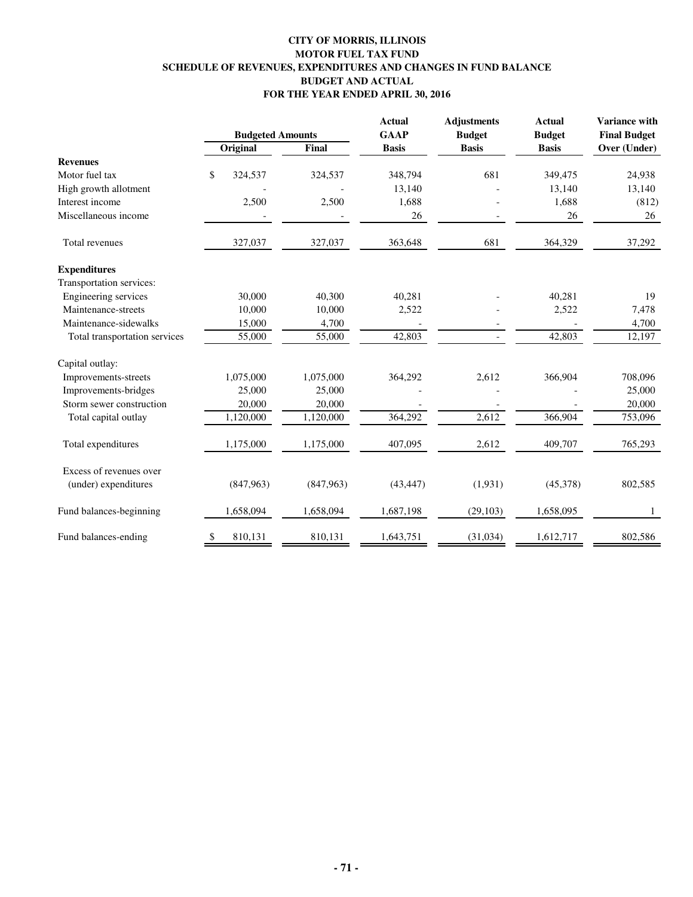# CITY OF MORRIS, ILLINOIS
## MOTOR FUEL TAX FUND
## SCHEDULE OF REVENUES, EXPENDITURES AND CHANGES IN FUND BALANCE
## BUDGET AND ACTUAL
## FOR THE YEAR ENDED APRIL 30, 2016

| | Budgeted Amounts | | Actual GAAP | Adjustments Budget | Actual Budget | Variance with Final Budget |
|---|---|---|---|---|---|---|
| | Original | Final | Basis | Basis | Basis | Over (Under) |
| **Revenues** | | | | | | |
| Motor fuel tax | $ 324,537 | 324,537 | 348,794 | 681 | 349,475 | 24,938 |
| High growth allotment | - | - | 13,140 | - | 13,140 | 13,140 |
| Interest income | 2,500 | 2,500 | 1,688 | - | 1,688 | (812) |
| Miscellaneous income | - | - | 26 | - | 26 | 26 |
| Total revenues | 327,037 | 327,037 | 363,648 | 681 | 364,329 | 37,292 |
| **Expenditures** | | | | | | |
| Transportation services: | | | | | | |
| Engineering services | 30,000 | 40,300 | 40,281 | - | 40,281 | 19 |
| Maintenance-streets | 10,000 | 10,000 | 2,522 | - | 2,522 | 7,478 |
| Maintenance-sidewalks | 15,000 | 4,700 | - | - | - | 4,700 |
| Total transportation services | 55,000 | 55,000 | 42,803 | - | 42,803 | 12,197 |
| Capital outlay: | | | | | | |
| Improvements-streets | 1,075,000 | 1,075,000 | 364,292 | 2,612 | 366,904 | 708,096 |
| Improvements-bridges | 25,000 | 25,000 | - | - | - | 25,000 |
| Storm sewer construction | 20,000 | 20,000 | - | - | - | 20,000 |
| Total capital outlay | 1,120,000 | 1,120,000 | 364,292 | 2,612 | 366,904 | 753,096 |
| Total expenditures | 1,175,000 | 1,175,000 | 407,095 | 2,612 | 409,707 | 765,293 |
| Excess of revenues over (under) expenditures | (847,963) | (847,963) | (43,447) | (1,931) | (45,378) | 802,585 |
| Fund balances-beginning | 1,658,094 | 1,658,094 | 1,687,198 | (29,103) | 1,658,095 | 1 |
| Fund balances-ending | $ 810,131 | 810,131 | 1,643,751 | (31,034) | 1,612,717 | 802,586 |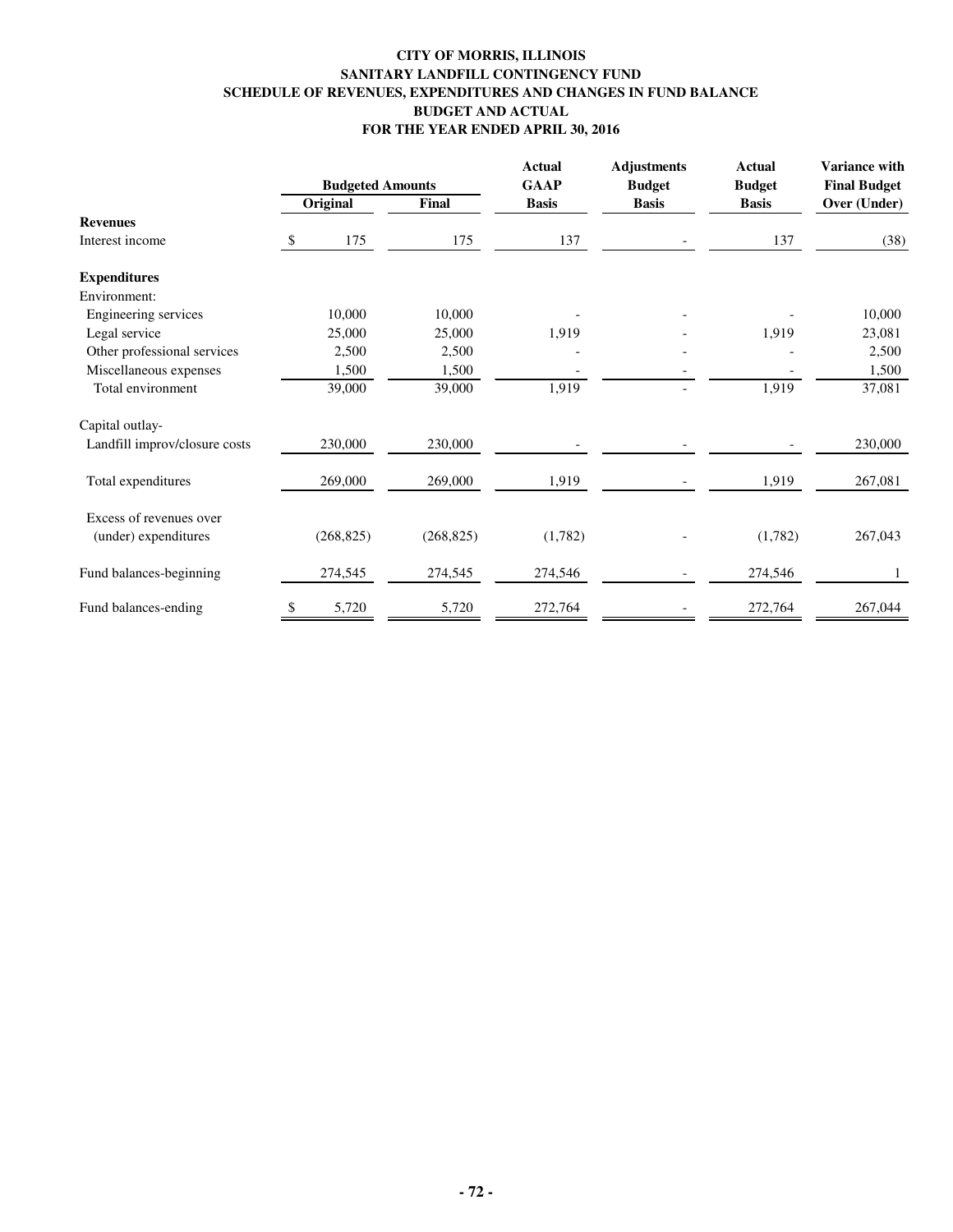**CITY OF MORRIS, ILLINOIS**
**SANITARY LANDFILL CONTINGENCY FUND**
**SCHEDULE OF REVENUES, EXPENDITURES AND CHANGES IN FUND BALANCE**
**BUDGET AND ACTUAL**
**FOR THE YEAR ENDED APRIL 30, 2016**

| | Budgeted Amounts | | Actual GAAP | Adjustments Budget | Actual Budget | Variance with Final Budget |
|---|---|---|---|---|---|---|
| | Original | Final | Basis | Basis | Basis | Over (Under) |
| **Revenues** | | | | | | |
| Interest income | $ 175 | 175 | 137 | - | 137 | (38) |
| **Expenditures** | | | | | | |
| Environment: | | | | | | |
| Engineering services | 10,000 | 10,000 | - | - | - | 10,000 |
| Legal service | 25,000 | 25,000 | 1,919 | - | 1,919 | 23,081 |
| Other professional services | 2,500 | 2,500 | - | - | - | 2,500 |
| Miscellaneous expenses | 1,500 | 1,500 | - | - | - | 1,500 |
| Total environment | 39,000 | 39,000 | 1,919 | - | 1,919 | 37,081 |
| Capital outlay- | | | | | | |
| Landfill improv/closure costs | 230,000 | 230,000 | - | - | - | 230,000 |
| Total expenditures | 269,000 | 269,000 | 1,919 | - | 1,919 | 267,081 |
| Excess of revenues over (under) expenditures | (268,825) | (268,825) | (1,782) | - | (1,782) | 267,043 |
| Fund balances-beginning | 274,545 | 274,545 | 274,546 | - | 274,546 | 1 |
| Fund balances-ending | $ 5,720 | 5,720 | 272,764 | - | 272,764 | 267,044 |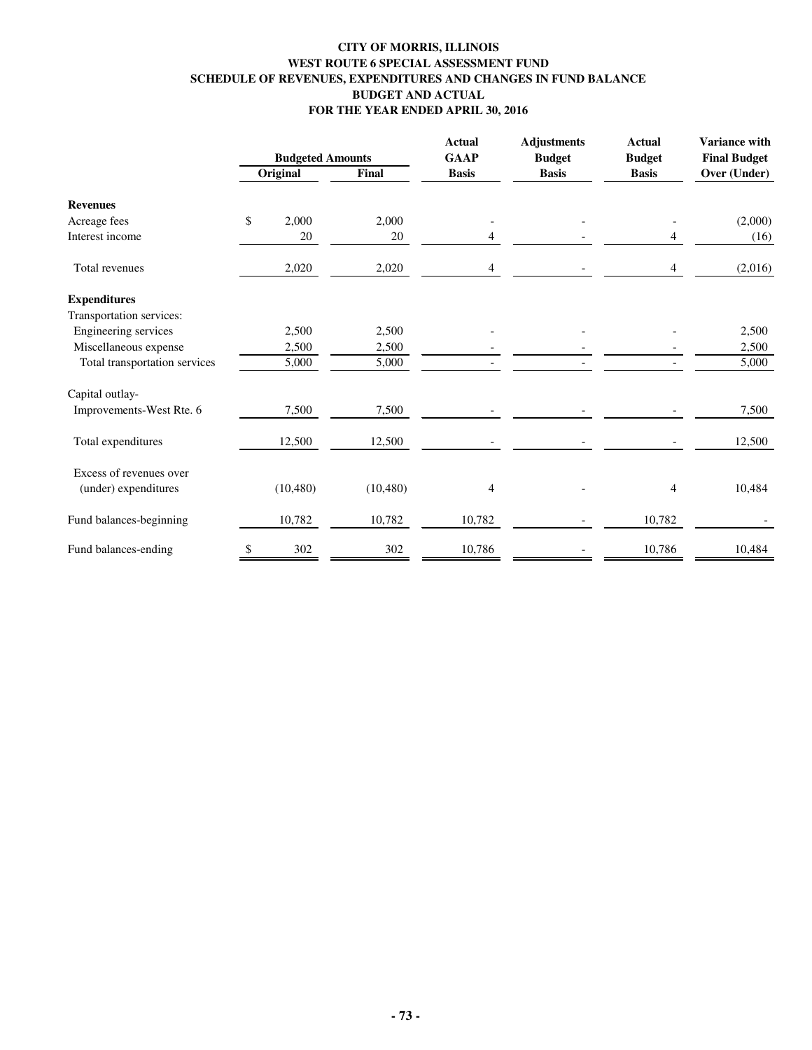# CITY OF MORRIS, ILLINOIS
## WEST ROUTE 6 SPECIAL ASSESSMENT FUND
## SCHEDULE OF REVENUES, EXPENDITURES AND CHANGES IN FUND BALANCE
## BUDGET AND ACTUAL
## FOR THE YEAR ENDED APRIL 30, 2016

| | Budgeted Amounts | | Actual GAAP | Adjustments Budget | Actual Budget | Variance with Final Budget |
|---|---|---|---|---|---|---|
| | Original | Final | Basis | Basis | Basis | Over (Under) |
| **Revenues** | | | | | | |
| Acreage fees | $ 2,000 | 2,000 | - | - | - | (2,000) |
| Interest income | 20 | 20 | 4 | - | 4 | (16) |
| Total revenues | 2,020 | 2,020 | 4 | - | 4 | (2,016) |
| **Expenditures** | | | | | | |
| Transportation services: | | | | | | |
| Engineering services | 2,500 | 2,500 | - | - | - | 2,500 |
| Miscellaneous expense | 2,500 | 2,500 | - | - | - | 2,500 |
| Total transportation services | 5,000 | 5,000 | - | - | - | 5,000 |
| Capital outlay- | | | | | | |
| Improvements-West Rte. 6 | 7,500 | 7,500 | - | - | - | 7,500 |
| Total expenditures | 12,500 | 12,500 | - | - | - | 12,500 |
| Excess of revenues over (under) expenditures | (10,480) | (10,480) | 4 | - | 4 | 10,484 |
| Fund balances-beginning | 10,782 | 10,782 | 10,782 | - | 10,782 | - |
| Fund balances-ending | $ 302 | 302 | 10,786 | - | 10,786 | 10,484 |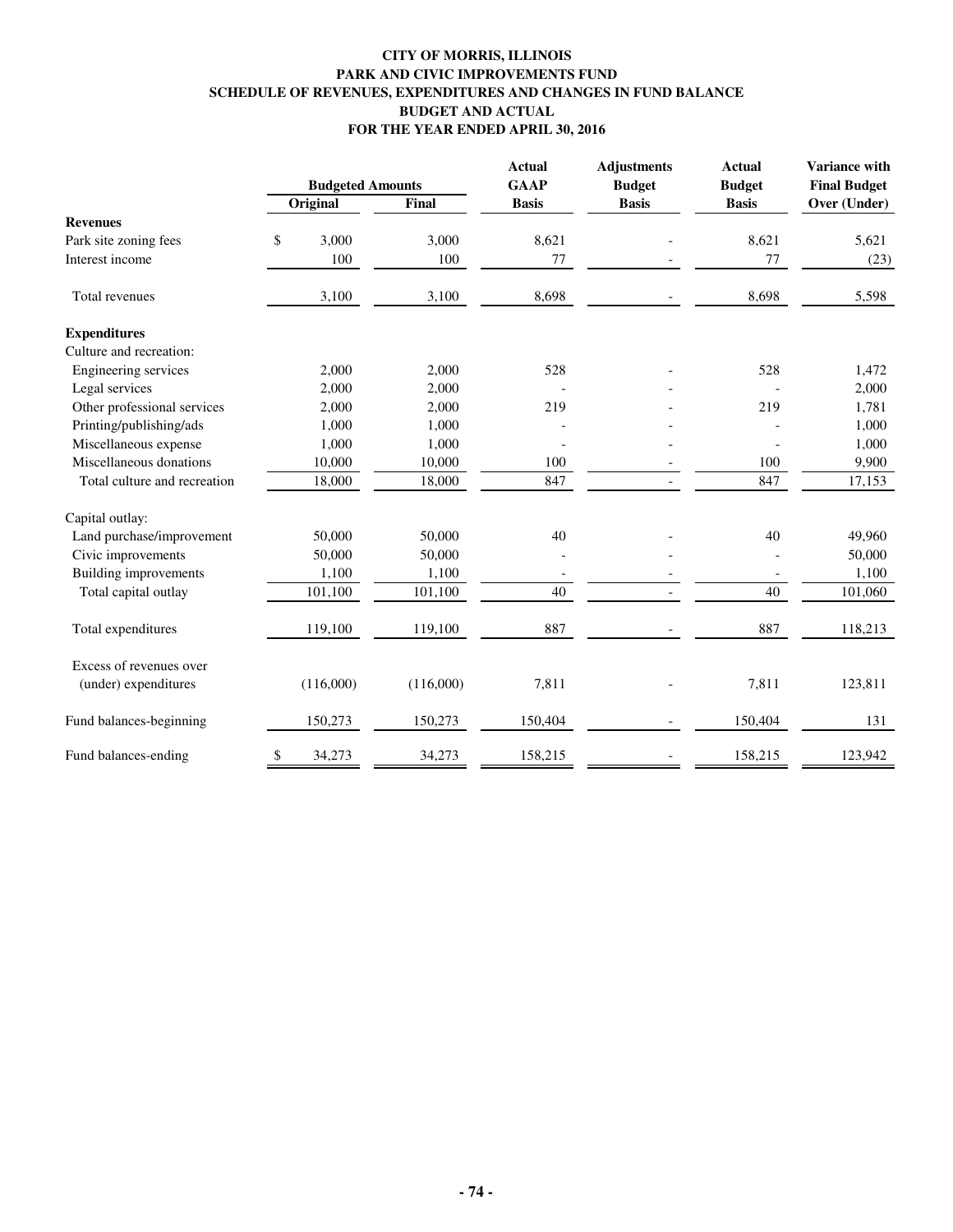# CITY OF MORRIS, ILLINOIS
## PARK AND CIVIC IMPROVEMENTS FUND
## SCHEDULE OF REVENUES, EXPENDITURES AND CHANGES IN FUND BALANCE
## BUDGET AND ACTUAL
## FOR THE YEAR ENDED APRIL 30, 2016

| | Budgeted Amounts | | Actual GAAP | Adjustments Budget | Actual Budget | Variance with Final Budget |
|---|---|---|---|---|---|---|
| | Original | Final | Basis | Basis | Basis | Over (Under) |
| **Revenues** | | | | | | |
| Park site zoning fees | $ 3,000 | 3,000 | 8,621 | - | 8,621 | 5,621 |
| Interest income | 100 | 100 | 77 | - | 77 | (23) |
| Total revenues | 3,100 | 3,100 | 8,698 | - | 8,698 | 5,598 |
| **Expenditures** | | | | | | |
| Culture and recreation: | | | | | | |
| Engineering services | 2,000 | 2,000 | 528 | - | 528 | 1,472 |
| Legal services | 2,000 | 2,000 | - | - | - | 2,000 |
| Other professional services | 2,000 | 2,000 | 219 | - | 219 | 1,781 |
| Printing/publishing/ads | 1,000 | 1,000 | - | - | - | 1,000 |
| Miscellaneous expense | 1,000 | 1,000 | - | - | - | 1,000 |
| Miscellaneous donations | 10,000 | 10,000 | 100 | - | 100 | 9,900 |
| Total culture and recreation | 18,000 | 18,000 | 847 | - | 847 | 17,153 |
| Capital outlay: | | | | | | |
| Land purchase/improvement | 50,000 | 50,000 | 40 | - | 40 | 49,960 |
| Civic improvements | 50,000 | 50,000 | - | - | - | 50,000 |
| Building improvements | 1,100 | 1,100 | - | - | - | 1,100 |
| Total capital outlay | 101,100 | 101,100 | 40 | - | 40 | 101,060 |
| Total expenditures | 119,100 | 119,100 | 887 | - | 887 | 118,213 |
| Excess of revenues over (under) expenditures | (116,000) | (116,000) | 7,811 | - | 7,811 | 123,811 |
| Fund balances-beginning | 150,273 | 150,273 | 150,404 | - | 150,404 | 131 |
| Fund balances-ending | $ 34,273 | 34,273 | 158,215 | - | 158,215 | 123,942 |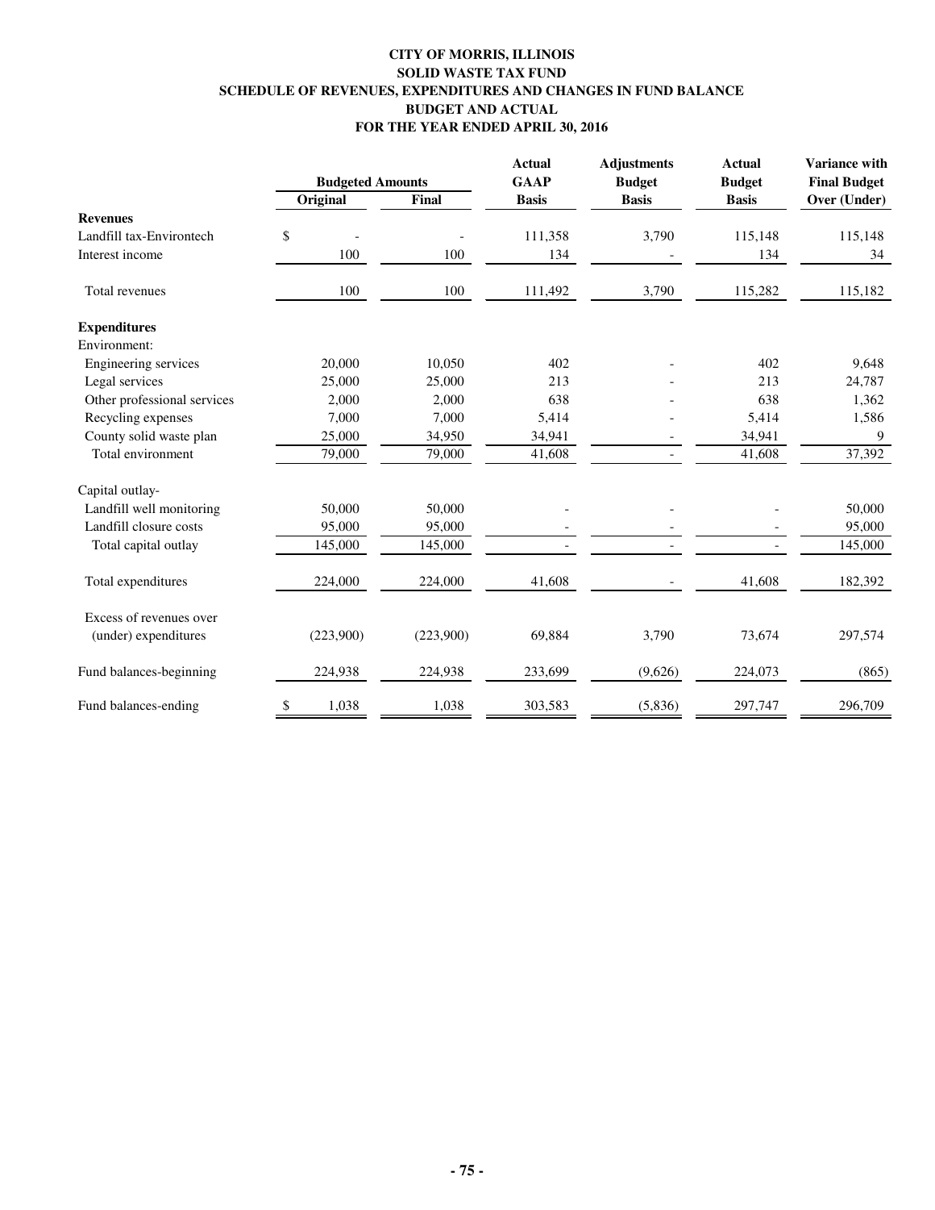**CITY OF MORRIS, ILLINOIS**
**SOLID WASTE TAX FUND**
**SCHEDULE OF REVENUES, EXPENDITURES AND CHANGES IN FUND BALANCE**
**BUDGET AND ACTUAL**
**FOR THE YEAR ENDED APRIL 30, 2016**

| | Budgeted Amounts | | Actual GAAP Basis | Adjustments Budget Basis | Actual Budget Basis | Variance with Final Budget Over (Under) |
|---|---|---|---|---|---|---|
| | Original | Final | | | | |
| **Revenues** | | | | | | |
| Landfill tax-Environtech | $ - | - | 111,358 | 3,790 | 115,148 | 115,148 |
| Interest income | 100 | 100 | 134 | - | 134 | 34 |
| Total revenues | 100 | 100 | 111,492 | 3,790 | 115,282 | 115,182 |
| **Expenditures** | | | | | | |
| Environment: | | | | | | |
| Engineering services | 20,000 | 10,050 | 402 | - | 402 | 9,648 |
| Legal services | 25,000 | 25,000 | 213 | - | 213 | 24,787 |
| Other professional services | 2,000 | 2,000 | 638 | - | 638 | 1,362 |
| Recycling expenses | 7,000 | 7,000 | 5,414 | - | 5,414 | 1,586 |
| County solid waste plan | 25,000 | 34,950 | 34,941 | - | 34,941 | 9 |
| Total environment | 79,000 | 79,000 | 41,608 | - | 41,608 | 37,392 |
| Capital outlay- | | | | | | |
| Landfill well monitoring | 50,000 | 50,000 | - | - | - | 50,000 |
| Landfill closure costs | 95,000 | 95,000 | - | - | - | 95,000 |
| Total capital outlay | 145,000 | 145,000 | - | - | - | 145,000 |
| Total expenditures | 224,000 | 224,000 | 41,608 | - | 41,608 | 182,392 |
| Excess of revenues over (under) expenditures | (223,900) | (223,900) | 69,884 | 3,790 | 73,674 | 297,574 |
| Fund balances-beginning | 224,938 | 224,938 | 233,699 | (9,626) | 224,073 | (865) |
| Fund balances-ending | $ 1,038 | 1,038 | 303,583 | (5,836) | 297,747 | 296,709 |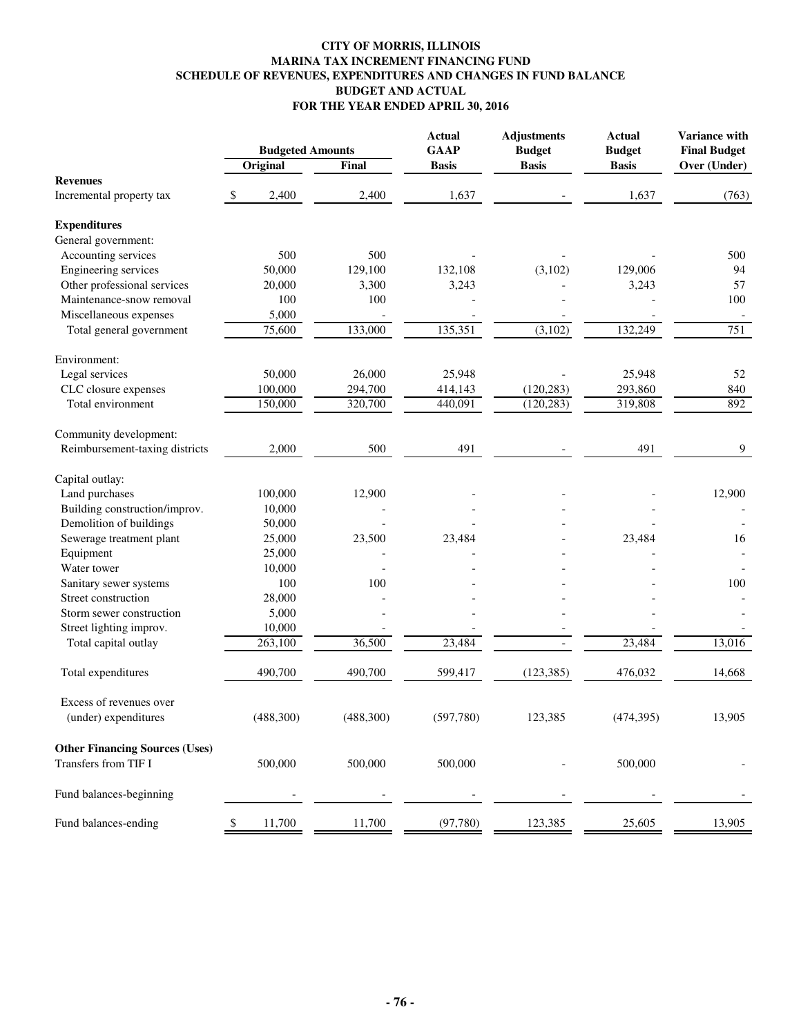# CITY OF MORRIS, ILLINOIS
## MARINA TAX INCREMENT FINANCING FUND
## SCHEDULE OF REVENUES, EXPENDITURES AND CHANGES IN FUND BALANCE
## BUDGET AND ACTUAL
## FOR THE YEAR ENDED APRIL 30, 2016

| | Budgeted Amounts | | Actual GAAP | Adjustments Budget | Actual Budget | Variance with Final Budget |
|---|---|---|---|---|---|---|
| | Original | Final | Basis | Basis | Basis | Over (Under) |
| **Revenues** | | | | | | |
| Incremental property tax | $ 2,400 | 2,400 | 1,637 | - | 1,637 | (763) |
| **Expenditures** | | | | | | |
| General government: | | | | | | |
| Accounting services | 500 | 500 | - | - | - | 500 |
| Engineering services | 50,000 | 129,100 | 132,108 | (3,102) | 129,006 | 94 |
| Other professional services | 20,000 | 3,300 | 3,243 | - | 3,243 | 57 |
| Maintenance-snow removal | 100 | 100 | - | - | - | 100 |
| Miscellaneous expenses | 5,000 | - | - | - | - | - |
| Total general government | 75,600 | 133,000 | 135,351 | (3,102) | 132,249 | 751 |
| Environment: | | | | | | |
| Legal services | 50,000 | 26,000 | 25,948 | - | 25,948 | 52 |
| CLC closure expenses | 100,000 | 294,700 | 414,143 | (120,283) | 293,860 | 840 |
| Total environment | 150,000 | 320,700 | 440,091 | (120,283) | 319,808 | 892 |
| Community development: | | | | | | |
| Reimbursement-taxing districts | 2,000 | 500 | 491 | - | 491 | 9 |
| Capital outlay: | | | | | | |
| Land purchases | 100,000 | 12,900 | - | - | - | 12,900 |
| Building construction/improv. | 10,000 | - | - | - | - | - |
| Demolition of buildings | 50,000 | - | - | - | - | - |
| Sewerage treatment plant | 25,000 | 23,500 | 23,484 | - | 23,484 | 16 |
| Equipment | 25,000 | - | - | - | - | - |
| Water tower | 10,000 | - | - | - | - | - |
| Sanitary sewer systems | 100 | 100 | - | - | - | 100 |
| Street construction | 28,000 | - | - | - | - | - |
| Storm sewer construction | 5,000 | - | - | - | - | - |
| Street lighting improv. | 10,000 | - | - | - | - | - |
| Total capital outlay | 263,100 | 36,500 | 23,484 | - | 23,484 | 13,016 |
| Total expenditures | 490,700 | 490,700 | 599,417 | (123,385) | 476,032 | 14,668 |
| Excess of revenues over (under) expenditures | (488,300) | (488,300) | (597,780) | 123,385 | (474,395) | 13,905 |
| **Other Financing Sources (Uses)** | | | | | | |
| Transfers from TIF I | 500,000 | 500,000 | 500,000 | - | 500,000 | - |
| Fund balances-beginning | - | - | - | - | - | - |
| Fund balances-ending | $ 11,700 | 11,700 | (97,780) | 123,385 | 25,605 | 13,905 |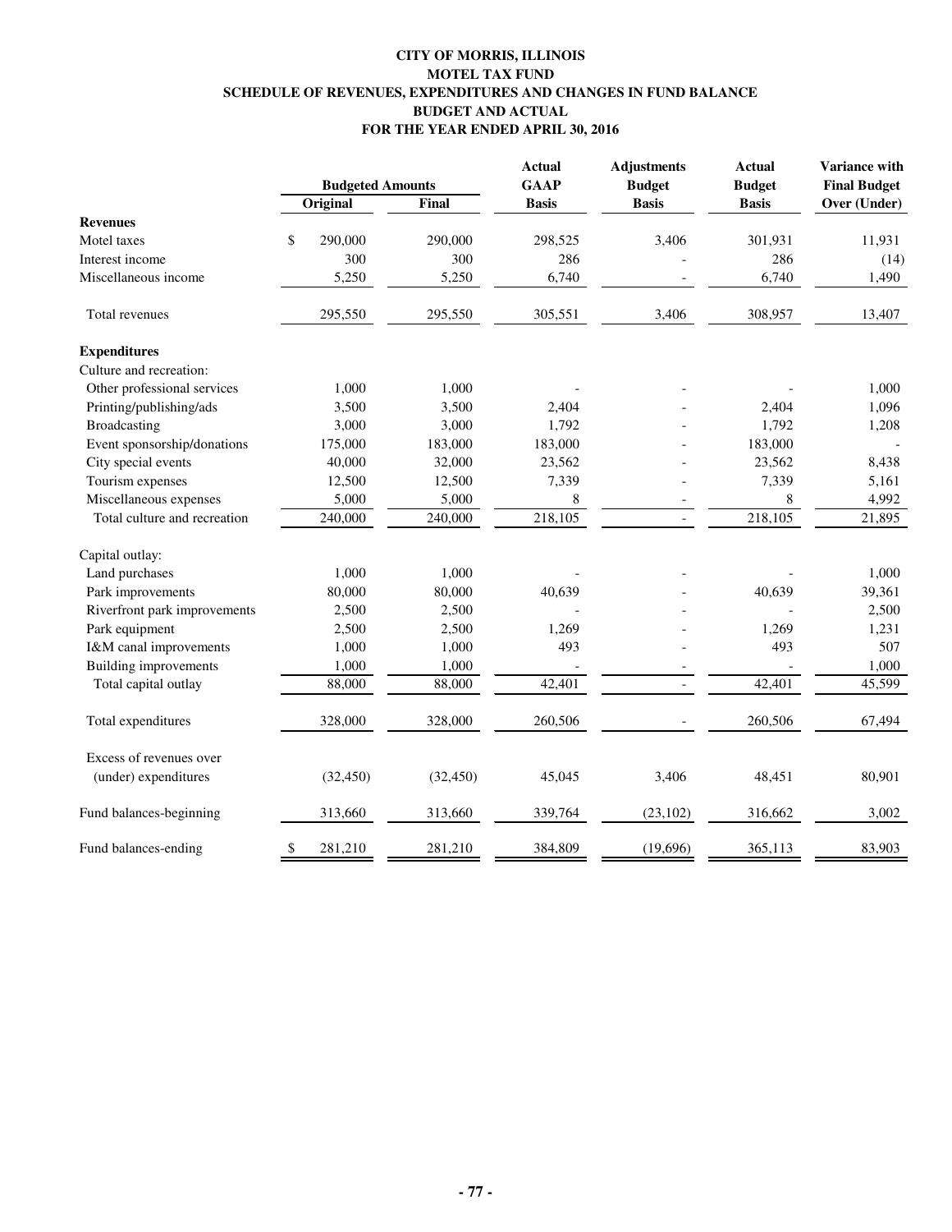# CITY OF MORRIS, ILLINOIS
## MOTEL TAX FUND
## SCHEDULE OF REVENUES, EXPENDITURES AND CHANGES IN FUND BALANCE
## BUDGET AND ACTUAL
## FOR THE YEAR ENDED APRIL 30, 2016

| | Budgeted Amounts | | Actual GAAP | Adjustments Budget | Actual Budget | Variance with Final Budget |
|---|---|---|---|---|---|---|
| | Original | Final | Basis | Basis | Basis | Over (Under) |
| **Revenues** | | | | | | |
| Motel taxes | $ 290,000 | 290,000 | 298,525 | 3,406 | 301,931 | 11,931 |
| Interest income | 300 | 300 | 286 | - | 286 | (14) |
| Miscellaneous income | 5,250 | 5,250 | 6,740 | - | 6,740 | 1,490 |
| Total revenues | 295,550 | 295,550 | 305,551 | 3,406 | 308,957 | 13,407 |
| **Expenditures** | | | | | | |
| Culture and recreation: | | | | | | |
| Other professional services | 1,000 | 1,000 | - | - | - | 1,000 |
| Printing/publishing/ads | 3,500 | 3,500 | 2,404 | - | 2,404 | 1,096 |
| Broadcasting | 3,000 | 3,000 | 1,792 | - | 1,792 | 1,208 |
| Event sponsorship/donations | 175,000 | 183,000 | 183,000 | - | 183,000 | - |
| City special events | 40,000 | 32,000 | 23,562 | - | 23,562 | 8,438 |
| Tourism expenses | 12,500 | 12,500 | 7,339 | - | 7,339 | 5,161 |
| Miscellaneous expenses | 5,000 | 5,000 | 8 | - | 8 | 4,992 |
| Total culture and recreation | 240,000 | 240,000 | 218,105 | - | 218,105 | 21,895 |
| Capital outlay: | | | | | | |
| Land purchases | 1,000 | 1,000 | - | - | - | 1,000 |
| Park improvements | 80,000 | 80,000 | 40,639 | - | 40,639 | 39,361 |
| Riverfront park improvements | 2,500 | 2,500 | - | - | - | 2,500 |
| Park equipment | 2,500 | 2,500 | 1,269 | - | 1,269 | 1,231 |
| I&M canal improvements | 1,000 | 1,000 | 493 | - | 493 | 507 |
| Building improvements | 1,000 | 1,000 | - | - | - | 1,000 |
| Total capital outlay | 88,000 | 88,000 | 42,401 | - | 42,401 | 45,599 |
| Total expenditures | 328,000 | 328,000 | 260,506 | - | 260,506 | 67,494 |
| Excess of revenues over (under) expenditures | (32,450) | (32,450) | 45,045 | 3,406 | 48,451 | 80,901 |
| Fund balances-beginning | 313,660 | 313,660 | 339,764 | (23,102) | 316,662 | 3,002 |
| Fund balances-ending | $ 281,210 | 281,210 | 384,809 | (19,696) | 365,113 | 83,903 |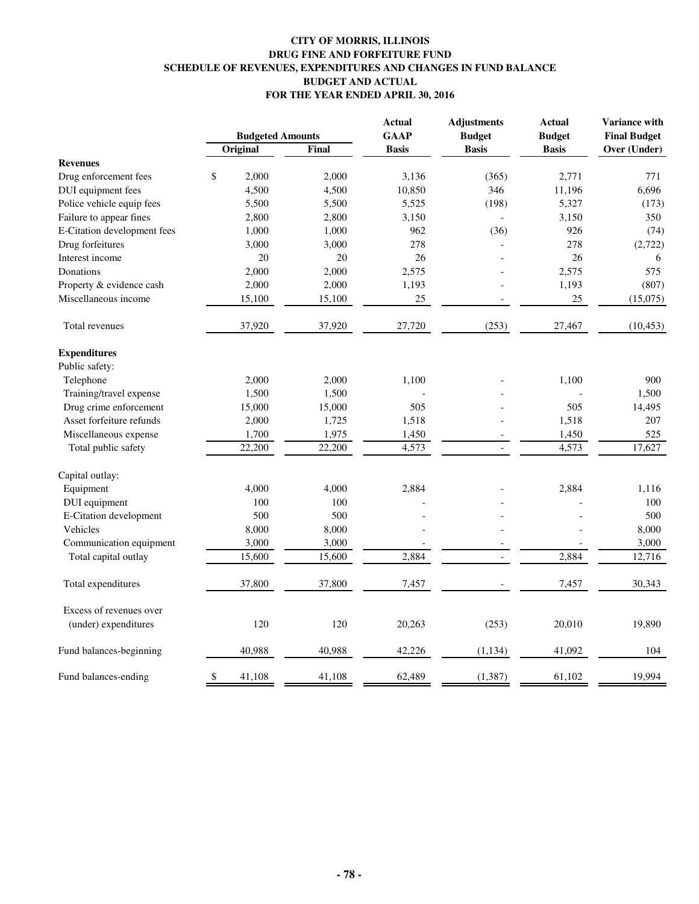**CITY OF MORRIS, ILLINOIS**
**DRUG FINE AND FORFEITURE FUND**
**SCHEDULE OF REVENUES, EXPENDITURES AND CHANGES IN FUND BALANCE**
**BUDGET AND ACTUAL**
**FOR THE YEAR ENDED APRIL 30, 2016**

| | Budgeted Amounts | | Actual GAAP Basis | Adjustments Budget Basis | Actual Budget Basis | Variance with Final Budget Over (Under) |
|---|---|---|---|---|---|---|
| | Original | Final | | | | |
| **Revenues** | | | | | | |
| Drug enforcement fees | $ 2,000 | 2,000 | 3,136 | (365) | 2,771 | 771 |
| DUI equipment fees | 4,500 | 4,500 | 10,850 | 346 | 11,196 | 6,696 |
| Police vehicle equip fees | 5,500 | 5,500 | 5,525 | (198) | 5,327 | (173) |
| Failure to appear fines | 2,800 | 2,800 | 3,150 | - | 3,150 | 350 |
| E-Citation development fees | 1,000 | 1,000 | 962 | (36) | 926 | (74) |
| Drug forfeitures | 3,000 | 3,000 | 278 | - | 278 | (2,722) |
| Interest income | 20 | 20 | 26 | - | 26 | 6 |
| Donations | 2,000 | 2,000 | 2,575 | - | 2,575 | 575 |
| Property & evidence cash | 2,000 | 2,000 | 1,193 | - | 1,193 | (807) |
| Miscellaneous income | 15,100 | 15,100 | 25 | - | 25 | (15,075) |
| Total revenues | 37,920 | 37,920 | 27,720 | (253) | 27,467 | (10,453) |
| **Expenditures** | | | | | | |
| Public safety: | | | | | | |
| Telephone | 2,000 | 2,000 | 1,100 | - | 1,100 | 900 |
| Training/travel expense | 1,500 | 1,500 | - | - | - | 1,500 |
| Drug crime enforcement | 15,000 | 15,000 | 505 | - | 505 | 14,495 |
| Asset forfeiture refunds | 2,000 | 1,725 | 1,518 | - | 1,518 | 207 |
| Miscellaneous expense | 1,700 | 1,975 | 1,450 | - | 1,450 | 525 |
| Total public safety | 22,200 | 22,200 | 4,573 | - | 4,573 | 17,627 |
| Capital outlay: | | | | | | |
| Equipment | 4,000 | 4,000 | 2,884 | - | 2,884 | 1,116 |
| DUI equipment | 100 | 100 | - | - | - | 100 |
| E-Citation development | 500 | 500 | - | - | - | 500 |
| Vehicles | 8,000 | 8,000 | - | - | - | 8,000 |
| Communication equipment | 3,000 | 3,000 | - | - | - | 3,000 |
| Total capital outlay | 15,600 | 15,600 | 2,884 | - | 2,884 | 12,716 |
| Total expenditures | 37,800 | 37,800 | 7,457 | - | 7,457 | 30,343 |
| Excess of revenues over (under) expenditures | 120 | 120 | 20,263 | (253) | 20,010 | 19,890 |
| Fund balances-beginning | 40,988 | 40,988 | 42,226 | (1,134) | 41,092 | 104 |
| Fund balances-ending | $ 41,108 | 41,108 | 62,489 | (1,387) | 61,102 | 19,994 |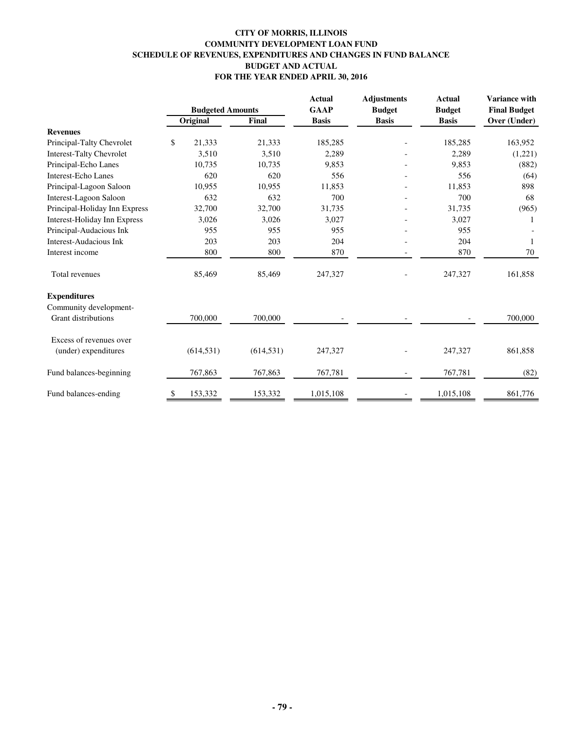# CITY OF MORRIS, ILLINOIS
## COMMUNITY DEVELOPMENT LOAN FUND
## SCHEDULE OF REVENUES, EXPENDITURES AND CHANGES IN FUND BALANCE
## BUDGET AND ACTUAL
## FOR THE YEAR ENDED APRIL 30, 2016

| | Budgeted Amounts | | Actual GAAP | Adjustments Budget | Actual Budget | Variance with Final Budget |
|---|---|---|---|---|---|---|
| | Original | Final | Basis | Basis | Basis | Over (Under) |
| **Revenues** | | | | | | |
| Principal-Talty Chevrolet | $ 21,333 | 21,333 | 185,285 | - | 185,285 | 163,952 |
| Interest-Talty Chevrolet | 3,510 | 3,510 | 2,289 | - | 2,289 | (1,221) |
| Principal-Echo Lanes | 10,735 | 10,735 | 9,853 | - | 9,853 | (882) |
| Interest-Echo Lanes | 620 | 620 | 556 | - | 556 | (64) |
| Principal-Lagoon Saloon | 10,955 | 10,955 | 11,853 | - | 11,853 | 898 |
| Interest-Lagoon Saloon | 632 | 632 | 700 | - | 700 | 68 |
| Principal-Holiday Inn Express | 32,700 | 32,700 | 31,735 | - | 31,735 | (965) |
| Interest-Holiday Inn Express | 3,026 | 3,026 | 3,027 | - | 3,027 | 1 |
| Principal-Audacious Ink | 955 | 955 | 955 | - | 955 | - |
| Interest-Audacious Ink | 203 | 203 | 204 | - | 204 | 1 |
| Interest income | 800 | 800 | 870 | - | 870 | 70 |
| Total revenues | 85,469 | 85,469 | 247,327 | - | 247,327 | 161,858 |
| **Expenditures** | | | | | | |
| Community development- Grant distributions | 700,000 | 700,000 | - | - | - | 700,000 |
| Excess of revenues over (under) expenditures | (614,531) | (614,531) | 247,327 | - | 247,327 | 861,858 |
| Fund balances-beginning | 767,863 | 767,863 | 767,781 | - | 767,781 | (82) |
| Fund balances-ending | $ 153,332 | 153,332 | 1,015,108 | - | 1,015,108 | 861,776 |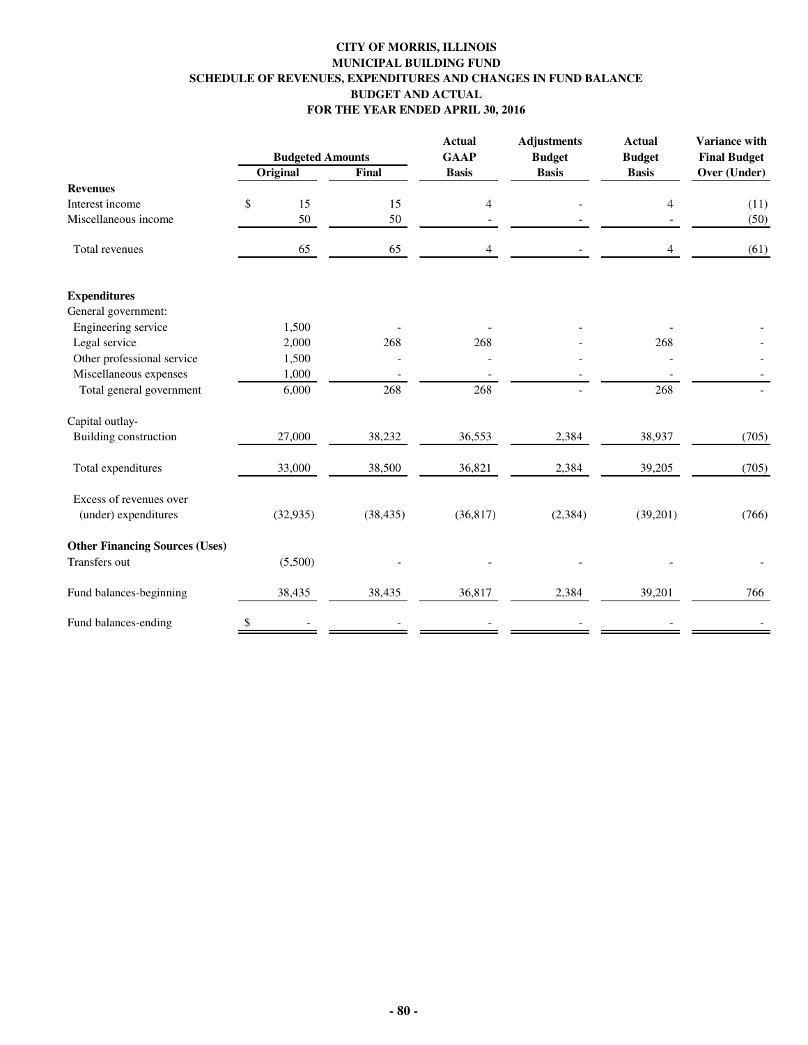# CITY OF MORRIS, ILLINOIS
## MUNICIPAL BUILDING FUND
## SCHEDULE OF REVENUES, EXPENDITURES AND CHANGES IN FUND BALANCE
## BUDGET AND ACTUAL
## FOR THE YEAR ENDED APRIL 30, 2016

| | Budgeted Amounts | | Actual GAAP Basis | Adjustments Budget Basis | Actual Budget Basis | Variance with Final Budget Over (Under) |
|---|---|---|---|---|---|---|
| | Original | Final | | | | |
| **Revenues** | | | | | | |
| Interest income | $ 15 | 15 | 4 | - | 4 | (11) |
| Miscellaneous income | 50 | 50 | - | - | - | (50) |
| Total revenues | 65 | 65 | 4 | - | 4 | (61) |
| **Expenditures** | | | | | | |
| General government: | | | | | | |
| Engineering service | 1,500 | - | - | - | - | - |
| Legal service | 2,000 | 268 | 268 | - | 268 | - |
| Other professional service | 1,500 | - | - | - | - | - |
| Miscellaneous expenses | 1,000 | - | - | - | - | - |
| Total general government | 6,000 | 268 | 268 | - | 268 | - |
| Capital outlay- | | | | | | |
| Building construction | 27,000 | 38,232 | 36,553 | 2,384 | 38,937 | (705) |
| Total expenditures | 33,000 | 38,500 | 36,821 | 2,384 | 39,205 | (705) |
| Excess of revenues over (under) expenditures | (32,935) | (38,435) | (36,817) | (2,384) | (39,201) | (766) |
| **Other Financing Sources (Uses)** | | | | | | |
| Transfers out | (5,500) | - | - | - | - | - |
| Fund balances-beginning | 38,435 | 38,435 | 36,817 | 2,384 | 39,201 | 766 |
| Fund balances-ending | $ - | - | - | - | - | - |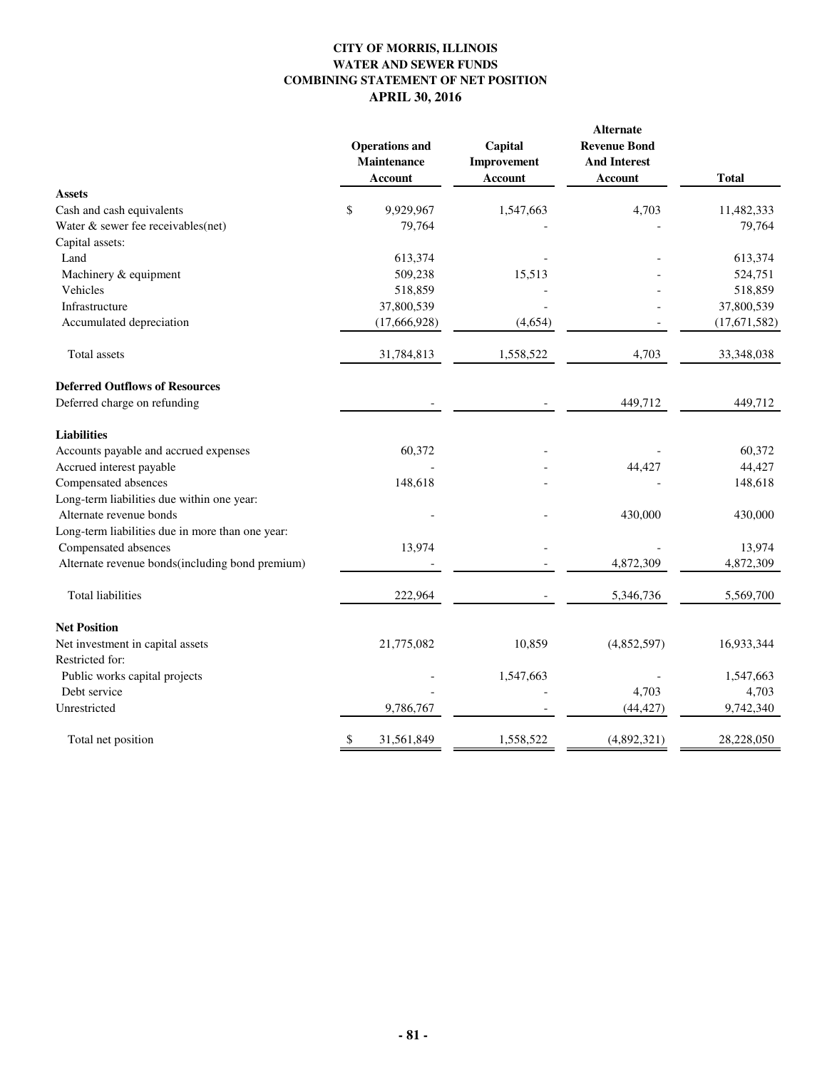# CITY OF MORRIS, ILLINOIS
## WATER AND SEWER FUNDS
## COMBINING STATEMENT OF NET POSITION
## APRIL 30, 2016

| | Operations and Maintenance Account | Capital Improvement Account | Alternate Revenue Bond And Interest Account | Total |
|---|---|---|---|---|
| **Assets** | | | | |
| Cash and cash equivalents | $ 9,929,967 | 1,547,663 | 4,703 | 11,482,333 |
| Water & sewer fee receivables(net) | 79,764 | - | - | 79,764 |
| Capital assets: | | | | |
| Land | 613,374 | - | - | 613,374 |
| Machinery & equipment | 509,238 | 15,513 | - | 524,751 |
| Vehicles | 518,859 | - | - | 518,859 |
| Infrastructure | 37,800,539 | - | - | 37,800,539 |
| Accumulated depreciation | (17,666,928) | (4,654) | - | (17,671,582) |
| Total assets | 31,784,813 | 1,558,522 | 4,703 | 33,348,038 |
| **Deferred Outflows of Resources** | | | | |
| Deferred charge on refunding | - | - | 449,712 | 449,712 |
| **Liabilities** | | | | |
| Accounts payable and accrued expenses | 60,372 | - | - | 60,372 |
| Accrued interest payable | - | - | 44,427 | 44,427 |
| Compensated absences | 148,618 | - | - | 148,618 |
| Long-term liabilities due within one year: | | | | |
| Alternate revenue bonds | - | - | 430,000 | 430,000 |
| Long-term liabilities due in more than one year: | | | | |
| Compensated absences | 13,974 | - | - | 13,974 |
| Alternate revenue bonds(including bond premium) | - | - | 4,872,309 | 4,872,309 |
| Total liabilities | 222,964 | - | 5,346,736 | 5,569,700 |
| **Net Position** | | | | |
| Net investment in capital assets | 21,775,082 | 10,859 | (4,852,597) | 16,933,344 |
| Restricted for: | | | | |
| Public works capital projects | - | 1,547,663 | - | 1,547,663 |
| Debt service | - | - | 4,703 | 4,703 |
| Unrestricted | 9,786,767 | - | (44,427) | 9,742,340 |
| Total net position | $ 31,561,849 | 1,558,522 | (4,892,321) | 28,228,050 |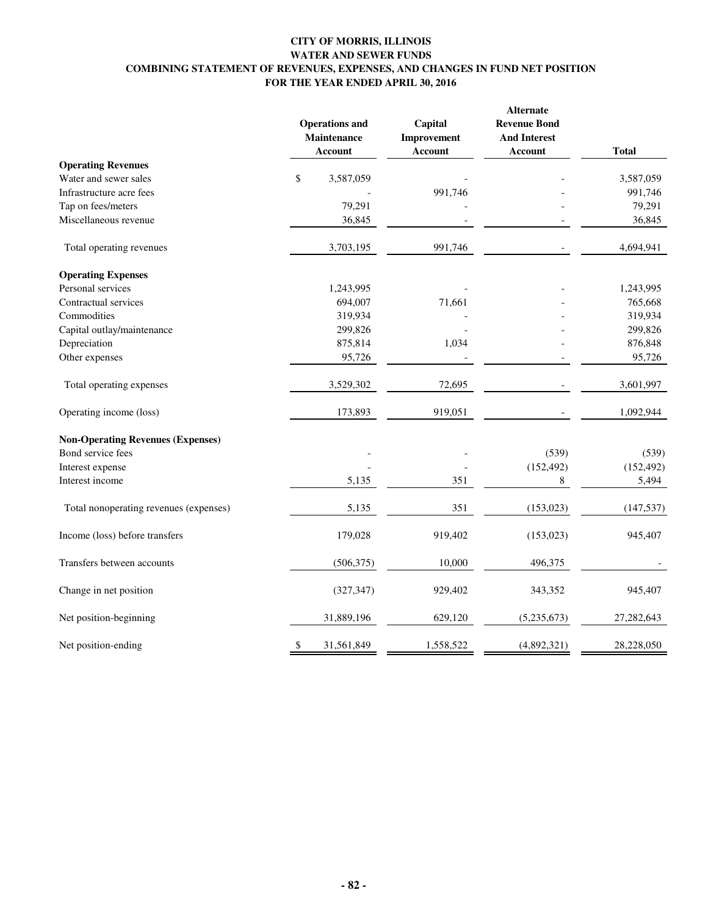# CITY OF MORRIS, ILLINOIS
## WATER AND SEWER FUNDS
## COMBINING STATEMENT OF REVENUES, EXPENSES, AND CHANGES IN FUND NET POSITION
## FOR THE YEAR ENDED APRIL 30, 2016

| | Operations and Maintenance Account | Capital Improvement Account | Alternate Revenue Bond And Interest Account | Total |
|---|---|---|---|---|
| **Operating Revenues** | | | | |
| Water and sewer sales | $ 3,587,059 | - | - | 3,587,059 |
| Infrastructure acre fees | - | 991,746 | - | 991,746 |
| Tap on fees/meters | 79,291 | - | - | 79,291 |
| Miscellaneous revenue | 36,845 | - | - | 36,845 |
| Total operating revenues | 3,703,195 | 991,746 | - | 4,694,941 |
| **Operating Expenses** | | | | |
| Personal services | 1,243,995 | - | - | 1,243,995 |
| Contractual services | 694,007 | 71,661 | - | 765,668 |
| Commodities | 319,934 | - | - | 319,934 |
| Capital outlay/maintenance | 299,826 | - | - | 299,826 |
| Depreciation | 875,814 | 1,034 | - | 876,848 |
| Other expenses | 95,726 | - | - | 95,726 |
| Total operating expenses | 3,529,302 | 72,695 | - | 3,601,997 |
| Operating income (loss) | 173,893 | 919,051 | - | 1,092,944 |
| **Non-Operating Revenues (Expenses)** | | | | |
| Bond service fees | - | - | (539) | (539) |
| Interest expense | - | - | (152,492) | (152,492) |
| Interest income | 5,135 | 351 | 8 | 5,494 |
| Total nonoperating revenues (expenses) | 5,135 | 351 | (153,023) | (147,537) |
| Income (loss) before transfers | 179,028 | 919,402 | (153,023) | 945,407 |
| Transfers between accounts | (506,375) | 10,000 | 496,375 | - |
| Change in net position | (327,347) | 929,402 | 343,352 | 945,407 |
| Net position-beginning | 31,889,196 | 629,120 | (5,235,673) | 27,282,643 |
| Net position-ending | $ 31,561,849 | 1,558,522 | (4,892,321) | 28,228,050 |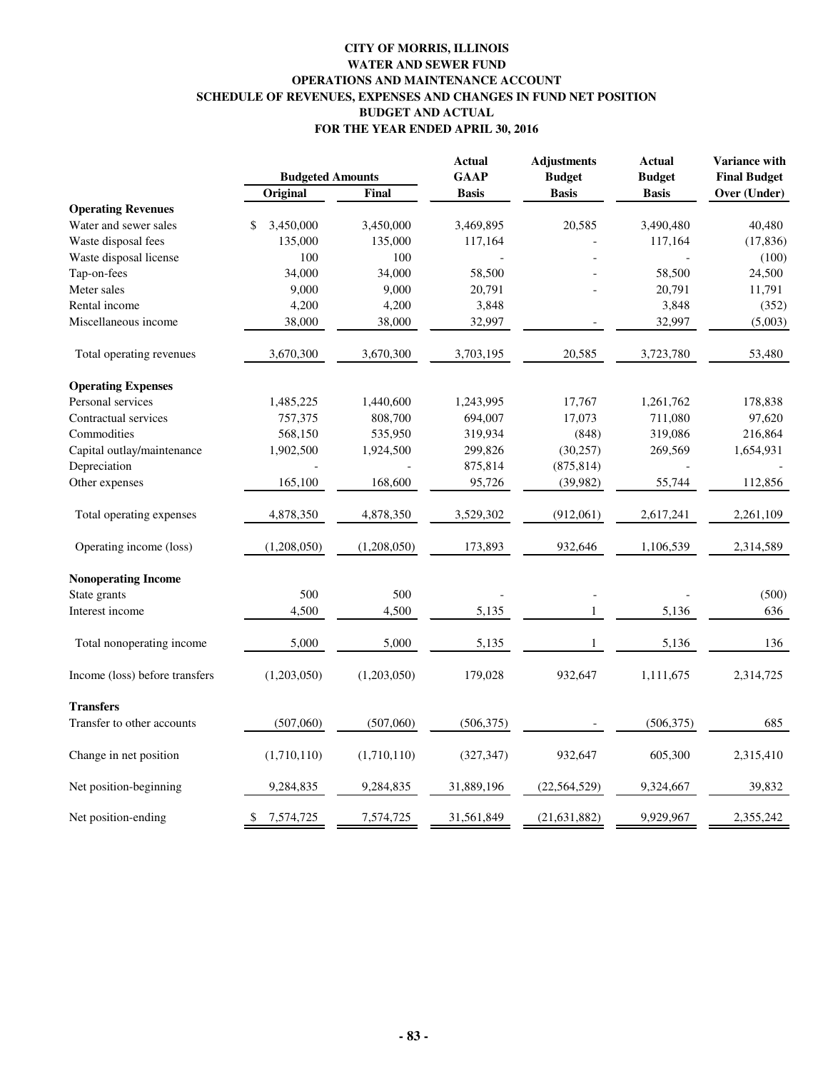# CITY OF MORRIS, ILLINOIS
## WATER AND SEWER FUND
## OPERATIONS AND MAINTENANCE ACCOUNT
## SCHEDULE OF REVENUES, EXPENSES AND CHANGES IN FUND NET POSITION
## BUDGET AND ACTUAL
## FOR THE YEAR ENDED APRIL 30, 2016

| | Budgeted Amounts | | Actual GAAP | Adjustments Budget | Actual Budget | Variance with Final Budget |
|---|---|---|---|---|---|---|
| | Original | Final | Basis | Basis | Basis | Over (Under) |
| **Operating Revenues** | | | | | | |
| Water and sewer sales | $ 3,450,000 | 3,450,000 | 3,469,895 | 20,585 | 3,490,480 | 40,480 |
| Waste disposal fees | 135,000 | 135,000 | 117,164 | - | 117,164 | (17,836) |
| Waste disposal license | 100 | 100 | - | - | - | (100) |
| Tap-on-fees | 34,000 | 34,000 | 58,500 | - | 58,500 | 24,500 |
| Meter sales | 9,000 | 9,000 | 20,791 | - | 20,791 | 11,791 |
| Rental income | 4,200 | 4,200 | 3,848 | | 3,848 | (352) |
| Miscellaneous income | 38,000 | 38,000 | 32,997 | - | 32,997 | (5,003) |
| Total operating revenues | 3,670,300 | 3,670,300 | 3,703,195 | 20,585 | 3,723,780 | 53,480 |
| **Operating Expenses** | | | | | | |
| Personal services | 1,485,225 | 1,440,600 | 1,243,995 | 17,767 | 1,261,762 | 178,838 |
| Contractual services | 757,375 | 808,700 | 694,007 | 17,073 | 711,080 | 97,620 |
| Commodities | 568,150 | 535,950 | 319,934 | (848) | 319,086 | 216,864 |
| Capital outlay/maintenance | 1,902,500 | 1,924,500 | 299,826 | (30,257) | 269,569 | 1,654,931 |
| Depreciation | - | - | 875,814 | (875,814) | - | - |
| Other expenses | 165,100 | 168,600 | 95,726 | (39,982) | 55,744 | 112,856 |
| Total operating expenses | 4,878,350 | 4,878,350 | 3,529,302 | (912,061) | 2,617,241 | 2,261,109 |
| Operating income (loss) | (1,208,050) | (1,208,050) | 173,893 | 932,646 | 1,106,539 | 2,314,589 |
| **Nonoperating Income** | | | | | | |
| State grants | 500 | 500 | - | - | - | (500) |
| Interest income | 4,500 | 4,500 | 5,135 | 1 | 5,136 | 636 |
| Total nonoperating income | 5,000 | 5,000 | 5,135 | 1 | 5,136 | 136 |
| Income (loss) before transfers | (1,203,050) | (1,203,050) | 179,028 | 932,647 | 1,111,675 | 2,314,725 |
| **Transfers** | | | | | | |
| Transfer to other accounts | (507,060) | (507,060) | (506,375) | - | (506,375) | 685 |
| Change in net position | (1,710,110) | (1,710,110) | (327,347) | 932,647 | 605,300 | 2,315,410 |
| Net position-beginning | 9,284,835 | 9,284,835 | 31,889,196 | (22,564,529) | 9,324,667 | 39,832 |
| Net position-ending | $ 7,574,725 | 7,574,725 | 31,561,849 | (21,631,882) | 9,929,967 | 2,355,242 |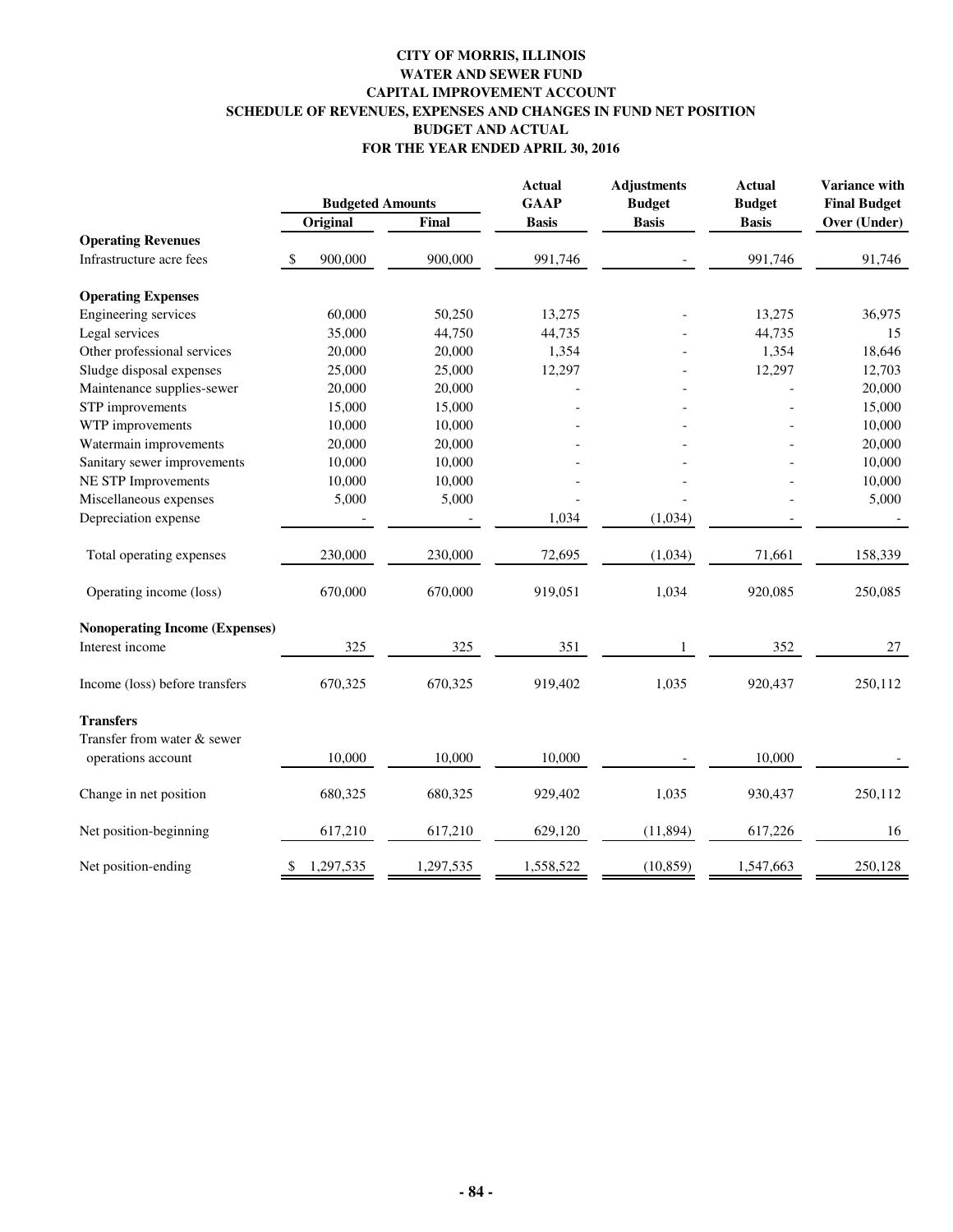# CITY OF MORRIS, ILLINOIS
## WATER AND SEWER FUND
## CAPITAL IMPROVEMENT ACCOUNT
## SCHEDULE OF REVENUES, EXPENSES AND CHANGES IN FUND NET POSITION
## BUDGET AND ACTUAL
## FOR THE YEAR ENDED APRIL 30, 2016

| | Budgeted Amounts | | Actual GAAP | Adjustments Budget | Actual Budget | Variance with Final Budget |
|---|---|---|---|---|---|---|
| | Original | Final | Basis | Basis | Basis | Over (Under) |
| **Operating Revenues** | | | | | | |
| Infrastructure acre fees | $ 900,000 | 900,000 | 991,746 | - | 991,746 | 91,746 |
| **Operating Expenses** | | | | | | |
| Engineering services | 60,000 | 50,250 | 13,275 | - | 13,275 | 36,975 |
| Legal services | 35,000 | 44,750 | 44,735 | - | 44,735 | 15 |
| Other professional services | 20,000 | 20,000 | 1,354 | - | 1,354 | 18,646 |
| Sludge disposal expenses | 25,000 | 25,000 | 12,297 | - | 12,297 | 12,703 |
| Maintenance supplies-sewer | 20,000 | 20,000 | - | - | - | 20,000 |
| STP improvements | 15,000 | 15,000 | - | - | - | 15,000 |
| WTP improvements | 10,000 | 10,000 | - | - | - | 10,000 |
| Watermain improvements | 20,000 | 20,000 | - | - | - | 20,000 |
| Sanitary sewer improvements | 10,000 | 10,000 | - | - | - | 10,000 |
| NE STP Improvements | 10,000 | 10,000 | - | - | - | 10,000 |
| Miscellaneous expenses | 5,000 | 5,000 | - | - | - | 5,000 |
| Depreciation expense | - | - | 1,034 | (1,034) | - | - |
| Total operating expenses | 230,000 | 230,000 | 72,695 | (1,034) | 71,661 | 158,339 |
| Operating income (loss) | 670,000 | 670,000 | 919,051 | 1,034 | 920,085 | 250,085 |
| **Nonoperating Income (Expenses)** | | | | | | |
| Interest income | 325 | 325 | 351 | 1 | 352 | 27 |
| Income (loss) before transfers | 670,325 | 670,325 | 919,402 | 1,035 | 920,437 | 250,112 |
| **Transfers** | | | | | | |
| Transfer from water & sewer operations account | 10,000 | 10,000 | 10,000 | - | 10,000 | - |
| Change in net position | 680,325 | 680,325 | 929,402 | 1,035 | 930,437 | 250,112 |
| Net position-beginning | 617,210 | 617,210 | 629,120 | (11,894) | 617,226 | 16 |
| Net position-ending | $ 1,297,535 | 1,297,535 | 1,558,522 | (10,859) | 1,547,663 | 250,128 |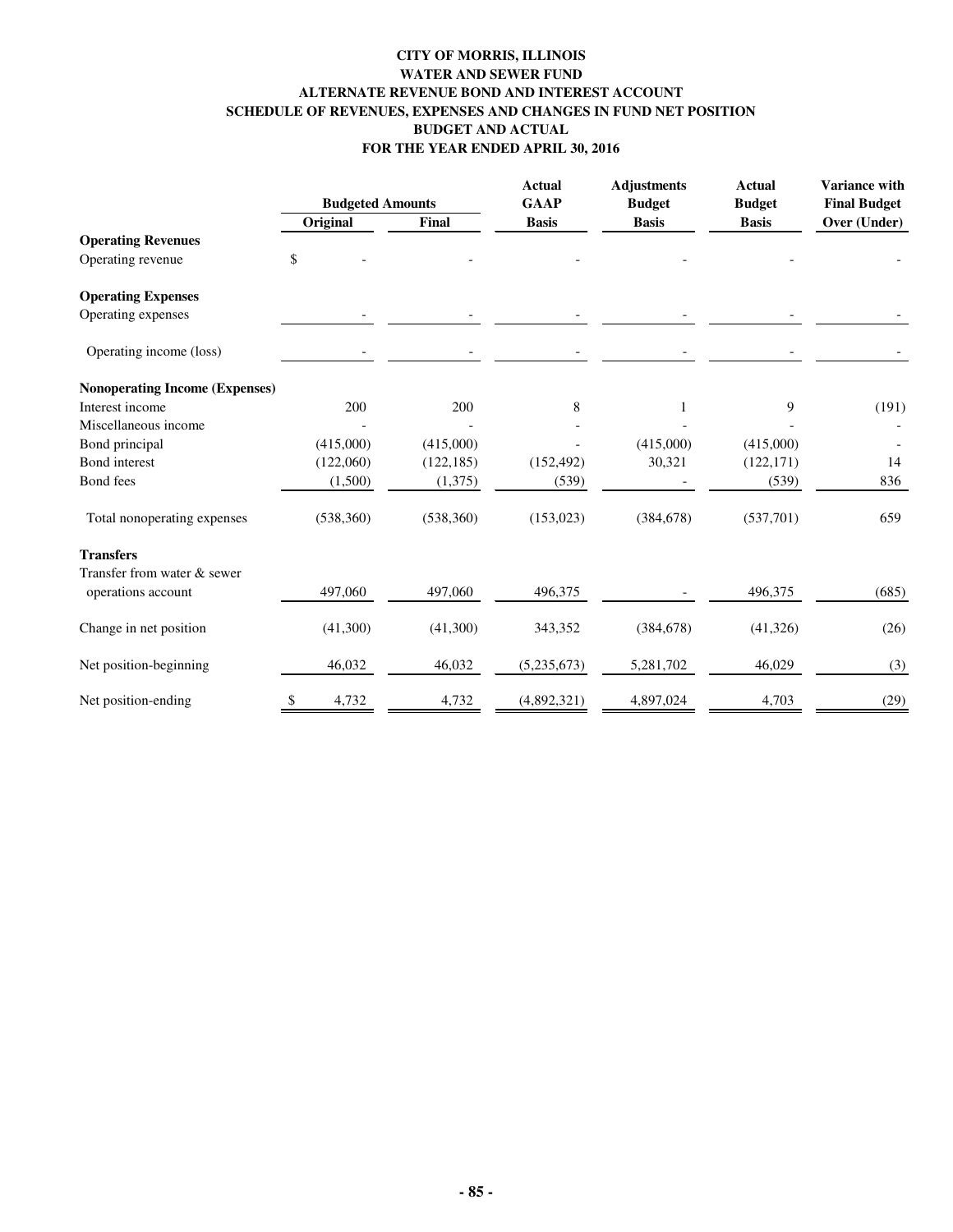# CITY OF MORRIS, ILLINOIS
## WATER AND SEWER FUND
## ALTERNATE REVENUE BOND AND INTEREST ACCOUNT
## SCHEDULE OF REVENUES, EXPENSES AND CHANGES IN FUND NET POSITION
## BUDGET AND ACTUAL
## FOR THE YEAR ENDED APRIL 30, 2016

| | Budgeted Amounts | | Actual GAAP | Adjustments Budget | Actual Budget | Variance with Final Budget |
|---|---|---|---|---|---|---|
| | Original | Final | Basis | Basis | Basis | Over (Under) |
| **Operating Revenues** | | | | | | |
| Operating revenue | $ - | - | - | - | - | - |
| **Operating Expenses** | | | | | | |
| Operating expenses | - | - | - | - | - | - |
| Operating income (loss) | - | - | - | - | - | - |
| **Nonoperating Income (Expenses)** | | | | | | |
| Interest income | 200 | 200 | 8 | 1 | 9 | (191) |
| Miscellaneous income | - | - | - | - | - | - |
| Bond principal | (415,000) | (415,000) | - | (415,000) | (415,000) | - |
| Bond interest | (122,060) | (122,185) | (152,492) | 30,321 | (122,171) | 14 |
| Bond fees | (1,500) | (1,375) | (539) | - | (539) | 836 |
| Total nonoperating expenses | (538,360) | (538,360) | (153,023) | (384,678) | (537,701) | 659 |
| **Transfers** | | | | | | |
| Transfer from water & sewer operations account | 497,060 | 497,060 | 496,375 | - | 496,375 | (685) |
| Change in net position | (41,300) | (41,300) | 343,352 | (384,678) | (41,326) | (26) |
| Net position-beginning | 46,032 | 46,032 | (5,235,673) | 5,281,702 | 46,029 | (3) |
| Net position-ending | $ 4,732 | 4,732 | (4,892,321) | 4,897,024 | 4,703 | (29) |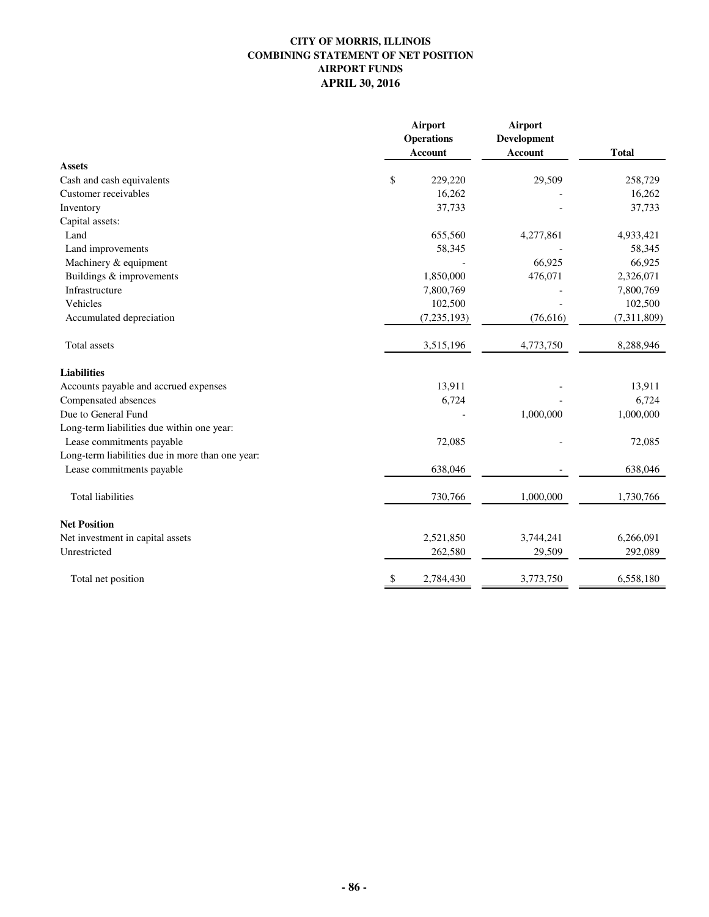# CITY OF MORRIS, ILLINOIS
## COMBINING STATEMENT OF NET POSITION
## AIRPORT FUNDS
## APRIL 30, 2016

| | Airport Operations Account | Airport Development Account | Total |
|---|---|---|---|
| **Assets** | | | |
| Cash and cash equivalents | $ 229,220 | 29,509 | 258,729 |
| Customer receivables | 16,262 | - | 16,262 |
| Inventory | 37,733 | - | 37,733 |
| Capital assets: | | | |
| Land | 655,560 | 4,277,861 | 4,933,421 |
| Land improvements | 58,345 | - | 58,345 |
| Machinery & equipment | - | 66,925 | 66,925 |
| Buildings & improvements | 1,850,000 | 476,071 | 2,326,071 |
| Infrastructure | 7,800,769 | - | 7,800,769 |
| Vehicles | 102,500 | - | 102,500 |
| Accumulated depreciation | (7,235,193) | (76,616) | (7,311,809) |
| Total assets | 3,515,196 | 4,773,750 | 8,288,946 |
| **Liabilities** | | | |
| Accounts payable and accrued expenses | 13,911 | - | 13,911 |
| Compensated absences | 6,724 | - | 6,724 |
| Due to General Fund | - | 1,000,000 | 1,000,000 |
| Long-term liabilities due within one year: | | | |
| Lease commitments payable | 72,085 | - | 72,085 |
| Long-term liabilities due in more than one year: | | | |
| Lease commitments payable | 638,046 | - | 638,046 |
| Total liabilities | 730,766 | 1,000,000 | 1,730,766 |
| **Net Position** | | | |
| Net investment in capital assets | 2,521,850 | 3,744,241 | 6,266,091 |
| Unrestricted | 262,580 | 29,509 | 292,089 |
| Total net position | $ 2,784,430 | 3,773,750 | 6,558,180 |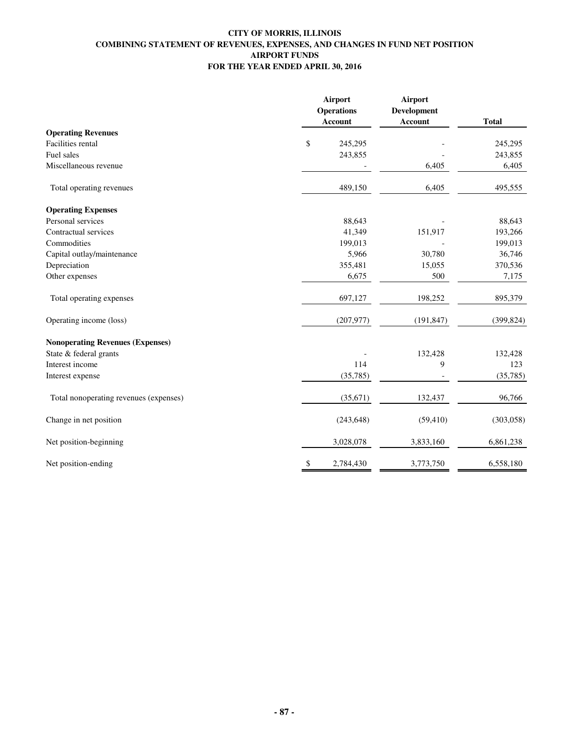# CITY OF MORRIS, ILLINOIS
## COMBINING STATEMENT OF REVENUES, EXPENSES, AND CHANGES IN FUND NET POSITION
## AIRPORT FUNDS
## FOR THE YEAR ENDED APRIL 30, 2016

| | Airport Operations Account | Airport Development Account | Total |
|---|---|---|---|
| **Operating Revenues** | | | |
| Facilities rental | $ 245,295 | - | 245,295 |
| Fuel sales | 243,855 | - | 243,855 |
| Miscellaneous revenue | - | 6,405 | 6,405 |
| Total operating revenues | 489,150 | 6,405 | 495,555 |
| **Operating Expenses** | | | |
| Personal services | 88,643 | - | 88,643 |
| Contractual services | 41,349 | 151,917 | 193,266 |
| Commodities | 199,013 | - | 199,013 |
| Capital outlay/maintenance | 5,966 | 30,780 | 36,746 |
| Depreciation | 355,481 | 15,055 | 370,536 |
| Other expenses | 6,675 | 500 | 7,175 |
| Total operating expenses | 697,127 | 198,252 | 895,379 |
| Operating income (loss) | (207,977) | (191,847) | (399,824) |
| **Nonoperating Revenues (Expenses)** | | | |
| State & federal grants | - | 132,428 | 132,428 |
| Interest income | 114 | 9 | 123 |
| Interest expense | (35,785) | - | (35,785) |
| Total nonoperating revenues (expenses) | (35,671) | 132,437 | 96,766 |
| Change in net position | (243,648) | (59,410) | (303,058) |
| Net position-beginning | 3,028,078 | 3,833,160 | 6,861,238 |
| Net position-ending | $ 2,784,430 | 3,773,750 | 6,558,180 |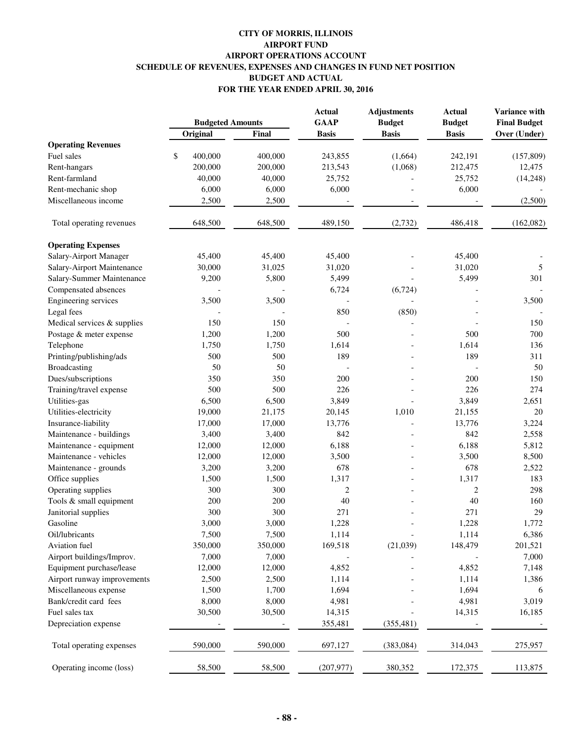# CITY OF MORRIS, ILLINOIS
## AIRPORT FUND
## AIRPORT OPERATIONS ACCOUNT
## SCHEDULE OF REVENUES, EXPENSES AND CHANGES IN FUND NET POSITION
## BUDGET AND ACTUAL
## FOR THE YEAR ENDED APRIL 30, 2016

| | Budgeted Amounts | | Actual GAAP Basis | Adjustments Budget Basis | Actual Budget Basis | Variance with Final Budget Over (Under) |
|---|---|---|---|---|---|---|
| | Original | Final | | | | |
| **Operating Revenues** | | | | | | |
| Fuel sales | $ 400,000 | 400,000 | 243,855 | (1,664) | 242,191 | (157,809) |
| Rent-hangars | 200,000 | 200,000 | 213,543 | (1,068) | 212,475 | 12,475 |
| Rent-farmland | 40,000 | 40,000 | 25,752 | - | 25,752 | (14,248) |
| Rent-mechanic shop | 6,000 | 6,000 | 6,000 | - | 6,000 | - |
| Miscellaneous income | 2,500 | 2,500 | - | - | - | (2,500) |
| Total operating revenues | 648,500 | 648,500 | 489,150 | (2,732) | 486,418 | (162,082) |
| **Operating Expenses** | | | | | | |
| Salary-Airport Manager | 45,400 | 45,400 | 45,400 | - | 45,400 | - |
| Salary-Airport Maintenance | 30,000 | 31,025 | 31,020 | - | 31,020 | 5 |
| Salary-Summer Maintenance | 9,200 | 5,800 | 5,499 | - | 5,499 | 301 |
| Compensated absences | - | - | 6,724 | (6,724) | - | - |
| Engineering services | 3,500 | 3,500 | - | - | - | 3,500 |
| Legal fees | - | - | 850 | (850) | - | - |
| Medical services & supplies | 150 | 150 | - | - | - | 150 |
| Postage & meter expense | 1,200 | 1,200 | 500 | - | 500 | 700 |
| Telephone | 1,750 | 1,750 | 1,614 | - | 1,614 | 136 |
| Printing/publishing/ads | 500 | 500 | 189 | - | 189 | 311 |
| Broadcasting | 50 | 50 | - | - | - | 50 |
| Dues/subscriptions | 350 | 350 | 200 | - | 200 | 150 |
| Training/travel expense | 500 | 500 | 226 | - | 226 | 274 |
| Utilities-gas | 6,500 | 6,500 | 3,849 | - | 3,849 | 2,651 |
| Utilities-electricity | 19,000 | 21,175 | 20,145 | 1,010 | 21,155 | 20 |
| Insurance-liability | 17,000 | 17,000 | 13,776 | - | 13,776 | 3,224 |
| Maintenance - buildings | 3,400 | 3,400 | 842 | - | 842 | 2,558 |
| Maintenance - equipment | 12,000 | 12,000 | 6,188 | - | 6,188 | 5,812 |
| Maintenance - vehicles | 12,000 | 12,000 | 3,500 | - | 3,500 | 8,500 |
| Maintenance - grounds | 3,200 | 3,200 | 678 | - | 678 | 2,522 |
| Office supplies | 1,500 | 1,500 | 1,317 | - | 1,317 | 183 |
| Operating supplies | 300 | 300 | 2 | - | 2 | 298 |
| Tools & small equipment | 200 | 200 | 40 | - | 40 | 160 |
| Janitorial supplies | 300 | 300 | 271 | - | 271 | 29 |
| Gasoline | 3,000 | 3,000 | 1,228 | - | 1,228 | 1,772 |
| Oil/lubricants | 7,500 | 7,500 | 1,114 | - | 1,114 | 6,386 |
| Aviation fuel | 350,000 | 350,000 | 169,518 | (21,039) | 148,479 | 201,521 |
| Airport buildings/Improv. | 7,000 | 7,000 | - | - | - | 7,000 |
| Equipment purchase/lease | 12,000 | 12,000 | 4,852 | - | 4,852 | 7,148 |
| Airport runway improvements | 2,500 | 2,500 | 1,114 | - | 1,114 | 1,386 |
| Miscellaneous expense | 1,500 | 1,700 | 1,694 | - | 1,694 | 6 |
| Bank/credit card fees | 8,000 | 8,000 | 4,981 | - | 4,981 | 3,019 |
| Fuel sales tax | 30,500 | 30,500 | 14,315 | - | 14,315 | 16,185 |
| Depreciation expense | - | - | 355,481 | (355,481) | - | - |
| Total operating expenses | 590,000 | 590,000 | 697,127 | (383,084) | 314,043 | 275,957 |
| Operating income (loss) | 58,500 | 58,500 | (207,977) | 380,352 | 172,375 | 113,875 |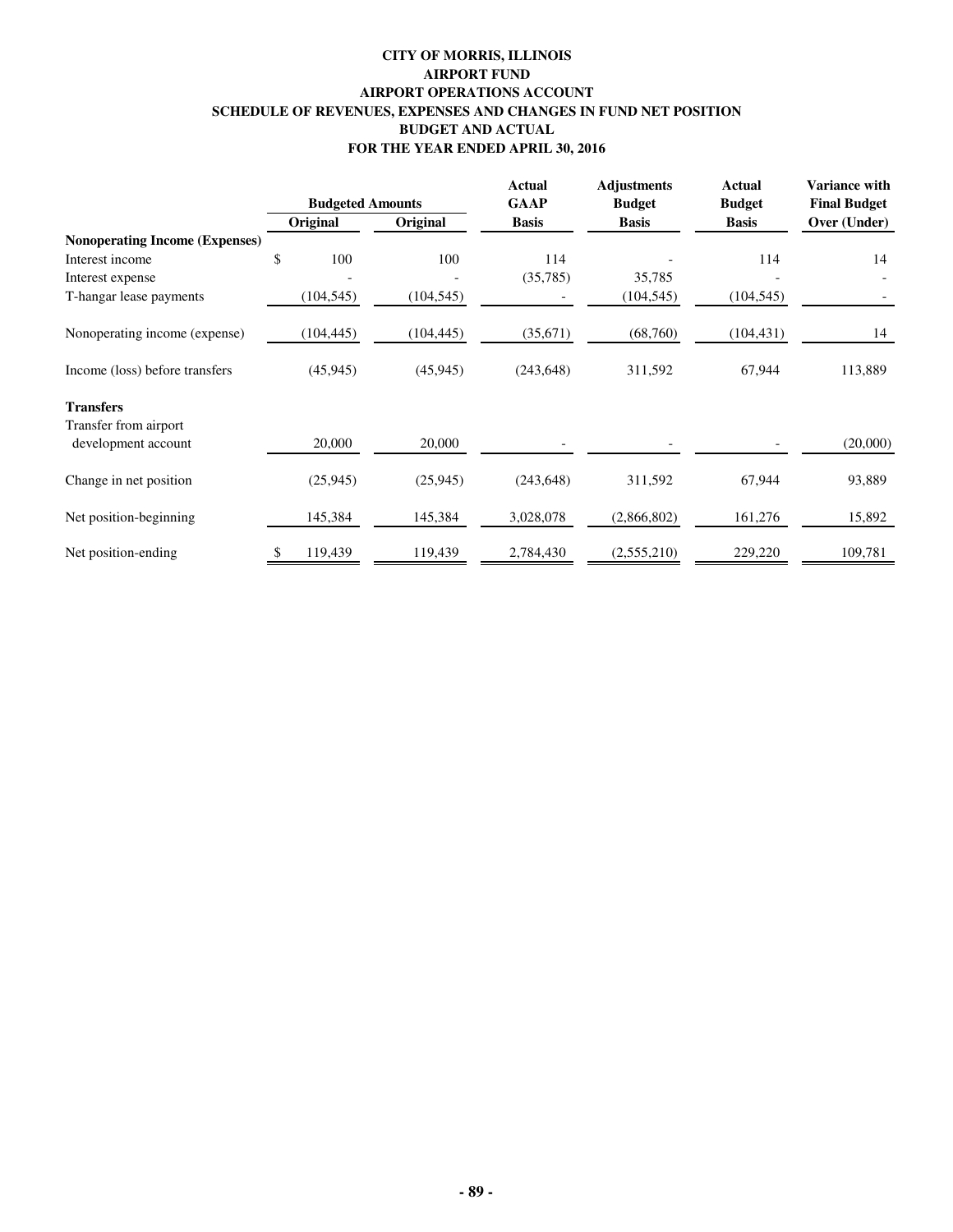**CITY OF MORRIS, ILLINOIS**
**AIRPORT FUND**
**AIRPORT OPERATIONS ACCOUNT**
**SCHEDULE OF REVENUES, EXPENSES AND CHANGES IN FUND NET POSITION**
**BUDGET AND ACTUAL**
**FOR THE YEAR ENDED APRIL 30, 2016**

| | Budgeted Amounts | | Actual GAAP | Adjustments Budget | Actual Budget | Variance with Final Budget |
|---|---|---|---|---|---|---|
| | Original | Original | Basis | Basis | Basis | Over (Under) |
| **Nonoperating Income (Expenses)** | | | | | | |
| Interest income | $ 100 | 100 | 114 | - | 114 | 14 |
| Interest expense | - | - | (35,785) | 35,785 | - | - |
| T-hangar lease payments | (104,545) | (104,545) | - | (104,545) | (104,545) | - |
| Nonoperating income (expense) | (104,445) | (104,445) | (35,671) | (68,760) | (104,431) | 14 |
| Income (loss) before transfers | (45,945) | (45,945) | (243,648) | 311,592 | 67,944 | 113,889 |
| **Transfers** | | | | | | |
| Transfer from airport development account | 20,000 | 20,000 | - | - | - | (20,000) |
| Change in net position | (25,945) | (25,945) | (243,648) | 311,592 | 67,944 | 93,889 |
| Net position-beginning | 145,384 | 145,384 | 3,028,078 | (2,866,802) | 161,276 | 15,892 |
| Net position-ending | $ 119,439 | 119,439 | 2,784,430 | (2,555,210) | 229,220 | 109,781 |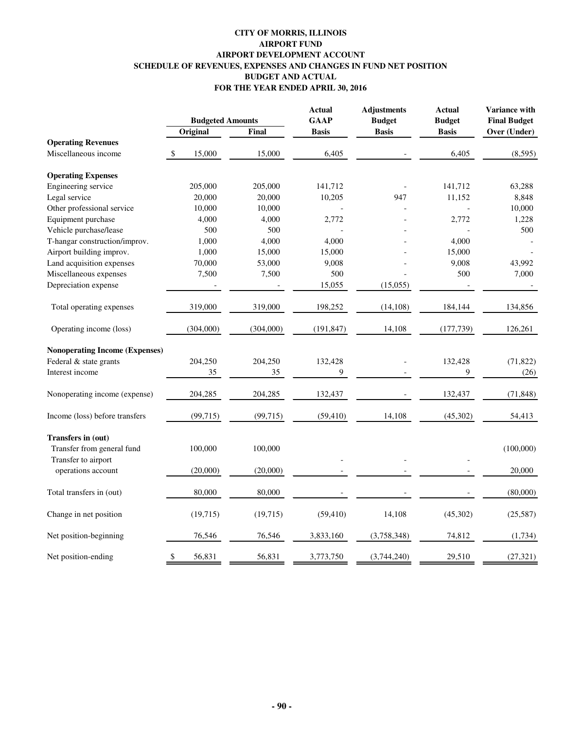# CITY OF MORRIS, ILLINOIS
## AIRPORT FUND
## AIRPORT DEVELOPMENT ACCOUNT
## SCHEDULE OF REVENUES, EXPENSES AND CHANGES IN FUND NET POSITION
## BUDGET AND ACTUAL
## FOR THE YEAR ENDED APRIL 30, 2016

| | Budgeted Amounts | | Actual GAAP | Adjustments Budget | Actual Budget | Variance with Final Budget |
|---|---|---|---|---|---|---|
| | Original | Final | Basis | Basis | Basis | Over (Under) |
| **Operating Revenues** | | | | | | |
| Miscellaneous income | $ 15,000 | 15,000 | 6,405 | - | 6,405 | (8,595) |
| **Operating Expenses** | | | | | | |
| Engineering service | 205,000 | 205,000 | 141,712 | - | 141,712 | 63,288 |
| Legal service | 20,000 | 20,000 | 10,205 | 947 | 11,152 | 8,848 |
| Other professional service | 10,000 | 10,000 | - | - | - | 10,000 |
| Equipment purchase | 4,000 | 4,000 | 2,772 | - | 2,772 | 1,228 |
| Vehicle purchase/lease | 500 | 500 | - | - | - | 500 |
| T-hangar construction/improv. | 1,000 | 4,000 | 4,000 | - | 4,000 | - |
| Airport building improv. | 1,000 | 15,000 | 15,000 | - | 15,000 | - |
| Land acquisition expenses | 70,000 | 53,000 | 9,008 | - | 9,008 | 43,992 |
| Miscellaneous expenses | 7,500 | 7,500 | 500 | - | 500 | 7,000 |
| Depreciation expense | - | - | 15,055 | (15,055) | - | - |
| Total operating expenses | 319,000 | 319,000 | 198,252 | (14,108) | 184,144 | 134,856 |
| Operating income (loss) | (304,000) | (304,000) | (191,847) | 14,108 | (177,739) | 126,261 |
| **Nonoperating Income (Expenses)** | | | | | | |
| Federal & state grants | 204,250 | 204,250 | 132,428 | - | 132,428 | (71,822) |
| Interest income | 35 | 35 | 9 | - | 9 | (26) |
| Nonoperating income (expense) | 204,285 | 204,285 | 132,437 | - | 132,437 | (71,848) |
| Income (loss) before transfers | (99,715) | (99,715) | (59,410) | 14,108 | (45,302) | 54,413 |
| **Transfers in (out)** | | | | | | |
| Transfer from general fund | 100,000 | 100,000 | | | | (100,000) |
| Transfer to airport operations account | (20,000) | (20,000) | - | - | - | 20,000 |
| Total transfers in (out) | 80,000 | 80,000 | - | - | - | (80,000) |
| Change in net position | (19,715) | (19,715) | (59,410) | 14,108 | (45,302) | (25,587) |
| Net position-beginning | 76,546 | 76,546 | 3,833,160 | (3,758,348) | 74,812 | (1,734) |
| Net position-ending | $ 56,831 | 56,831 | 3,773,750 | (3,744,240) | 29,510 | (27,321) |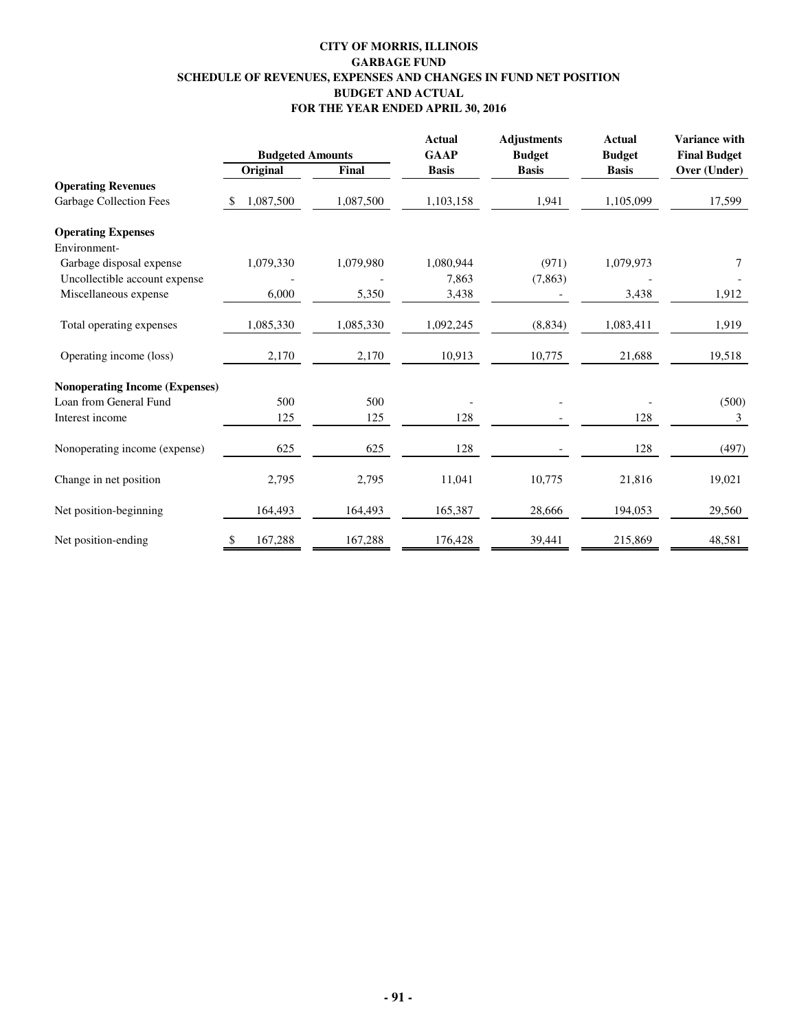**CITY OF MORRIS, ILLINOIS**
**GARBAGE FUND**
**SCHEDULE OF REVENUES, EXPENSES AND CHANGES IN FUND NET POSITION**
**BUDGET AND ACTUAL**
**FOR THE YEAR ENDED APRIL 30, 2016**

| | Budgeted Amounts | | Actual GAAP Basis | Adjustments Budget Basis | Actual Budget Basis | Variance with Final Budget Over (Under) |
|---|---|---|---|---|---|---|
| | Original | Final | | | | |
| **Operating Revenues** | | | | | | |
| Garbage Collection Fees | $ 1,087,500 | 1,087,500 | 1,103,158 | 1,941 | 1,105,099 | 17,599 |
| **Operating Expenses** | | | | | | |
| Environment- | | | | | | |
| Garbage disposal expense | 1,079,330 | 1,079,980 | 1,080,944 | (971) | 1,079,973 | 7 |
| Uncollectible account expense | - | - | 7,863 | (7,863) | - | - |
| Miscellaneous expense | 6,000 | 5,350 | 3,438 | - | 3,438 | 1,912 |
| Total operating expenses | 1,085,330 | 1,085,330 | 1,092,245 | (8,834) | 1,083,411 | 1,919 |
| Operating income (loss) | 2,170 | 2,170 | 10,913 | 10,775 | 21,688 | 19,518 |
| **Nonoperating Income (Expenses)** | | | | | | |
| Loan from General Fund | 500 | 500 | - | - | - | (500) |
| Interest income | 125 | 125 | 128 | - | 128 | 3 |
| Nonoperating income (expense) | 625 | 625 | 128 | - | 128 | (497) |
| Change in net position | 2,795 | 2,795 | 11,041 | 10,775 | 21,816 | 19,021 |
| Net position-beginning | 164,493 | 164,493 | 165,387 | 28,666 | 194,053 | 29,560 |
| Net position-ending | $ 167,288 | 167,288 | 176,428 | 39,441 | 215,869 | 48,581 |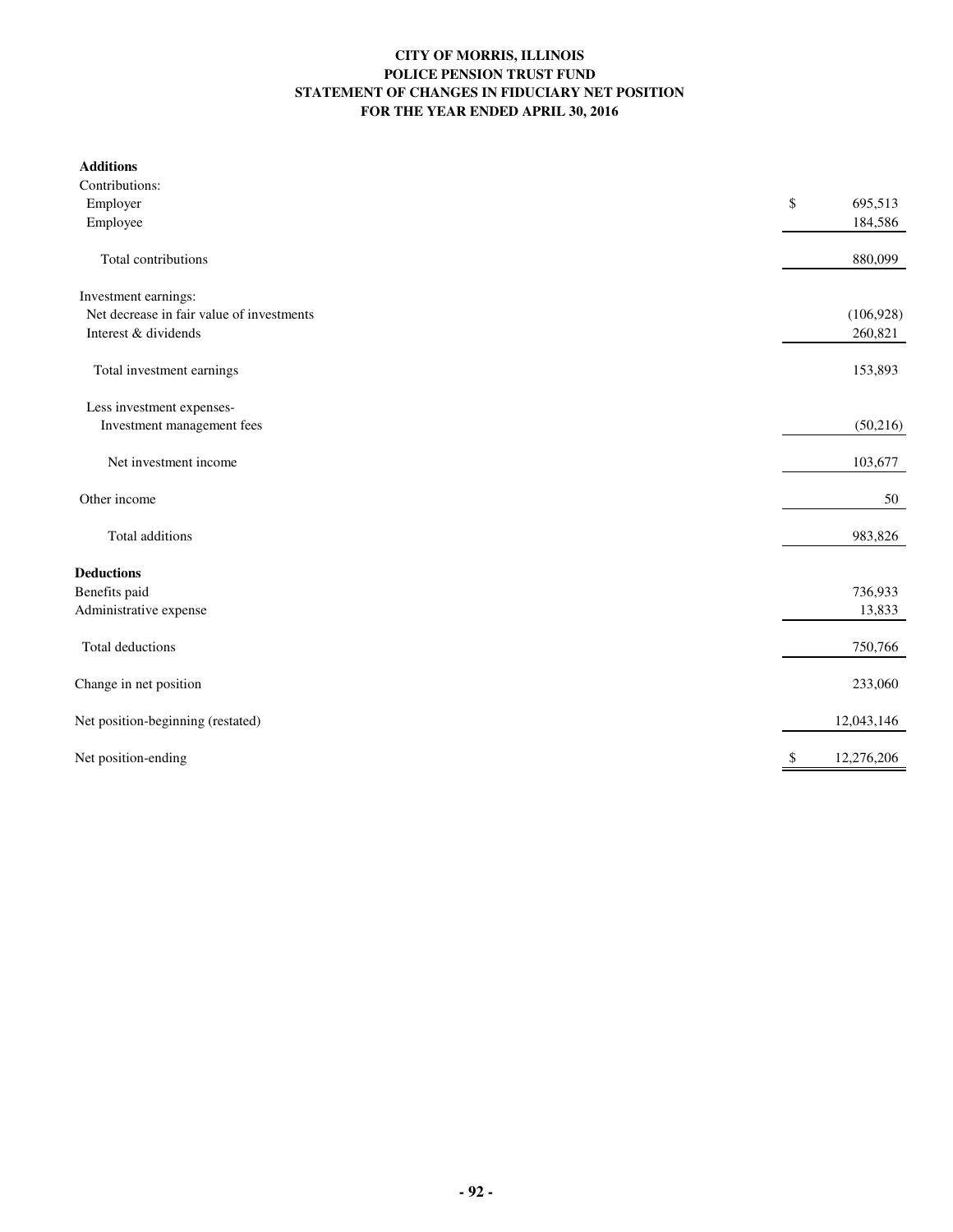# CITY OF MORRIS, ILLINOIS
## POLICE PENSION TRUST FUND
## STATEMENT OF CHANGES IN FIDUCIARY NET POSITION
## FOR THE YEAR ENDED APRIL 30, 2016

| | |
|---|---|
| **Additions** | |
| Contributions: | |
| Employer | $ 695,513 |
| Employee | 184,586 |
| Total contributions | 880,099 |
| Investment earnings: | |
| Net decrease in fair value of investments | (106,928) |
| Interest & dividends | 260,821 |
| Total investment earnings | 153,893 |
| Less investment expenses- | |
| Investment management fees | (50,216) |
| Net investment income | 103,677 |
| Other income | 50 |
| Total additions | 983,826 |
| **Deductions** | |
| Benefits paid | 736,933 |
| Administrative expense | 13,833 |
| Total deductions | 750,766 |
| Change in net position | 233,060 |
| Net position-beginning (restated) | 12,043,146 |
| Net position-ending | $ 12,276,206 |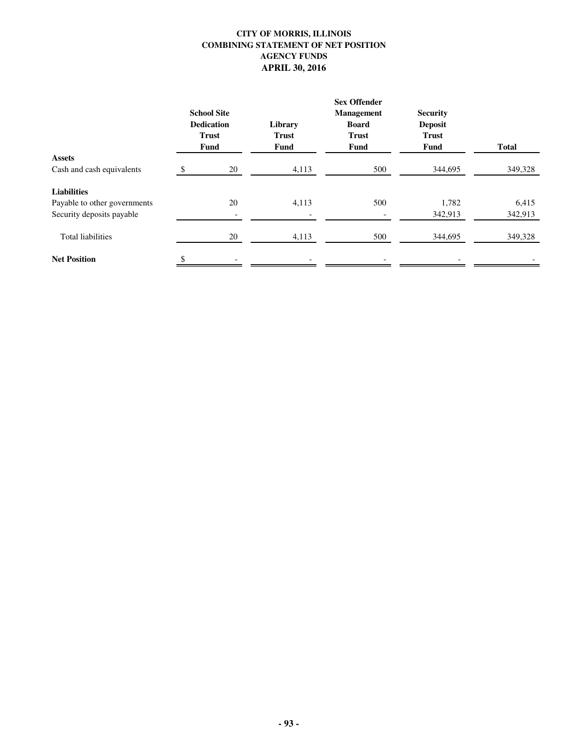# CITY OF MORRIS, ILLINOIS
## COMBINING STATEMENT OF NET POSITION
## AGENCY FUNDS
## APRIL 30, 2016

| | School Site Dedication Trust Fund | Library Trust Fund | Sex Offender Management Board Trust Fund | Security Deposit Trust Fund | Total |
|---|---|---|---|---|---|
| **Assets** | | | | | |
| Cash and cash equivalents | $ 20 | 4,113 | 500 | 344,695 | 349,328 |
| **Liabilities** | | | | | |
| Payable to other governments | 20 | 4,113 | 500 | 1,782 | 6,415 |
| Security deposits payable | - | - | - | 342,913 | 342,913 |
| Total liabilities | 20 | 4,113 | 500 | 344,695 | 349,328 |
| **Net Position** | $ - | - | - | - | - |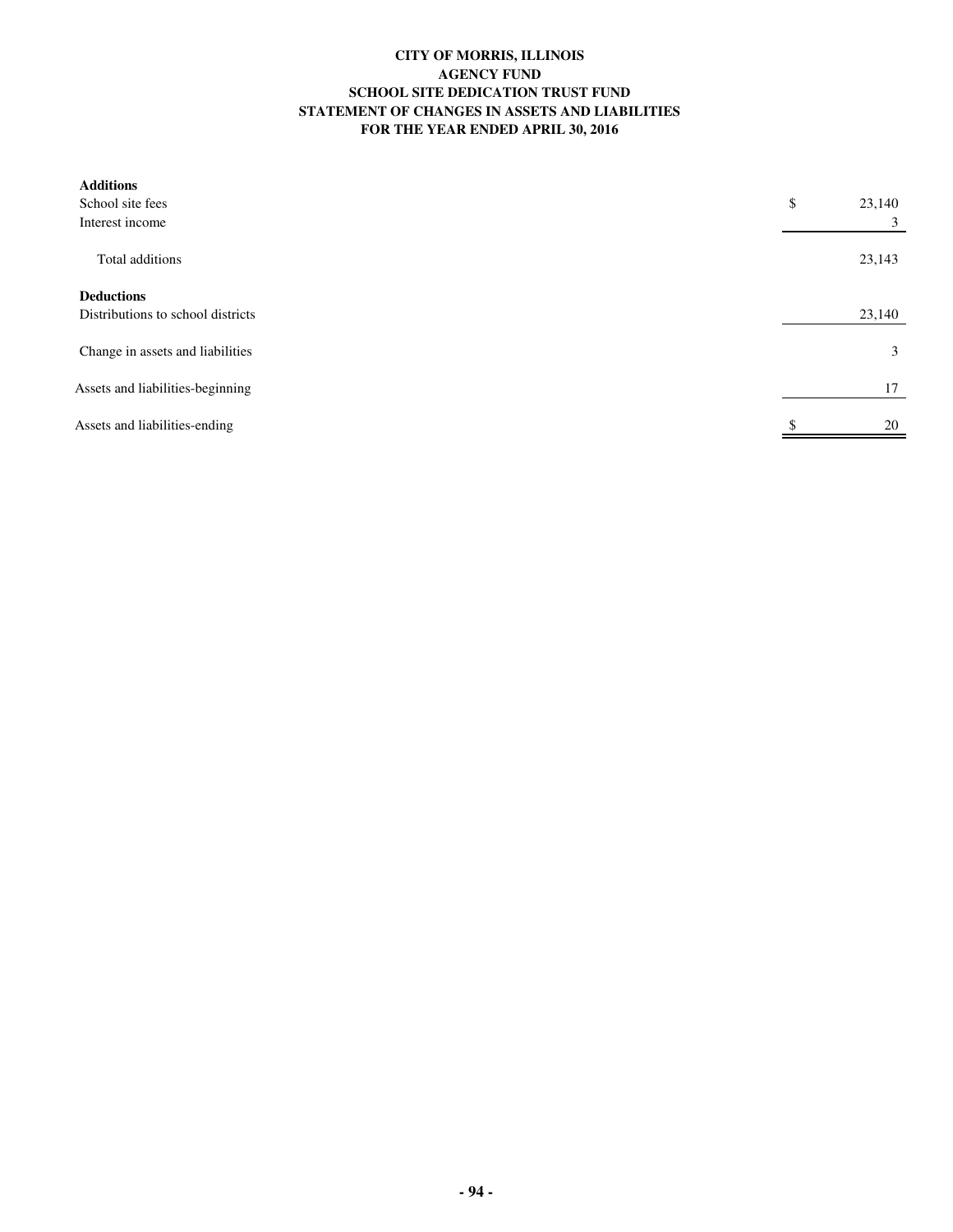# CITY OF MORRIS, ILLINOIS
## AGENCY FUND
## SCHOOL SITE DEDICATION TRUST FUND
## STATEMENT OF CHANGES IN ASSETS AND LIABILITIES
## FOR THE YEAR ENDED APRIL 30, 2016

| | |
|---|---|
| **Additions** | |
| School site fees | $ 23,140 |
| Interest income | 3 |
| Total additions | 23,143 |
| **Deductions** | |
| Distributions to school districts | 23,140 |
| Change in assets and liabilities | 3 |
| Assets and liabilities-beginning | 17 |
| Assets and liabilities-ending | $ 20 |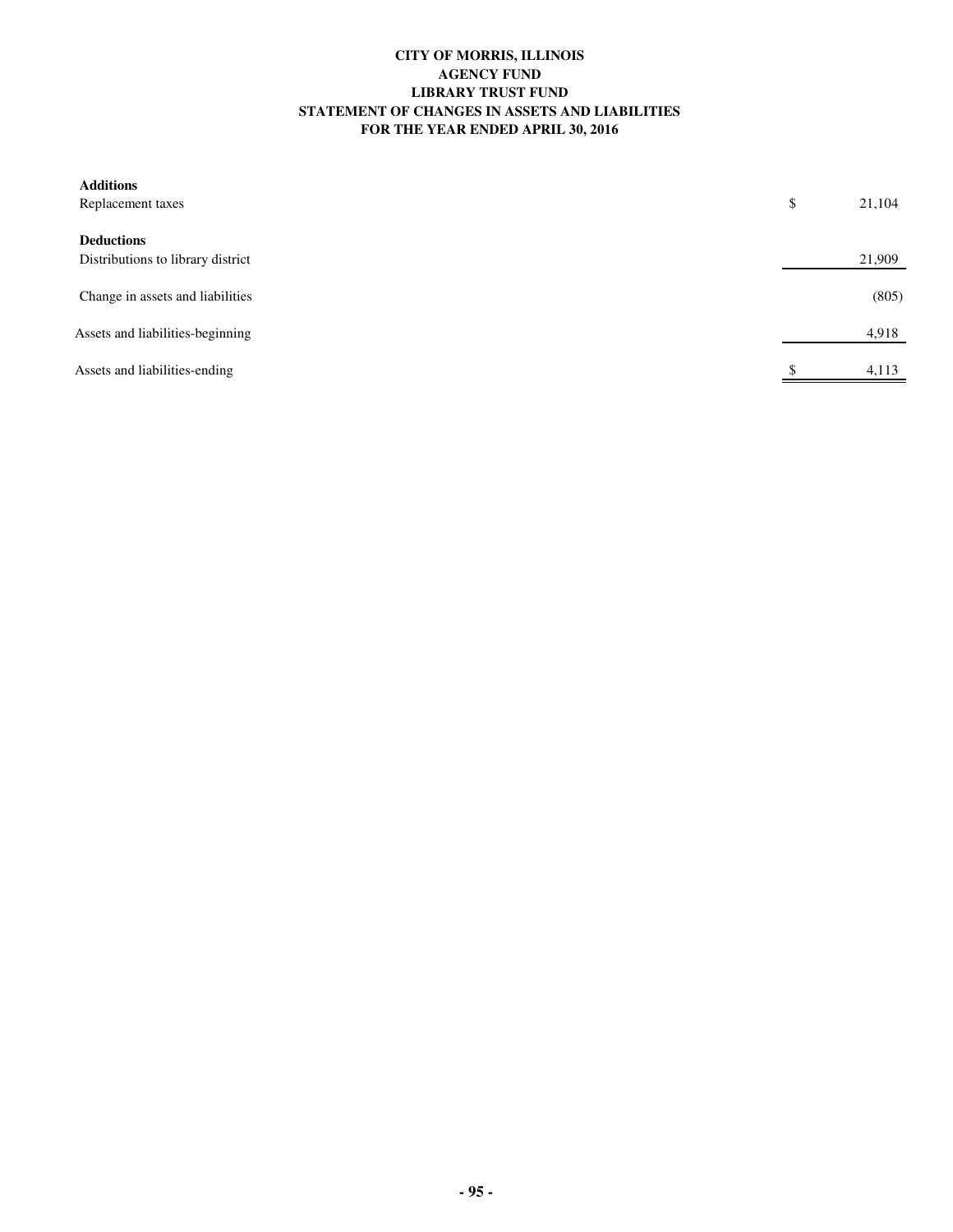**CITY OF MORRIS, ILLINOIS**
**AGENCY FUND**
**LIBRARY TRUST FUND**
**STATEMENT OF CHANGES IN ASSETS AND LIABILITIES**
**FOR THE YEAR ENDED APRIL 30, 2016**

| | |
|---|---|
| **Additions** | |
| Replacement taxes | $ 21,104 |
| **Deductions** | |
| Distributions to library district | 21,909 |
| Change in assets and liabilities | (805) |
| Assets and liabilities-beginning | 4,918 |
| Assets and liabilities-ending | $ 4,113 |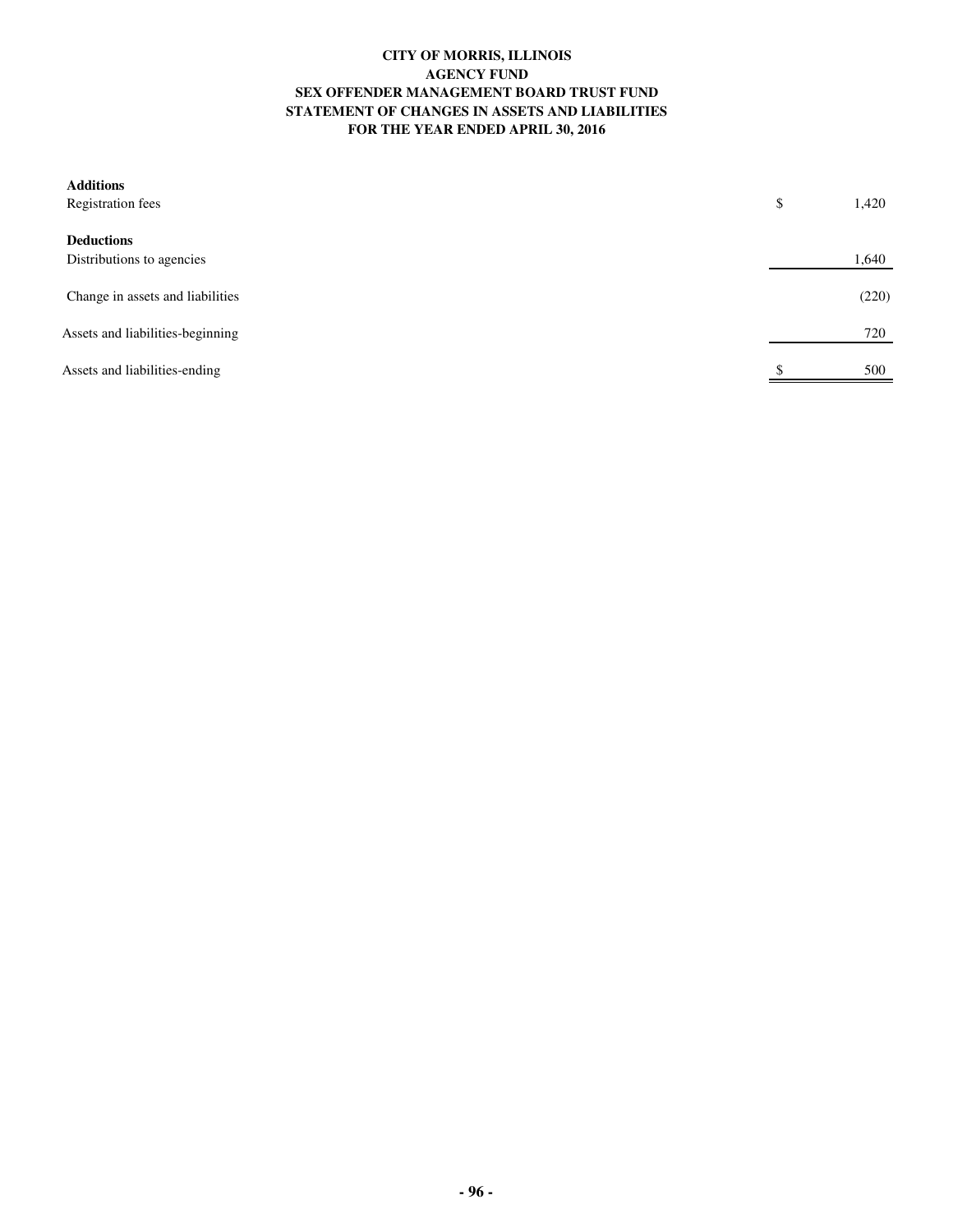# CITY OF MORRIS, ILLINOIS
## AGENCY FUND
## SEX OFFENDER MANAGEMENT BOARD TRUST FUND
## STATEMENT OF CHANGES IN ASSETS AND LIABILITIES
## FOR THE YEAR ENDED APRIL 30, 2016

| | |
|---|---|
| **Additions** | |
| Registration fees | $ 1,420 |
| **Deductions** | |
| Distributions to agencies | 1,640 |
| Change in assets and liabilities | (220) |
| Assets and liabilities-beginning | 720 |
| Assets and liabilities-ending | $ 500 |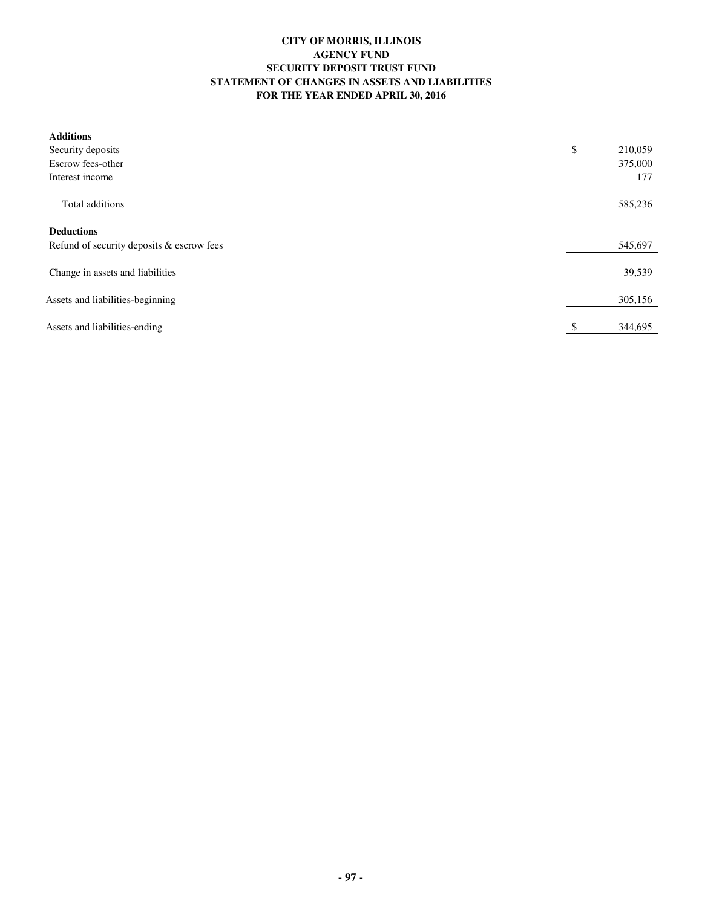**CITY OF MORRIS, ILLINOIS**
**AGENCY FUND**
**SECURITY DEPOSIT TRUST FUND**
**STATEMENT OF CHANGES IN ASSETS AND LIABILITIES**
**FOR THE YEAR ENDED APRIL 30, 2016**

| | |
|---|---|
| **Additions** | |
| Security deposits | $ 210,059 |
| Escrow fees-other | 375,000 |
| Interest income | 177 |
| Total additions | 585,236 |
| **Deductions** | |
| Refund of security deposits & escrow fees | 545,697 |
| Change in assets and liabilities | 39,539 |
| Assets and liabilities-beginning | 305,156 |
| Assets and liabilities-ending | $ 344,695 |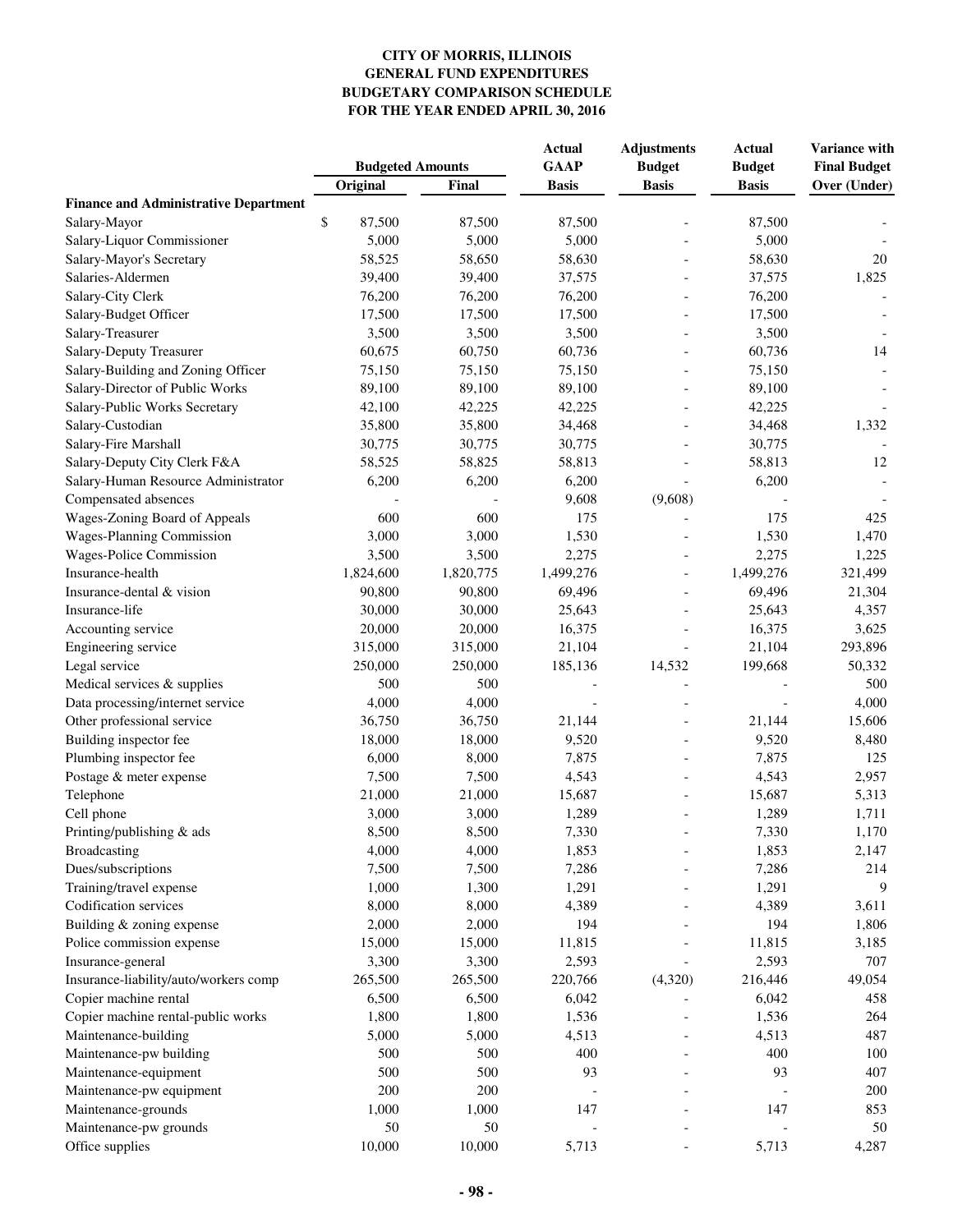**CITY OF MORRIS, ILLINOIS**
**GENERAL FUND EXPENDITURES**
**BUDGETARY COMPARISON SCHEDULE**
**FOR THE YEAR ENDED APRIL 30, 2016**

| | Budgeted Amounts | | Actual GAAP Basis | Adjustments Budget Basis | Actual Budget Basis | Variance with Final Budget Over (Under) |
|---|---|---|---|---|---|---|
| | Original | Final | | | | |
| **Finance and Administrative Department** | | | | | | |
| Salary-Mayor | $ 87,500 | 87,500 | 87,500 | - | 87,500 | - |
| Salary-Liquor Commissioner | 5,000 | 5,000 | 5,000 | - | 5,000 | - |
| Salary-Mayor's Secretary | 58,525 | 58,650 | 58,630 | - | 58,630 | 20 |
| Salaries-Aldermen | 39,400 | 39,400 | 37,575 | - | 37,575 | 1,825 |
| Salary-City Clerk | 76,200 | 76,200 | 76,200 | - | 76,200 | - |
| Salary-Budget Officer | 17,500 | 17,500 | 17,500 | - | 17,500 | - |
| Salary-Treasurer | 3,500 | 3,500 | 3,500 | - | 3,500 | - |
| Salary-Deputy Treasurer | 60,675 | 60,750 | 60,736 | - | 60,736 | 14 |
| Salary-Building and Zoning Officer | 75,150 | 75,150 | 75,150 | - | 75,150 | - |
| Salary-Director of Public Works | 89,100 | 89,100 | 89,100 | - | 89,100 | - |
| Salary-Public Works Secretary | 42,100 | 42,225 | 42,225 | - | 42,225 | - |
| Salary-Custodian | 35,800 | 35,800 | 34,468 | - | 34,468 | 1,332 |
| Salary-Fire Marshall | 30,775 | 30,775 | 30,775 | - | 30,775 | - |
| Salary-Deputy City Clerk F&A | 58,525 | 58,825 | 58,813 | - | 58,813 | 12 |
| Salary-Human Resource Administrator | 6,200 | 6,200 | 6,200 | - | 6,200 | - |
| Compensated absences | - | - | 9,608 | (9,608) | - | - |
| Wages-Zoning Board of Appeals | 600 | 600 | 175 | - | 175 | 425 |
| Wages-Planning Commission | 3,000 | 3,000 | 1,530 | - | 1,530 | 1,470 |
| Wages-Police Commission | 3,500 | 3,500 | 2,275 | - | 2,275 | 1,225 |
| Insurance-health | 1,824,600 | 1,820,775 | 1,499,276 | - | 1,499,276 | 321,499 |
| Insurance-dental & vision | 90,800 | 90,800 | 69,496 | - | 69,496 | 21,304 |
| Insurance-life | 30,000 | 30,000 | 25,643 | - | 25,643 | 4,357 |
| Accounting service | 20,000 | 20,000 | 16,375 | - | 16,375 | 3,625 |
| Engineering service | 315,000 | 315,000 | 21,104 | - | 21,104 | 293,896 |
| Legal service | 250,000 | 250,000 | 185,136 | 14,532 | 199,668 | 50,332 |
| Medical services & supplies | 500 | 500 | - | - | - | 500 |
| Data processing/internet service | 4,000 | 4,000 | - | - | - | 4,000 |
| Other professional service | 36,750 | 36,750 | 21,144 | - | 21,144 | 15,606 |
| Building inspector fee | 18,000 | 18,000 | 9,520 | - | 9,520 | 8,480 |
| Plumbing inspector fee | 6,000 | 8,000 | 7,875 | - | 7,875 | 125 |
| Postage & meter expense | 7,500 | 7,500 | 4,543 | - | 4,543 | 2,957 |
| Telephone | 21,000 | 21,000 | 15,687 | - | 15,687 | 5,313 |
| Cell phone | 3,000 | 3,000 | 1,289 | - | 1,289 | 1,711 |
| Printing/publishing & ads | 8,500 | 8,500 | 7,330 | - | 7,330 | 1,170 |
| Broadcasting | 4,000 | 4,000 | 1,853 | - | 1,853 | 2,147 |
| Dues/subscriptions | 7,500 | 7,500 | 7,286 | - | 7,286 | 214 |
| Training/travel expense | 1,000 | 1,300 | 1,291 | - | 1,291 | 9 |
| Codification services | 8,000 | 8,000 | 4,389 | - | 4,389 | 3,611 |
| Building & zoning expense | 2,000 | 2,000 | 194 | - | 194 | 1,806 |
| Police commission expense | 15,000 | 15,000 | 11,815 | - | 11,815 | 3,185 |
| Insurance-general | 3,300 | 3,300 | 2,593 | - | 2,593 | 707 |
| Insurance-liability/auto/workers comp | 265,500 | 265,500 | 220,766 | (4,320) | 216,446 | 49,054 |
| Copier machine rental | 6,500 | 6,500 | 6,042 | - | 6,042 | 458 |
| Copier machine rental-public works | 1,800 | 1,800 | 1,536 | - | 1,536 | 264 |
| Maintenance-building | 5,000 | 5,000 | 4,513 | - | 4,513 | 487 |
| Maintenance-pw building | 500 | 500 | 400 | - | 400 | 100 |
| Maintenance-equipment | 500 | 500 | 93 | - | 93 | 407 |
| Maintenance-pw equipment | 200 | 200 | - | - | - | 200 |
| Maintenance-grounds | 1,000 | 1,000 | 147 | - | 147 | 853 |
| Maintenance-pw grounds | 50 | 50 | - | - | - | 50 |
| Office supplies | 10,000 | 10,000 | 5,713 | - | 5,713 | 4,287 |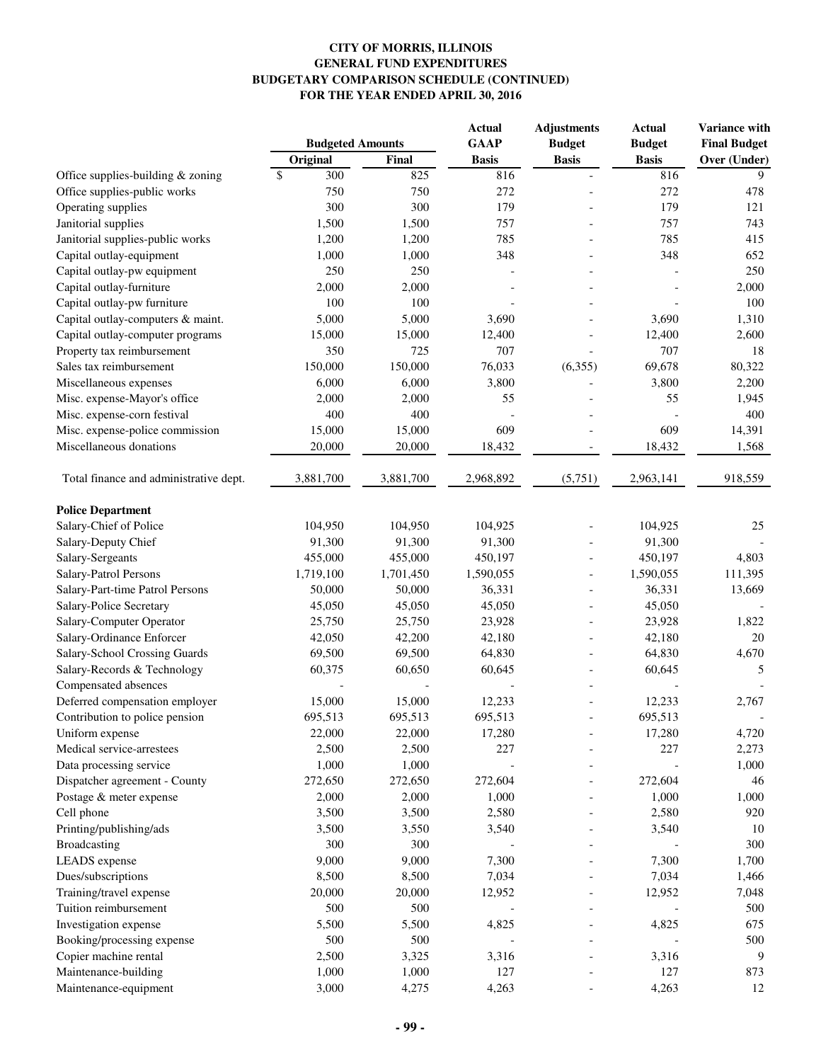**CITY OF MORRIS, ILLINOIS**
**GENERAL FUND EXPENDITURES**
**BUDGETARY COMPARISON SCHEDULE (CONTINUED)**
**FOR THE YEAR ENDED APRIL 30, 2016**

| | Budgeted Amounts | | Actual GAAP | Adjustments Budget | Actual Budget | Variance with Final Budget |
|---|---|---|---|---|---|---|
| | Original | Final | Basis | Basis | Basis | Over (Under) |
| Office supplies-building & zoning | $ 300 | 825 | 816 | - | 816 | 9 |
| Office supplies-public works | 750 | 750 | 272 | - | 272 | 478 |
| Operating supplies | 300 | 300 | 179 | - | 179 | 121 |
| Janitorial supplies | 1,500 | 1,500 | 757 | - | 757 | 743 |
| Janitorial supplies-public works | 1,200 | 1,200 | 785 | - | 785 | 415 |
| Capital outlay-equipment | 1,000 | 1,000 | 348 | - | 348 | 652 |
| Capital outlay-pw equipment | 250 | 250 | - | - | - | 250 |
| Capital outlay-furniture | 2,000 | 2,000 | - | - | - | 2,000 |
| Capital outlay-pw furniture | 100 | 100 | - | - | - | 100 |
| Capital outlay-computers & maint. | 5,000 | 5,000 | 3,690 | - | 3,690 | 1,310 |
| Capital outlay-computer programs | 15,000 | 15,000 | 12,400 | - | 12,400 | 2,600 |
| Property tax reimbursement | 350 | 725 | 707 | - | 707 | 18 |
| Sales tax reimbursement | 150,000 | 150,000 | 76,033 | (6,355) | 69,678 | 80,322 |
| Miscellaneous expenses | 6,000 | 6,000 | 3,800 | - | 3,800 | 2,200 |
| Misc. expense-Mayor's office | 2,000 | 2,000 | 55 | - | 55 | 1,945 |
| Misc. expense-corn festival | 400 | 400 | - | - | - | 400 |
| Misc. expense-police commission | 15,000 | 15,000 | 609 | - | 609 | 14,391 |
| Miscellaneous donations | 20,000 | 20,000 | 18,432 | - | 18,432 | 1,568 |
| Total finance and administrative dept. | 3,881,700 | 3,881,700 | 2,968,892 | (5,751) | 2,963,141 | 918,559 |
| **Police Department** | | | | | | |
| Salary-Chief of Police | 104,950 | 104,950 | 104,925 | - | 104,925 | 25 |
| Salary-Deputy Chief | 91,300 | 91,300 | 91,300 | - | 91,300 | - |
| Salary-Sergeants | 455,000 | 455,000 | 450,197 | - | 450,197 | 4,803 |
| Salary-Patrol Persons | 1,719,100 | 1,701,450 | 1,590,055 | - | 1,590,055 | 111,395 |
| Salary-Part-time Patrol Persons | 50,000 | 50,000 | 36,331 | - | 36,331 | 13,669 |
| Salary-Police Secretary | 45,050 | 45,050 | 45,050 | - | 45,050 | - |
| Salary-Computer Operator | 25,750 | 25,750 | 23,928 | - | 23,928 | 1,822 |
| Salary-Ordinance Enforcer | 42,050 | 42,200 | 42,180 | - | 42,180 | 20 |
| Salary-School Crossing Guards | 69,500 | 69,500 | 64,830 | - | 64,830 | 4,670 |
| Salary-Records & Technology | 60,375 | 60,650 | 60,645 | - | 60,645 | 5 |
| Compensated absences | - | - | - | - | - | - |
| Deferred compensation employer | 15,000 | 15,000 | 12,233 | - | 12,233 | 2,767 |
| Contribution to police pension | 695,513 | 695,513 | 695,513 | - | 695,513 | - |
| Uniform expense | 22,000 | 22,000 | 17,280 | - | 17,280 | 4,720 |
| Medical service-arrestees | 2,500 | 2,500 | 227 | - | 227 | 2,273 |
| Data processing service | 1,000 | 1,000 | - | - | - | 1,000 |
| Dispatcher agreement - County | 272,650 | 272,650 | 272,604 | - | 272,604 | 46 |
| Postage & meter expense | 2,000 | 2,000 | 1,000 | - | 1,000 | 1,000 |
| Cell phone | 3,500 | 3,500 | 2,580 | - | 2,580 | 920 |
| Printing/publishing/ads | 3,500 | 3,550 | 3,540 | - | 3,540 | 10 |
| Broadcasting | 300 | 300 | - | - | - | 300 |
| LEADS expense | 9,000 | 9,000 | 7,300 | - | 7,300 | 1,700 |
| Dues/subscriptions | 8,500 | 8,500 | 7,034 | - | 7,034 | 1,466 |
| Training/travel expense | 20,000 | 20,000 | 12,952 | - | 12,952 | 7,048 |
| Tuition reimbursement | 500 | 500 | - | - | - | 500 |
| Investigation expense | 5,500 | 5,500 | 4,825 | - | 4,825 | 675 |
| Booking/processing expense | 500 | 500 | - | - | - | 500 |
| Copier machine rental | 2,500 | 3,325 | 3,316 | - | 3,316 | 9 |
| Maintenance-building | 1,000 | 1,000 | 127 | - | 127 | 873 |
| Maintenance-equipment | 3,000 | 4,275 | 4,263 | - | 4,263 | 12 |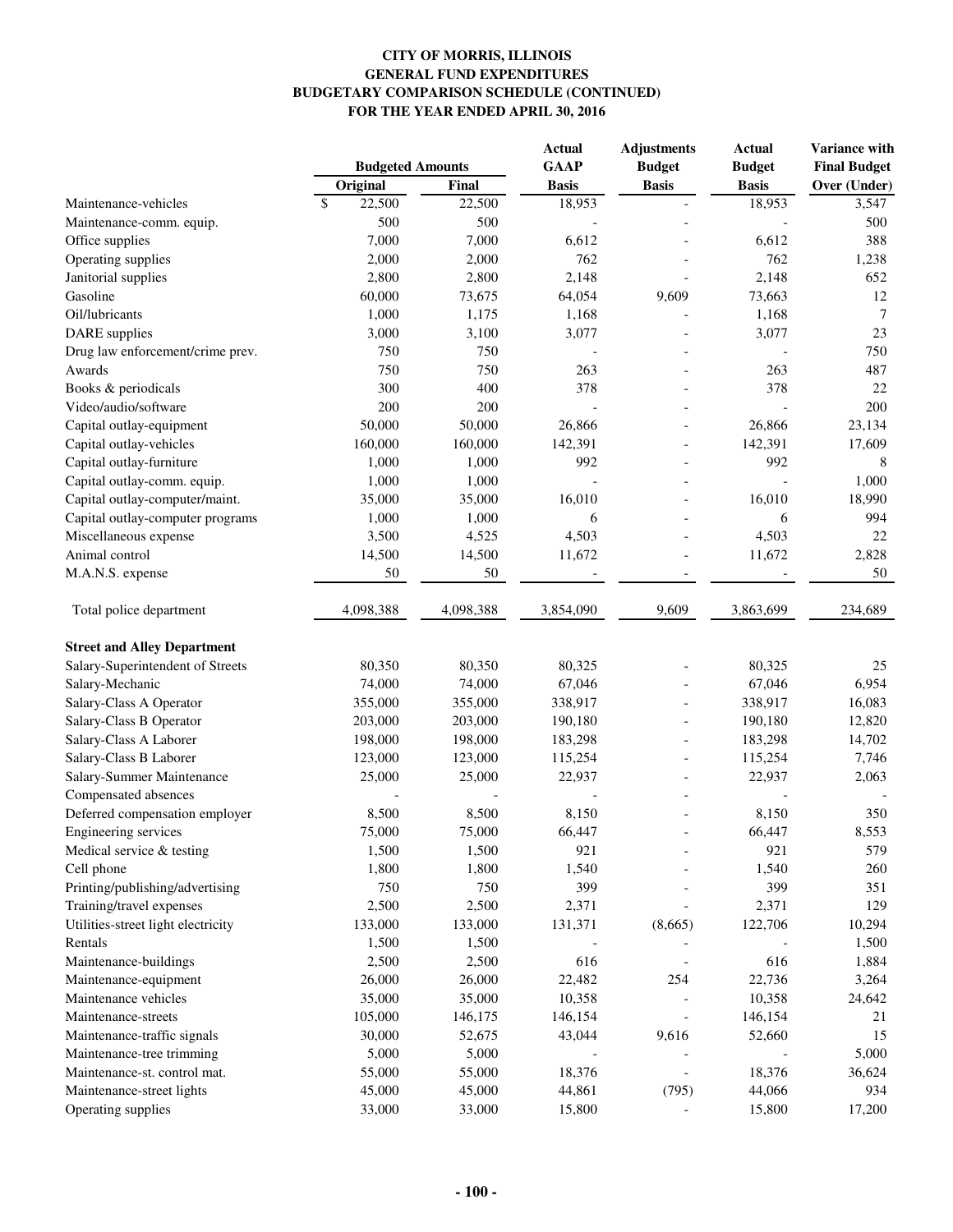**CITY OF MORRIS, ILLINOIS**
**GENERAL FUND EXPENDITURES**
**BUDGETARY COMPARISON SCHEDULE (CONTINUED)**
**FOR THE YEAR ENDED APRIL 30, 2016**

| | Budgeted Amounts | | Actual GAAP | Adjustments Budget | Actual Budget | Variance with Final Budget |
|---|---|---|---|---|---|---|
| | Original | Final | Basis | Basis | Basis | Over (Under) |
| Maintenance-vehicles | $ 22,500 | 22,500 | 18,953 | - | 18,953 | 3,547 |
| Maintenance-comm. equip. | 500 | 500 | - | - | - | 500 |
| Office supplies | 7,000 | 7,000 | 6,612 | - | 6,612 | 388 |
| Operating supplies | 2,000 | 2,000 | 762 | - | 762 | 1,238 |
| Janitorial supplies | 2,800 | 2,800 | 2,148 | - | 2,148 | 652 |
| Gasoline | 60,000 | 73,675 | 64,054 | 9,609 | 73,663 | 12 |
| Oil/lubricants | 1,000 | 1,175 | 1,168 | - | 1,168 | 7 |
| DARE supplies | 3,000 | 3,100 | 3,077 | - | 3,077 | 23 |
| Drug law enforcement/crime prev. | 750 | 750 | - | - | - | 750 |
| Awards | 750 | 750 | 263 | - | 263 | 487 |
| Books & periodicals | 300 | 400 | 378 | - | 378 | 22 |
| Video/audio/software | 200 | 200 | - | - | - | 200 |
| Capital outlay-equipment | 50,000 | 50,000 | 26,866 | - | 26,866 | 23,134 |
| Capital outlay-vehicles | 160,000 | 160,000 | 142,391 | - | 142,391 | 17,609 |
| Capital outlay-furniture | 1,000 | 1,000 | 992 | - | 992 | 8 |
| Capital outlay-comm. equip. | 1,000 | 1,000 | - | - | - | 1,000 |
| Capital outlay-computer/maint. | 35,000 | 35,000 | 16,010 | - | 16,010 | 18,990 |
| Capital outlay-computer programs | 1,000 | 1,000 | 6 | - | 6 | 994 |
| Miscellaneous expense | 3,500 | 4,525 | 4,503 | - | 4,503 | 22 |
| Animal control | 14,500 | 14,500 | 11,672 | - | 11,672 | 2,828 |
| M.A.N.S. expense | 50 | 50 | - | - | - | 50 |
| Total police department | 4,098,388 | 4,098,388 | 3,854,090 | 9,609 | 3,863,699 | 234,689 |
| **Street and Alley Department** | | | | | | |
| Salary-Superintendent of Streets | 80,350 | 80,350 | 80,325 | - | 80,325 | 25 |
| Salary-Mechanic | 74,000 | 74,000 | 67,046 | - | 67,046 | 6,954 |
| Salary-Class A Operator | 355,000 | 355,000 | 338,917 | - | 338,917 | 16,083 |
| Salary-Class B Operator | 203,000 | 203,000 | 190,180 | - | 190,180 | 12,820 |
| Salary-Class A Laborer | 198,000 | 198,000 | 183,298 | - | 183,298 | 14,702 |
| Salary-Class B Laborer | 123,000 | 123,000 | 115,254 | - | 115,254 | 7,746 |
| Salary-Summer Maintenance | 25,000 | 25,000 | 22,937 | - | 22,937 | 2,063 |
| Compensated absences | - | - | - | - | - | - |
| Deferred compensation employer | 8,500 | 8,500 | 8,150 | - | 8,150 | 350 |
| Engineering services | 75,000 | 75,000 | 66,447 | - | 66,447 | 8,553 |
| Medical service & testing | 1,500 | 1,500 | 921 | - | 921 | 579 |
| Cell phone | 1,800 | 1,800 | 1,540 | - | 1,540 | 260 |
| Printing/publishing/advertising | 750 | 750 | 399 | - | 399 | 351 |
| Training/travel expenses | 2,500 | 2,500 | 2,371 | - | 2,371 | 129 |
| Utilities-street light electricity | 133,000 | 133,000 | 131,371 | (8,665) | 122,706 | 10,294 |
| Rentals | 1,500 | 1,500 | - | - | - | 1,500 |
| Maintenance-buildings | 2,500 | 2,500 | 616 | - | 616 | 1,884 |
| Maintenance-equipment | 26,000 | 26,000 | 22,482 | 254 | 22,736 | 3,264 |
| Maintenance vehicles | 35,000 | 35,000 | 10,358 | - | 10,358 | 24,642 |
| Maintenance-streets | 105,000 | 146,175 | 146,154 | - | 146,154 | 21 |
| Maintenance-traffic signals | 30,000 | 52,675 | 43,044 | 9,616 | 52,660 | 15 |
| Maintenance-tree trimming | 5,000 | 5,000 | - | - | - | 5,000 |
| Maintenance-st. control mat. | 55,000 | 55,000 | 18,376 | - | 18,376 | 36,624 |
| Maintenance-street lights | 45,000 | 45,000 | 44,861 | (795) | 44,066 | 934 |
| Operating supplies | 33,000 | 33,000 | 15,800 | - | 15,800 | 17,200 |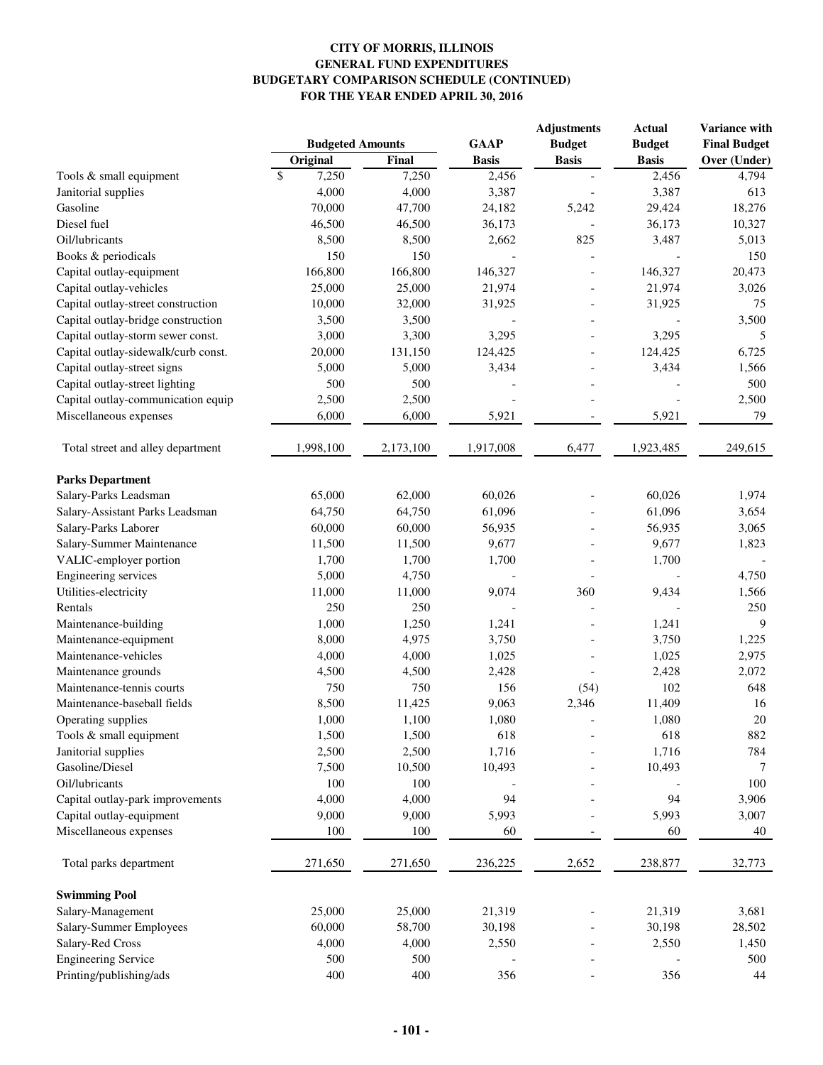**CITY OF MORRIS, ILLINOIS**
**GENERAL FUND EXPENDITURES**
**BUDGETARY COMPARISON SCHEDULE (CONTINUED)**
**FOR THE YEAR ENDED APRIL 30, 2016**

| | Budgeted Amounts | | GAAP | Adjustments Budget | Actual Budget | Variance with Final Budget |
|---|---|---|---|---|---|---|
| | Original | Final | Basis | Basis | Basis | Over (Under) |
| Tools & small equipment | $ 7,250 | 7,250 | 2,456 | - | 2,456 | 4,794 |
| Janitorial supplies | 4,000 | 4,000 | 3,387 | - | 3,387 | 613 |
| Gasoline | 70,000 | 47,700 | 24,182 | 5,242 | 29,424 | 18,276 |
| Diesel fuel | 46,500 | 46,500 | 36,173 | - | 36,173 | 10,327 |
| Oil/lubricants | 8,500 | 8,500 | 2,662 | 825 | 3,487 | 5,013 |
| Books & periodicals | 150 | 150 | - | - | - | 150 |
| Capital outlay-equipment | 166,800 | 166,800 | 146,327 | - | 146,327 | 20,473 |
| Capital outlay-vehicles | 25,000 | 25,000 | 21,974 | - | 21,974 | 3,026 |
| Capital outlay-street construction | 10,000 | 32,000 | 31,925 | - | 31,925 | 75 |
| Capital outlay-bridge construction | 3,500 | 3,500 | - | - | - | 3,500 |
| Capital outlay-storm sewer const. | 3,000 | 3,300 | 3,295 | - | 3,295 | 5 |
| Capital outlay-sidewalk/curb const. | 20,000 | 131,150 | 124,425 | - | 124,425 | 6,725 |
| Capital outlay-street signs | 5,000 | 5,000 | 3,434 | - | 3,434 | 1,566 |
| Capital outlay-street lighting | 500 | 500 | - | - | - | 500 |
| Capital outlay-communication equip | 2,500 | 2,500 | - | - | - | 2,500 |
| Miscellaneous expenses | 6,000 | 6,000 | 5,921 | - | 5,921 | 79 |
| Total street and alley department | 1,998,100 | 2,173,100 | 1,917,008 | 6,477 | 1,923,485 | 249,615 |
| **Parks Department** | | | | | | |
| Salary-Parks Leadsman | 65,000 | 62,000 | 60,026 | - | 60,026 | 1,974 |
| Salary-Assistant Parks Leadsman | 64,750 | 64,750 | 61,096 | - | 61,096 | 3,654 |
| Salary-Parks Laborer | 60,000 | 60,000 | 56,935 | - | 56,935 | 3,065 |
| Salary-Summer Maintenance | 11,500 | 11,500 | 9,677 | - | 9,677 | 1,823 |
| VALIC-employer portion | 1,700 | 1,700 | 1,700 | - | 1,700 | - |
| Engineering services | 5,000 | 4,750 | - | - | - | 4,750 |
| Utilities-electricity | 11,000 | 11,000 | 9,074 | 360 | 9,434 | 1,566 |
| Rentals | 250 | 250 | - | - | - | 250 |
| Maintenance-building | 1,000 | 1,250 | 1,241 | - | 1,241 | 9 |
| Maintenance-equipment | 8,000 | 4,975 | 3,750 | - | 3,750 | 1,225 |
| Maintenance-vehicles | 4,000 | 4,000 | 1,025 | - | 1,025 | 2,975 |
| Maintenance grounds | 4,500 | 4,500 | 2,428 | - | 2,428 | 2,072 |
| Maintenance-tennis courts | 750 | 750 | 156 | (54) | 102 | 648 |
| Maintenance-baseball fields | 8,500 | 11,425 | 9,063 | 2,346 | 11,409 | 16 |
| Operating supplies | 1,000 | 1,100 | 1,080 | - | 1,080 | 20 |
| Tools & small equipment | 1,500 | 1,500 | 618 | - | 618 | 882 |
| Janitorial supplies | 2,500 | 2,500 | 1,716 | - | 1,716 | 784 |
| Gasoline/Diesel | 7,500 | 10,500 | 10,493 | - | 10,493 | 7 |
| Oil/lubricants | 100 | 100 | - | - | - | 100 |
| Capital outlay-park improvements | 4,000 | 4,000 | 94 | - | 94 | 3,906 |
| Capital outlay-equipment | 9,000 | 9,000 | 5,993 | - | 5,993 | 3,007 |
| Miscellaneous expenses | 100 | 100 | 60 | - | 60 | 40 |
| Total parks department | 271,650 | 271,650 | 236,225 | 2,652 | 238,877 | 32,773 |
| **Swimming Pool** | | | | | | |
| Salary-Management | 25,000 | 25,000 | 21,319 | - | 21,319 | 3,681 |
| Salary-Summer Employees | 60,000 | 58,700 | 30,198 | - | 30,198 | 28,502 |
| Salary-Red Cross | 4,000 | 4,000 | 2,550 | - | 2,550 | 1,450 |
| Engineering Service | 500 | 500 | - | - | - | 500 |
| Printing/publishing/ads | 400 | 400 | 356 | - | 356 | 44 |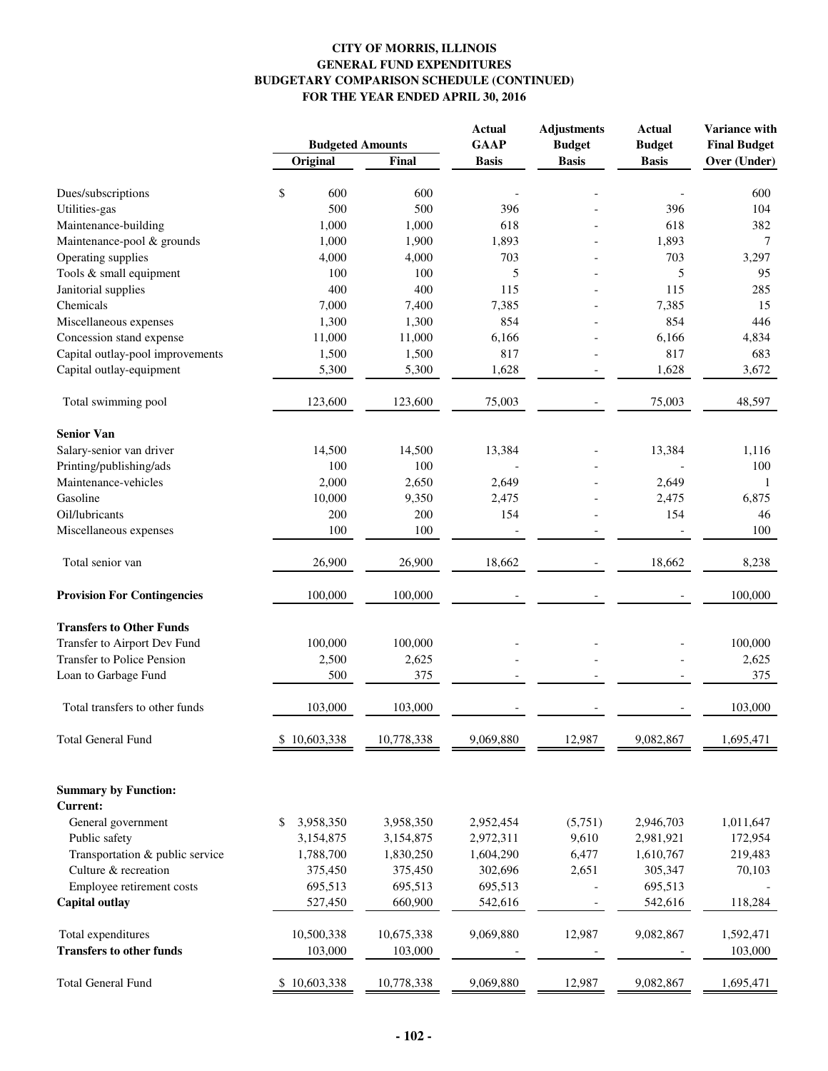**CITY OF MORRIS, ILLINOIS**
**GENERAL FUND EXPENDITURES**
**BUDGETARY COMPARISON SCHEDULE (CONTINUED)**
**FOR THE YEAR ENDED APRIL 30, 2016**

| | Budgeted Amounts | | Actual GAAP | Adjustments Budget | Actual Budget | Variance with Final Budget |
|---|---|---|---|---|---|---|
| | Original | Final | Basis | Basis | Basis | Over (Under) |
| Dues/subscriptions | $ 600 | 600 | - | - | - | 600 |
| Utilities-gas | 500 | 500 | 396 | - | 396 | 104 |
| Maintenance-building | 1,000 | 1,000 | 618 | - | 618 | 382 |
| Maintenance-pool & grounds | 1,000 | 1,900 | 1,893 | - | 1,893 | 7 |
| Operating supplies | 4,000 | 4,000 | 703 | - | 703 | 3,297 |
| Tools & small equipment | 100 | 100 | 5 | - | 5 | 95 |
| Janitorial supplies | 400 | 400 | 115 | - | 115 | 285 |
| Chemicals | 7,000 | 7,400 | 7,385 | - | 7,385 | 15 |
| Miscellaneous expenses | 1,300 | 1,300 | 854 | - | 854 | 446 |
| Concession stand expense | 11,000 | 11,000 | 6,166 | - | 6,166 | 4,834 |
| Capital outlay-pool improvements | 1,500 | 1,500 | 817 | - | 817 | 683 |
| Capital outlay-equipment | 5,300 | 5,300 | 1,628 | - | 1,628 | 3,672 |
| Total swimming pool | 123,600 | 123,600 | 75,003 | - | 75,003 | 48,597 |
| **Senior Van** | | | | | | |
| Salary-senior van driver | 14,500 | 14,500 | 13,384 | - | 13,384 | 1,116 |
| Printing/publishing/ads | 100 | 100 | - | - | - | 100 |
| Maintenance-vehicles | 2,000 | 2,650 | 2,649 | - | 2,649 | 1 |
| Gasoline | 10,000 | 9,350 | 2,475 | - | 2,475 | 6,875 |
| Oil/lubricants | 200 | 200 | 154 | - | 154 | 46 |
| Miscellaneous expenses | 100 | 100 | - | - | - | 100 |
| Total senior van | 26,900 | 26,900 | 18,662 | - | 18,662 | 8,238 |
| **Provision For Contingencies** | 100,000 | 100,000 | - | - | - | 100,000 |
| **Transfers to Other Funds** | | | | | | |
| Transfer to Airport Dev Fund | 100,000 | 100,000 | - | - | - | 100,000 |
| Transfer to Police Pension | 2,500 | 2,625 | - | - | - | 2,625 |
| Loan to Garbage Fund | 500 | 375 | - | - | - | 375 |
| Total transfers to other funds | 103,000 | 103,000 | - | - | - | 103,000 |
| Total General Fund | $ 10,603,338 | 10,778,338 | 9,069,880 | 12,987 | 9,082,867 | 1,695,471 |
| | | | | | | |
| **Summary by Function:** | | | | | | |
| **Current:** | | | | | | |
| General government | $ 3,958,350 | 3,958,350 | 2,952,454 | (5,751) | 2,946,703 | 1,011,647 |
| Public safety | 3,154,875 | 3,154,875 | 2,972,311 | 9,610 | 2,981,921 | 172,954 |
| Transportation & public service | 1,788,700 | 1,830,250 | 1,604,290 | 6,477 | 1,610,767 | 219,483 |
| Culture & recreation | 375,450 | 375,450 | 302,696 | 2,651 | 305,347 | 70,103 |
| Employee retirement costs | 695,513 | 695,513 | 695,513 | - | 695,513 | - |
| **Capital outlay** | 527,450 | 660,900 | 542,616 | - | 542,616 | 118,284 |
| Total expenditures | 10,500,338 | 10,675,338 | 9,069,880 | 12,987 | 9,082,867 | 1,592,471 |
| **Transfers to other funds** | 103,000 | 103,000 | - | - | - | 103,000 |
| Total General Fund | $ 10,603,338 | 10,778,338 | 9,069,880 | 12,987 | 9,082,867 | 1,695,471 |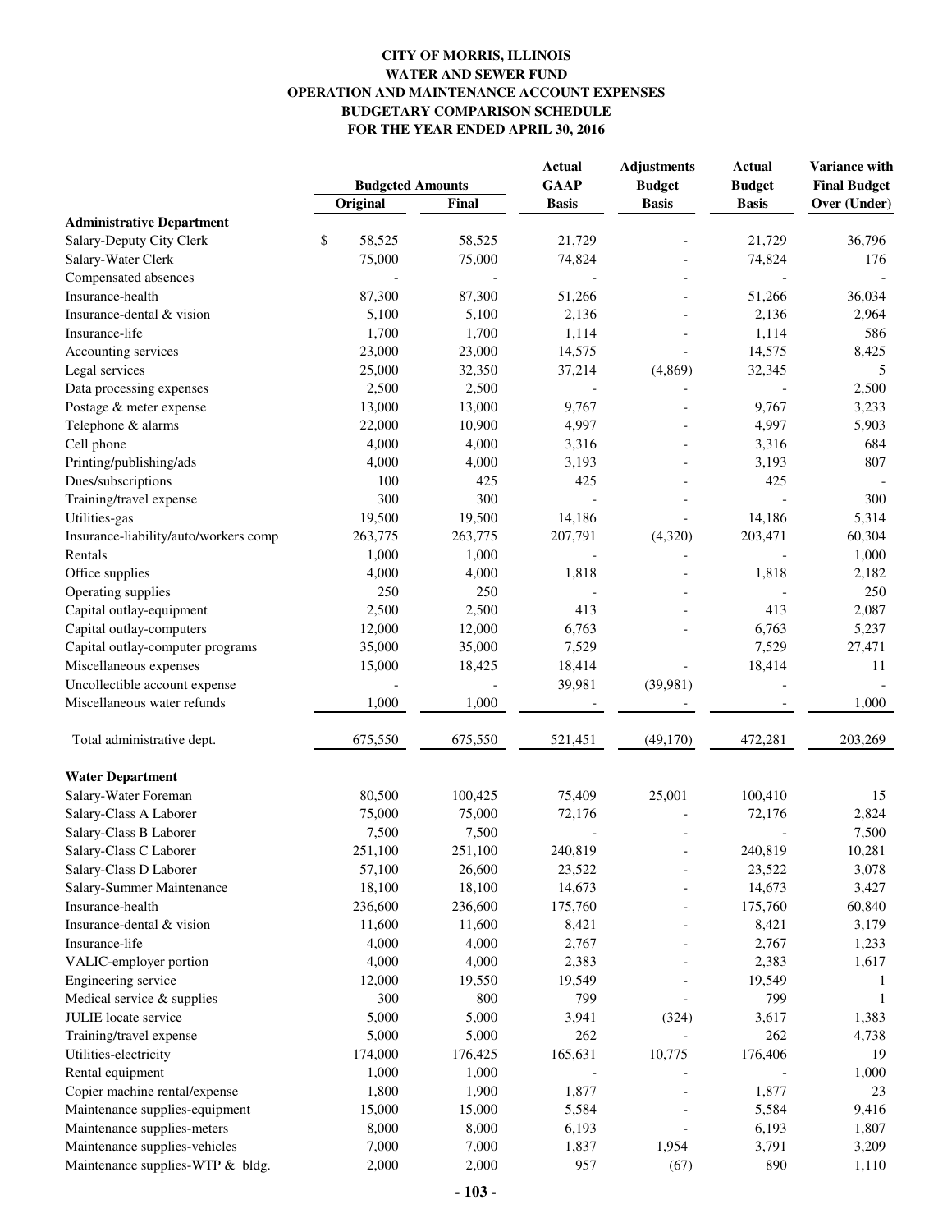**CITY OF MORRIS, ILLINOIS**
**WATER AND SEWER FUND**
**OPERATION AND MAINTENANCE ACCOUNT EXPENSES**
**BUDGETARY COMPARISON SCHEDULE**
**FOR THE YEAR ENDED APRIL 30, 2016**

| | Budgeted Amounts | | Actual GAAP | Adjustments Budget | Actual Budget | Variance with Final Budget |
|---|---|---|---|---|---|---|
| | Original | Final | Basis | Basis | Basis | Over (Under) |
| **Administrative Department** | | | | | | |
| Salary-Deputy City Clerk | $ 58,525 | 58,525 | 21,729 | - | 21,729 | 36,796 |
| Salary-Water Clerk | 75,000 | 75,000 | 74,824 | - | 74,824 | 176 |
| Compensated absences | - | - | - | - | - | - |
| Insurance-health | 87,300 | 87,300 | 51,266 | - | 51,266 | 36,034 |
| Insurance-dental & vision | 5,100 | 5,100 | 2,136 | - | 2,136 | 2,964 |
| Insurance-life | 1,700 | 1,700 | 1,114 | - | 1,114 | 586 |
| Accounting services | 23,000 | 23,000 | 14,575 | - | 14,575 | 8,425 |
| Legal services | 25,000 | 32,350 | 37,214 | (4,869) | 32,345 | 5 |
| Data processing expenses | 2,500 | 2,500 | - | - | - | 2,500 |
| Postage & meter expense | 13,000 | 13,000 | 9,767 | - | 9,767 | 3,233 |
| Telephone & alarms | 22,000 | 10,900 | 4,997 | - | 4,997 | 5,903 |
| Cell phone | 4,000 | 4,000 | 3,316 | - | 3,316 | 684 |
| Printing/publishing/ads | 4,000 | 4,000 | 3,193 | - | 3,193 | 807 |
| Dues/subscriptions | 100 | 425 | 425 | - | 425 | - |
| Training/travel expense | 300 | 300 | - | - | - | 300 |
| Utilities-gas | 19,500 | 19,500 | 14,186 | - | 14,186 | 5,314 |
| Insurance-liability/auto/workers comp | 263,775 | 263,775 | 207,791 | (4,320) | 203,471 | 60,304 |
| Rentals | 1,000 | 1,000 | - | - | - | 1,000 |
| Office supplies | 4,000 | 4,000 | 1,818 | - | 1,818 | 2,182 |
| Operating supplies | 250 | 250 | - | - | - | 250 |
| Capital outlay-equipment | 2,500 | 2,500 | 413 | - | 413 | 2,087 |
| Capital outlay-computers | 12,000 | 12,000 | 6,763 | - | 6,763 | 5,237 |
| Capital outlay-computer programs | 35,000 | 35,000 | 7,529 | | 7,529 | 27,471 |
| Miscellaneous expenses | 15,000 | 18,425 | 18,414 | - | 18,414 | 11 |
| Uncollectible account expense | - | - | 39,981 | (39,981) | - | - |
| Miscellaneous water refunds | 1,000 | 1,000 | - | - | - | 1,000 |
| Total administrative dept. | 675,550 | 675,550 | 521,451 | (49,170) | 472,281 | 203,269 |
| **Water Department** | | | | | | |
| Salary-Water Foreman | 80,500 | 100,425 | 75,409 | 25,001 | 100,410 | 15 |
| Salary-Class A Laborer | 75,000 | 75,000 | 72,176 | - | 72,176 | 2,824 |
| Salary-Class B Laborer | 7,500 | 7,500 | - | - | - | 7,500 |
| Salary-Class C Laborer | 251,100 | 251,100 | 240,819 | - | 240,819 | 10,281 |
| Salary-Class D Laborer | 57,100 | 26,600 | 23,522 | - | 23,522 | 3,078 |
| Salary-Summer Maintenance | 18,100 | 18,100 | 14,673 | - | 14,673 | 3,427 |
| Insurance-health | 236,600 | 236,600 | 175,760 | - | 175,760 | 60,840 |
| Insurance-dental & vision | 11,600 | 11,600 | 8,421 | - | 8,421 | 3,179 |
| Insurance-life | 4,000 | 4,000 | 2,767 | - | 2,767 | 1,233 |
| VALIC-employer portion | 4,000 | 4,000 | 2,383 | - | 2,383 | 1,617 |
| Engineering service | 12,000 | 19,550 | 19,549 | - | 19,549 | 1 |
| Medical service & supplies | 300 | 800 | 799 | - | 799 | 1 |
| JULIE locate service | 5,000 | 5,000 | 3,941 | (324) | 3,617 | 1,383 |
| Training/travel expense | 5,000 | 5,000 | 262 | - | 262 | 4,738 |
| Utilities-electricity | 174,000 | 176,425 | 165,631 | 10,775 | 176,406 | 19 |
| Rental equipment | 1,000 | 1,000 | - | - | - | 1,000 |
| Copier machine rental/expense | 1,800 | 1,900 | 1,877 | - | 1,877 | 23 |
| Maintenance supplies-equipment | 15,000 | 15,000 | 5,584 | - | 5,584 | 9,416 |
| Maintenance supplies-meters | 8,000 | 8,000 | 6,193 | - | 6,193 | 1,807 |
| Maintenance supplies-vehicles | 7,000 | 7,000 | 1,837 | 1,954 | 3,791 | 3,209 |
| Maintenance supplies-WTP & bldg. | 2,000 | 2,000 | 957 | (67) | 890 | 1,110 |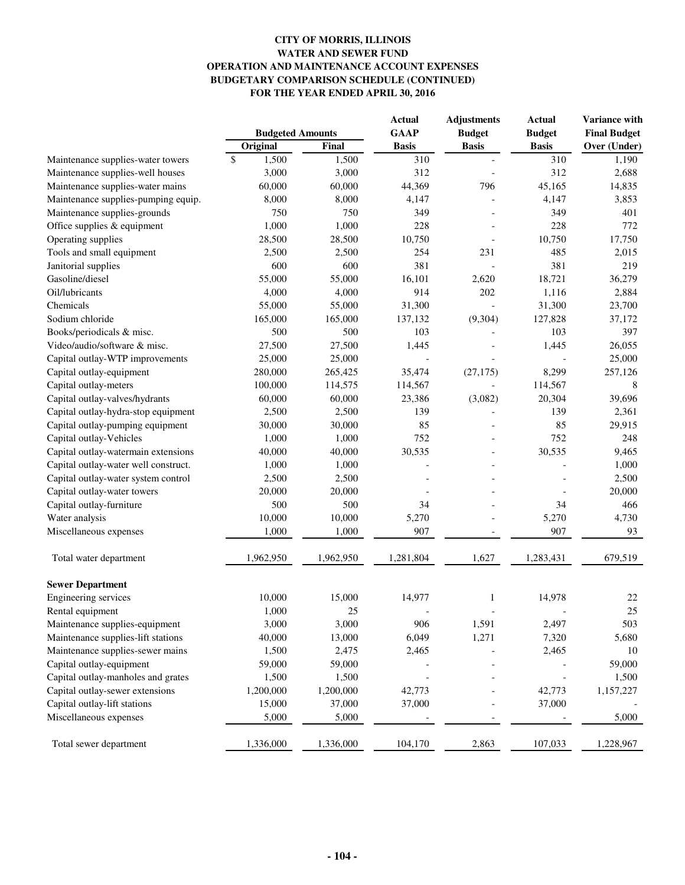**CITY OF MORRIS, ILLINOIS**
**WATER AND SEWER FUND**
**OPERATION AND MAINTENANCE ACCOUNT EXPENSES**
**BUDGETARY COMPARISON SCHEDULE (CONTINUED)**
**FOR THE YEAR ENDED APRIL 30, 2016**

| | Budgeted Amounts | | Actual GAAP | Adjustments Budget | Actual Budget | Variance with Final Budget |
|---|---|---|---|---|---|---|
| | Original | Final | Basis | Basis | Basis | Over (Under) |
| Maintenance supplies-water towers | $ 1,500 | 1,500 | 310 | - | 310 | 1,190 |
| Maintenance supplies-well houses | 3,000 | 3,000 | 312 | - | 312 | 2,688 |
| Maintenance supplies-water mains | 60,000 | 60,000 | 44,369 | 796 | 45,165 | 14,835 |
| Maintenance supplies-pumping equip. | 8,000 | 8,000 | 4,147 | - | 4,147 | 3,853 |
| Maintenance supplies-grounds | 750 | 750 | 349 | - | 349 | 401 |
| Office supplies & equipment | 1,000 | 1,000 | 228 | - | 228 | 772 |
| Operating supplies | 28,500 | 28,500 | 10,750 | - | 10,750 | 17,750 |
| Tools and small equipment | 2,500 | 2,500 | 254 | 231 | 485 | 2,015 |
| Janitorial supplies | 600 | 600 | 381 | - | 381 | 219 |
| Gasoline/diesel | 55,000 | 55,000 | 16,101 | 2,620 | 18,721 | 36,279 |
| Oil/lubricants | 4,000 | 4,000 | 914 | 202 | 1,116 | 2,884 |
| Chemicals | 55,000 | 55,000 | 31,300 | - | 31,300 | 23,700 |
| Sodium chloride | 165,000 | 165,000 | 137,132 | (9,304) | 127,828 | 37,172 |
| Books/periodicals & misc. | 500 | 500 | 103 | - | 103 | 397 |
| Video/audio/software & misc. | 27,500 | 27,500 | 1,445 | - | 1,445 | 26,055 |
| Capital outlay-WTP improvements | 25,000 | 25,000 | - | - | - | 25,000 |
| Capital outlay-equipment | 280,000 | 265,425 | 35,474 | (27,175) | 8,299 | 257,126 |
| Capital outlay-meters | 100,000 | 114,575 | 114,567 | - | 114,567 | 8 |
| Capital outlay-valves/hydrants | 60,000 | 60,000 | 23,386 | (3,082) | 20,304 | 39,696 |
| Capital outlay-hydra-stop equipment | 2,500 | 2,500 | 139 | - | 139 | 2,361 |
| Capital outlay-pumping equipment | 30,000 | 30,000 | 85 | - | 85 | 29,915 |
| Capital outlay-Vehicles | 1,000 | 1,000 | 752 | - | 752 | 248 |
| Capital outlay-watermain extensions | 40,000 | 40,000 | 30,535 | - | 30,535 | 9,465 |
| Capital outlay-water well construct. | 1,000 | 1,000 | - | - | - | 1,000 |
| Capital outlay-water system control | 2,500 | 2,500 | - | - | - | 2,500 |
| Capital outlay-water towers | 20,000 | 20,000 | - | - | - | 20,000 |
| Capital outlay-furniture | 500 | 500 | 34 | - | 34 | 466 |
| Water analysis | 10,000 | 10,000 | 5,270 | - | 5,270 | 4,730 |
| Miscellaneous expenses | 1,000 | 1,000 | 907 | - | 907 | 93 |
| Total water department | 1,962,950 | 1,962,950 | 1,281,804 | 1,627 | 1,283,431 | 679,519 |
| **Sewer Department** | | | | | | |
| Engineering services | 10,000 | 15,000 | 14,977 | 1 | 14,978 | 22 |
| Rental equipment | 1,000 | 25 | - | - | - | 25 |
| Maintenance supplies-equipment | 3,000 | 3,000 | 906 | 1,591 | 2,497 | 503 |
| Maintenance supplies-lift stations | 40,000 | 13,000 | 6,049 | 1,271 | 7,320 | 5,680 |
| Maintenance supplies-sewer mains | 1,500 | 2,475 | 2,465 | - | 2,465 | 10 |
| Capital outlay-equipment | 59,000 | 59,000 | - | - | - | 59,000 |
| Capital outlay-manholes and grates | 1,500 | 1,500 | - | - | - | 1,500 |
| Capital outlay-sewer extensions | 1,200,000 | 1,200,000 | 42,773 | - | 42,773 | 1,157,227 |
| Capital outlay-lift stations | 15,000 | 37,000 | 37,000 | - | 37,000 | - |
| Miscellaneous expenses | 5,000 | 5,000 | - | - | - | 5,000 |
| Total sewer department | 1,336,000 | 1,336,000 | 104,170 | 2,863 | 107,033 | 1,228,967 |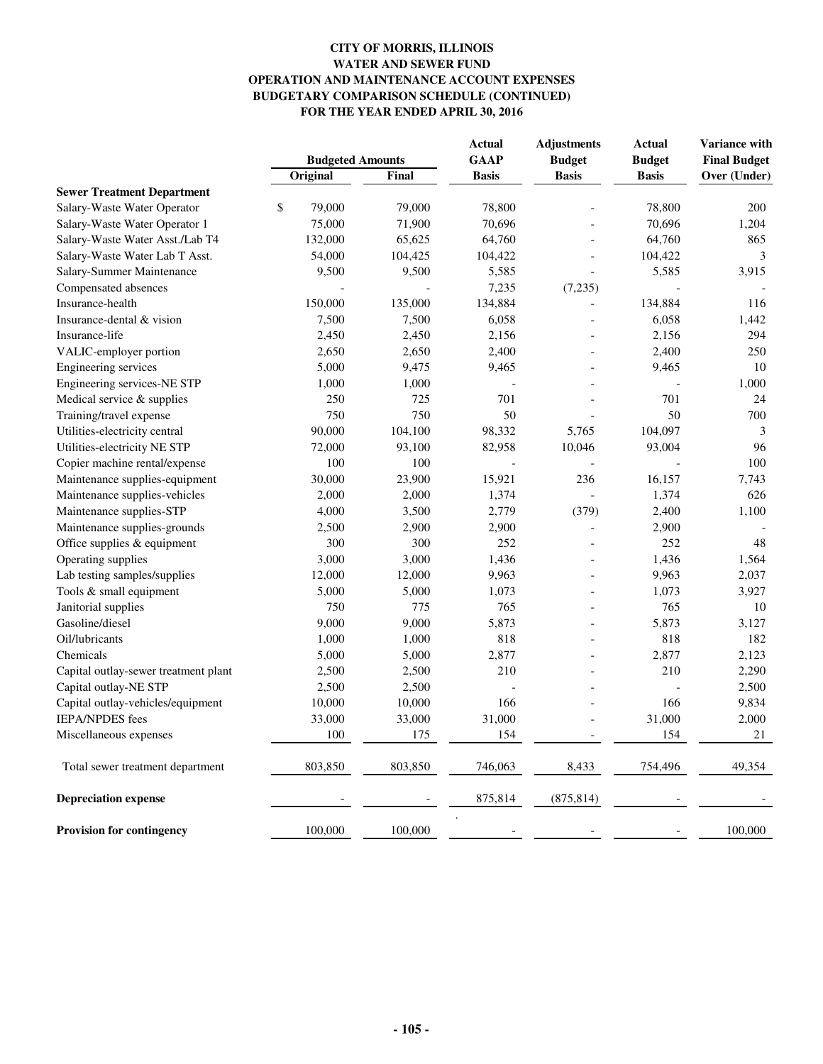**CITY OF MORRIS, ILLINOIS**
**WATER AND SEWER FUND**
**OPERATION AND MAINTENANCE ACCOUNT EXPENSES**
**BUDGETARY COMPARISON SCHEDULE (CONTINUED)**
**FOR THE YEAR ENDED APRIL 30, 2016**

| | Budgeted Amounts | | Actual GAAP Basis | Adjustments Budget Basis | Actual Budget Basis | Variance with Final Budget Over (Under) |
|---|---|---|---|---|---|---|
| | Original | Final | | | | |
| **Sewer Treatment Department** | | | | | | |
| Salary-Waste Water Operator | $ 79,000 | 79,000 | 78,800 | - | 78,800 | 200 |
| Salary-Waste Water Operator 1 | 75,000 | 71,900 | 70,696 | - | 70,696 | 1,204 |
| Salary-Waste Water Asst./Lab T4 | 132,000 | 65,625 | 64,760 | - | 64,760 | 865 |
| Salary-Waste Water Lab T Asst. | 54,000 | 104,425 | 104,422 | - | 104,422 | 3 |
| Salary-Summer Maintenance | 9,500 | 9,500 | 5,585 | - | 5,585 | 3,915 |
| Compensated absences | - | - | 7,235 | (7,235) | - | - |
| Insurance-health | 150,000 | 135,000 | 134,884 | - | 134,884 | 116 |
| Insurance-dental & vision | 7,500 | 7,500 | 6,058 | - | 6,058 | 1,442 |
| Insurance-life | 2,450 | 2,450 | 2,156 | - | 2,156 | 294 |
| VALIC-employer portion | 2,650 | 2,650 | 2,400 | - | 2,400 | 250 |
| Engineering services | 5,000 | 9,475 | 9,465 | - | 9,465 | 10 |
| Engineering services-NE STP | 1,000 | 1,000 | - | - | - | 1,000 |
| Medical service & supplies | 250 | 725 | 701 | - | 701 | 24 |
| Training/travel expense | 750 | 750 | 50 | - | 50 | 700 |
| Utilities-electricity central | 90,000 | 104,100 | 98,332 | 5,765 | 104,097 | 3 |
| Utilities-electricity NE STP | 72,000 | 93,100 | 82,958 | 10,046 | 93,004 | 96 |
| Copier machine rental/expense | 100 | 100 | - | - | - | 100 |
| Maintenance supplies-equipment | 30,000 | 23,900 | 15,921 | 236 | 16,157 | 7,743 |
| Maintenance supplies-vehicles | 2,000 | 2,000 | 1,374 | - | 1,374 | 626 |
| Maintenance supplies-STP | 4,000 | 3,500 | 2,779 | (379) | 2,400 | 1,100 |
| Maintenance supplies-grounds | 2,500 | 2,900 | 2,900 | - | 2,900 | - |
| Office supplies & equipment | 300 | 300 | 252 | - | 252 | 48 |
| Operating supplies | 3,000 | 3,000 | 1,436 | - | 1,436 | 1,564 |
| Lab testing samples/supplies | 12,000 | 12,000 | 9,963 | - | 9,963 | 2,037 |
| Tools & small equipment | 5,000 | 5,000 | 1,073 | - | 1,073 | 3,927 |
| Janitorial supplies | 750 | 775 | 765 | - | 765 | 10 |
| Gasoline/diesel | 9,000 | 9,000 | 5,873 | - | 5,873 | 3,127 |
| Oil/lubricants | 1,000 | 1,000 | 818 | - | 818 | 182 |
| Chemicals | 5,000 | 5,000 | 2,877 | - | 2,877 | 2,123 |
| Capital outlay-sewer treatment plant | 2,500 | 2,500 | 210 | - | 210 | 2,290 |
| Capital outlay-NE STP | 2,500 | 2,500 | - | - | - | 2,500 |
| Capital outlay-vehicles/equipment | 10,000 | 10,000 | 166 | - | 166 | 9,834 |
| IEPA/NPDES fees | 33,000 | 33,000 | 31,000 | - | 31,000 | 2,000 |
| Miscellaneous expenses | 100 | 175 | 154 | - | 154 | 21 |
| Total sewer treatment department | 803,850 | 803,850 | 746,063 | 8,433 | 754,496 | 49,354 |
| **Depreciation expense** | - | - | 875,814 | (875,814) | - | - |
| **Provision for contingency** | 100,000 | 100,000 | - | - | - | 100,000 |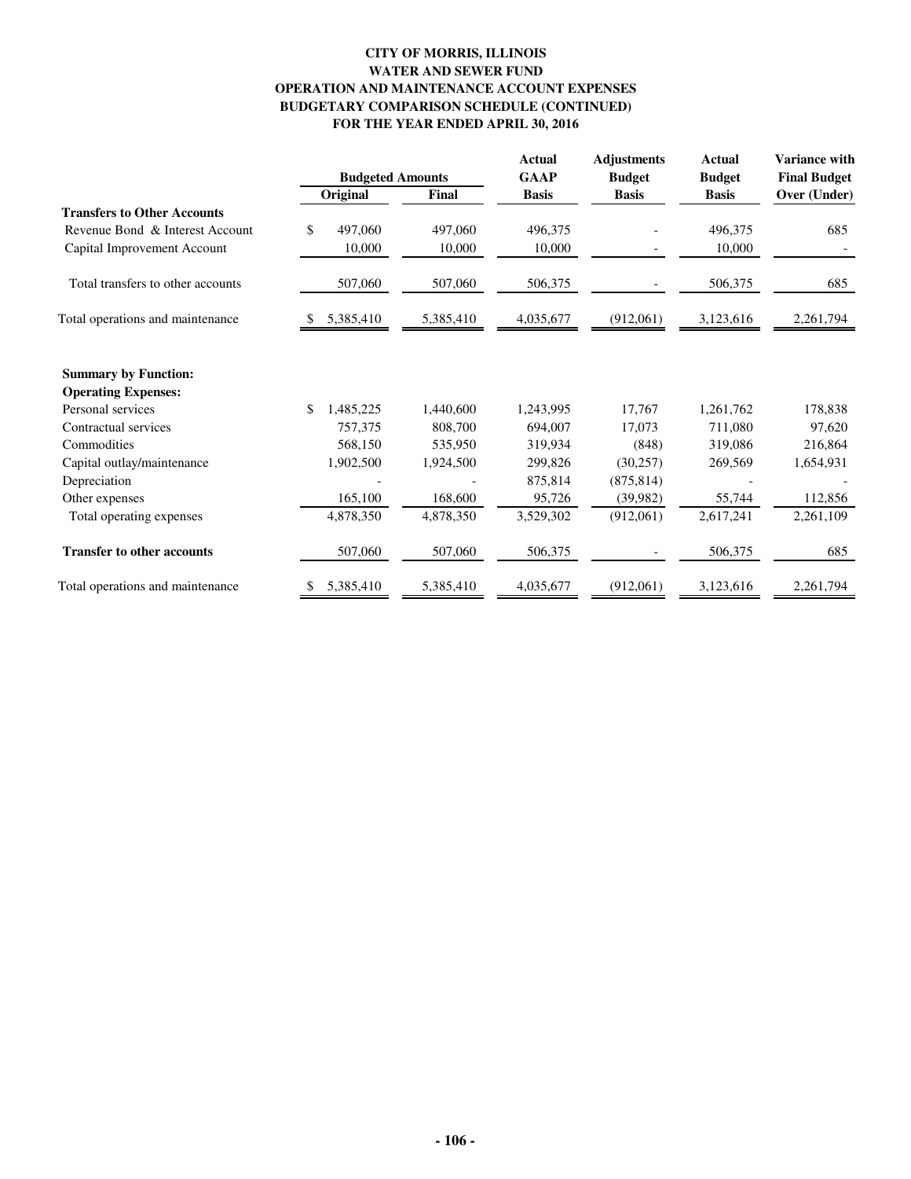**CITY OF MORRIS, ILLINOIS**
**WATER AND SEWER FUND**
**OPERATION AND MAINTENANCE ACCOUNT EXPENSES**
**BUDGETARY COMPARISON SCHEDULE (CONTINUED)**
**FOR THE YEAR ENDED APRIL 30, 2016**

| | Budgeted Amounts | | Actual GAAP | Adjustments Budget | Actual Budget | Variance with Final Budget |
|---|---|---|---|---|---|---|
| | Original | Final | Basis | Basis | Basis | Over (Under) |
| **Transfers to Other Accounts** | | | | | | |
| Revenue Bond & Interest Account | $ 497,060 | 497,060 | 496,375 | - | 496,375 | 685 |
| Capital Improvement Account | 10,000 | 10,000 | 10,000 | - | 10,000 | - |
| Total transfers to other accounts | 507,060 | 507,060 | 506,375 | - | 506,375 | 685 |
| Total operations and maintenance | $ 5,385,410 | 5,385,410 | 4,035,677 | (912,061) | 3,123,616 | 2,261,794 |
| **Summary by Function:** | | | | | | |
| **Operating Expenses:** | | | | | | |
| Personal services | $ 1,485,225 | 1,440,600 | 1,243,995 | 17,767 | 1,261,762 | 178,838 |
| Contractual services | 757,375 | 808,700 | 694,007 | 17,073 | 711,080 | 97,620 |
| Commodities | 568,150 | 535,950 | 319,934 | (848) | 319,086 | 216,864 |
| Capital outlay/maintenance | 1,902,500 | 1,924,500 | 299,826 | (30,257) | 269,569 | 1,654,931 |
| Depreciation | - | - | 875,814 | (875,814) | - | - |
| Other expenses | 165,100 | 168,600 | 95,726 | (39,982) | 55,744 | 112,856 |
| Total operating expenses | 4,878,350 | 4,878,350 | 3,529,302 | (912,061) | 2,617,241 | 2,261,109 |
| **Transfer to other accounts** | 507,060 | 507,060 | 506,375 | - | 506,375 | 685 |
| Total operations and maintenance | $ 5,385,410 | 5,385,410 | 4,035,677 | (912,061) | 3,123,616 | 2,261,794 |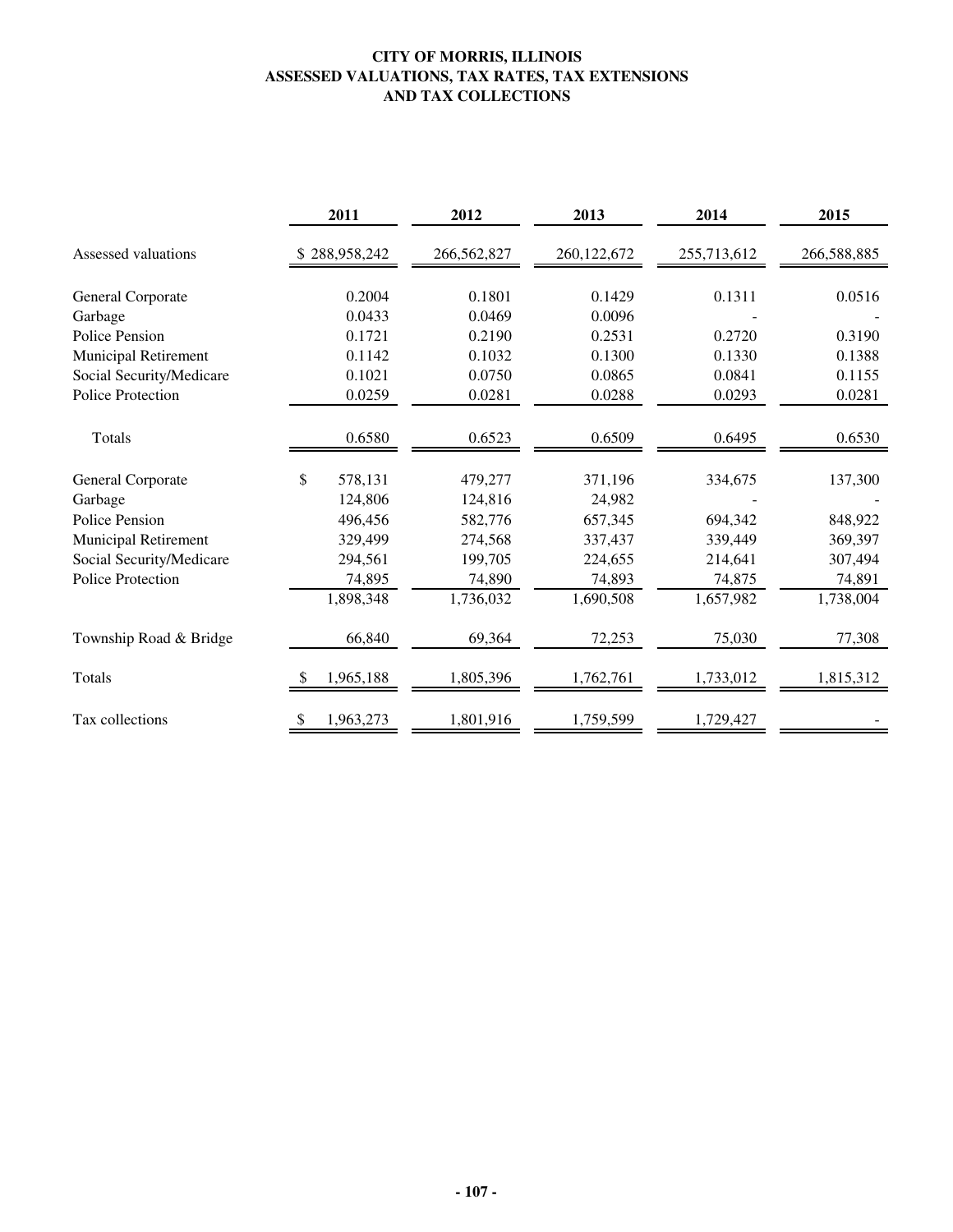# CITY OF MORRIS, ILLINOIS
## ASSESSED VALUATIONS, TAX RATES, TAX EXTENSIONS AND TAX COLLECTIONS

| | 2011 | 2012 | 2013 | 2014 | 2015 |
|---|---|---|---|---|---|
| Assessed valuations | $ 288,958,242 | 266,562,827 | 260,122,672 | 255,713,612 | 266,588,885 |
| General Corporate | 0.2004 | 0.1801 | 0.1429 | 0.1311 | 0.0516 |
| Garbage | 0.0433 | 0.0469 | 0.0096 | - | - |
| Police Pension | 0.1721 | 0.2190 | 0.2531 | 0.2720 | 0.3190 |
| Municipal Retirement | 0.1142 | 0.1032 | 0.1300 | 0.1330 | 0.1388 |
| Social Security/Medicare | 0.1021 | 0.0750 | 0.0865 | 0.0841 | 0.1155 |
| Police Protection | 0.0259 | 0.0281 | 0.0288 | 0.0293 | 0.0281 |
| Totals | 0.6580 | 0.6523 | 0.6509 | 0.6495 | 0.6530 |
| General Corporate | $ 578,131 | 479,277 | 371,196 | 334,675 | 137,300 |
| Garbage | 124,806 | 124,816 | 24,982 | - | - |
| Police Pension | 496,456 | 582,776 | 657,345 | 694,342 | 848,922 |
| Municipal Retirement | 329,499 | 274,568 | 337,437 | 339,449 | 369,397 |
| Social Security/Medicare | 294,561 | 199,705 | 224,655 | 214,641 | 307,494 |
| Police Protection | 74,895 | 74,890 | 74,893 | 74,875 | 74,891 |
| | 1,898,348 | 1,736,032 | 1,690,508 | 1,657,982 | 1,738,004 |
| Township Road & Bridge | 66,840 | 69,364 | 72,253 | 75,030 | 77,308 |
| Totals | $ 1,965,188 | 1,805,396 | 1,762,761 | 1,733,012 | 1,815,312 |
| Tax collections | $ 1,963,273 | 1,801,916 | 1,759,599 | 1,729,427 | - |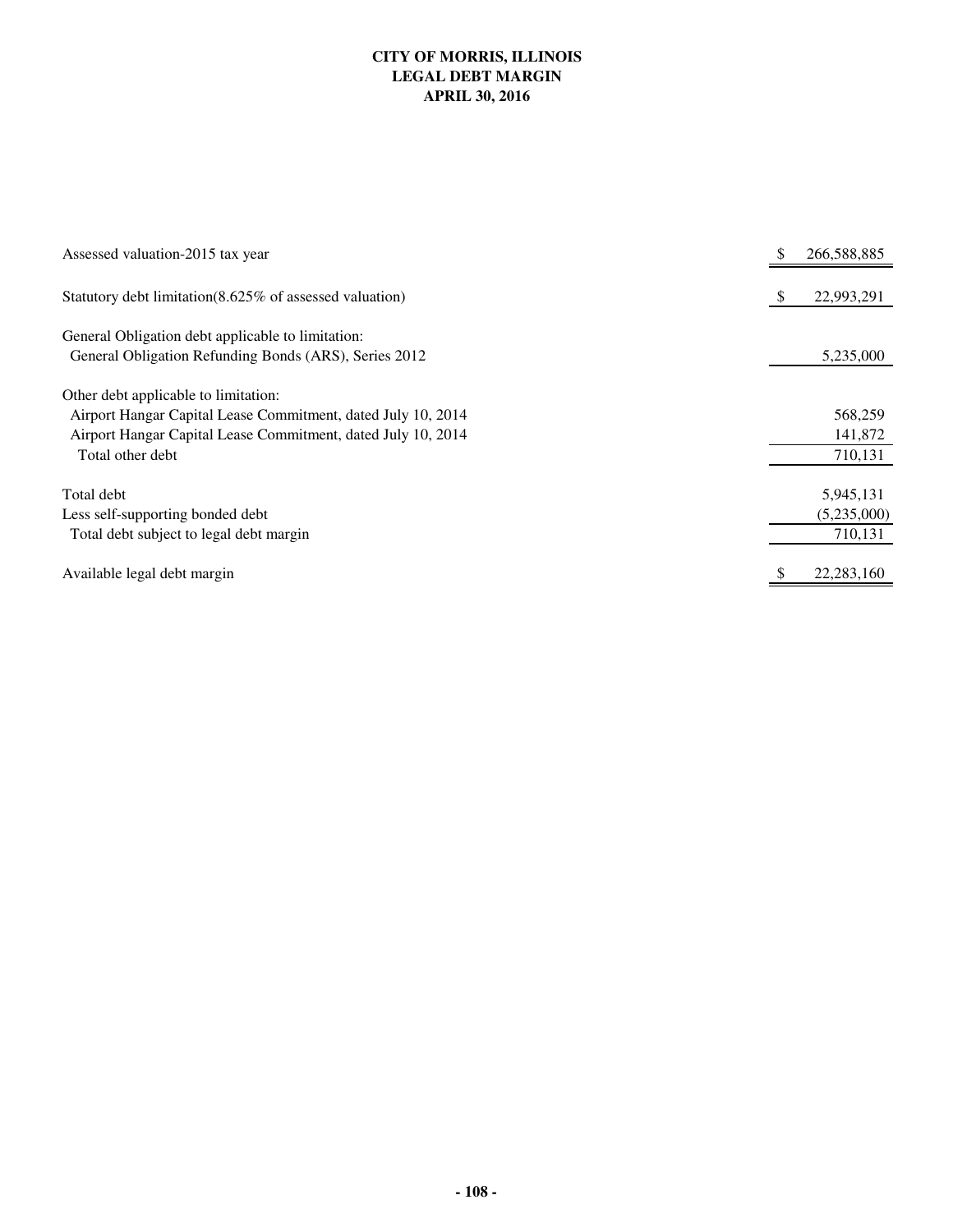# CITY OF MORRIS, ILLINOIS
## LEGAL DEBT MARGIN
## APRIL 30, 2016

| | |
|---|---|
| Assessed valuation-2015 tax year | $ 266,588,885 |
| Statutory debt limitation(8.625% of assessed valuation) | $ 22,993,291 |
| General Obligation debt applicable to limitation: | |
| General Obligation Refunding Bonds (ARS), Series 2012 | 5,235,000 |
| Other debt applicable to limitation: | |
| Airport Hangar Capital Lease Commitment, dated July 10, 2014 | 568,259 |
| Airport Hangar Capital Lease Commitment, dated July 10, 2014 | 141,872 |
| Total other debt | 710,131 |
| Total debt | 5,945,131 |
| Less self-supporting bonded debt | (5,235,000) |
| Total debt subject to legal debt margin | 710,131 |
| Available legal debt margin | $ 22,283,160 |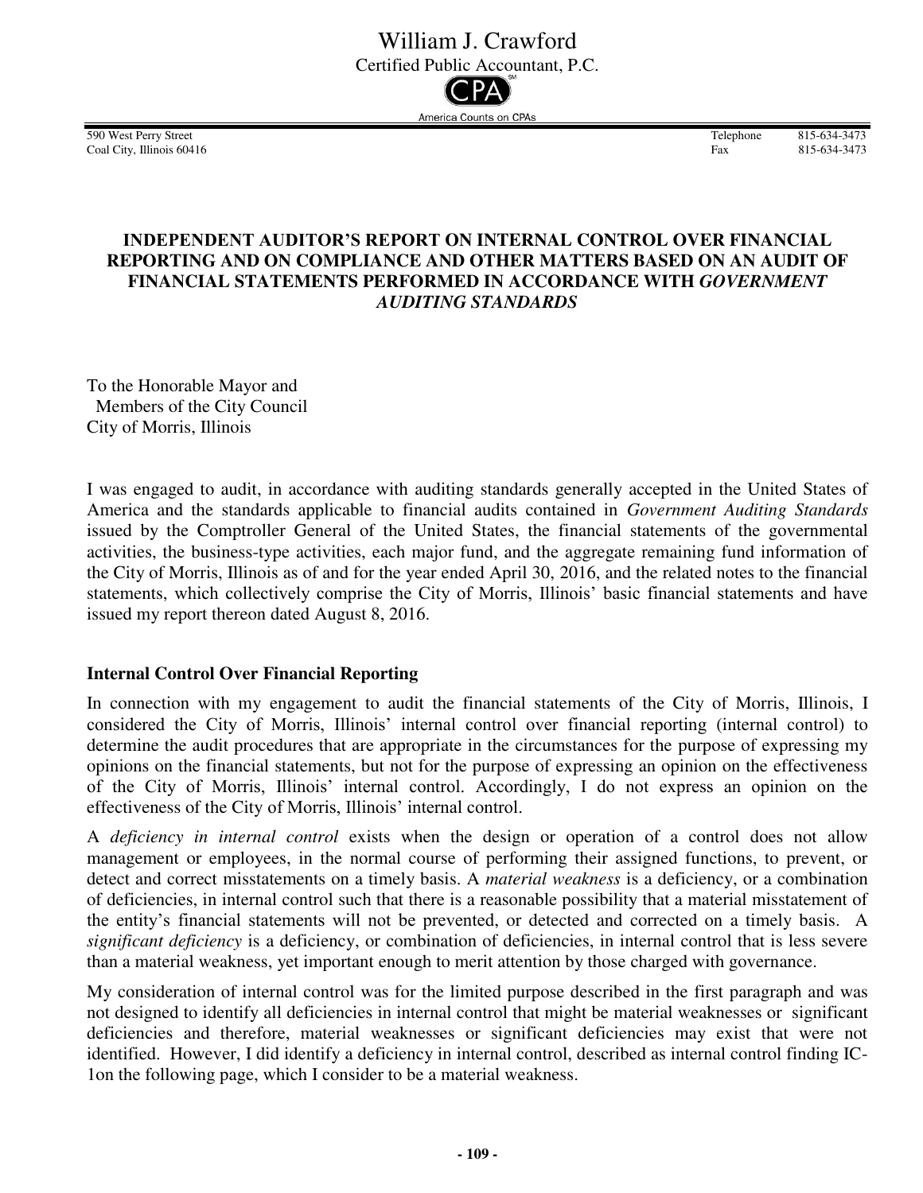William J. Crawford
Certified Public Accountant, P.C.

America Counts on CPAs

590 West Perry Street
Coal City, Illinois 60416

Telephone 815-634-3473
Fax 815-634-3473

## INDEPENDENT AUDITOR'S REPORT ON INTERNAL CONTROL OVER FINANCIAL REPORTING AND ON COMPLIANCE AND OTHER MATTERS BASED ON AN AUDIT OF FINANCIAL STATEMENTS PERFORMED IN ACCORDANCE WITH *GOVERNMENT AUDITING STANDARDS*

To the Honorable Mayor and
Members of the City Council
City of Morris, Illinois

I was engaged to audit, in accordance with auditing standards generally accepted in the United States of America and the standards applicable to financial audits contained in *Government Auditing Standards* issued by the Comptroller General of the United States, the financial statements of the governmental activities, the business-type activities, each major fund, and the aggregate remaining fund information of the City of Morris, Illinois as of and for the year ended April 30, 2016, and the related notes to the financial statements, which collectively comprise the City of Morris, Illinois' basic financial statements and have issued my report thereon dated August 8, 2016.

### Internal Control Over Financial Reporting

In connection with my engagement to audit the financial statements of the City of Morris, Illinois, I considered the City of Morris, Illinois' internal control over financial reporting (internal control) to determine the audit procedures that are appropriate in the circumstances for the purpose of expressing my opinions on the financial statements, but not for the purpose of expressing an opinion on the effectiveness of the City of Morris, Illinois' internal control. Accordingly, I do not express an opinion on the effectiveness of the City of Morris, Illinois' internal control.

A *deficiency in internal control* exists when the design or operation of a control does not allow management or employees, in the normal course of performing their assigned functions, to prevent, or detect and correct misstatements on a timely basis. A *material weakness* is a deficiency, or a combination of deficiencies, in internal control such that there is a reasonable possibility that a material misstatement of the entity's financial statements will not be prevented, or detected and corrected on a timely basis. A *significant deficiency* is a deficiency, or combination of deficiencies, in internal control that is less severe than a material weakness, yet important enough to merit attention by those charged with governance.

My consideration of internal control was for the limited purpose described in the first paragraph and was not designed to identify all deficiencies in internal control that might be material weaknesses or significant deficiencies and therefore, material weaknesses or significant deficiencies may exist that were not identified. However, I did identify a deficiency in internal control, described as internal control finding IC-1on the following page, which I consider to be a material weakness.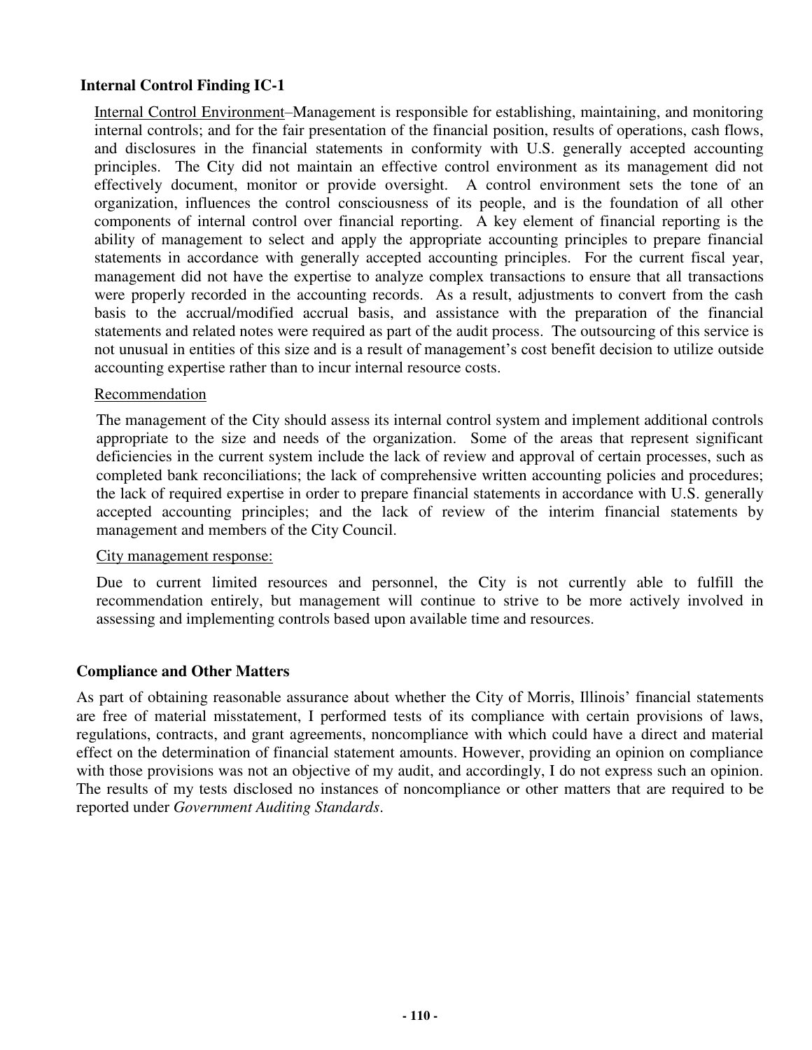### Internal Control Finding IC-1

Internal Control Environment–Management is responsible for establishing, maintaining, and monitoring internal controls; and for the fair presentation of the financial position, results of operations, cash flows, and disclosures in the financial statements in conformity with U.S. generally accepted accounting principles. The City did not maintain an effective control environment as its management did not effectively document, monitor or provide oversight. A control environment sets the tone of an organization, influences the control consciousness of its people, and is the foundation of all other components of internal control over financial reporting. A key element of financial reporting is the ability of management to select and apply the appropriate accounting principles to prepare financial statements in accordance with generally accepted accounting principles. For the current fiscal year, management did not have the expertise to analyze complex transactions to ensure that all transactions were properly recorded in the accounting records. As a result, adjustments to convert from the cash basis to the accrual/modified accrual basis, and assistance with the preparation of the financial statements and related notes were required as part of the audit process. The outsourcing of this service is not unusual in entities of this size and is a result of management's cost benefit decision to utilize outside accounting expertise rather than to incur internal resource costs.

Recommendation

The management of the City should assess its internal control system and implement additional controls appropriate to the size and needs of the organization. Some of the areas that represent significant deficiencies in the current system include the lack of review and approval of certain processes, such as completed bank reconciliations; the lack of comprehensive written accounting policies and procedures; the lack of required expertise in order to prepare financial statements in accordance with U.S. generally accepted accounting principles; and the lack of review of the interim financial statements by management and members of the City Council.

City management response:

Due to current limited resources and personnel, the City is not currently able to fulfill the recommendation entirely, but management will continue to strive to be more actively involved in assessing and implementing controls based upon available time and resources.

### Compliance and Other Matters

As part of obtaining reasonable assurance about whether the City of Morris, Illinois' financial statements are free of material misstatement, I performed tests of its compliance with certain provisions of laws, regulations, contracts, and grant agreements, noncompliance with which could have a direct and material effect on the determination of financial statement amounts. However, providing an opinion on compliance with those provisions was not an objective of my audit, and accordingly, I do not express such an opinion. The results of my tests disclosed no instances of noncompliance or other matters that are required to be reported under *Government Auditing Standards*.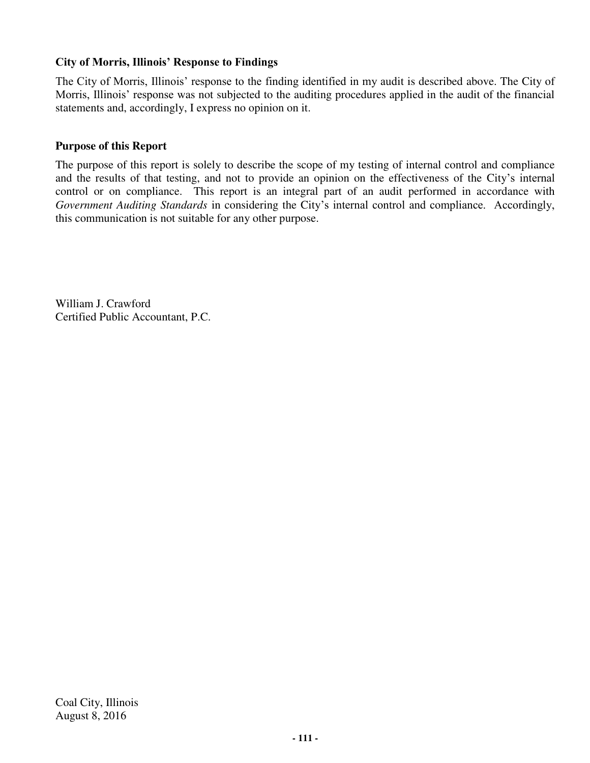### City of Morris, Illinois' Response to Findings

The City of Morris, Illinois' response to the finding identified in my audit is described above. The City of Morris, Illinois' response was not subjected to the auditing procedures applied in the audit of the financial statements and, accordingly, I express no opinion on it.

### Purpose of this Report

The purpose of this report is solely to describe the scope of my testing of internal control and compliance and the results of that testing, and not to provide an opinion on the effectiveness of the City's internal control or on compliance. This report is an integral part of an audit performed in accordance with *Government Auditing Standards* in considering the City's internal control and compliance. Accordingly, this communication is not suitable for any other purpose.

William J. Crawford
Certified Public Accountant, P.C.

Coal City, Illinois
August 8, 2016